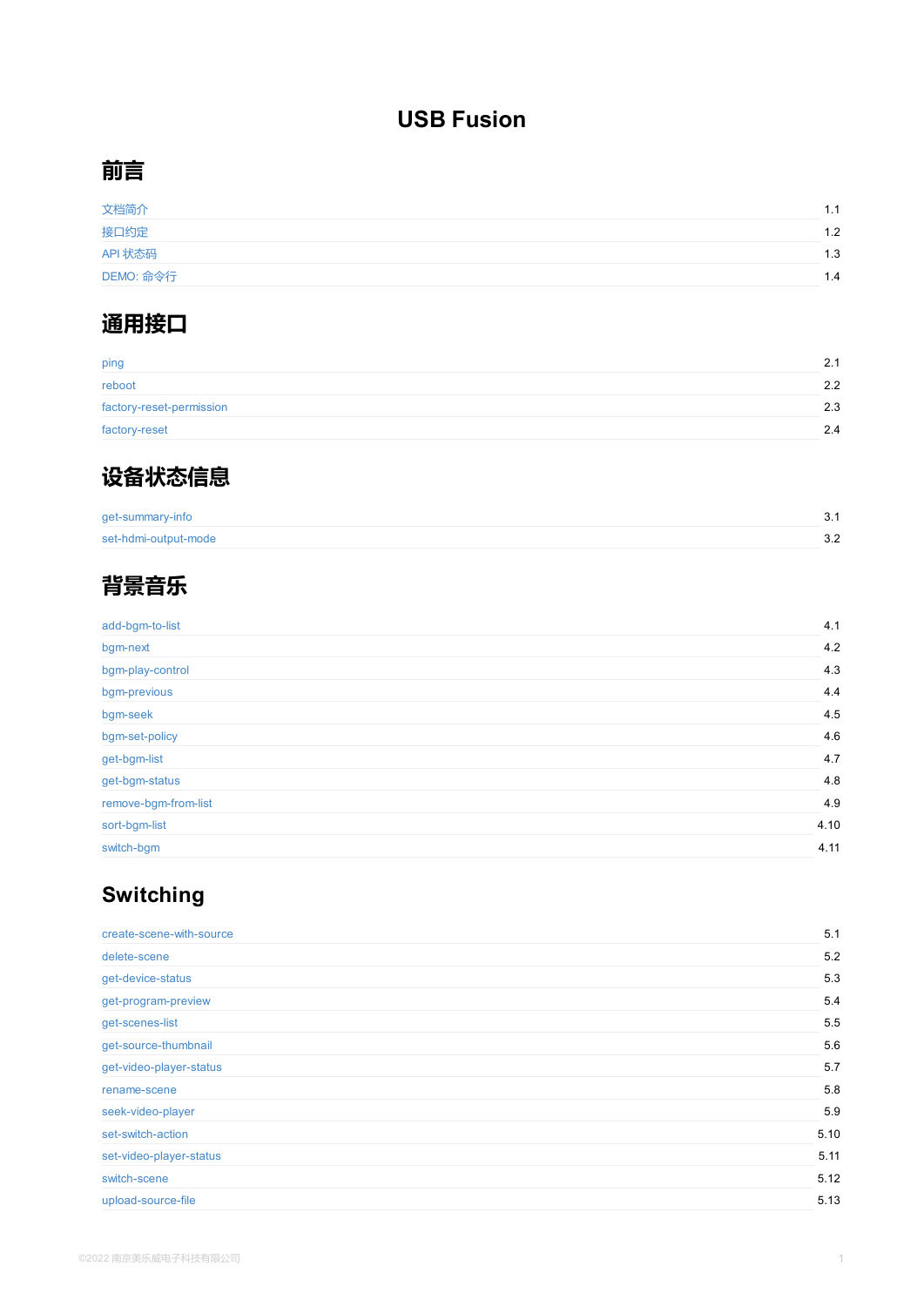# USB Fusion

## 前言

| | |
|---|---|
| 文档简介 | 1.1 |
| 接口约定 | 1.2 |
| API 状态码 | 1.3 |
| DEMO: 命令行 | 1.4 |

## 通用接口

| | |
|---|---|
| ping | 2.1 |
| reboot | 2.2 |
| factory-reset-permission | 2.3 |
| factory-reset | 2.4 |

## 设备状态信息

| | |
|---|---|
| get-summary-info | 3.1 |
| set-hdmi-output-mode | 3.2 |

## 背景音乐

| | |
|---|---|
| add-bgm-to-list | 4.1 |
| bgm-next | 4.2 |
| bgm-play-control | 4.3 |
| bgm-previous | 4.4 |
| bgm-seek | 4.5 |
| bgm-set-policy | 4.6 |
| get-bgm-list | 4.7 |
| get-bgm-status | 4.8 |
| remove-bgm-from-list | 4.9 |
| sort-bgm-list | 4.10 |
| switch-bgm | 4.11 |

## Switching

| | |
|---|---|
| create-scene-with-source | 5.1 |
| delete-scene | 5.2 |
| get-device-status | 5.3 |
| get-program-preview | 5.4 |
| get-scenes-list | 5.5 |
| get-source-thumbnail | 5.6 |
| get-video-player-status | 5.7 |
| rename-scene | 5.8 |
| seek-video-player | 5.9 |
| set-switch-action | 5.10 |
| set-video-player-status | 5.11 |
| switch-scene | 5.12 |
| upload-source-file | 5.13 |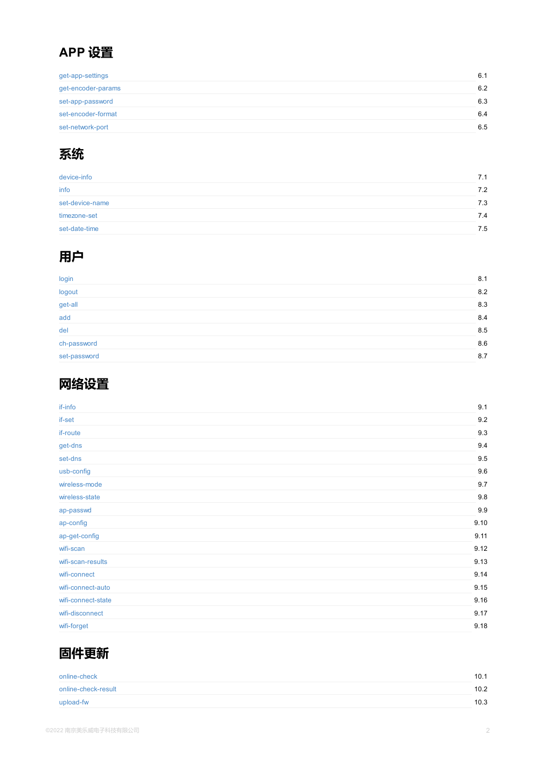## APP 设置

| | |
|---|---|
| get-app-settings | 6.1 |
| get-encoder-params | 6.2 |
| set-app-password | 6.3 |
| set-encoder-format | 6.4 |
| set-network-port | 6.5 |

## 系统

| | |
|---|---|
| device-info | 7.1 |
| info | 7.2 |
| set-device-name | 7.3 |
| timezone-set | 7.4 |
| set-date-time | 7.5 |

## 用户

| | |
|---|---|
| login | 8.1 |
| logout | 8.2 |
| get-all | 8.3 |
| add | 8.4 |
| del | 8.5 |
| ch-password | 8.6 |
| set-password | 8.7 |

## 网络设置

| | |
|---|---|
| if-info | 9.1 |
| if-set | 9.2 |
| if-route | 9.3 |
| get-dns | 9.4 |
| set-dns | 9.5 |
| usb-config | 9.6 |
| wireless-mode | 9.7 |
| wireless-state | 9.8 |
| ap-passwd | 9.9 |
| ap-config | 9.10 |
| ap-get-config | 9.11 |
| wifi-scan | 9.12 |
| wifi-scan-results | 9.13 |
| wifi-connect | 9.14 |
| wifi-connect-auto | 9.15 |
| wifi-connect-state | 9.16 |
| wifi-disconnect | 9.17 |
| wifi-forget | 9.18 |

## 固件更新

| | |
|---|---|
| online-check | 10.1 |
| online-check-result | 10.2 |
| upload-fw | 10.3 |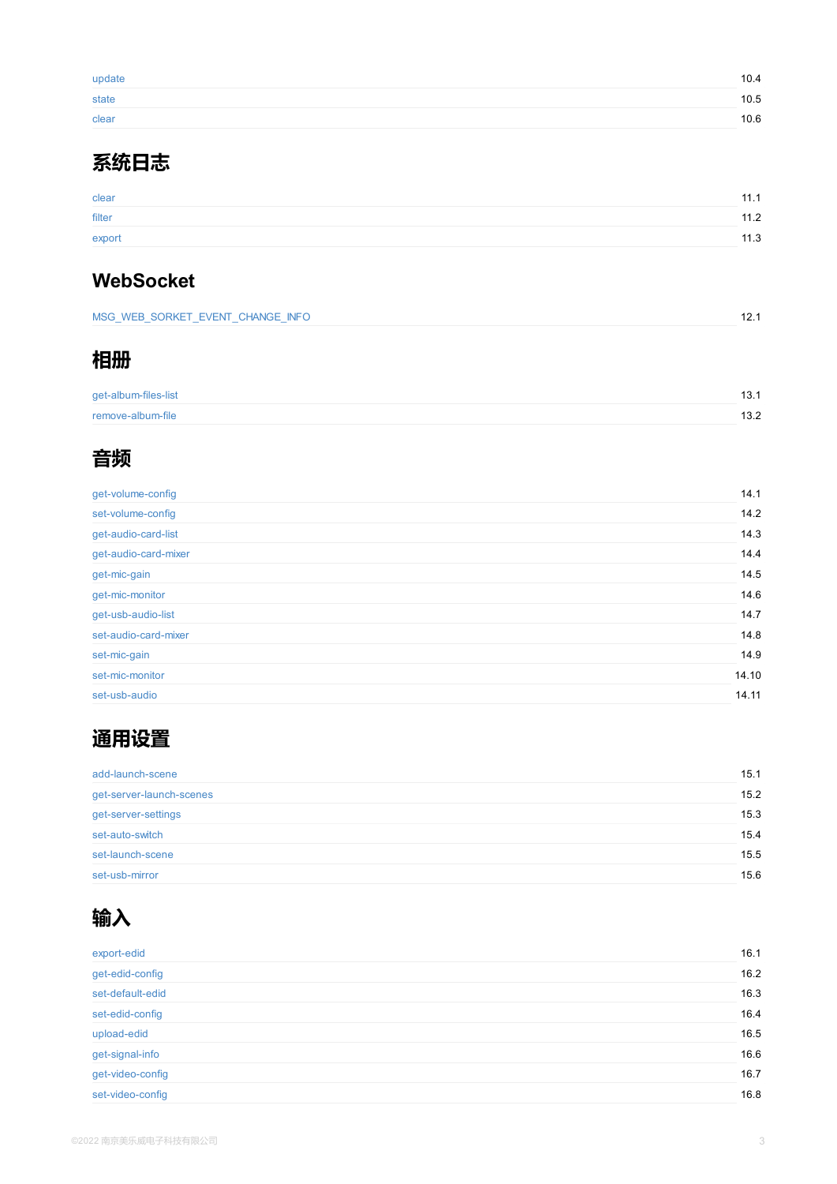| | |
|---|---|
| update | 10.4 |
| state | 10.5 |
| clear | 10.6 |

## 系统日志

| | |
|---|---|
| clear | 11.1 |
| filter | 11.2 |
| export | 11.3 |

## WebSocket

| | |
|---|---|
| MSG_WEB_SORKET_EVENT_CHANGE_INFO | 12.1 |

## 相册

| | |
|---|---|
| get-album-files-list | 13.1 |
| remove-album-file | 13.2 |

## 音频

| | |
|---|---|
| get-volume-config | 14.1 |
| set-volume-config | 14.2 |
| get-audio-card-list | 14.3 |
| get-audio-card-mixer | 14.4 |
| get-mic-gain | 14.5 |
| get-mic-monitor | 14.6 |
| get-usb-audio-list | 14.7 |
| set-audio-card-mixer | 14.8 |
| set-mic-gain | 14.9 |
| set-mic-monitor | 14.10 |
| set-usb-audio | 14.11 |

## 通用设置

| | |
|---|---|
| add-launch-scene | 15.1 |
| get-server-launch-scenes | 15.2 |
| get-server-settings | 15.3 |
| set-auto-switch | 15.4 |
| set-launch-scene | 15.5 |
| set-usb-mirror | 15.6 |

## 输入

| | |
|---|---|
| export-edid | 16.1 |
| get-edid-config | 16.2 |
| set-default-edid | 16.3 |
| set-edid-config | 16.4 |
| upload-edid | 16.5 |
| get-signal-info | 16.6 |
| get-video-config | 16.7 |
| set-video-config | 16.8 |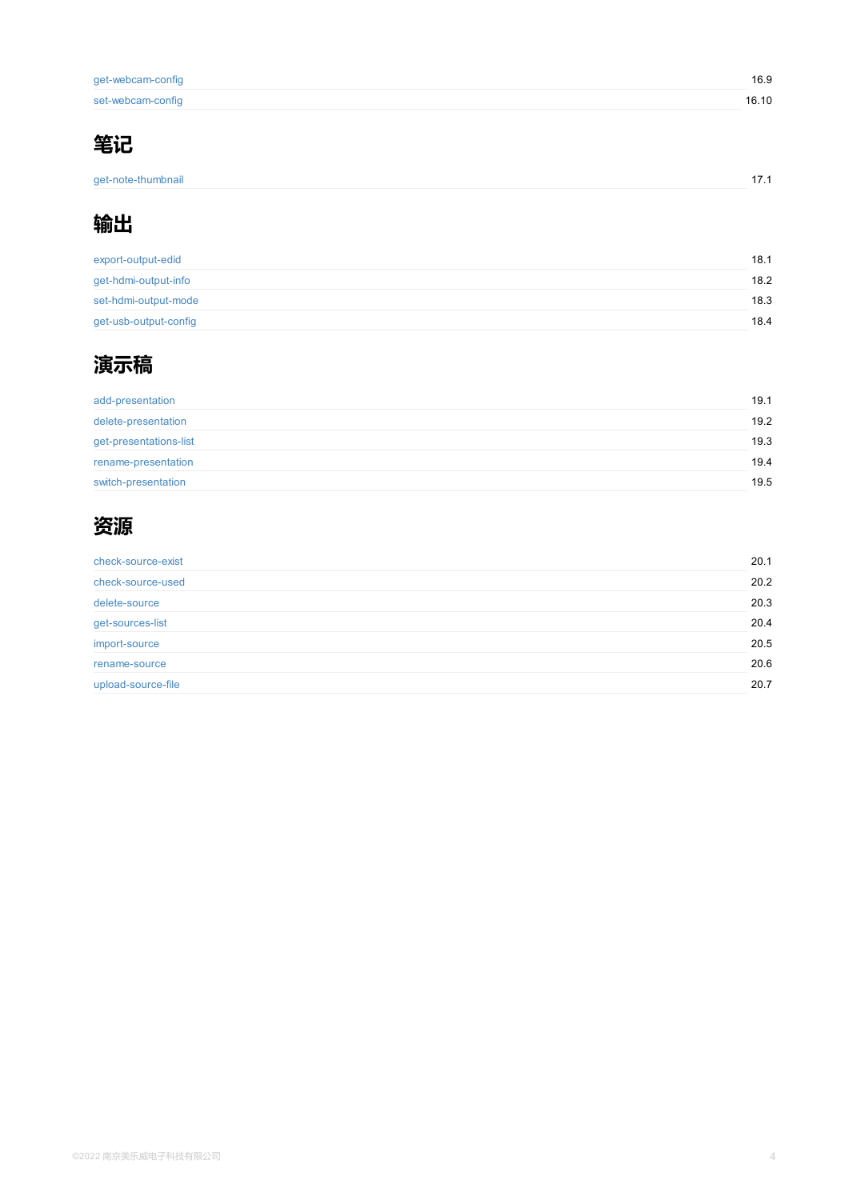| | |
|---|---|
| get-webcam-config | 16.9 |
| set-webcam-config | 16.10 |

## 笔记

| | |
|---|---|
| get-note-thumbnail | 17.1 |

## 输出

| | |
|---|---|
| export-output-edid | 18.1 |
| get-hdmi-output-info | 18.2 |
| set-hdmi-output-mode | 18.3 |
| get-usb-output-config | 18.4 |

## 演示稿

| | |
|---|---|
| add-presentation | 19.1 |
| delete-presentation | 19.2 |
| get-presentations-list | 19.3 |
| rename-presentation | 19.4 |
| switch-presentation | 19.5 |

## 资源

| | |
|---|---|
| check-source-exist | 20.1 |
| check-source-used | 20.2 |
| delete-source | 20.3 |
| get-sources-list | 20.4 |
| import-source | 20.5 |
| rename-source | 20.6 |
| upload-source-file | 20.7 |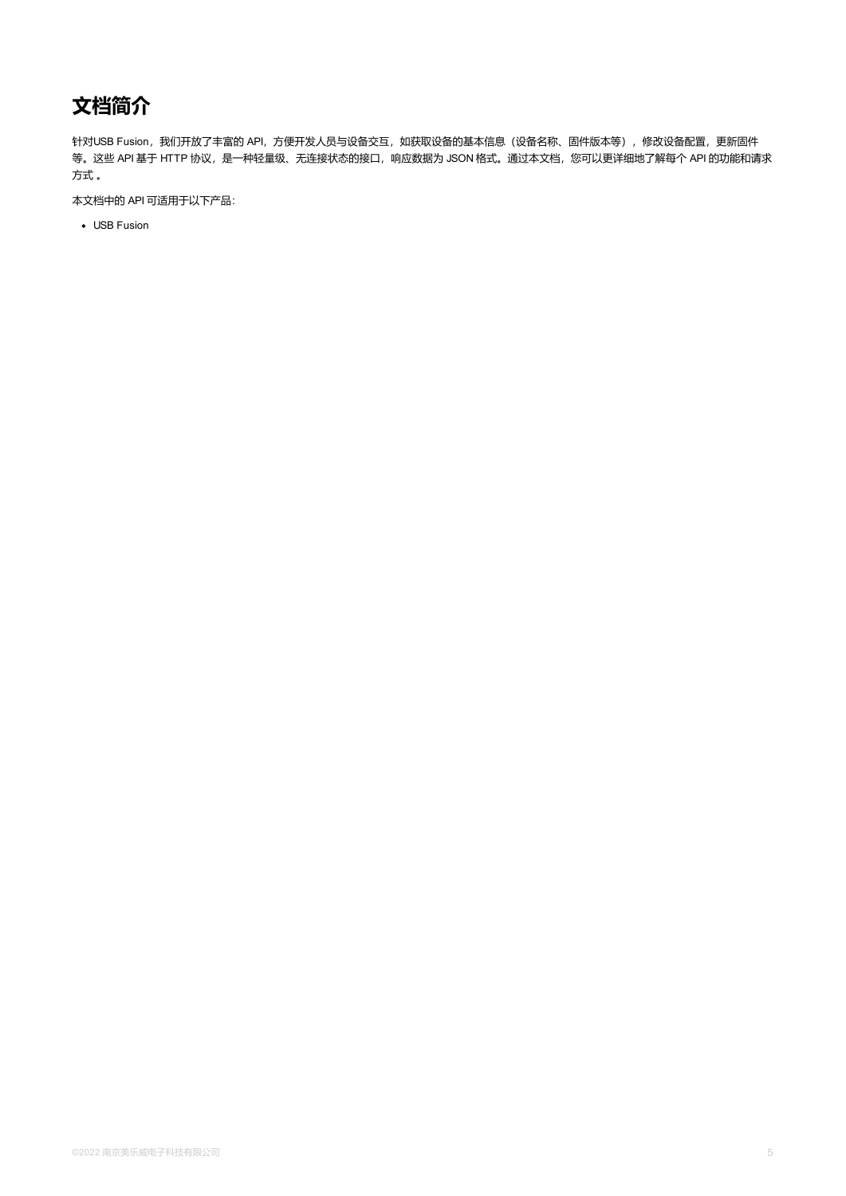# 文档简介

针对USB Fusion，我们开放了丰富的 API，方便开发人员与设备交互，如获取设备的基本信息（设备名称、固件版本等），修改设备配置，更新固件等。这些 API 基于 HTTP 协议，是一种轻量级、无连接状态的接口，响应数据为 JSON 格式。通过本文档，您可以更详细地了解每个 API 的功能和请求方式 。

本文档中的 API 可适用于以下产品:

- USB Fusion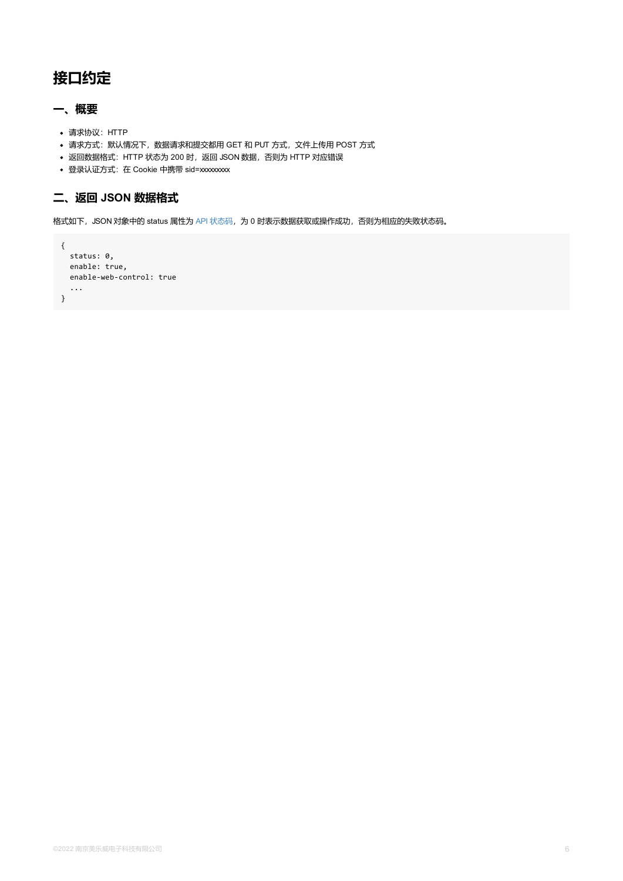# 接口约定

## 一、概要

- 请求协议：HTTP
- 请求方式：默认情况下，数据请求和提交都用 GET 和 PUT 方式，文件上传用 POST 方式
- 返回数据格式：HTTP 状态为 200 时，返回 JSON 数据，否则为 HTTP 对应错误
- 登录认证方式：在 Cookie 中携带 sid=xxxxxxxxx

## 二、返回 JSON 数据格式

格式如下，JSON 对象中的 status 属性为 API 状态码，为 0 时表示数据获取或操作成功，否则为相应的失败状态码。

```
{
  status: 0,
  enable: true,
  enable-web-control: true
  ...
}
```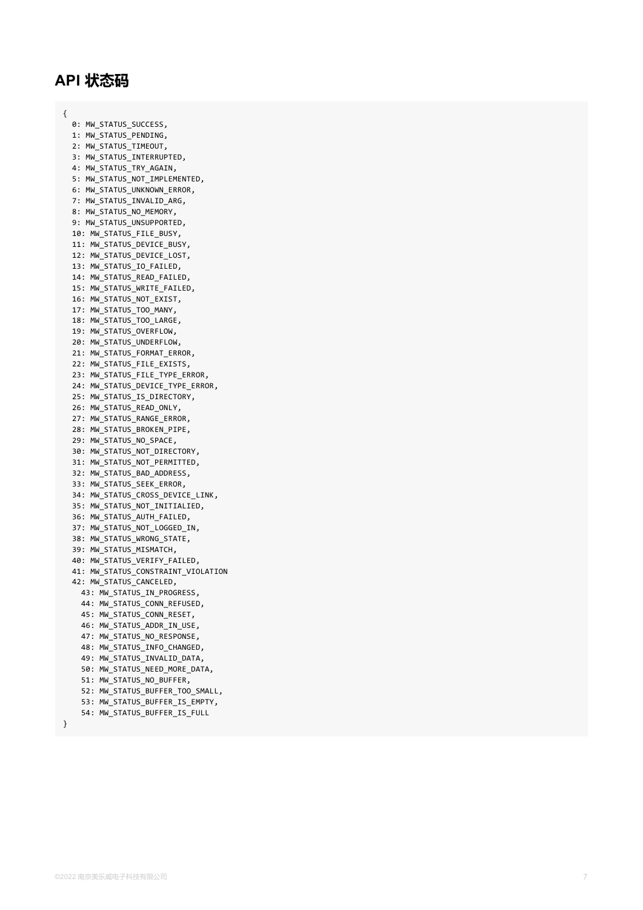## API 状态码

```
{
  0: MW_STATUS_SUCCESS,
  1: MW_STATUS_PENDING,
  2: MW_STATUS_TIMEOUT,
  3: MW_STATUS_INTERRUPTED,
  4: MW_STATUS_TRY_AGAIN,
  5: MW_STATUS_NOT_IMPLEMENTED,
  6: MW_STATUS_UNKNOWN_ERROR,
  7: MW_STATUS_INVALID_ARG,
  8: MW_STATUS_NO_MEMORY,
  9: MW_STATUS_UNSUPPORTED,
  10: MW_STATUS_FILE_BUSY,
  11: MW_STATUS_DEVICE_BUSY,
  12: MW_STATUS_DEVICE_LOST,
  13: MW_STATUS_IO_FAILED,
  14: MW_STATUS_READ_FAILED,
  15: MW_STATUS_WRITE_FAILED,
  16: MW_STATUS_NOT_EXIST,
  17: MW_STATUS_TOO_MANY,
  18: MW_STATUS_TOO_LARGE,
  19: MW_STATUS_OVERFLOW,
  20: MW_STATUS_UNDERFLOW,
  21: MW_STATUS_FORMAT_ERROR,
  22: MW_STATUS_FILE_EXISTS,
  23: MW_STATUS_FILE_TYPE_ERROR,
  24: MW_STATUS_DEVICE_TYPE_ERROR,
  25: MW_STATUS_IS_DIRECTORY,
  26: MW_STATUS_READ_ONLY,
  27: MW_STATUS_RANGE_ERROR,
  28: MW_STATUS_BROKEN_PIPE,
  29: MW_STATUS_NO_SPACE,
  30: MW_STATUS_NOT_DIRECTORY,
  31: MW_STATUS_NOT_PERMITTED,
  32: MW_STATUS_BAD_ADDRESS,
  33: MW_STATUS_SEEK_ERROR,
  34: MW_STATUS_CROSS_DEVICE_LINK,
  35: MW_STATUS_NOT_INITIALIED,
  36: MW_STATUS_AUTH_FAILED,
  37: MW_STATUS_NOT_LOGGED_IN,
  38: MW_STATUS_WRONG_STATE,
  39: MW_STATUS_MISMATCH,
  40: MW_STATUS_VERIFY_FAILED,
  41: MW_STATUS_CONSTRAINT_VIOLATION
  42: MW_STATUS_CANCELED,
    43: MW_STATUS_IN_PROGRESS,
    44: MW_STATUS_CONN_REFUSED,
    45: MW_STATUS_CONN_RESET,
    46: MW_STATUS_ADDR_IN_USE,
    47: MW_STATUS_NO_RESPONSE,
    48: MW_STATUS_INFO_CHANGED,
    49: MW_STATUS_INVALID_DATA,
    50: MW_STATUS_NEED_MORE_DATA,
    51: MW_STATUS_NO_BUFFER,
    52: MW_STATUS_BUFFER_TOO_SMALL,
    53: MW_STATUS_BUFFER_IS_EMPTY,
    54: MW_STATUS_BUFFER_IS_FULL
}
```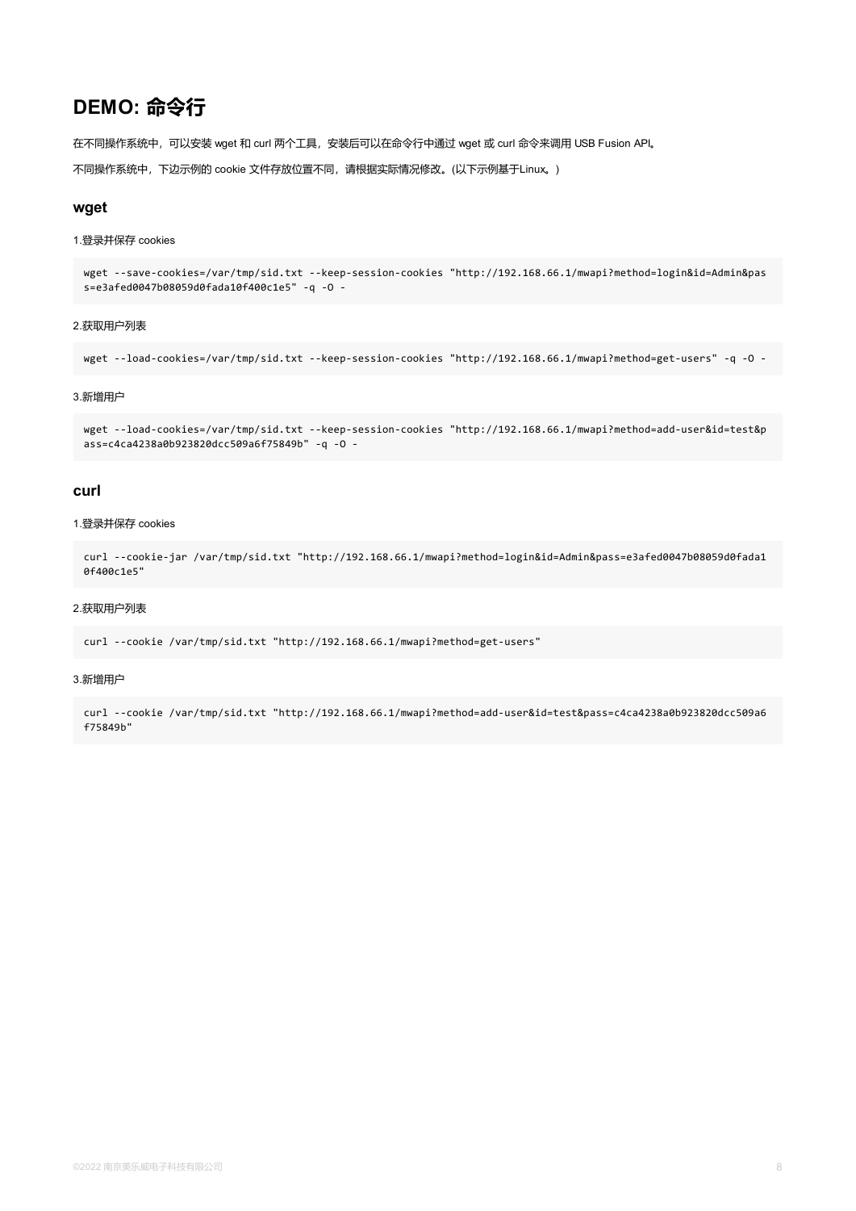# DEMO: 命令行

在不同操作系统中，可以安装 wget 和 curl 两个工具，安装后可以在命令行中通过 wget 或 curl 命令来调用 USB Fusion API。

不同操作系统中，下边示例的 cookie 文件存放位置不同，请根据实际情况修改。(以下示例基于Linux。)

## wget

1.登录并保存 cookies

```
wget --save-cookies=/var/tmp/sid.txt --keep-session-cookies "http://192.168.66.1/mwapi?method=login&id=Admin&pass=e3afed0047b08059d0fada10f400c1e5" -q -O -
```

2.获取用户列表

```
wget --load-cookies=/var/tmp/sid.txt --keep-session-cookies "http://192.168.66.1/mwapi?method=get-users" -q -O -
```

3.新增用户

```
wget --load-cookies=/var/tmp/sid.txt --keep-session-cookies "http://192.168.66.1/mwapi?method=add-user&id=test&pass=c4ca4238a0b923820dcc509a6f75849b" -q -O -
```

## curl

1.登录并保存 cookies

```
curl --cookie-jar /var/tmp/sid.txt "http://192.168.66.1/mwapi?method=login&id=Admin&pass=e3afed0047b08059d0fada10f400c1e5"
```

2.获取用户列表

```
curl --cookie /var/tmp/sid.txt "http://192.168.66.1/mwapi?method=get-users"
```

3.新增用户

```
curl --cookie /var/tmp/sid.txt "http://192.168.66.1/mwapi?method=add-user&id=test&pass=c4ca4238a0b923820dcc509a6f75849b"
```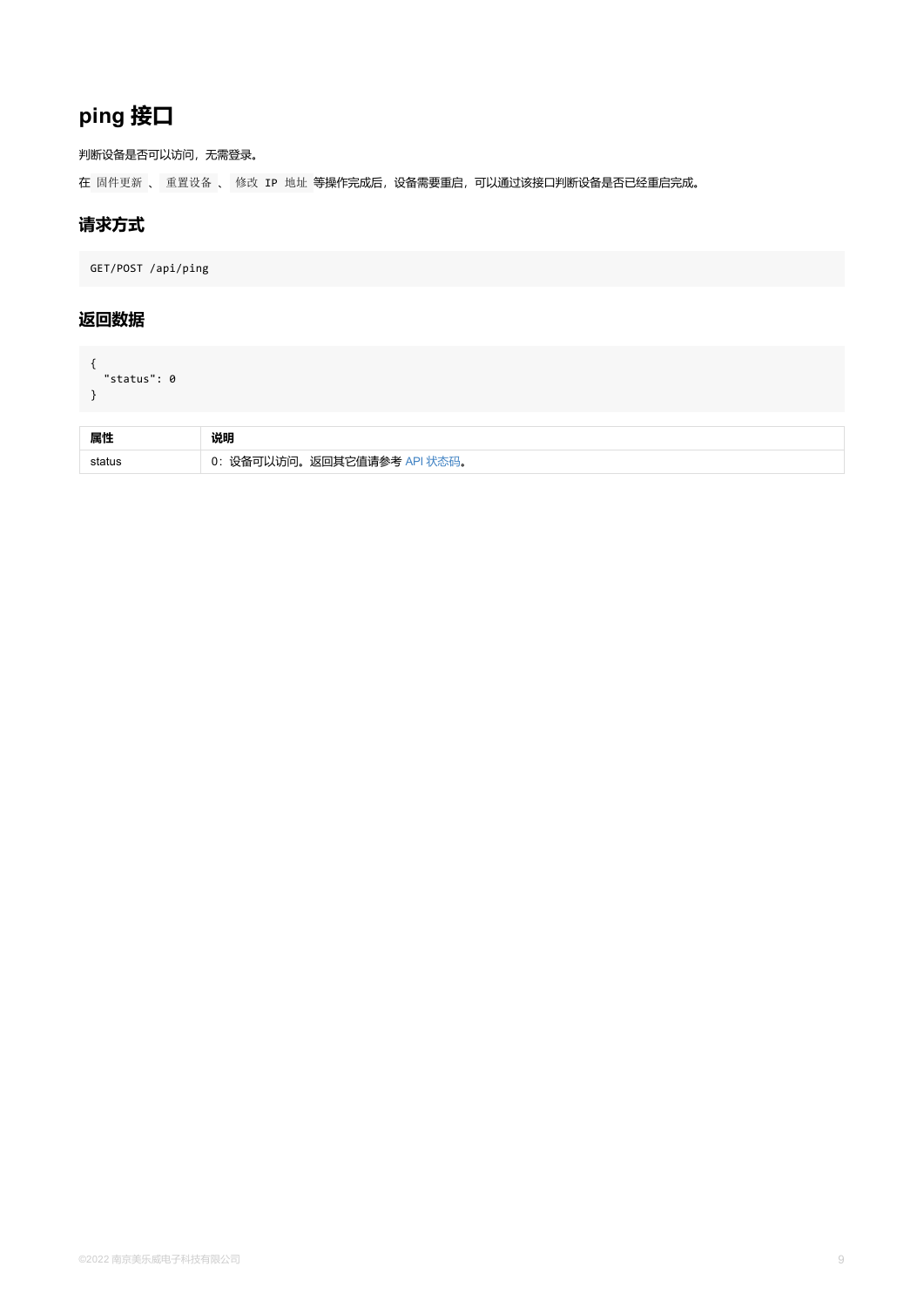# ping 接口

判断设备是否可以访问，无需登录。

在 `固件更新` 、 `重置设备` 、 `修改 IP 地址` 等操作完成后，设备需要重启，可以通过该接口判断设备是否已经重启完成。

## 请求方式

```
GET/POST /api/ping
```

## 返回数据

```
{
  "status": 0
}
```

| 属性 | 说明 |
| --- | --- |
| status | 0：设备可以访问。返回其它值请参考 API 状态码。 |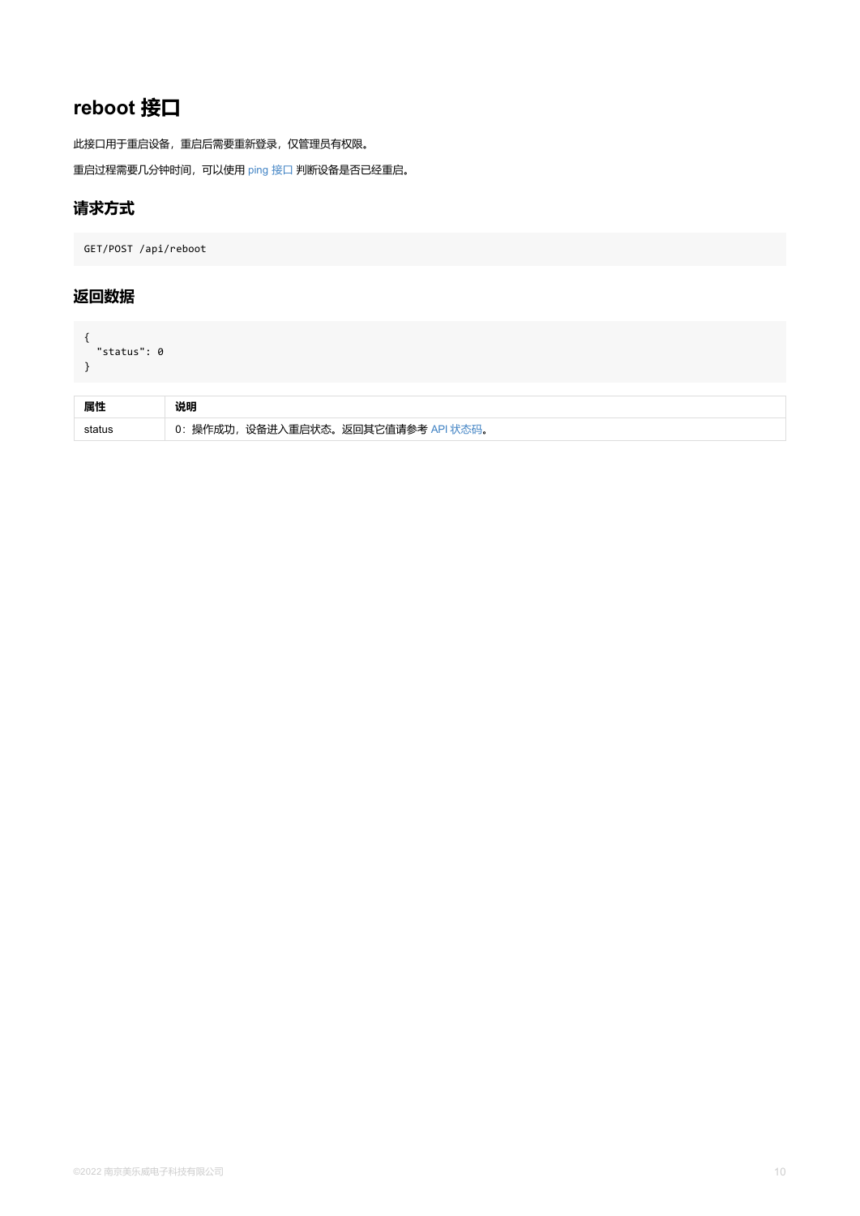## reboot 接口

此接口用于重启设备，重启后需要重新登录，仅管理员有权限。

重启过程需要几分钟时间，可以使用 ping 接口 判断设备是否已经重启。

### 请求方式

```
GET/POST /api/reboot
```

### 返回数据

```
{
  "status": 0
}
```

| 属性 | 说明 |
| --- | --- |
| status | 0：操作成功，设备进入重启状态。返回其它值请参考 API 状态码。 |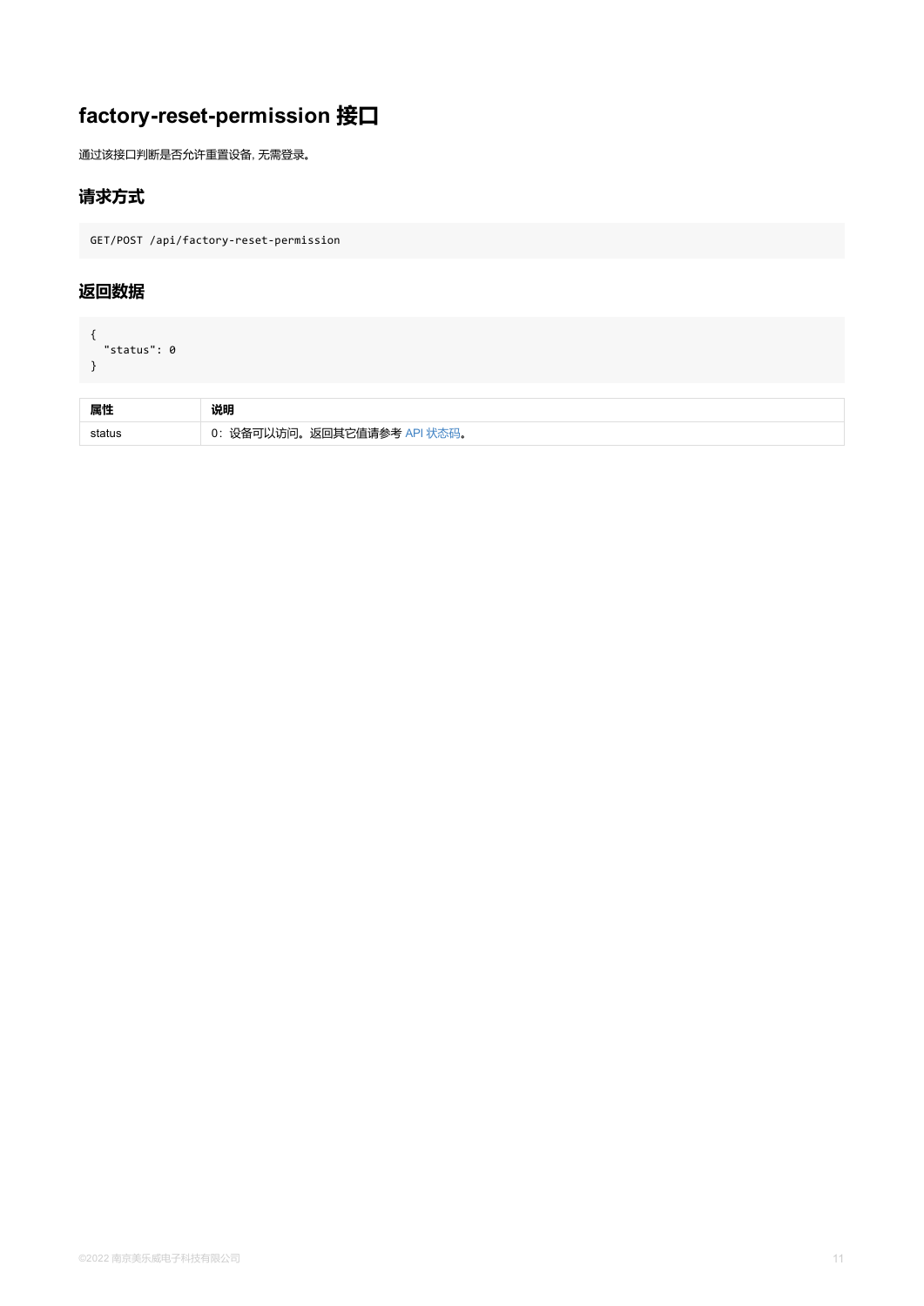# factory-reset-permission 接口

通过该接口判断是否允许重置设备，无需登录。

## 请求方式

```
GET/POST /api/factory-reset-permission
```

## 返回数据

```
{
  "status": 0
}
```

| 属性 | 说明 |
| --- | --- |
| status | 0：设备可以访问。返回其它值请参考 API 状态码。 |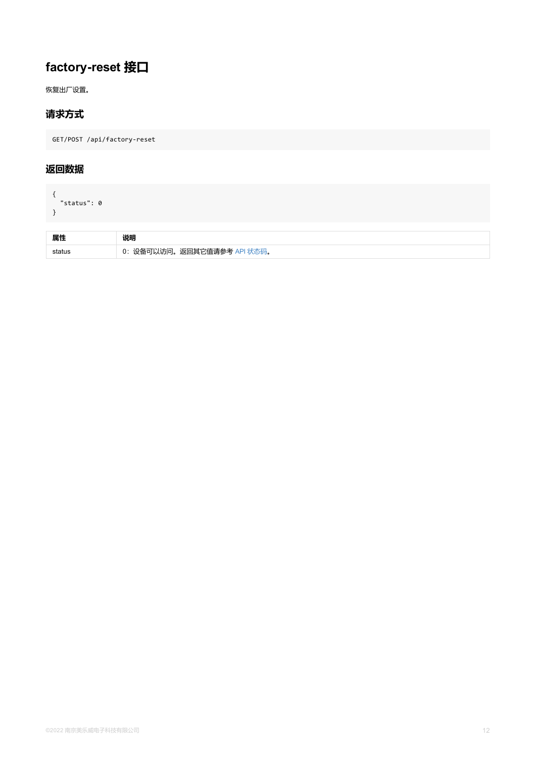# factory-reset 接口

恢复出厂设置。

## 请求方式

```
GET/POST /api/factory-reset
```

## 返回数据

```
{
  "status": 0
}
```

| 属性 | 说明 |
| --- | --- |
| status | 0：设备可以访问。返回其它值请参考 API 状态码。 |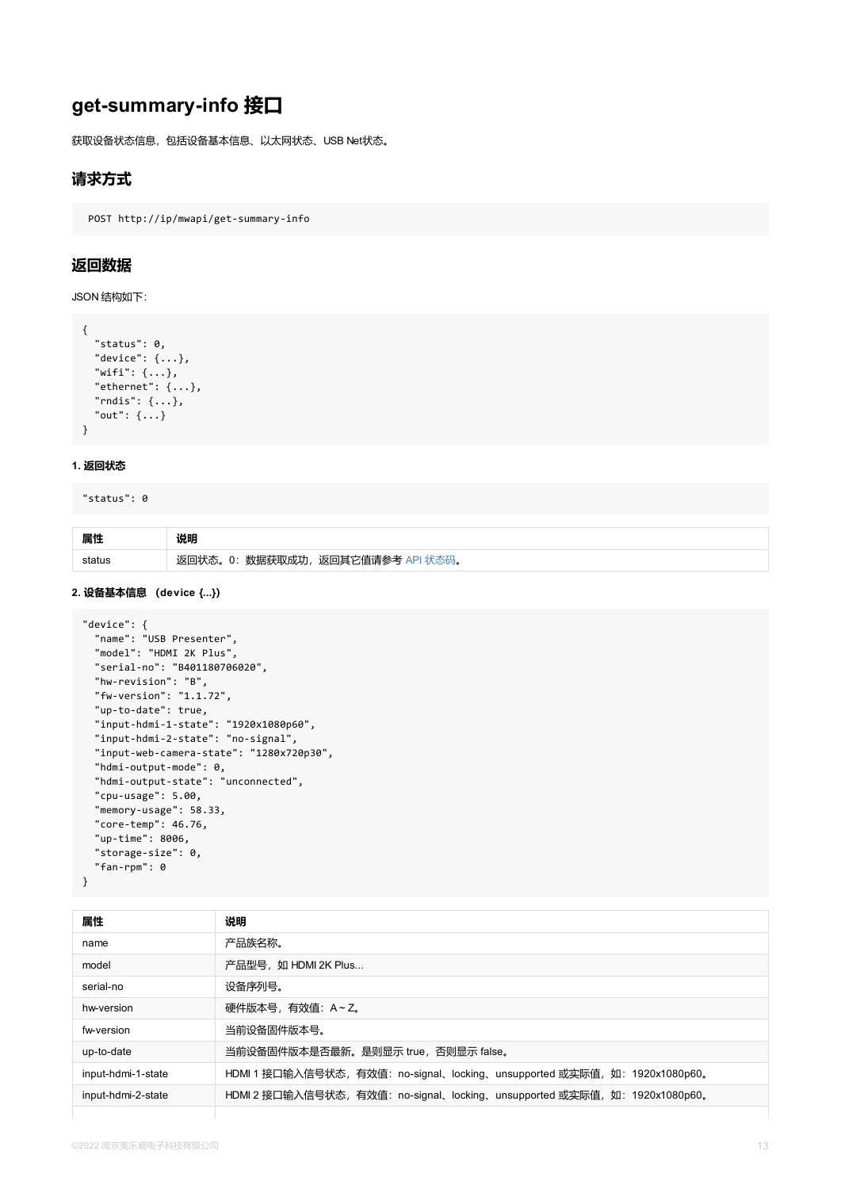# get-summary-info 接口

获取设备状态信息，包括设备基本信息、以太网状态、USB Net状态。

## 请求方式

```
POST http://ip/mwapi/get-summary-info
```

## 返回数据

JSON 结构如下：

```
{
  "status": 0,
  "device": {...},
  "wifi": {...},
  "ethernet": {...},
  "rndis": {...},
  "out": {...}
}
```

#### 1. 返回状态

```
"status": 0
```

| 属性 | 说明 |
| --- | --- |
| status | 返回状态。0：数据获取成功，返回其它值请参考 API 状态码。 |

#### 2. 设备基本信息 （device {...}）

```
"device": {
  "name": "USB Presenter",
  "model": "HDMI 2K Plus",
  "serial-no": "B401180706020",
  "hw-revision": "B",
  "fw-version": "1.1.72",
  "up-to-date": true,
  "input-hdmi-1-state": "1920x1080p60",
  "input-hdmi-2-state": "no-signal",
  "input-web-camera-state": "1280x720p30",
  "hdmi-output-mode": 0,
  "hdmi-output-state": "unconnected",
  "cpu-usage": 5.00,
  "memory-usage": 58.33,
  "core-temp": 46.76,
  "up-time": 8006,
  "storage-size": 0,
  "fan-rpm": 0
}
```

| 属性 | 说明 |
| --- | --- |
| name | 产品族名称。 |
| model | 产品型号，如 HDMI 2K Plus... |
| serial-no | 设备序列号。 |
| hw-version | 硬件版本号，有效值：A ~ Z。 |
| fw-version | 当前设备固件版本号。 |
| up-to-date | 当前设备固件版本是否最新。是则显示 true，否则显示 false。 |
| input-hdmi-1-state | HDMI 1 接口输入信号状态，有效值：no-signal、locking、unsupported 或实际值，如：1920x1080p60。 |
| input-hdmi-2-state | HDMI 2 接口输入信号状态，有效值：no-signal、locking、unsupported 或实际值，如：1920x1080p60。 |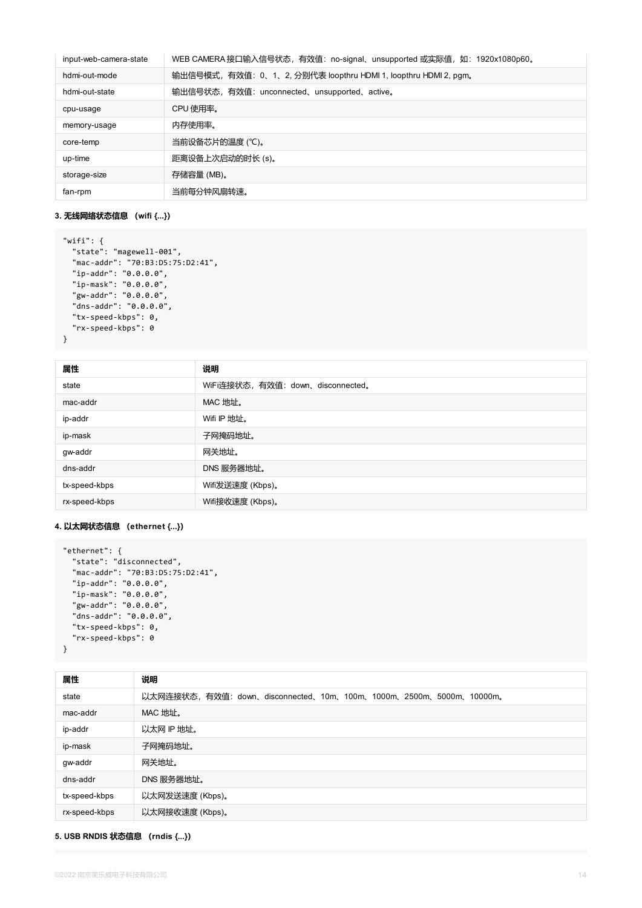| | |
|---|---|
| input-web-camera-state | WEB CAMERA 接口输入信号状态，有效值：no-signal、unsupported 或实际值，如：1920x1080p60。 |
| hdmi-out-mode | 输出信号模式，有效值：0、1、2, 分别代表 loopthru HDMI 1, loopthru HDMI 2, pgm。 |
| hdmi-out-state | 输出信号状态，有效值：unconnected、unsupported、active。 |
| cpu-usage | CPU 使用率。 |
| memory-usage | 内存使用率。 |
| core-temp | 当前设备芯片的温度 (℃)。 |
| up-time | 距离设备上次启动的时长 (s)。 |
| storage-size | 存储容量 (MB)。 |
| fan-rpm | 当前每分钟风扇转速。 |

#### 3. 无线网络状态信息 （wifi {...}）

```
"wifi": {
  "state": "magewell-001",
  "mac-addr": "70:B3:D5:75:D2:41",
  "ip-addr": "0.0.0.0",
  "ip-mask": "0.0.0.0",
  "gw-addr": "0.0.0.0",
  "dns-addr": "0.0.0.0",
  "tx-speed-kbps": 0,
  "rx-speed-kbps": 0
}
```

| 属性 | 说明 |
|---|---|
| state | WiFi连接状态，有效值：down、disconnected。 |
| mac-addr | MAC 地址。 |
| ip-addr | Wifi IP 地址。 |
| ip-mask | 子网掩码地址。 |
| gw-addr | 网关地址。 |
| dns-addr | DNS 服务器地址。 |
| tx-speed-kbps | Wifi发送速度 (Kbps)。 |
| rx-speed-kbps | Wifi接收速度 (Kbps)。 |

#### 4. 以太网状态信息 （ethernet {...}）

```
"ethernet": {
  "state": "disconnected",
  "mac-addr": "70:B3:D5:75:D2:41",
  "ip-addr": "0.0.0.0",
  "ip-mask": "0.0.0.0",
  "gw-addr": "0.0.0.0",
  "dns-addr": "0.0.0.0",
  "tx-speed-kbps": 0,
  "rx-speed-kbps": 0
}
```

| 属性 | 说明 |
|---|---|
| state | 以太网连接状态，有效值：down、disconnected、10m、100m、1000m、2500m、5000m、10000m。 |
| mac-addr | MAC 地址。 |
| ip-addr | 以太网 IP 地址。 |
| ip-mask | 子网掩码地址。 |
| gw-addr | 网关地址。 |
| dns-addr | DNS 服务器地址。 |
| tx-speed-kbps | 以太网发送速度 (Kbps)。 |
| rx-speed-kbps | 以太网接收速度 (Kbps)。 |

#### 5. USB RNDIS 状态信息 （rndis {...}）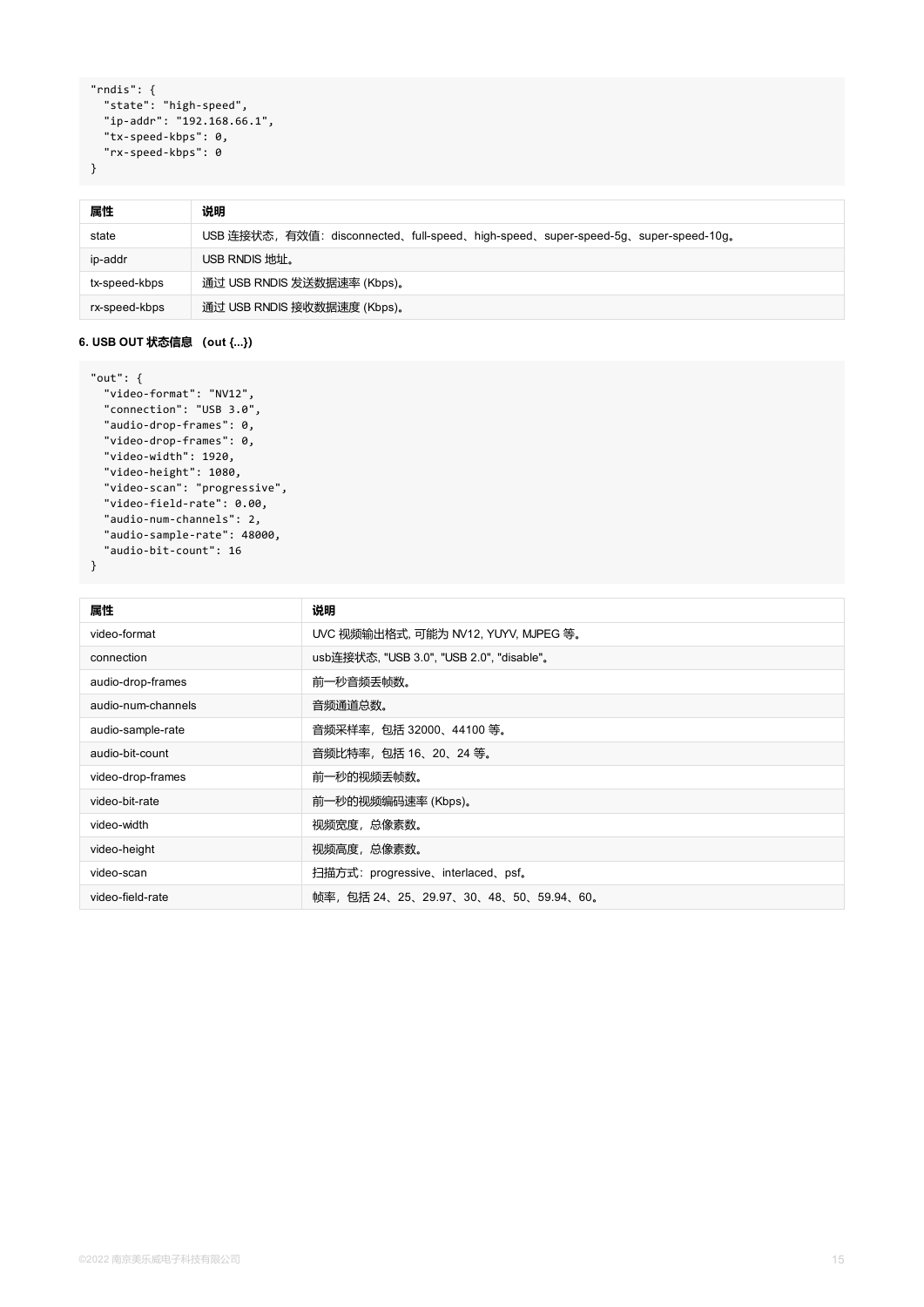```
"rndis": {
  "state": "high-speed",
  "ip-addr": "192.168.66.1",
  "tx-speed-kbps": 0,
  "rx-speed-kbps": 0
}
```

| 属性 | 说明 |
| --- | --- |
| state | USB 连接状态，有效值：disconnected、full-speed、high-speed、super-speed-5g、super-speed-10g。 |
| ip-addr | USB RNDIS 地址。 |
| tx-speed-kbps | 通过 USB RNDIS 发送数据速率 (Kbps)。 |
| rx-speed-kbps | 通过 USB RNDIS 接收数据速度 (Kbps)。 |

**6. USB OUT 状态信息 （out {...}）**

```
"out": {
  "video-format": "NV12",
  "connection": "USB 3.0",
  "audio-drop-frames": 0,
  "video-drop-frames": 0,
  "video-width": 1920,
  "video-height": 1080,
  "video-scan": "progressive",
  "video-field-rate": 0.00,
  "audio-num-channels": 2,
  "audio-sample-rate": 48000,
  "audio-bit-count": 16
}
```

| 属性 | 说明 |
| --- | --- |
| video-format | UVC 视频输出格式, 可能为 NV12, YUYV, MJPEG 等。 |
| connection | usb连接状态, "USB 3.0", "USB 2.0", "disable"。 |
| audio-drop-frames | 前一秒音频丢帧数。 |
| audio-num-channels | 音频通道总数。 |
| audio-sample-rate | 音频采样率，包括 32000、44100 等。 |
| audio-bit-count | 音频比特率，包括 16、20、24 等。 |
| video-drop-frames | 前一秒的视频丢帧数。 |
| video-bit-rate | 前一秒的视频编码速率 (Kbps)。 |
| video-width | 视频宽度，总像素数。 |
| video-height | 视频高度，总像素数。 |
| video-scan | 扫描方式：progressive、interlaced、psf。 |
| video-field-rate | 帧率，包括 24、25、29.97、30、48、50、59.94、60。 |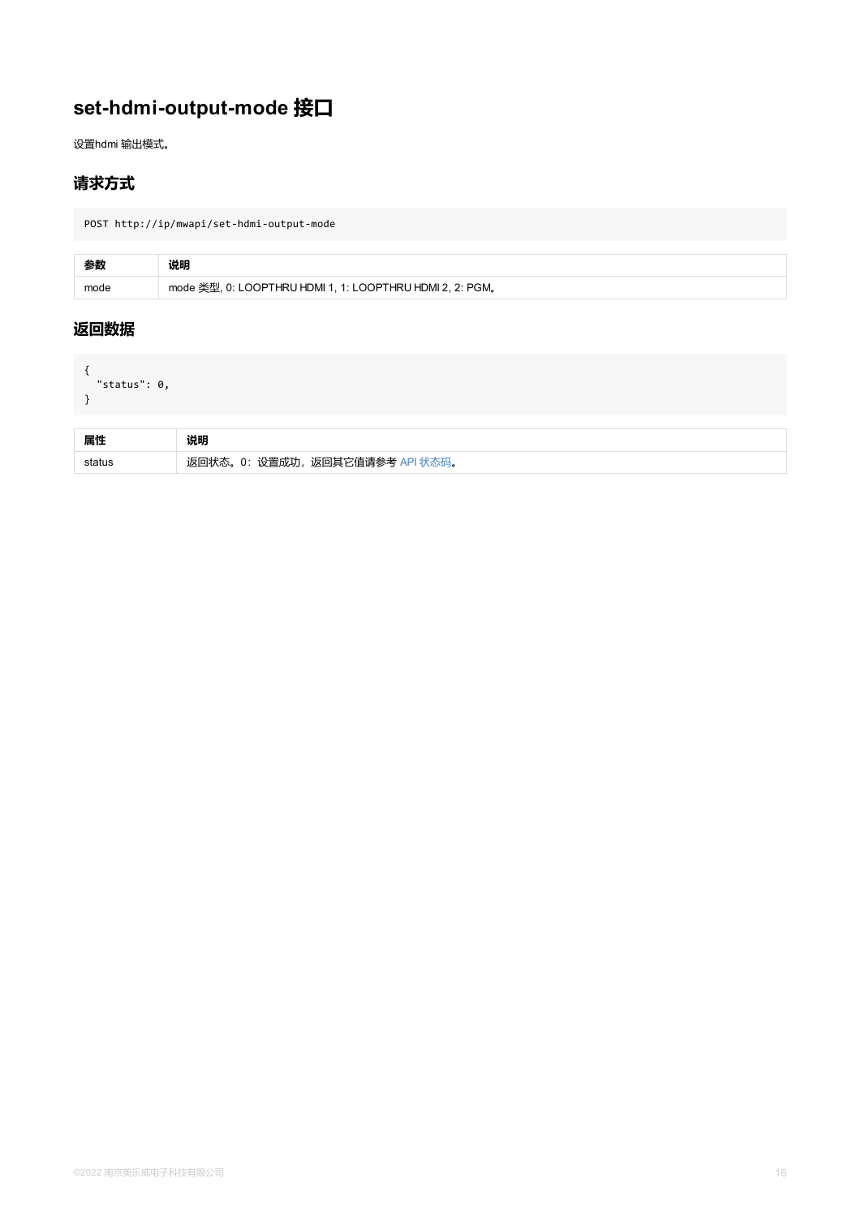# set-hdmi-output-mode 接口

设置hdmi 输出模式。

## 请求方式

```
POST http://ip/mwapi/set-hdmi-output-mode
```

| 参数 | 说明 |
| --- | --- |
| mode | mode 类型, 0: LOOPTHRU HDMI 1, 1: LOOPTHRU HDMI 2, 2: PGM。 |

## 返回数据

```
{
  "status": 0,
}
```

| 属性 | 说明 |
| --- | --- |
| status | 返回状态。0：设置成功，返回其它值请参考 API 状态码。 |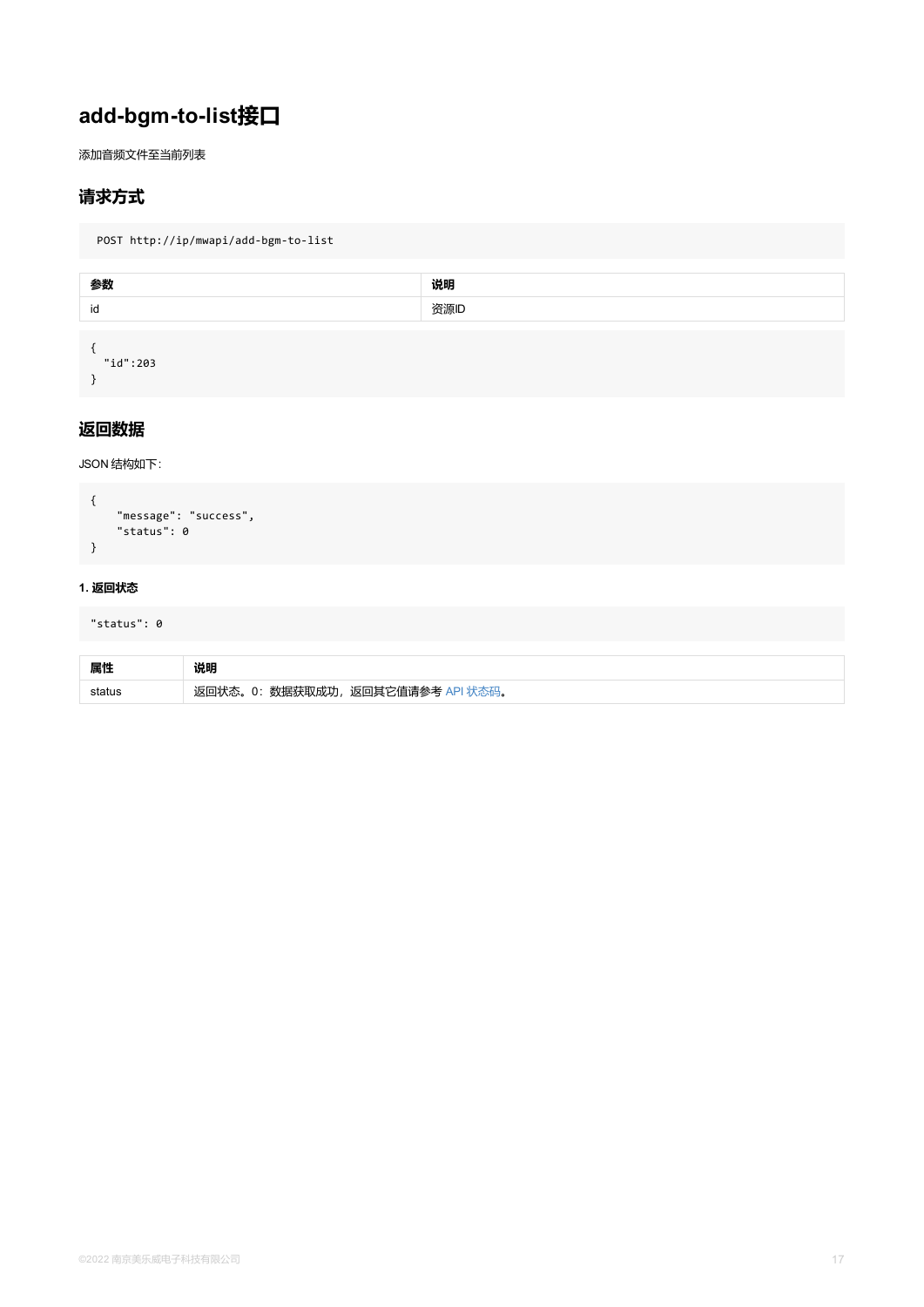## add-bgm-to-list接口

添加音频文件至当前列表

### 请求方式

```
POST http://ip/mwapi/add-bgm-to-list
```

| 参数 | 说明 |
| --- | --- |
| id | 资源ID |

```
{
  "id":203
}
```

### 返回数据

JSON 结构如下:

```
{
    "message": "success",
    "status": 0
}
```

#### 1. 返回状态

```
"status": 0
```

| 属性 | 说明 |
| --- | --- |
| status | 返回状态。0：数据获取成功，返回其它值请参考 API 状态码。 |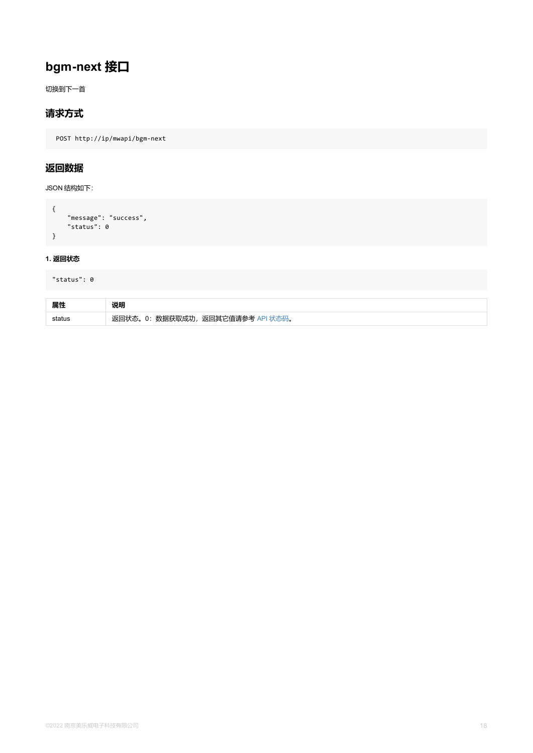# bgm-next 接口

切换到下一首

## 请求方式

```
POST http://ip/mwapi/bgm-next
```

## 返回数据

JSON 结构如下:

```
{
    "message": "success",
    "status": 0
}
```

#### 1. 返回状态

```
"status": 0
```

| 属性 | 说明 |
| --- | --- |
| status | 返回状态。0：数据获取成功，返回其它值请参考 API 状态码。 |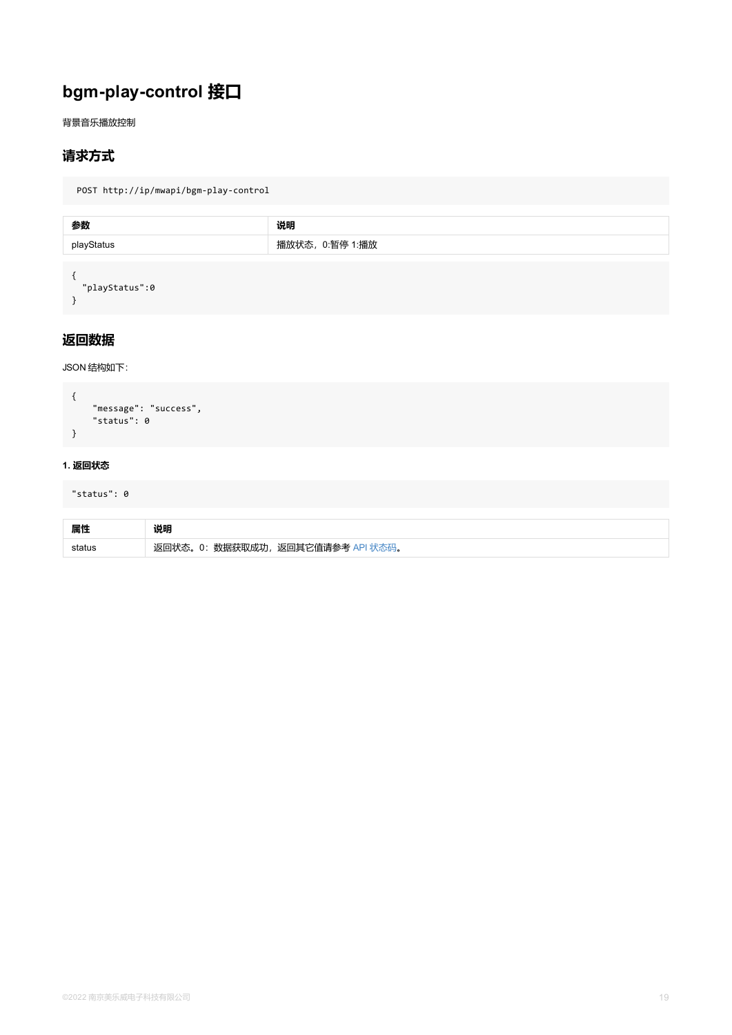# bgm-play-control 接口

背景音乐播放控制

## 请求方式

```
POST http://ip/mwapi/bgm-play-control
```

| 参数 | 说明 |
| --- | --- |
| playStatus | 播放状态，0:暂停 1:播放 |

```
{
  "playStatus":0
}
```

## 返回数据

JSON 结构如下：

```
{
    "message": "success",
    "status": 0
}
```

#### 1. 返回状态

```
"status": 0
```

| 属性 | 说明 |
| --- | --- |
| status | 返回状态。0：数据获取成功，返回其它值请参考 API 状态码。 |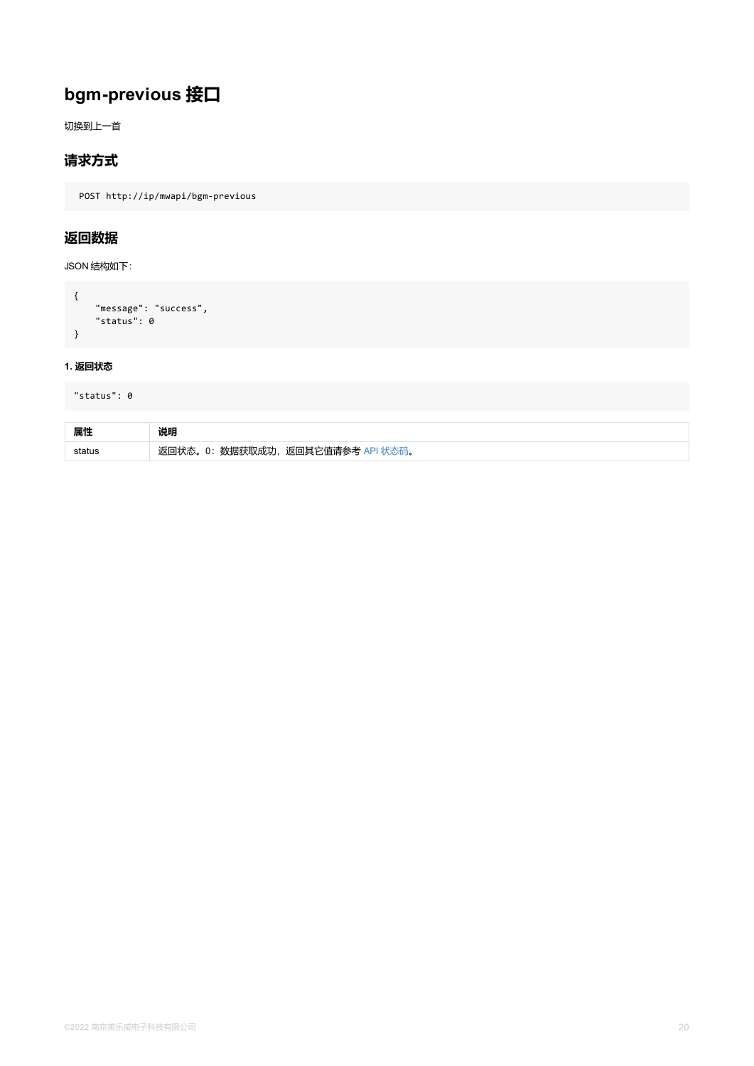# bgm-previous 接口

切换到上一首

## 请求方式

```
POST http://ip/mwapi/bgm-previous
```

## 返回数据

JSON 结构如下:

```
{
    "message": "success",
    "status": 0
}
```

#### 1. 返回状态

```
"status": 0
```

| 属性 | 说明 |
| --- | --- |
| status | 返回状态。0：数据获取成功，返回其它值请参考 API 状态码。 |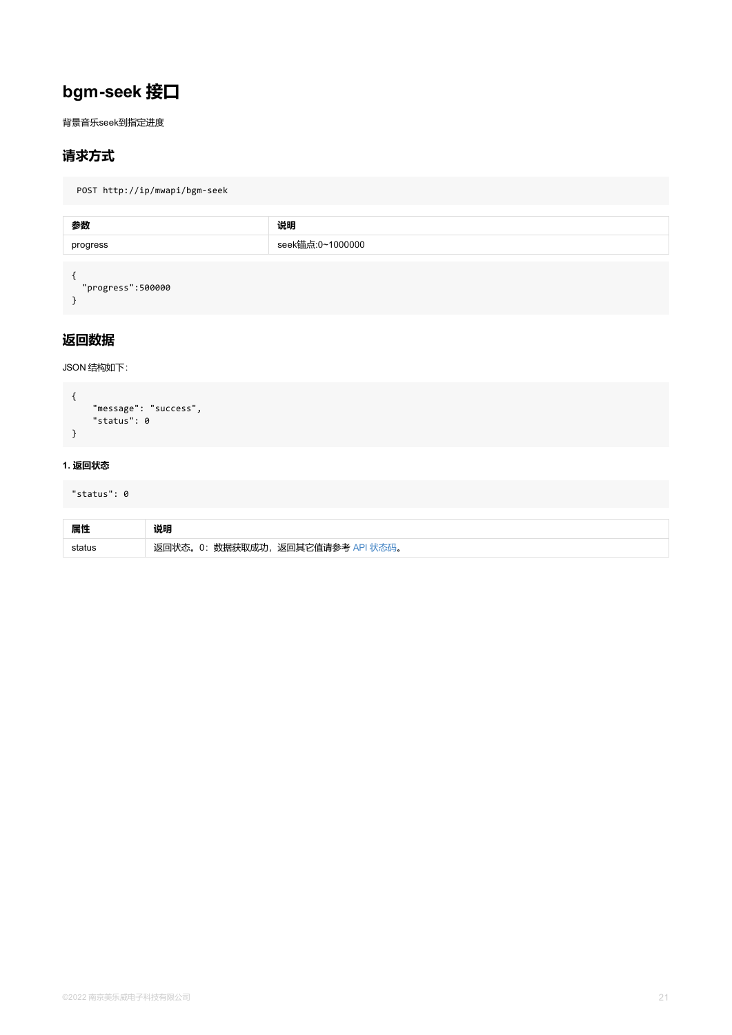# bgm-seek 接口

背景音乐seek到指定进度

## 请求方式

```
POST http://ip/mwapi/bgm-seek
```

| 参数 | 说明 |
| --- | --- |
| progress | seek锚点:0~1000000 |

```
{
  "progress":500000
}
```

## 返回数据

JSON 结构如下:

```
{
    "message": "success",
    "status": 0
}
```

#### 1. 返回状态

```
"status": 0
```

| 属性 | 说明 |
| --- | --- |
| status | 返回状态。0：数据获取成功，返回其它值请参考 API 状态码。 |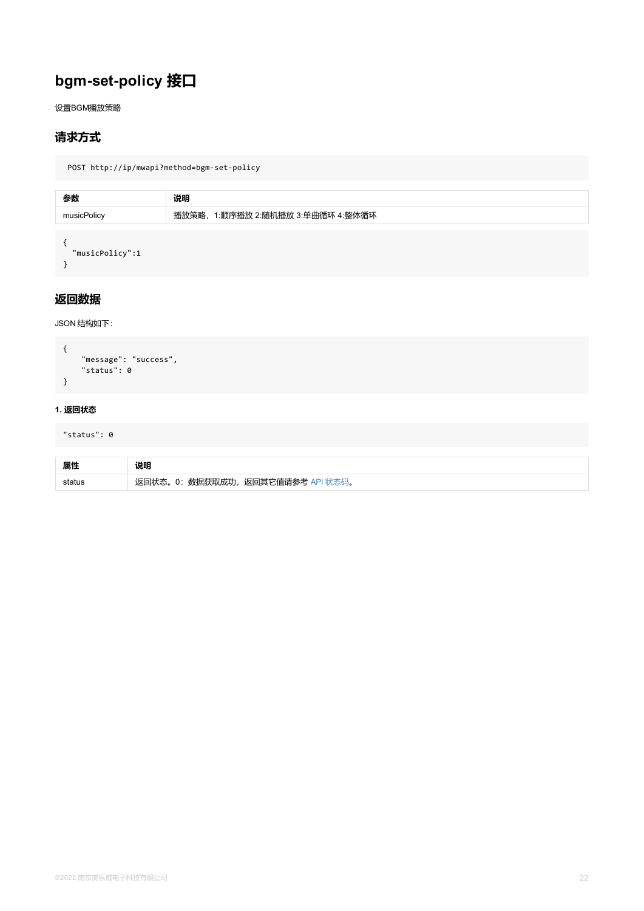# bgm-set-policy 接口

设置BGM播放策略

## 请求方式

```
POST http://ip/mwapi?method=bgm-set-policy
```

| 参数 | 说明 |
| --- | --- |
| musicPolicy | 播放策略，1:顺序播放 2:随机播放 3:单曲循环 4:整体循环 |

```
{
  "musicPolicy":1
}
```

## 返回数据

JSON 结构如下:

```
{
    "message": "success",
    "status": 0
}
```

#### 1. 返回状态

```
"status": 0
```

| 属性 | 说明 |
| --- | --- |
| status | 返回状态。0：数据获取成功，返回其它值请参考 API 状态码。 |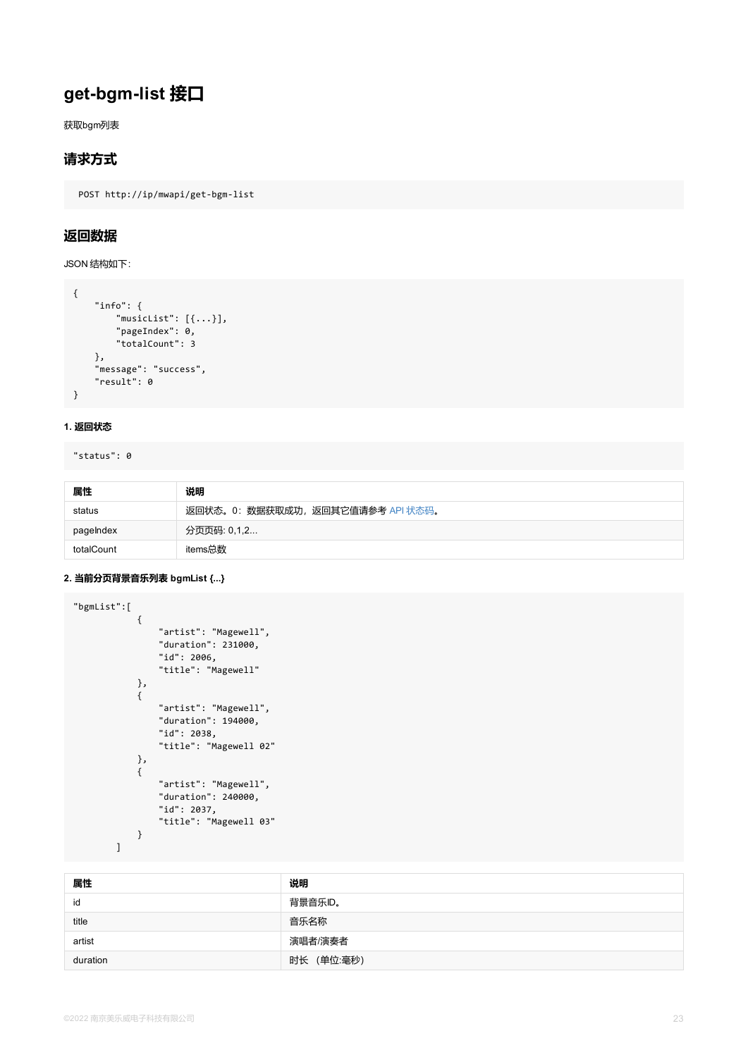# get-bgm-list 接口

获取bgm列表

## 请求方式

```
POST http://ip/mwapi/get-bgm-list
```

## 返回数据

JSON 结构如下:

```
{
    "info": {
        "musicList": [{...}],
        "pageIndex": 0,
        "totalCount": 3
    },
    "message": "success",
    "result": 0
}
```

**1. 返回状态**

```
"status": 0
```

| 属性 | 说明 |
|---|---|
| status | 返回状态。0：数据获取成功，返回其它值请参考 API 状态码。 |
| pageIndex | 分页页码: 0,1,2... |
| totalCount | items总数 |

**2. 当前分页背景音乐列表 bgmList {...}**

```
"bgmList":[
            {
                "artist": "Magewell",
                "duration": 231000,
                "id": 2006,
                "title": "Magewell"
            },
            {
                "artist": "Magewell",
                "duration": 194000,
                "id": 2038,
                "title": "Magewell 02"
            },
            {
                "artist": "Magewell",
                "duration": 240000,
                "id": 2037,
                "title": "Magewell 03"
            }
        ]
```

| 属性 | 说明 |
|---|---|
| id | 背景音乐ID。 |
| title | 音乐名称 |
| artist | 演唱者/演奏者 |
| duration | 时长 （单位:毫秒） |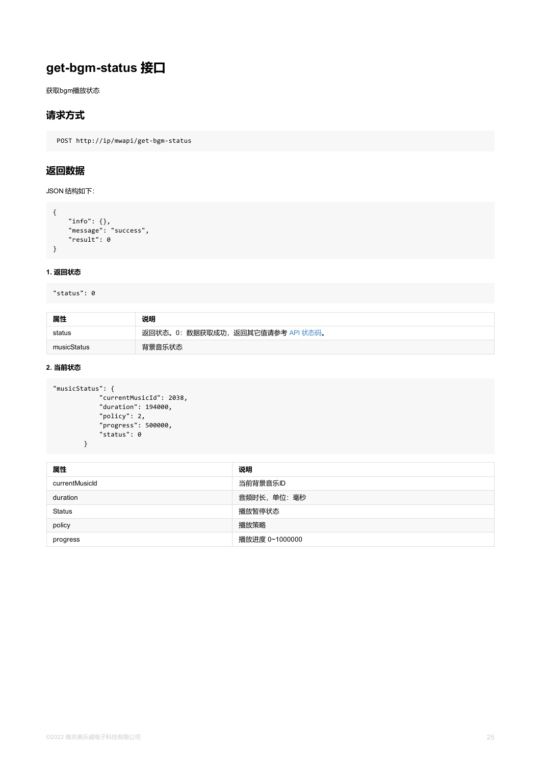# get-bgm-status 接口

获取bgm播放状态

## 请求方式

```
POST http://ip/mwapi/get-bgm-status
```

## 返回数据

JSON 结构如下:

```
{
    "info": {},
    "message": "success",
    "result": 0
}
```

#### 1. 返回状态

```
"status": 0
```

| 属性 | 说明 |
|---|---|
| status | 返回状态。0：数据获取成功，返回其它值请参考 API 状态码。 |
| musicStatus | 背景音乐状态 |

#### 2. 当前状态

```
"musicStatus": {
            "currentMusicId": 2038,
            "duration": 194000,
            "policy": 2,
            "progress": 500000,
            "status": 0
        }
```

| 属性 | 说明 |
|---|---|
| currentMusicId | 当前背景音乐ID |
| duration | 音频时长，单位：毫秒 |
| Status | 播放暂停状态 |
| policy | 播放策略 |
| progress | 播放进度 0~1000000 |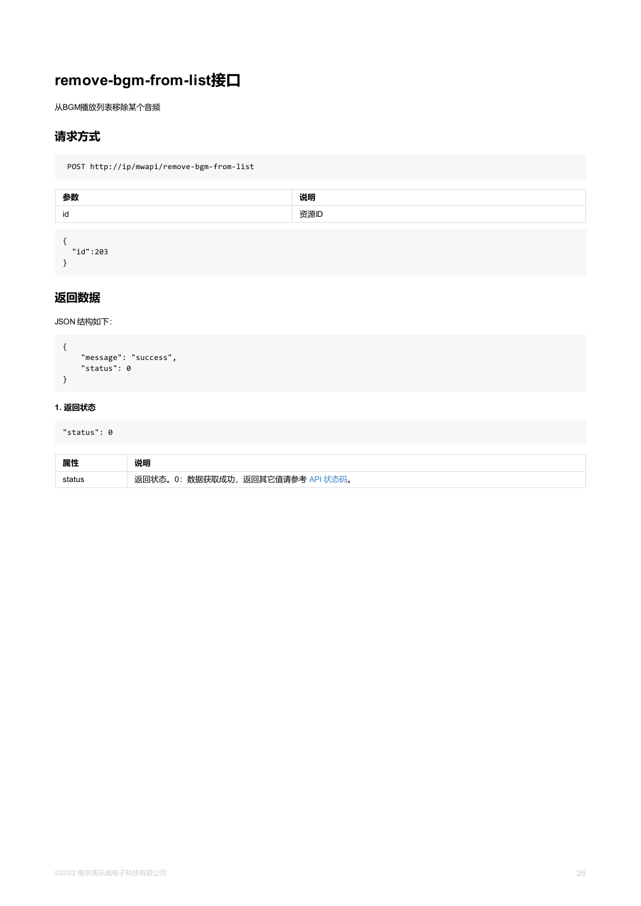# remove-bgm-from-list接口

从BGM播放列表移除某个音频

## 请求方式

```
POST http://ip/mwapi/remove-bgm-from-list
```

| 参数 | 说明 |
| --- | --- |
| id | 资源ID |

```
{
  "id":203
}
```

## 返回数据

JSON 结构如下:

```
{
    "message": "success",
    "status": 0
}
```

#### 1. 返回状态

```
"status": 0
```

| 属性 | 说明 |
| --- | --- |
| status | 返回状态。0：数据获取成功，返回其它值请参考 API 状态码。 |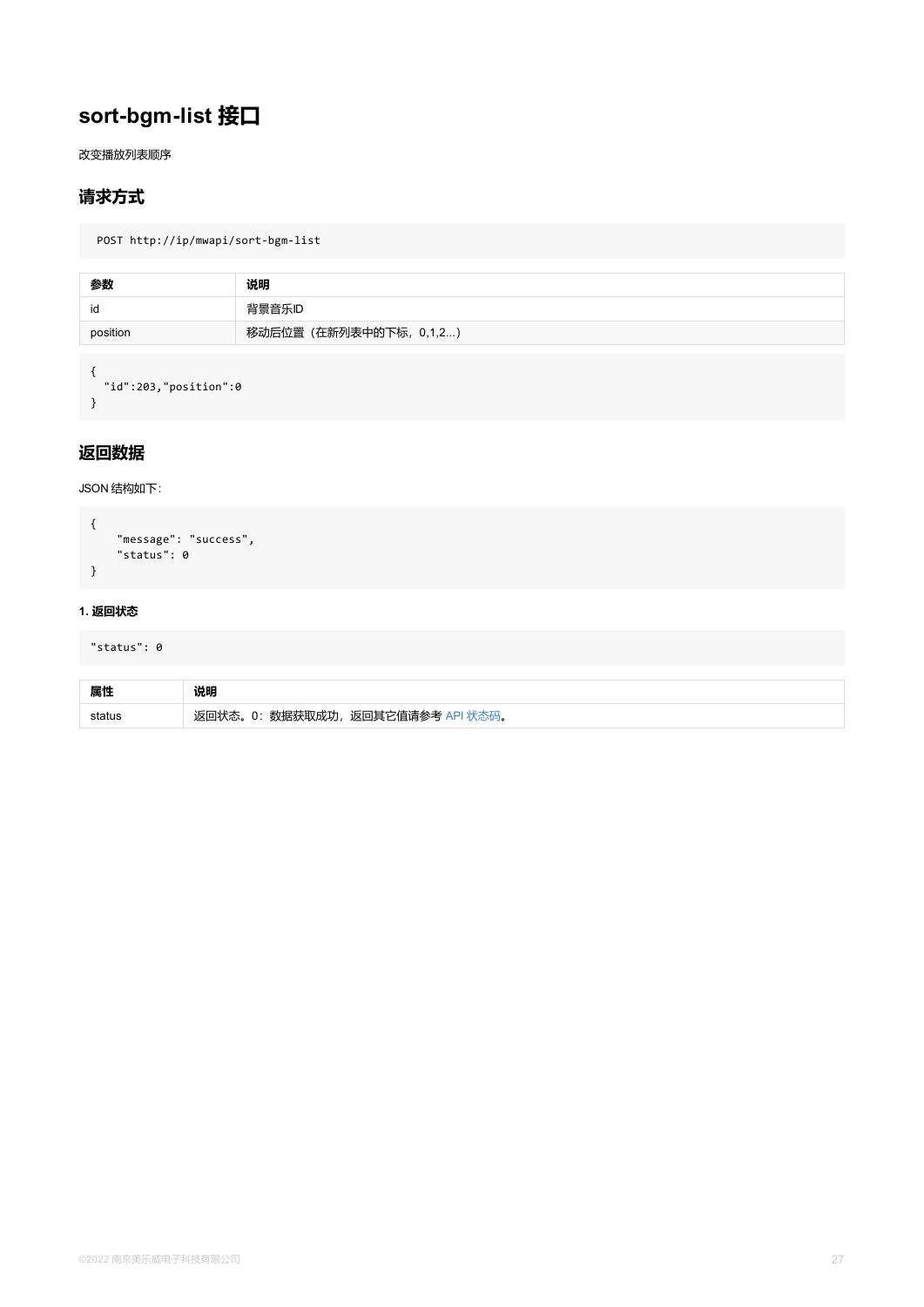# sort-bgm-list 接口

改变播放列表顺序

## 请求方式

```
POST http://ip/mwapi/sort-bgm-list
```

| 参数 | 说明 |
| --- | --- |
| id | 背景音乐ID |
| position | 移动后位置（在新列表中的下标，0,1,2...） |

```
{
  "id":203,"position":0
}
```

## 返回数据

JSON 结构如下：

```
{
    "message": "success",
    "status": 0
}
```

#### 1. 返回状态

```
"status": 0
```

| 属性 | 说明 |
| --- | --- |
| status | 返回状态。0：数据获取成功，返回其它值请参考 API 状态码。 |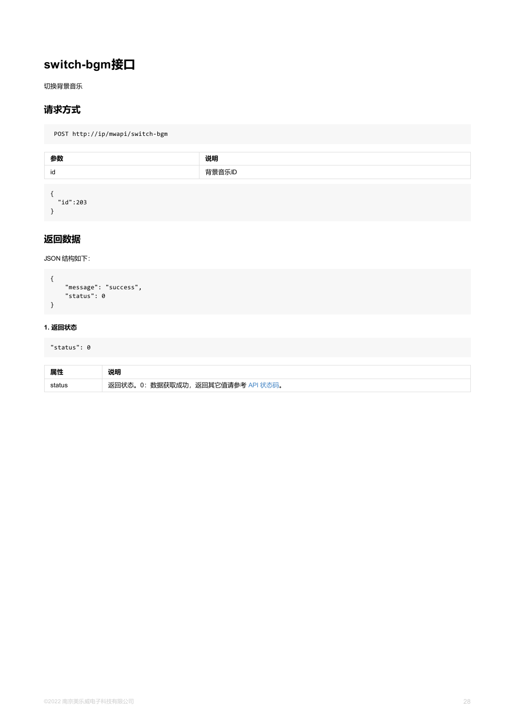# switch-bgm接口

切换背景音乐

## 请求方式

```
POST http://ip/mwapi/switch-bgm
```

| 参数 | 说明 |
| --- | --- |
| id | 背景音乐ID |

```
{
  "id":203
}
```

## 返回数据

JSON 结构如下:

```
{
    "message": "success",
    "status": 0
}
```

#### 1. 返回状态

```
"status": 0
```

| 属性 | 说明 |
| --- | --- |
| status | 返回状态。0：数据获取成功，返回其它值请参考 API 状态码。 |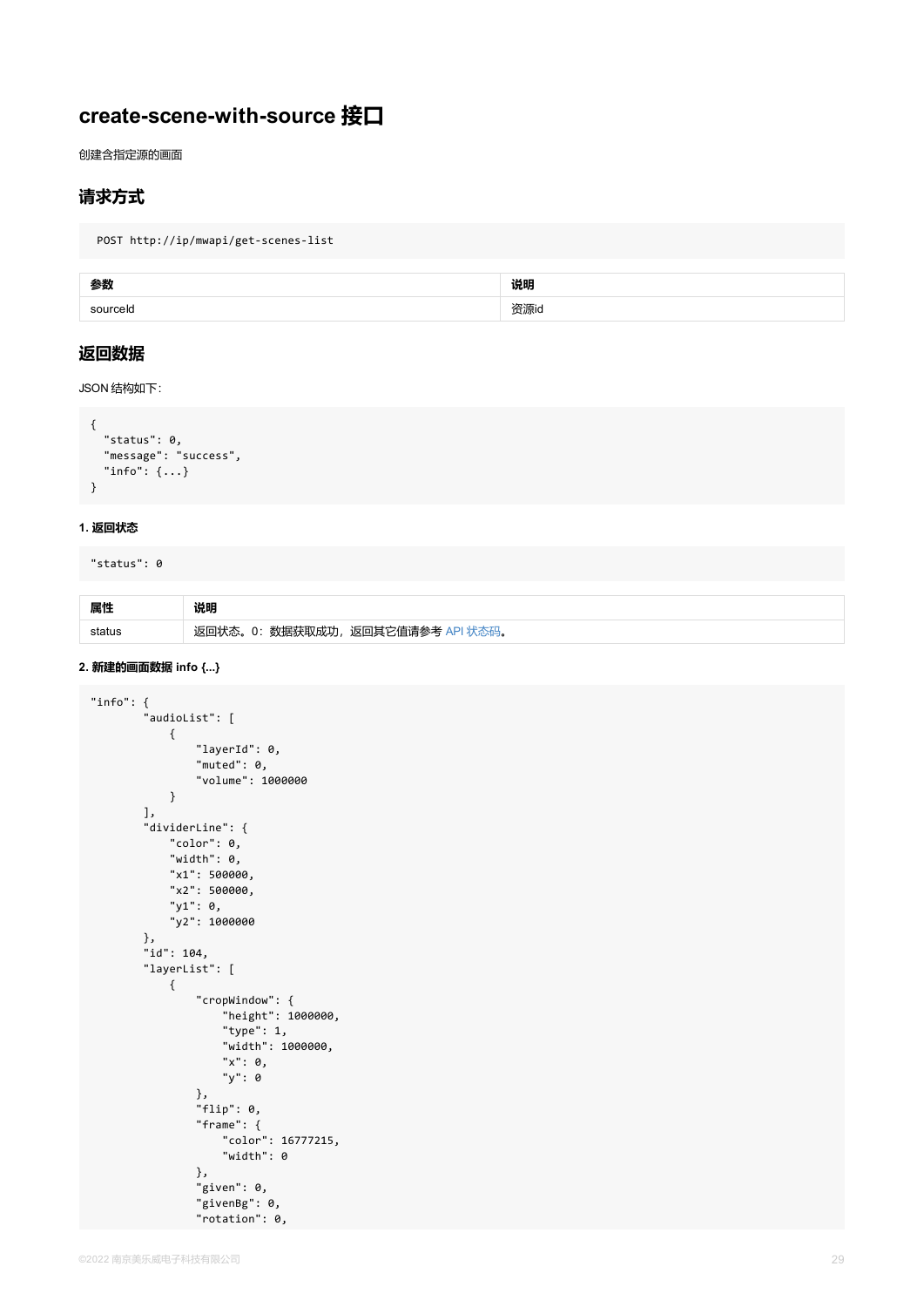# create-scene-with-source 接口

创建含指定源的画面

## 请求方式

```
POST http://ip/mwapi/get-scenes-list
```

| 参数 | 说明 |
| --- | --- |
| sourceId | 资源id |

## 返回数据

JSON 结构如下:

```
{
  "status": 0,
  "message": "success",
  "info": {...}
}
```

#### 1. 返回状态

```
"status": 0
```

| 属性 | 说明 |
| --- | --- |
| status | 返回状态。0：数据获取成功，返回其它值请参考 API 状态码。 |

#### 2. 新建的画面数据 info {...}

```
"info": {
        "audioList": [
            {
                "layerId": 0,
                "muted": 0,
                "volume": 1000000
            }
        ],
        "dividerLine": {
            "color": 0,
            "width": 0,
            "x1": 500000,
            "x2": 500000,
            "y1": 0,
            "y2": 1000000
        },
        "id": 104,
        "layerList": [
            {
                "cropWindow": {
                    "height": 1000000,
                    "type": 1,
                    "width": 1000000,
                    "x": 0,
                    "y": 0
                },
                "flip": 0,
                "frame": {
                    "color": 16777215,
                    "width": 0
                },
                "given": 0,
                "givenBg": 0,
                "rotation": 0,
```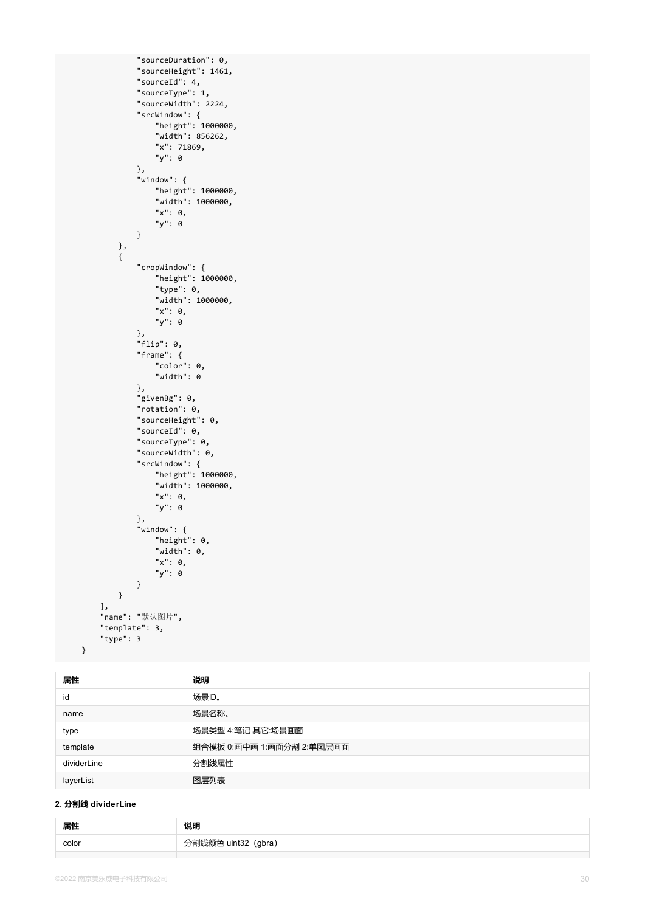```
                "sourceDuration": 0,
                "sourceHeight": 1461,
                "sourceId": 4,
                "sourceType": 1,
                "sourceWidth": 2224,
                "srcWindow": {
                    "height": 1000000,
                    "width": 856262,
                    "x": 71869,
                    "y": 0
                },
                "window": {
                    "height": 1000000,
                    "width": 1000000,
                    "x": 0,
                    "y": 0
                }
            },
            {
                "cropWindow": {
                    "height": 1000000,
                    "type": 0,
                    "width": 1000000,
                    "x": 0,
                    "y": 0
                },
                "flip": 0,
                "frame": {
                    "color": 0,
                    "width": 0
                },
                "givenBg": 0,
                "rotation": 0,
                "sourceHeight": 0,
                "sourceId": 0,
                "sourceType": 0,
                "sourceWidth": 0,
                "srcWindow": {
                    "height": 1000000,
                    "width": 1000000,
                    "x": 0,
                    "y": 0
                },
                "window": {
                    "height": 0,
                    "width": 0,
                    "x": 0,
                    "y": 0
                }
            }
        ],
        "name": "默认图片",
        "template": 3,
        "type": 3
    }
```

| 属性 | 说明 |
|---|---|
| id | 场景ID。 |
| name | 场景名称。 |
| type | 场景类型 4:笔记 其它:场景画面 |
| template | 组合模板 0:画中画 1:画面分割 2:单图层画面 |
| dividerLine | 分割线属性 |
| layerList | 图层列表 |

**2. 分割线 dividerLine**

| 属性 | 说明 |
|---|---|
| color | 分割线颜色 uint32（gbra） |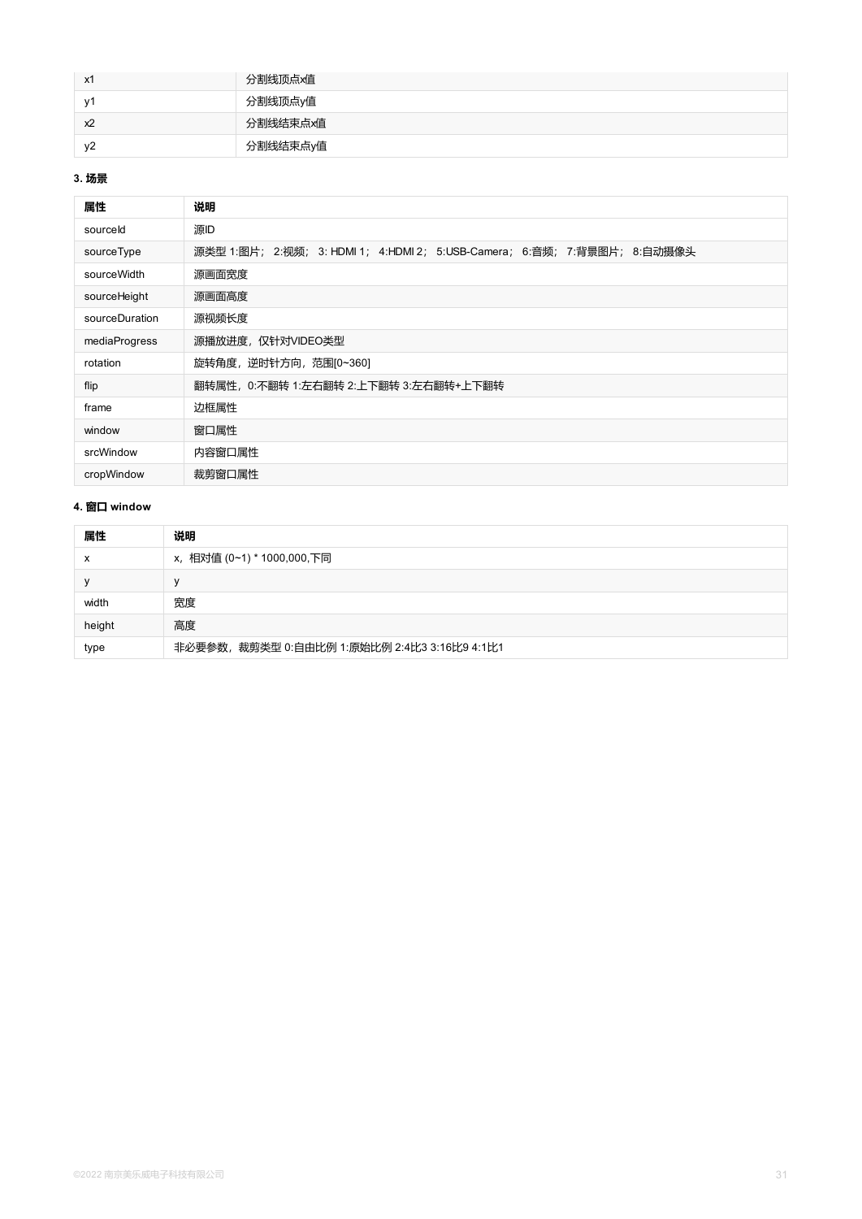| x1 | 分割线顶点x值 |
|---|---|
| y1 | 分割线顶点y值 |
| x2 | 分割线结束点x值 |
| y2 | 分割线结束点y值 |

**3. 场景**

| 属性 | 说明 |
|---|---|
| sourceId | 源ID |
| sourceType | 源类型 1:图片； 2:视频； 3: HDMI 1； 4:HDMI 2； 5:USB-Camera； 6:音频； 7:背景图片； 8:自动摄像头 |
| sourceWidth | 源画面宽度 |
| sourceHeight | 源画面高度 |
| sourceDuration | 源视频长度 |
| mediaProgress | 源播放进度，仅针对VIDEO类型 |
| rotation | 旋转角度，逆时针方向，范围[0~360] |
| flip | 翻转属性，0:不翻转 1:左右翻转 2:上下翻转 3:左右翻转+上下翻转 |
| frame | 边框属性 |
| window | 窗口属性 |
| srcWindow | 内容窗口属性 |
| cropWindow | 裁剪窗口属性 |

**4. 窗口 window**

| 属性 | 说明 |
|---|---|
| x | x，相对值 (0~1) * 1000,000,下同 |
| y | y |
| width | 宽度 |
| height | 高度 |
| type | 非必要参数，裁剪类型 0:自由比例 1:原始比例 2:4比3 3:16比9 4:1比1 |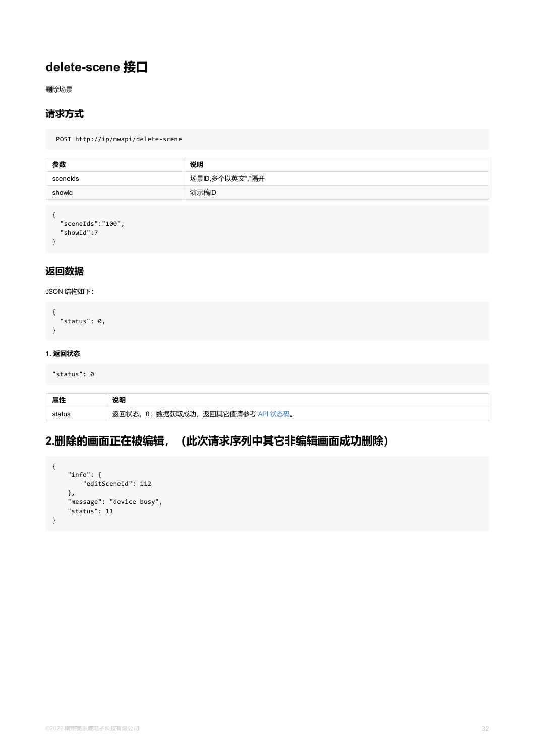# delete-scene 接口

删除场景

## 请求方式

```
POST http://ip/mwapi/delete-scene
```

| 参数 | 说明 |
| --- | --- |
| sceneIds | 场景ID,多个以英文","隔开 |
| showId | 演示稿ID |

```
{
  "sceneIds":"100",
  "showId":7
}
```

## 返回数据

JSON 结构如下:

```
{
  "status": 0,
}
```

#### 1. 返回状态

```
"status": 0
```

| 属性 | 说明 |
| --- | --- |
| status | 返回状态。0：数据获取成功，返回其它值请参考 API 状态码。 |

## 2.删除的画面正在被编辑，（此次请求序列中其它非编辑画面成功删除）

```
{
    "info": {
        "editSceneId": 112
    },
    "message": "device busy",
    "status": 11
}
```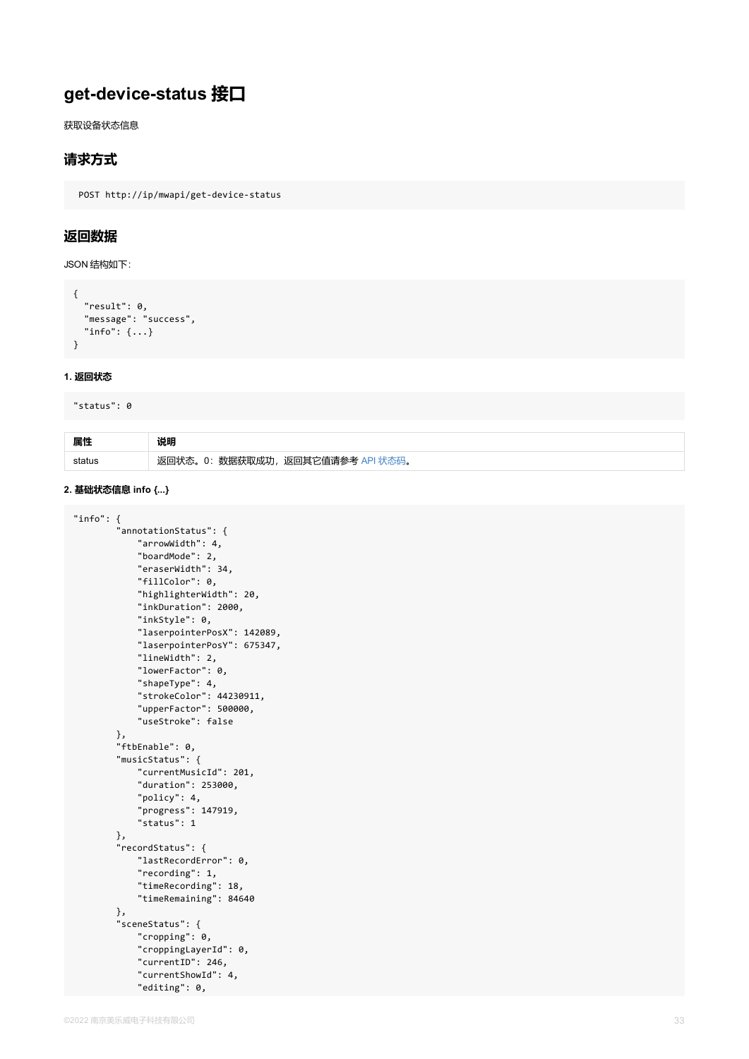# get-device-status 接口

获取设备状态信息

## 请求方式

```
POST http://ip/mwapi/get-device-status
```

## 返回数据

JSON 结构如下:

```
{
  "result": 0,
  "message": "success",
  "info": {...}
}
```

#### 1. 返回状态

```
"status": 0
```

| 属性 | 说明 |
| --- | --- |
| status | 返回状态。0：数据获取成功，返回其它值请参考 API 状态码。 |

#### 2. 基础状态信息 info {...}

```
"info": {
        "annotationStatus": {
            "arrowWidth": 4,
            "boardMode": 2,
            "eraserWidth": 34,
            "fillColor": 0,
            "highlighterWidth": 20,
            "inkDuration": 2000,
            "inkStyle": 0,
            "laserpointerPosX": 142089,
            "laserpointerPosY": 675347,
            "lineWidth": 2,
            "lowerFactor": 0,
            "shapeType": 4,
            "strokeColor": 44230911,
            "upperFactor": 500000,
            "useStroke": false
        },
        "ftbEnable": 0,
        "musicStatus": {
            "currentMusicId": 201,
            "duration": 253000,
            "policy": 4,
            "progress": 147919,
            "status": 1
        },
        "recordStatus": {
            "lastRecordError": 0,
            "recording": 1,
            "timeRecording": 18,
            "timeRemaining": 84640
        },
        "sceneStatus": {
            "cropping": 0,
            "croppingLayerId": 0,
            "currentID": 246,
            "currentShowId": 4,
            "editing": 0,
```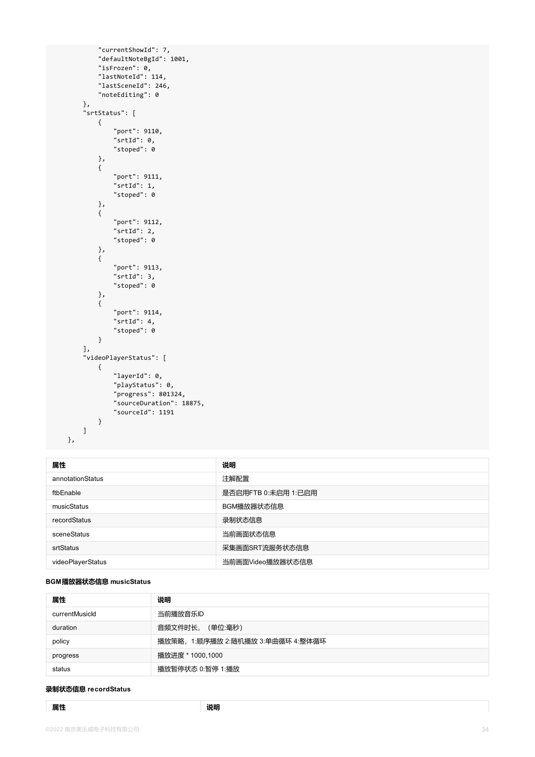```
            "currentShowId": 7,
            "defaultNoteBgId": 1001,
            "isFrozen": 0,
            "lastNoteId": 114,
            "lastSceneId": 246,
            "noteEditing": 0
        },
        "srtStatus": [
            {
                "port": 9110,
                "srtId": 0,
                "stoped": 0
            },
            {
                "port": 9111,
                "srtId": 1,
                "stoped": 0
            },
            {
                "port": 9112,
                "srtId": 2,
                "stoped": 0
            },
            {
                "port": 9113,
                "srtId": 3,
                "stoped": 0
            },
            {
                "port": 9114,
                "srtId": 4,
                "stoped": 0
            }
        ],
        "videoPlayerStatus": [
            {
                "layerId": 0,
                "playStatus": 0,
                "progress": 801324,
                "sourceDuration": 18875,
                "sourceId": 1191
            }
        ]
    },
```

| 属性 | 说明 |
| --- | --- |
| annotationStatus | 注解配置 |
| ftbEnable | 是否启用FTB 0:未启用 1:已启用 |
| musicStatus | BGM播放器状态信息 |
| recordStatus | 录制状态信息 |
| sceneStatus | 当前画面状态信息 |
| srtStatus | 采集画面SRT流服务状态信息 |
| videoPlayerStatus | 当前画面Video播放器状态信息 |

**BGM播放器状态信息 musicStatus**

| 属性 | 说明 |
| --- | --- |
| currentMusicId | 当前播放音乐ID |
| duration | 音频文件时长，（单位:毫秒） |
| policy | 播放策略，1:顺序播放 2:随机播放 3:单曲循环 4:整体循环 |
| progress | 播放进度 * 1000,1000 |
| status | 播放暂停状态 0:暂停 1:播放 |

**录制状态信息 recordStatus**

| 属性 | 说明 |
| --- | --- |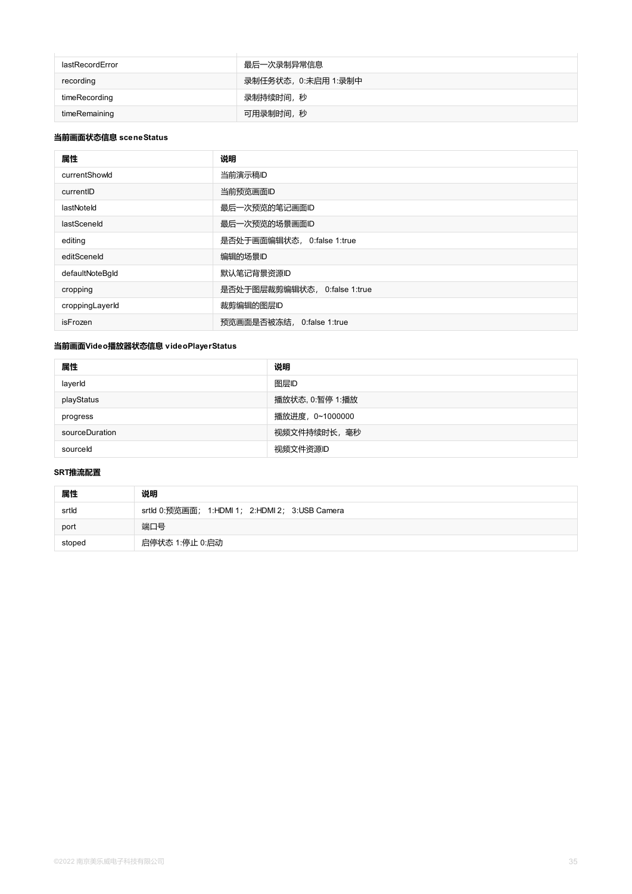| | |
|---|---|
| lastRecordError | 最后一次录制异常信息 |
| recording | 录制任务状态，0:未启用 1:录制中 |
| timeRecording | 录制持续时间，秒 |
| timeRemaining | 可用录制时间，秒 |

**当前画面状态信息 sceneStatus**

| 属性 | 说明 |
|---|---|
| currentShowId | 当前演示稿ID |
| currentID | 当前预览画面ID |
| lastNoteId | 最后一次预览的笔记画面ID |
| lastSceneId | 最后一次预览的场景画面ID |
| editing | 是否处于画面编辑状态， 0:false 1:true |
| editSceneId | 编辑的场景ID |
| defaultNoteBgId | 默认笔记背景资源ID |
| cropping | 是否处于图层裁剪编辑状态， 0:false 1:true |
| croppingLayerId | 裁剪编辑的图层ID |
| isFrozen | 预览画面是否被冻结， 0:false 1:true |

**当前画面Video播放器状态信息 videoPlayerStatus**

| 属性 | 说明 |
|---|---|
| layerId | 图层ID |
| playStatus | 播放状态, 0:暂停 1:播放 |
| progress | 播放进度，0~1000000 |
| sourceDuration | 视频文件持续时长，毫秒 |
| sourceId | 视频文件资源ID |

**SRT推流配置**

| 属性 | 说明 |
|---|---|
| srtId | srtId 0:预览画面； 1:HDMI 1； 2:HDMI 2； 3:USB Camera |
| port | 端口号 |
| stoped | 启停状态 1:停止 0:启动 |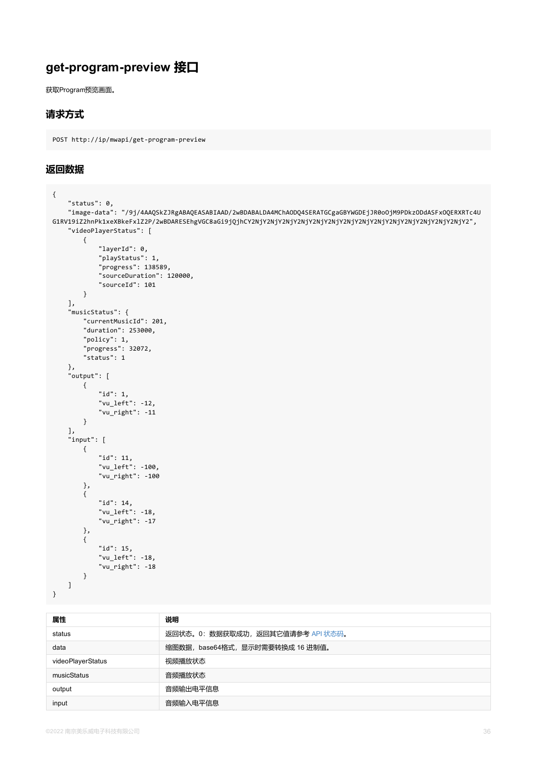# get-program-preview 接口

获取Program预览画面。

## 请求方式

```
POST http://ip/mwapi/get-program-preview
```

## 返回数据

```
{
    "status": 0,
    "image-data": "/9j/4AAQSkZJRgABAQEASABIAAD/2wBDABALDA4MChAODQ4SERATGCgaGBYWGDEjJR0oOjM9PDkzODdASFxOQERXRTc4U
G1RV19iZ2hnPk1xeXBkeFx1Z2P/2wBDARESEhgVGC8aGi9jQjhCY2NjY2NjY2NjY2NjY2NjY2NjY2NjY2NjY2NjY2NjY2NjY2NjY2NjY2",
    "videoPlayerStatus": [
        {
            "layerId": 0,
            "playStatus": 1,
            "progress": 138589,
            "sourceDuration": 120000,
            "sourceId": 101
        }
    ],
    "musicStatus": {
        "currentMusicId": 201,
        "duration": 253000,
        "policy": 1,
        "progress": 32072,
        "status": 1
    },
    "output": [
        {
            "id": 1,
            "vu_left": -12,
            "vu_right": -11
        }
    ],
    "input": [
        {
            "id": 11,
            "vu_left": -100,
            "vu_right": -100
        },
        {
            "id": 14,
            "vu_left": -18,
            "vu_right": -17
        },
        {
            "id": 15,
            "vu_left": -18,
            "vu_right": -18
        }
    ]
}
```

| 属性 | 说明 |
| --- | --- |
| status | 返回状态。0：数据获取成功，返回其它值请参考 API 状态码。 |
| data | 缩图数据，base64格式，显示时需要转换成 16 进制值。 |
| videoPlayerStatus | 视频播放状态 |
| musicStatus | 音频播放状态 |
| output | 音频输出电平信息 |
| input | 音频输入电平信息 |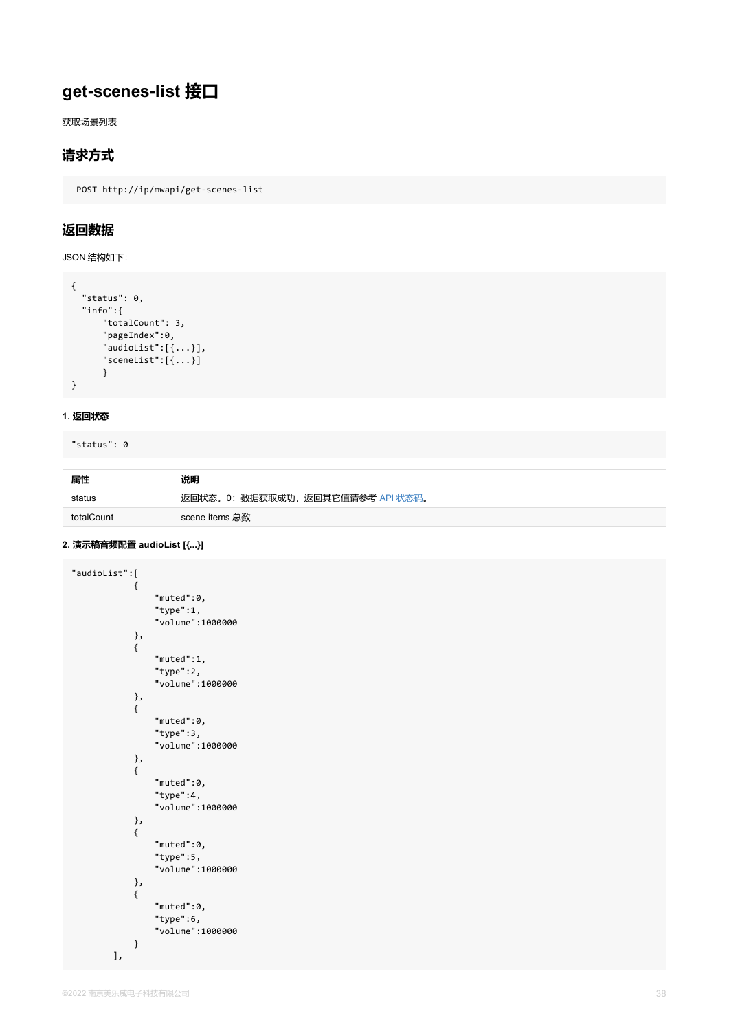# get-scenes-list 接口

获取场景列表

## 请求方式

```
POST http://ip/mwapi/get-scenes-list
```

## 返回数据

JSON 结构如下:

```
{
  "status": 0,
  "info":{
      "totalCount": 3,
      "pageIndex":0,
      "audioList":[{...}],
      "sceneList":[{...}]
      }
}
```

**1. 返回状态**

```
"status": 0
```

| 属性 | 说明 |
| --- | --- |
| status | 返回状态。0：数据获取成功，返回其它值请参考 API 状态码。 |
| totalCount | scene items 总数 |

**2. 演示稿音频配置 audioList [{...}]**

```
"audioList":[
            {
                "muted":0,
                "type":1,
                "volume":1000000
            },
            {
                "muted":1,
                "type":2,
                "volume":1000000
            },
            {
                "muted":0,
                "type":3,
                "volume":1000000
            },
            {
                "muted":0,
                "type":4,
                "volume":1000000
            },
            {
                "muted":0,
                "type":5,
                "volume":1000000
            },
            {
                "muted":0,
                "type":6,
                "volume":1000000
            }
        ],
```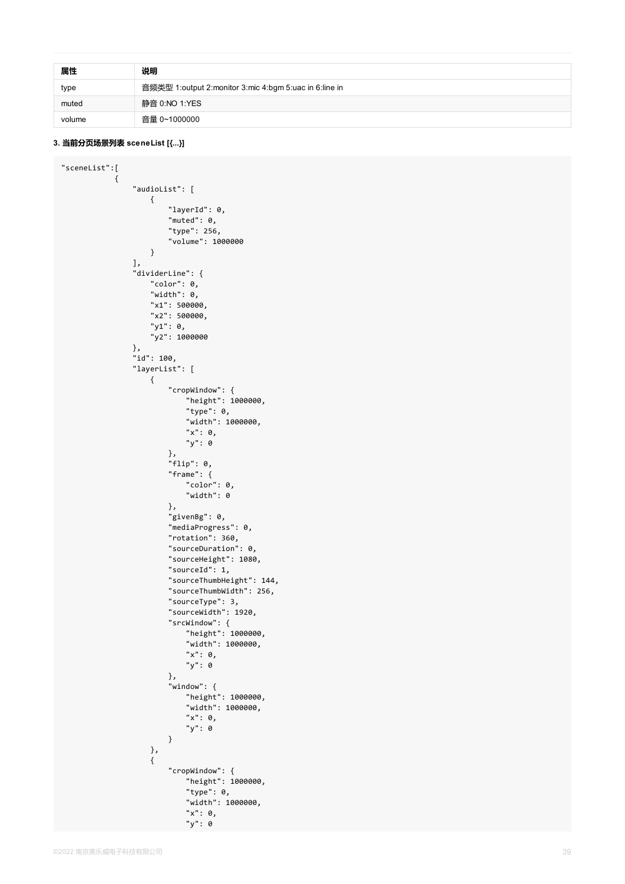| 属性 | 说明 |
| --- | --- |
| type | 音频类型 1:output 2:monitor 3:mic 4:bgm 5:uac in 6:line in |
| muted | 静音 0:NO 1:YES |
| volume | 音量 0~1000000 |

**3. 当前分页场景列表 sceneList [{...}]**

```
"sceneList":[
            {
                "audioList": [
                    {
                        "layerId": 0,
                        "muted": 0,
                        "type": 256,
                        "volume": 1000000
                    }
                ],
                "dividerLine": {
                    "color": 0,
                    "width": 0,
                    "x1": 500000,
                    "x2": 500000,
                    "y1": 0,
                    "y2": 1000000
                },
                "id": 100,
                "layerList": [
                    {
                        "cropWindow": {
                            "height": 1000000,
                            "type": 0,
                            "width": 1000000,
                            "x": 0,
                            "y": 0
                        },
                        "flip": 0,
                        "frame": {
                            "color": 0,
                            "width": 0
                        },
                        "givenBg": 0,
                        "mediaProgress": 0,
                        "rotation": 360,
                        "sourceDuration": 0,
                        "sourceHeight": 1080,
                        "sourceId": 1,
                        "sourceThumbHeight": 144,
                        "sourceThumbWidth": 256,
                        "sourceType": 3,
                        "sourceWidth": 1920,
                        "srcWindow": {
                            "height": 1000000,
                            "width": 1000000,
                            "x": 0,
                            "y": 0
                        },
                        "window": {
                            "height": 1000000,
                            "width": 1000000,
                            "x": 0,
                            "y": 0
                        }
                    },
                    {
                        "cropWindow": {
                            "height": 1000000,
                            "type": 0,
                            "width": 1000000,
                            "x": 0,
                            "y": 0
```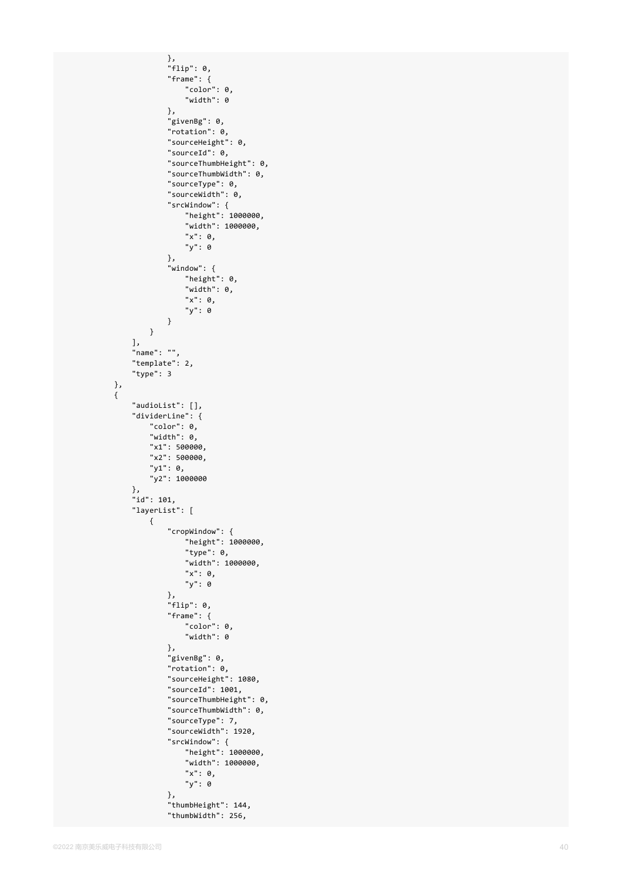```
                },
                "flip": 0,
                "frame": {
                    "color": 0,
                    "width": 0
                },
                "givenBg": 0,
                "rotation": 0,
                "sourceHeight": 0,
                "sourceId": 0,
                "sourceThumbHeight": 0,
                "sourceThumbWidth": 0,
                "sourceType": 0,
                "sourceWidth": 0,
                "srcWindow": {
                    "height": 1000000,
                    "width": 1000000,
                    "x": 0,
                    "y": 0
                },
                "window": {
                    "height": 0,
                    "width": 0,
                    "x": 0,
                    "y": 0
                }
            }
        ],
        "name": "",
        "template": 2,
        "type": 3
    },
    {
        "audioList": [],
        "dividerLine": {
            "color": 0,
            "width": 0,
            "x1": 500000,
            "x2": 500000,
            "y1": 0,
            "y2": 1000000
        },
        "id": 101,
        "layerList": [
            {
                "cropWindow": {
                    "height": 1000000,
                    "type": 0,
                    "width": 1000000,
                    "x": 0,
                    "y": 0
                },
                "flip": 0,
                "frame": {
                    "color": 0,
                    "width": 0
                },
                "givenBg": 0,
                "rotation": 0,
                "sourceHeight": 1080,
                "sourceId": 1001,
                "sourceThumbHeight": 0,
                "sourceThumbWidth": 0,
                "sourceType": 7,
                "sourceWidth": 1920,
                "srcWindow": {
                    "height": 1000000,
                    "width": 1000000,
                    "x": 0,
                    "y": 0
                },
                "thumbHeight": 144,
                "thumbWidth": 256,
```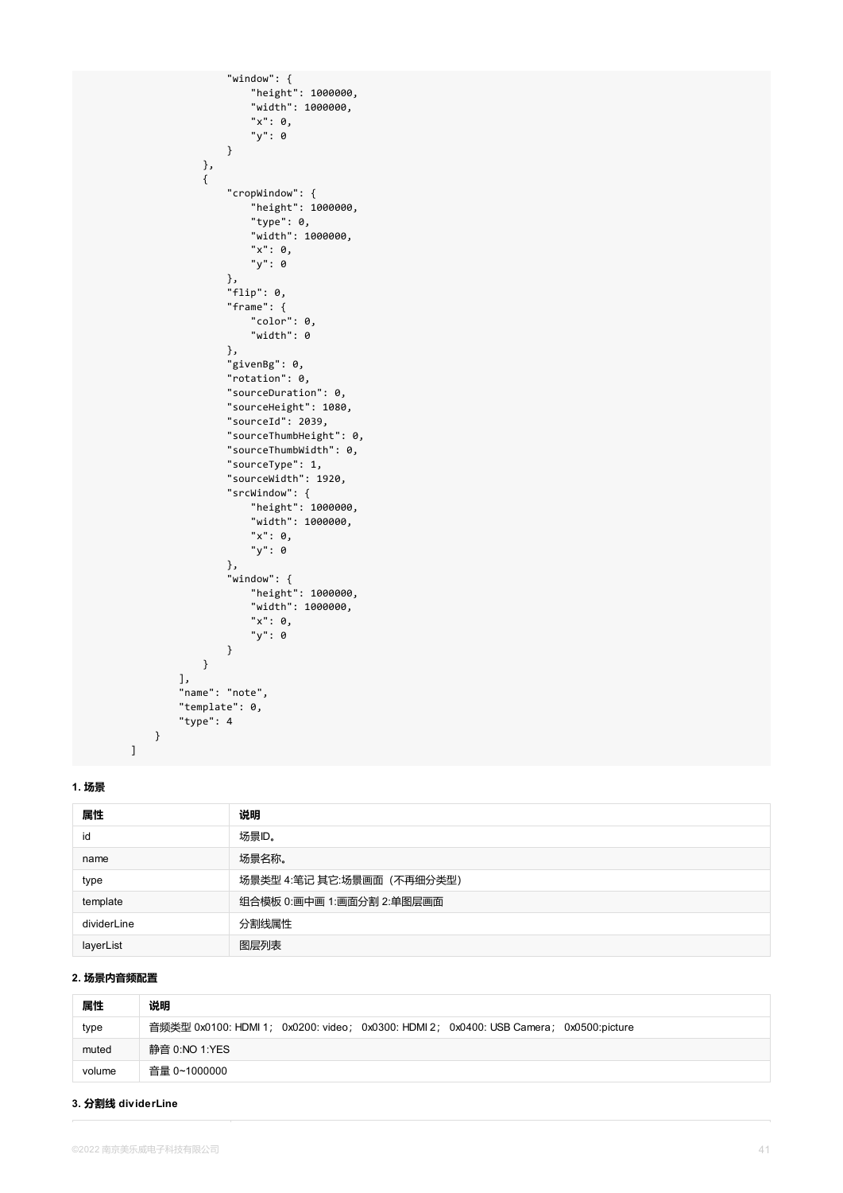```
                    "window": {
                        "height": 1000000,
                        "width": 1000000,
                        "x": 0,
                        "y": 0
                    }
                },
                {
                    "cropWindow": {
                        "height": 1000000,
                        "type": 0,
                        "width": 1000000,
                        "x": 0,
                        "y": 0
                    },
                    "flip": 0,
                    "frame": {
                        "color": 0,
                        "width": 0
                    },
                    "givenBg": 0,
                    "rotation": 0,
                    "sourceDuration": 0,
                    "sourceHeight": 1080,
                    "sourceId": 2039,
                    "sourceThumbHeight": 0,
                    "sourceThumbWidth": 0,
                    "sourceType": 1,
                    "sourceWidth": 1920,
                    "srcWindow": {
                        "height": 1000000,
                        "width": 1000000,
                        "x": 0,
                        "y": 0
                    },
                    "window": {
                        "height": 1000000,
                        "width": 1000000,
                        "x": 0,
                        "y": 0
                    }
                }
            ],
            "name": "note",
            "template": 0,
            "type": 4
        }
    ]
```

**1. 场景**

| 属性 | 说明 |
| --- | --- |
| id | 场景ID。 |
| name | 场景名称。 |
| type | 场景类型 4:笔记 其它:场景画面（不再细分类型） |
| template | 组合模板 0:画中画 1:画面分割 2:单图层画面 |
| dividerLine | 分割线属性 |
| layerList | 图层列表 |

**2. 场景内音频配置**

| 属性 | 说明 |
| --- | --- |
| type | 音频类型 0x0100: HDMI 1； 0x0200: video； 0x0300: HDMI 2； 0x0400: USB Camera； 0x0500:picture |
| muted | 静音 0:NO 1:YES |
| volume | 音量 0~1000000 |

**3. 分割线 dividerLine**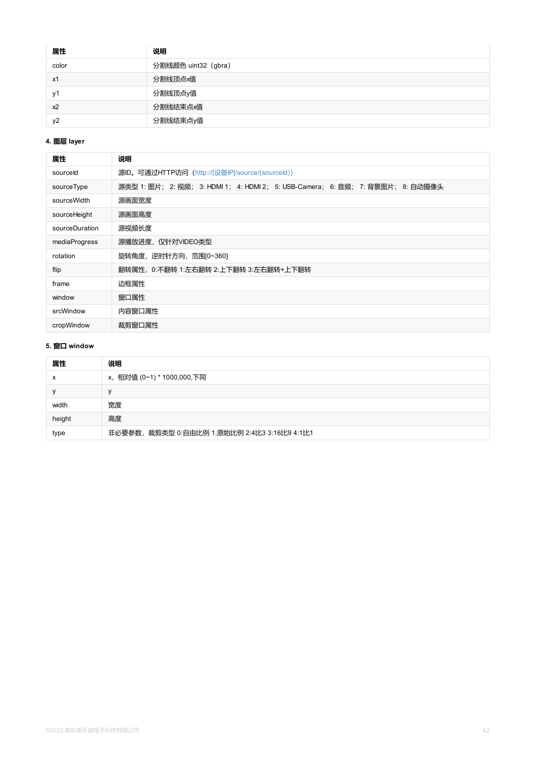| 属性 | 说明 |
| --- | --- |
| color | 分割线颜色 uint32（gbra） |
| x1 | 分割线顶点x值 |
| y1 | 分割线顶点y值 |
| x2 | 分割线结束点x值 |
| y2 | 分割线结束点y值 |

**4. 图层 layer**

| 属性 | 说明 |
| --- | --- |
| sourceId | 源ID。可通过HTTP访问（http://[设备IP]/source/(sourceId)） |
| sourceType | 源类型 1: 图片； 2: 视频； 3: HDMI 1； 4: HDMI 2； 5: USB-Camera； 6: 音频； 7: 背景图片； 8: 自动摄像头 |
| sourceWidth | 源画面宽度 |
| sourceHeight | 源画面高度 |
| sourceDuration | 源视频长度 |
| mediaProgress | 源播放进度，仅针对VIDEO类型 |
| rotation | 旋转角度，逆时针方向，范围[0~360] |
| flip | 翻转属性，0:不翻转 1:左右翻转 2:上下翻转 3:左右翻转+上下翻转 |
| frame | 边框属性 |
| window | 窗口属性 |
| srcWindow | 内容窗口属性 |
| cropWindow | 裁剪窗口属性 |

**5. 窗口 window**

| 属性 | 说明 |
| --- | --- |
| x | x，相对值 (0~1) * 1000,000,下同 |
| y | y |
| width | 宽度 |
| height | 高度 |
| type | 非必要参数，裁剪类型 0:自由比例 1:原始比例 2:4比3 3:16比9 4:1比1 |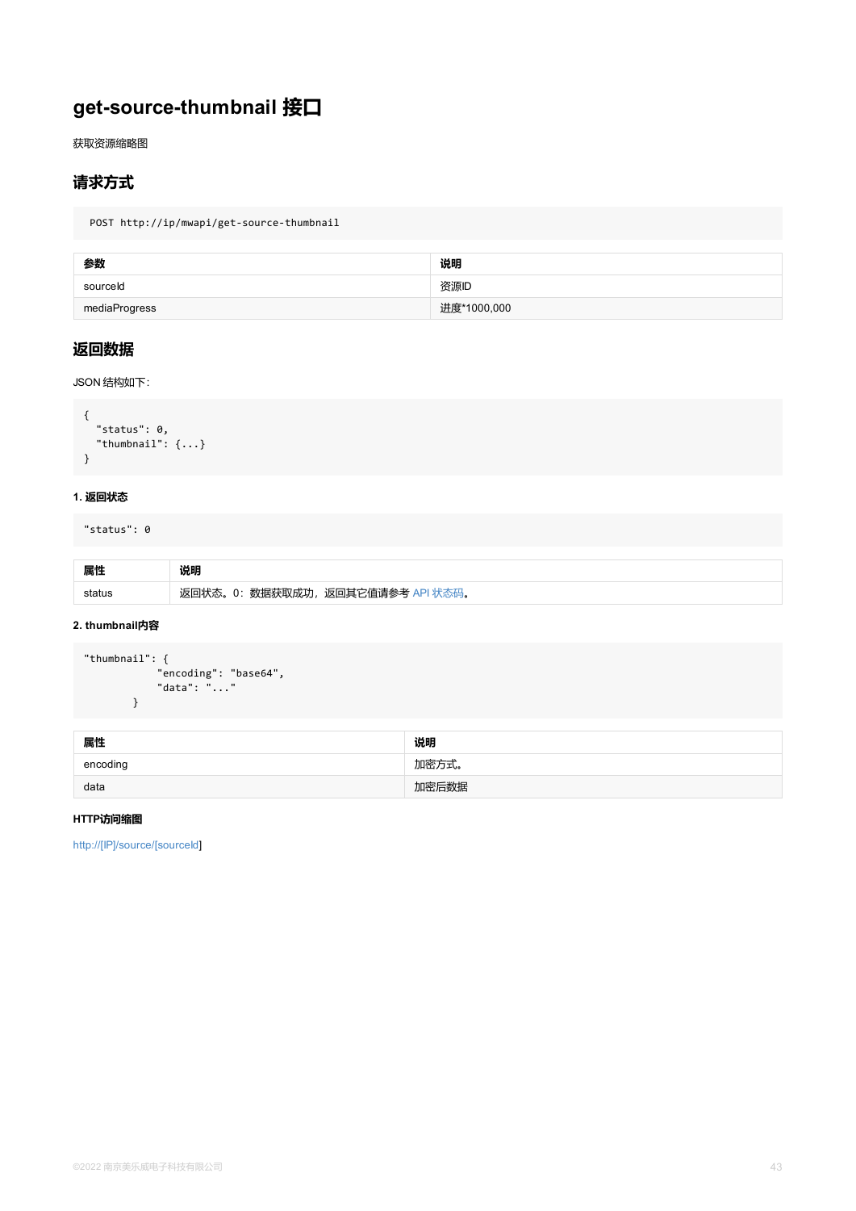# get-source-thumbnail 接口

获取资源缩略图

## 请求方式

```
POST http://ip/mwapi/get-source-thumbnail
```

| 参数 | 说明 |
| --- | --- |
| sourceId | 资源ID |
| mediaProgress | 进度*1000,000 |

## 返回数据

JSON 结构如下:

```
{
  "status": 0,
  "thumbnail": {...}
}
```

#### 1. 返回状态

```
"status": 0
```

| 属性 | 说明 |
| --- | --- |
| status | 返回状态。0：数据获取成功，返回其它值请参考 API 状态码。 |

#### 2. thumbnail内容

```
"thumbnail": {
            "encoding": "base64",
            "data": "..."
        }
```

| 属性 | 说明 |
| --- | --- |
| encoding | 加密方式。 |
| data | 加密后数据 |

#### HTTP访问缩图

http://[IP]/source/[sourceId]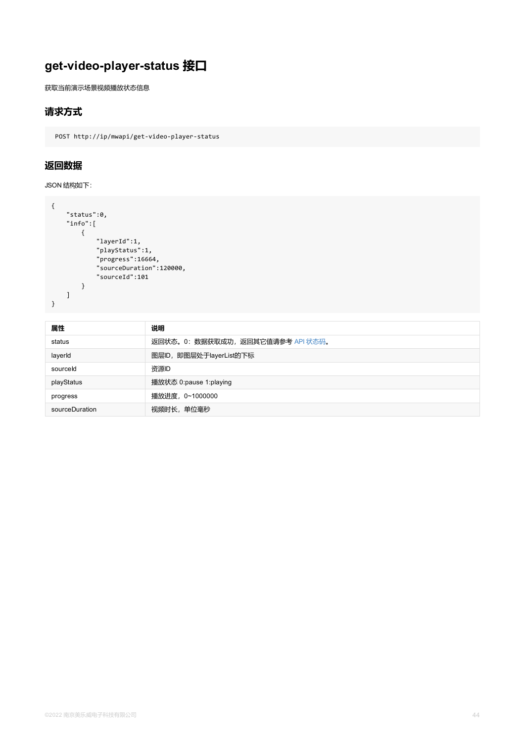# get-video-player-status 接口

获取当前演示场景视频播放状态信息

## 请求方式

```
POST http://ip/mwapi/get-video-player-status
```

## 返回数据

JSON 结构如下:

```
{
    "status":0,
    "info":[
        {
            "layerId":1,
            "playStatus":1,
            "progress":16664,
            "sourceDuration":120000,
            "sourceId":101
        }
    ]
}
```

| 属性 | 说明 |
| --- | --- |
| status | 返回状态。0：数据获取成功，返回其它值请参考 API 状态码。 |
| layerId | 图层ID，即图层处于layerList的下标 |
| sourceId | 资源ID |
| playStatus | 播放状态 0:pause 1:playing |
| progress | 播放进度，0~1000000 |
| sourceDuration | 视频时长，单位毫秒 |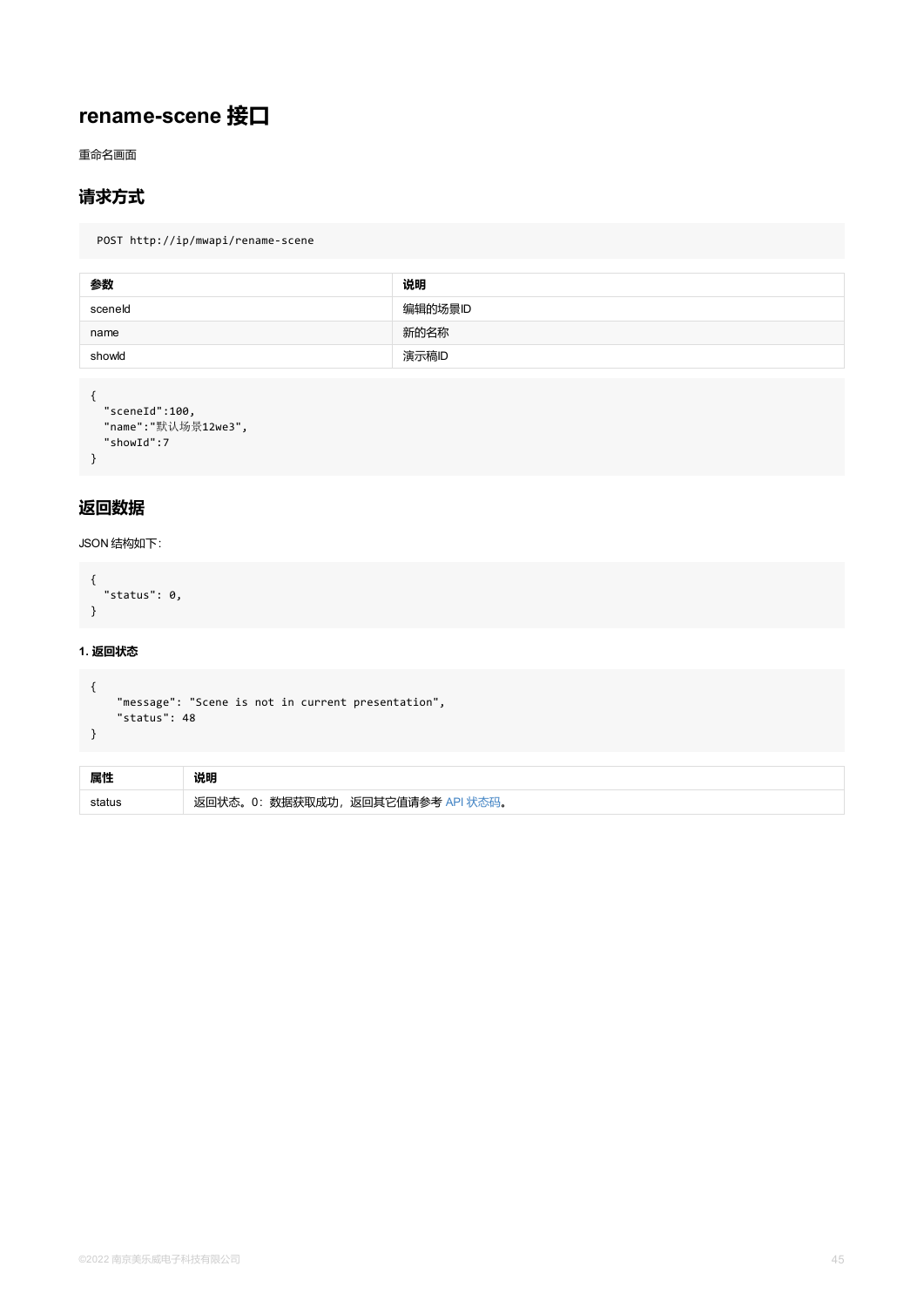# rename-scene 接口

重命名画面

## 请求方式

```
POST http://ip/mwapi/rename-scene
```

| 参数 | 说明 |
| --- | --- |
| sceneId | 编辑的场景ID |
| name | 新的名称 |
| showId | 演示稿ID |

```
{
  "sceneId":100,
  "name":"默认场景12we3",
  "showId":7
}
```

## 返回数据

JSON 结构如下:

```
{
  "status": 0,
}
```

#### 1. 返回状态

```
{
    "message": "Scene is not in current presentation",
    "status": 48
}
```

| 属性 | 说明 |
| --- | --- |
| status | 返回状态。0：数据获取成功，返回其它值请参考 API 状态码。 |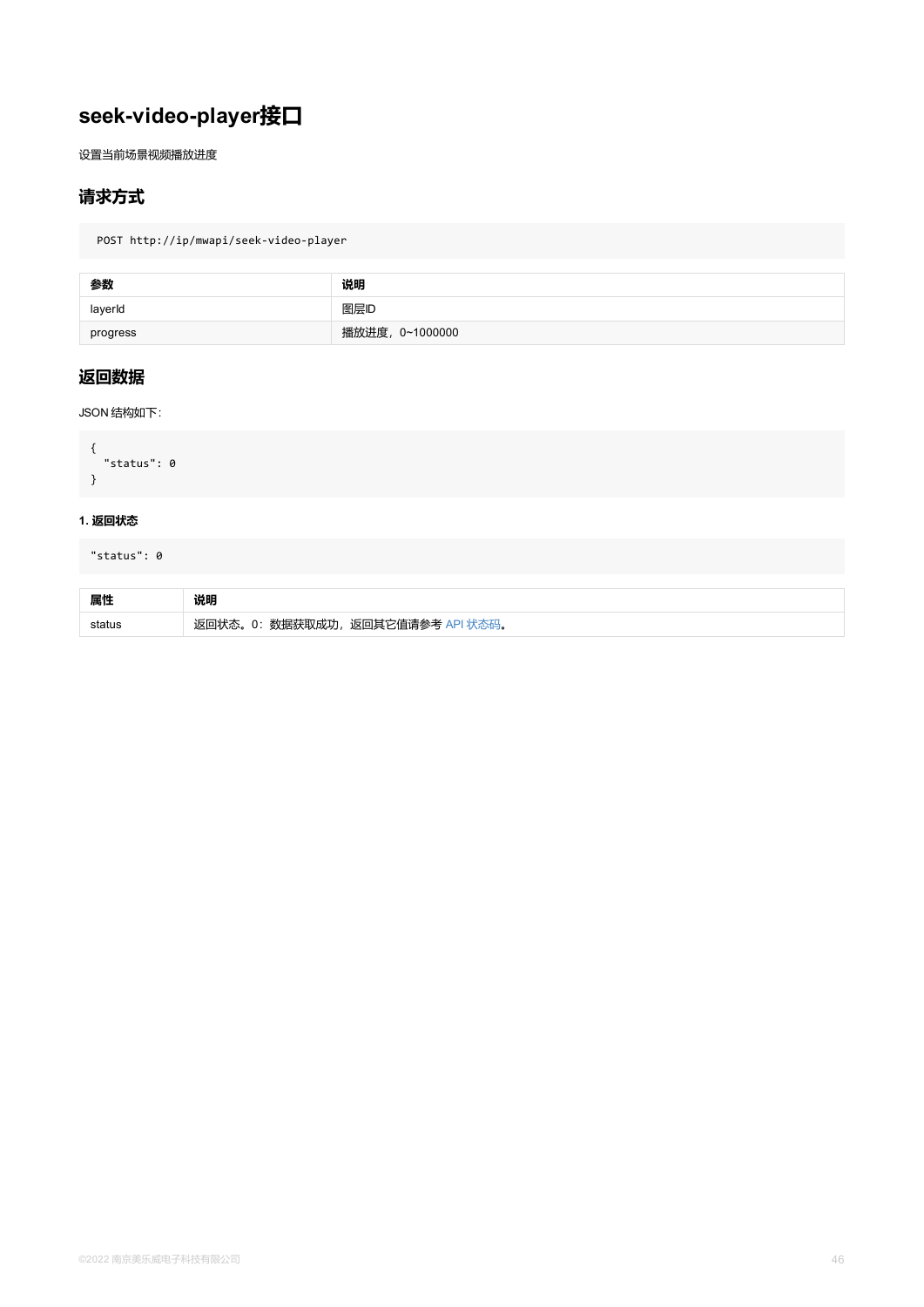# seek-video-player接口

设置当前场景视频播放进度

## 请求方式

```
POST http://ip/mwapi/seek-video-player
```

| 参数 | 说明 |
| --- | --- |
| layerId | 图层ID |
| progress | 播放进度，0~1000000 |

## 返回数据

JSON 结构如下:

```
{
  "status": 0
}
```

#### 1. 返回状态

```
"status": 0
```

| 属性 | 说明 |
| --- | --- |
| status | 返回状态。0：数据获取成功，返回其它值请参考 API 状态码。 |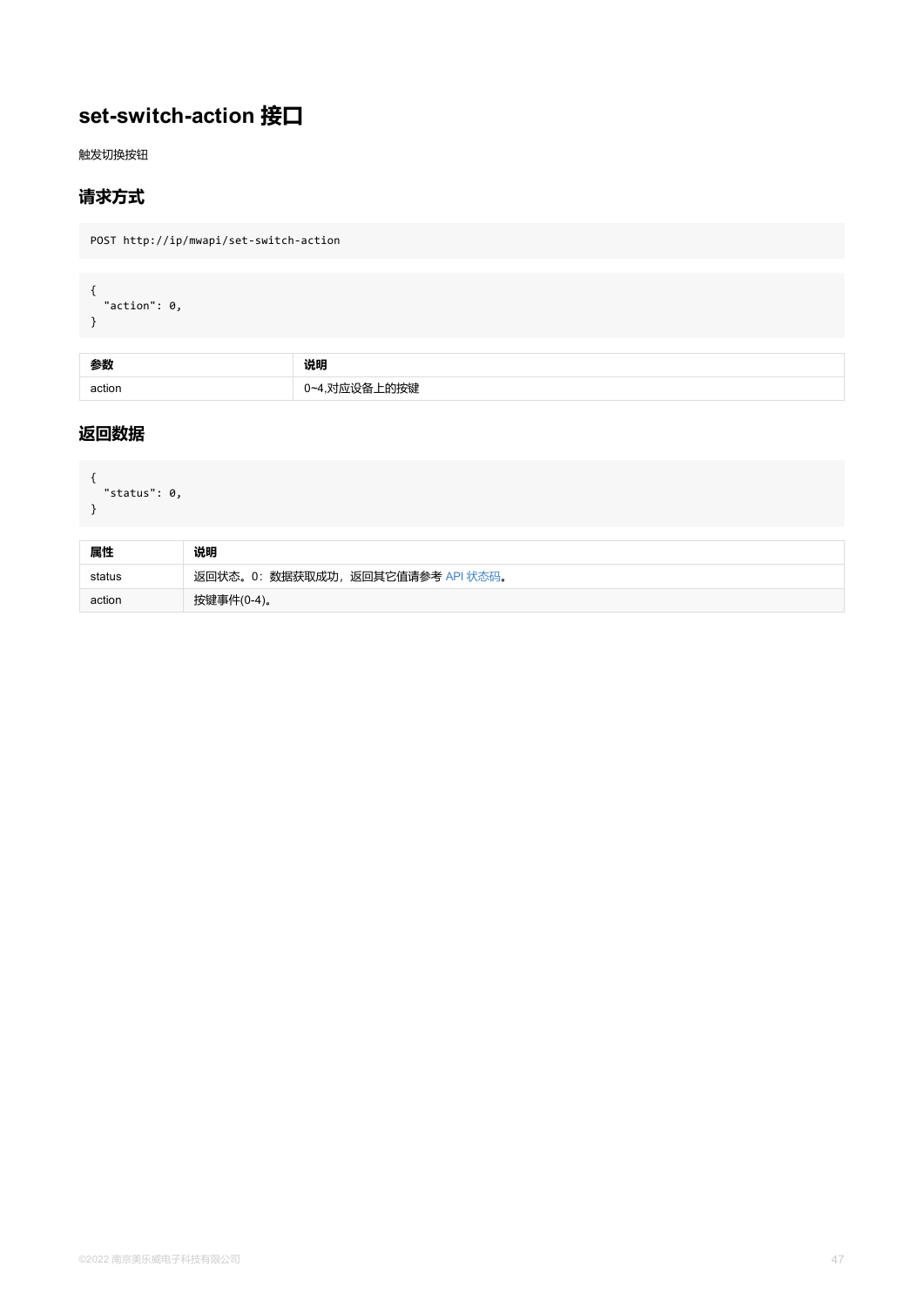# set-switch-action 接口

触发切换按钮

## 请求方式

```
POST http://ip/mwapi/set-switch-action
```

```
{
  "action": 0,
}
```

| 参数 | 说明 |
| --- | --- |
| action | 0~4,对应设备上的按键 |

## 返回数据

```
{
  "status": 0,
}
```

| 属性 | 说明 |
| --- | --- |
| status | 返回状态。0：数据获取成功，返回其它值请参考 API 状态码。 |
| action | 按键事件(0-4)。 |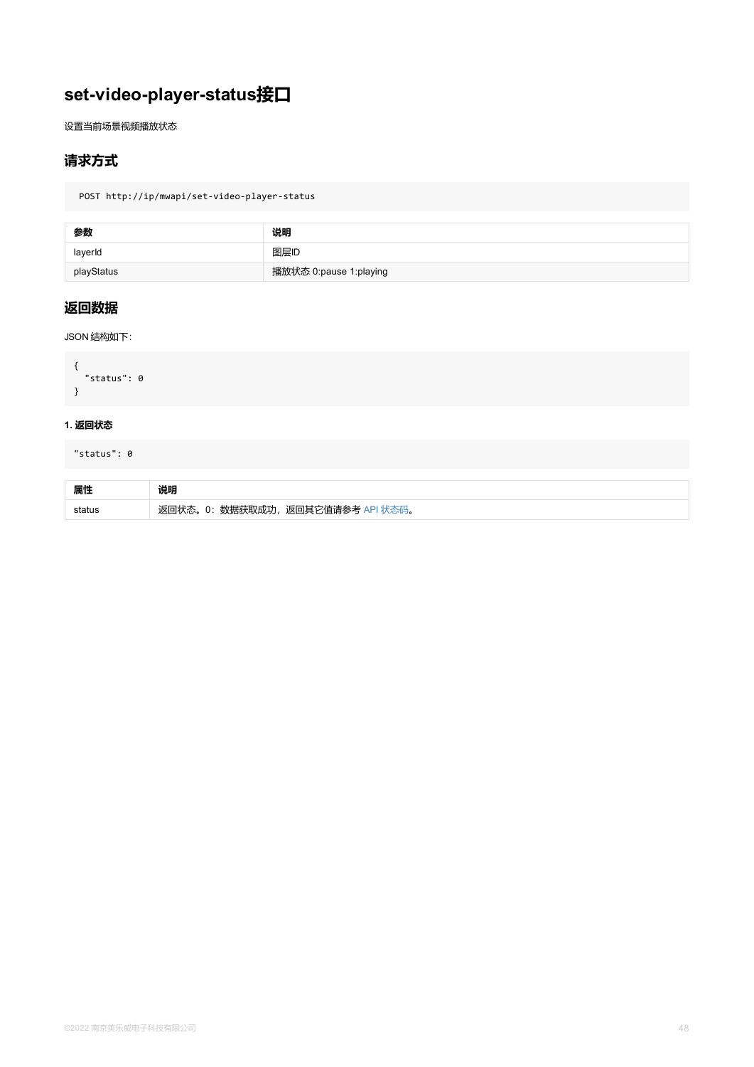# set-video-player-status接口

设置当前场景视频播放状态

## 请求方式

```
POST http://ip/mwapi/set-video-player-status
```

| 参数 | 说明 |
| --- | --- |
| layerId | 图层ID |
| playStatus | 播放状态 0:pause 1:playing |

## 返回数据

JSON 结构如下:

```
{
  "status": 0
}
```

#### 1. 返回状态

```
"status": 0
```

| 属性 | 说明 |
| --- | --- |
| status | 返回状态。0：数据获取成功，返回其它值请参考 API 状态码。 |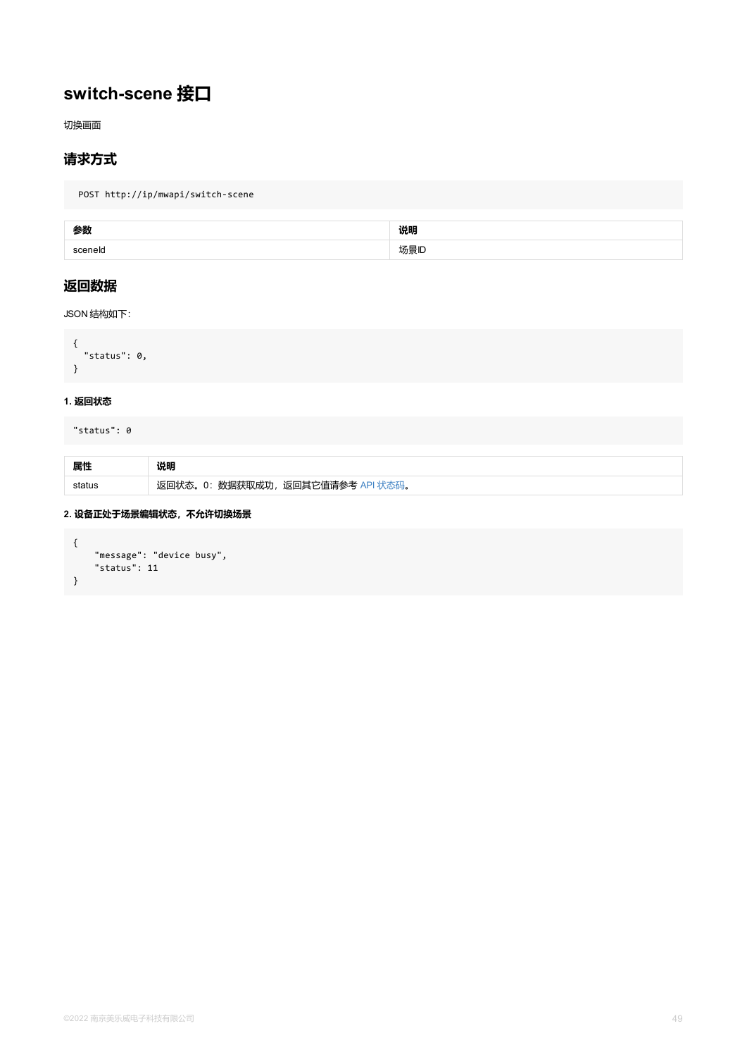# switch-scene 接口

切换画面

## 请求方式

```
POST http://ip/mwapi/switch-scene
```

| 参数 | 说明 |
| --- | --- |
| sceneId | 场景ID |

## 返回数据

JSON 结构如下:

```
{
  "status": 0,
}
```

#### 1. 返回状态

```
"status": 0
```

| 属性 | 说明 |
| --- | --- |
| status | 返回状态。0：数据获取成功，返回其它值请参考 API 状态码。 |

#### 2. 设备正处于场景编辑状态，不允许切换场景

```
{
    "message": "device busy",
    "status": 11
}
```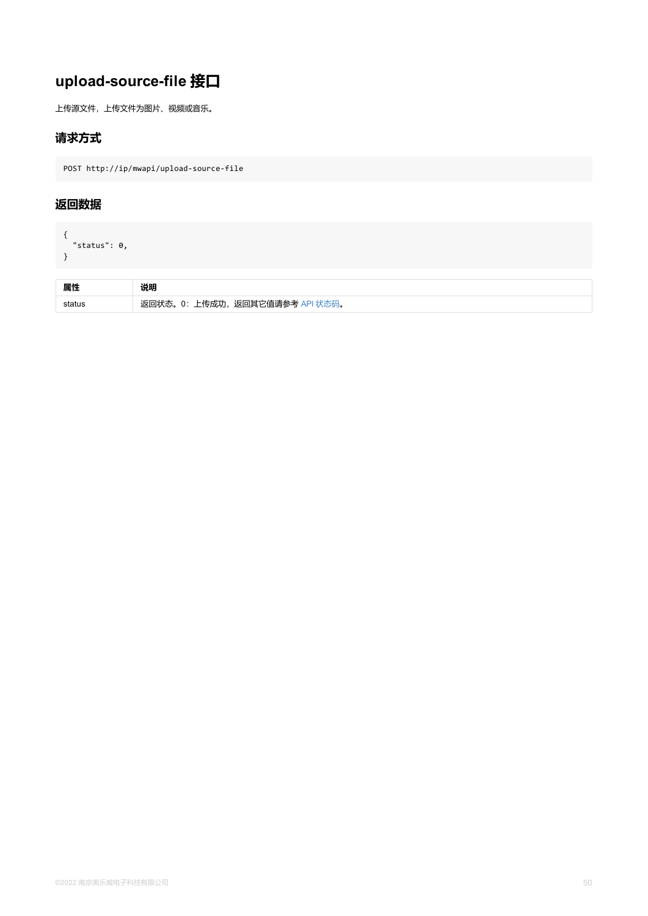## upload-source-file 接口

上传源文件，上传文件为图片、视频或音乐。

### 请求方式

```
POST http://ip/mwapi/upload-source-file
```

### 返回数据

```
{
  "status": 0,
}
```

| 属性 | 说明 |
| --- | --- |
| status | 返回状态。0：上传成功，返回其它值请参考 API 状态码。 |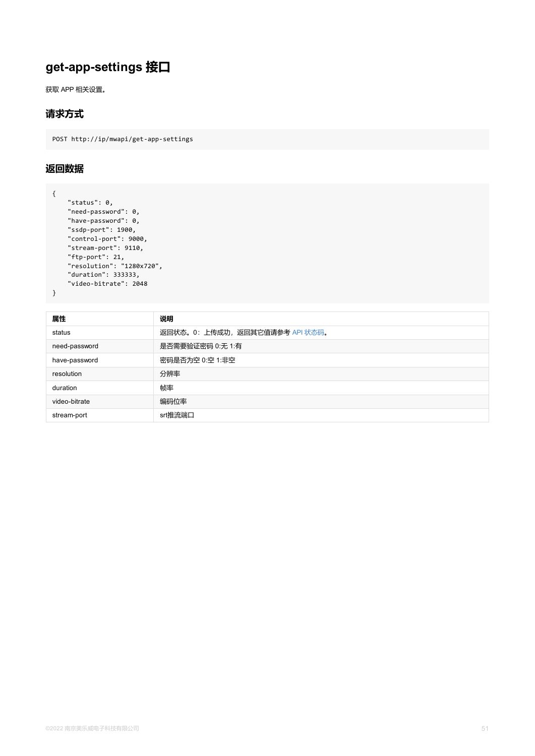# get-app-settings 接口

获取 APP 相关设置。

## 请求方式

```
POST http://ip/mwapi/get-app-settings
```

## 返回数据

```
{
    "status": 0,
    "need-password": 0,
    "have-password": 0,
    "ssdp-port": 1900,
    "control-port": 9000,
    "stream-port": 9110,
    "ftp-port": 21,
    "resolution": "1280x720",
    "duration": 333333,
    "video-bitrate": 2048
}
```

| 属性 | 说明 |
| --- | --- |
| status | 返回状态。0：上传成功，返回其它值请参考 API 状态码。 |
| need-password | 是否需要验证密码 0:无 1:有 |
| have-password | 密码是否为空 0:空 1:非空 |
| resolution | 分辨率 |
| duration | 帧率 |
| video-bitrate | 编码位率 |
| stream-port | srt推流端口 |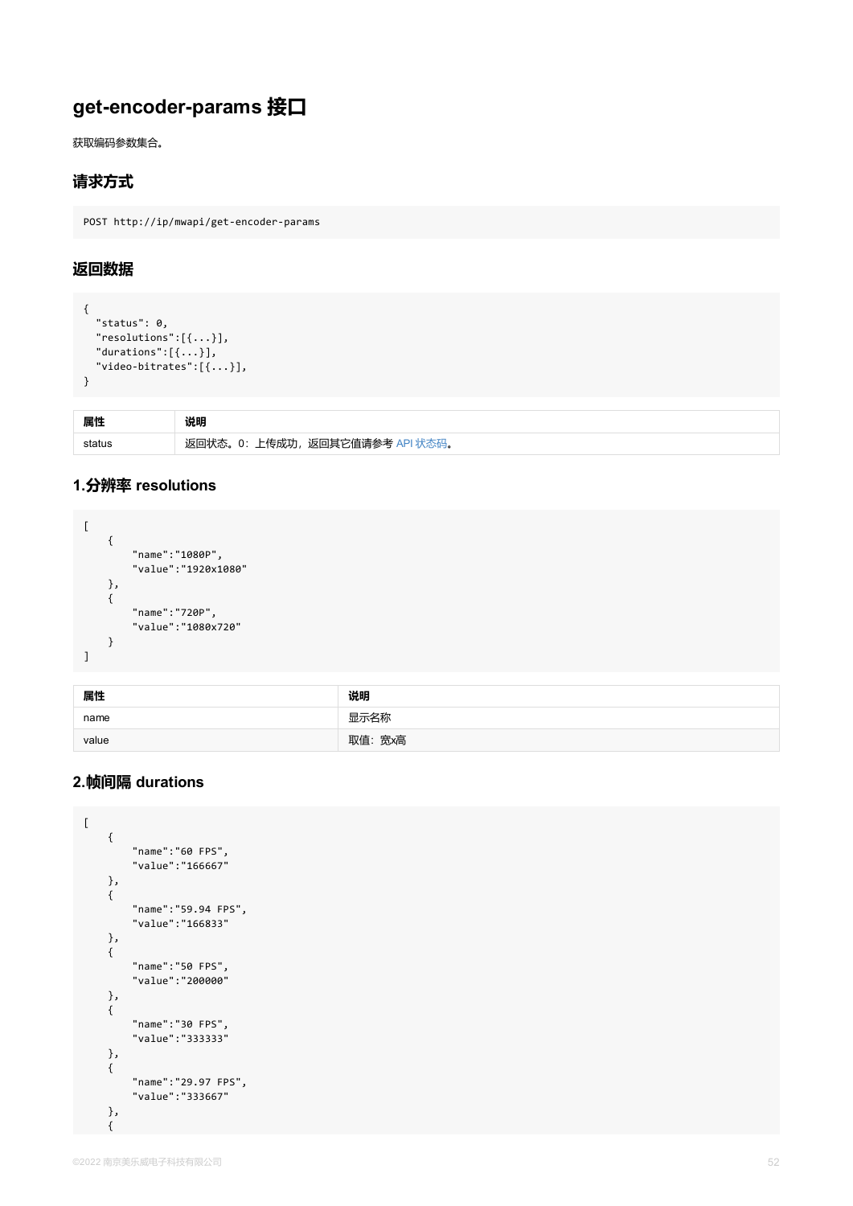# get-encoder-params 接口

获取编码参数集合。

## 请求方式

```
POST http://ip/mwapi/get-encoder-params
```

## 返回数据

```
{
  "status": 0,
  "resolutions":[{...}],
  "durations":[{...}],
  "video-bitrates":[{...}],
}
```

| 属性 | 说明 |
| --- | --- |
| status | 返回状态。0：上传成功，返回其它值请参考 API 状态码。 |

### 1.分辨率 resolutions

```
[
    {
        "name":"1080P",
        "value":"1920x1080"
    },
    {
        "name":"720P",
        "value":"1080x720"
    }
]
```

| 属性 | 说明 |
| --- | --- |
| name | 显示名称 |
| value | 取值：宽x高 |

### 2.帧间隔 durations

```
[
    {
        "name":"60 FPS",
        "value":"166667"
    },
    {
        "name":"59.94 FPS",
        "value":"166833"
    },
    {
        "name":"50 FPS",
        "value":"200000"
    },
    {
        "name":"30 FPS",
        "value":"333333"
    },
    {
        "name":"29.97 FPS",
        "value":"333667"
    },
    {
```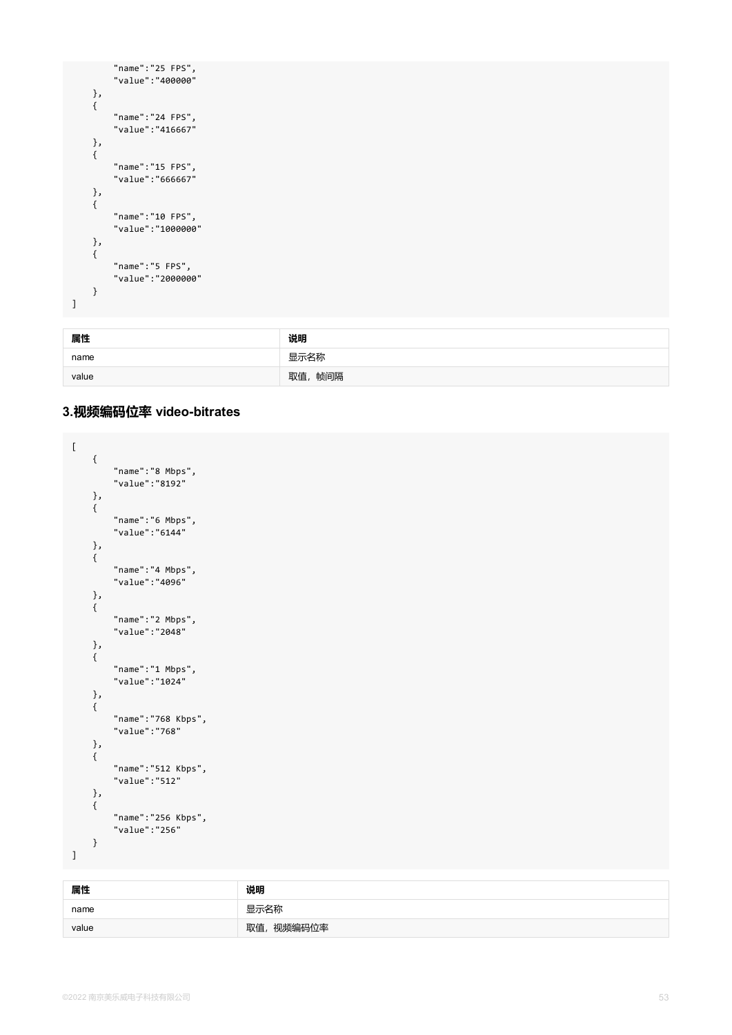```
        "name":"25 FPS",
        "value":"400000"
    },
    {
        "name":"24 FPS",
        "value":"416667"
    },
    {
        "name":"15 FPS",
        "value":"666667"
    },
    {
        "name":"10 FPS",
        "value":"1000000"
    },
    {
        "name":"5 FPS",
        "value":"2000000"
    }
]
```

| 属性 | 说明 |
| --- | --- |
| name | 显示名称 |
| value | 取值，帧间隔 |

### 3.视频编码位率 video-bitrates

```
[
    {
        "name":"8 Mbps",
        "value":"8192"
    },
    {
        "name":"6 Mbps",
        "value":"6144"
    },
    {
        "name":"4 Mbps",
        "value":"4096"
    },
    {
        "name":"2 Mbps",
        "value":"2048"
    },
    {
        "name":"1 Mbps",
        "value":"1024"
    },
    {
        "name":"768 Kbps",
        "value":"768"
    },
    {
        "name":"512 Kbps",
        "value":"512"
    },
    {
        "name":"256 Kbps",
        "value":"256"
    }
]
```

| 属性 | 说明 |
| --- | --- |
| name | 显示名称 |
| value | 取值，视频编码位率 |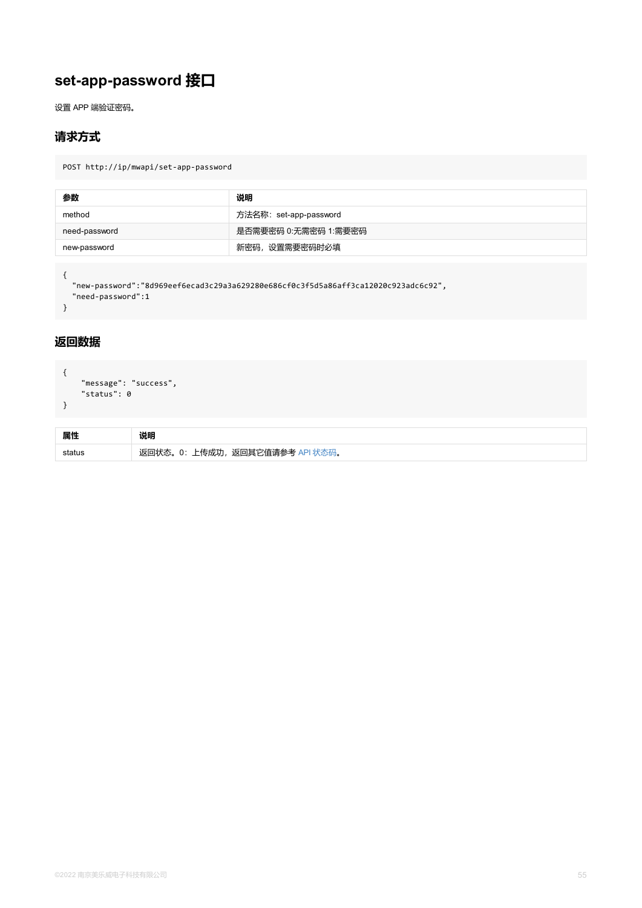# set-app-password 接口

设置 APP 端验证密码。

## 请求方式

```
POST http://ip/mwapi/set-app-password
```

| 参数 | 说明 |
| --- | --- |
| method | 方法名称：set-app-password |
| need-password | 是否需要密码 0:无需密码 1:需要密码 |
| new-password | 新密码，设置需要密码时必填 |

```
{
  "new-password":"8d969eef6ecad3c29a3a629280e686cf0c3f5d5a86aff3ca12020c923adc6c92",
  "need-password":1
}
```

## 返回数据

```
{
    "message": "success",
    "status": 0
}
```

| 属性 | 说明 |
| --- | --- |
| status | 返回状态。0：上传成功，返回其它值请参考 API 状态码。 |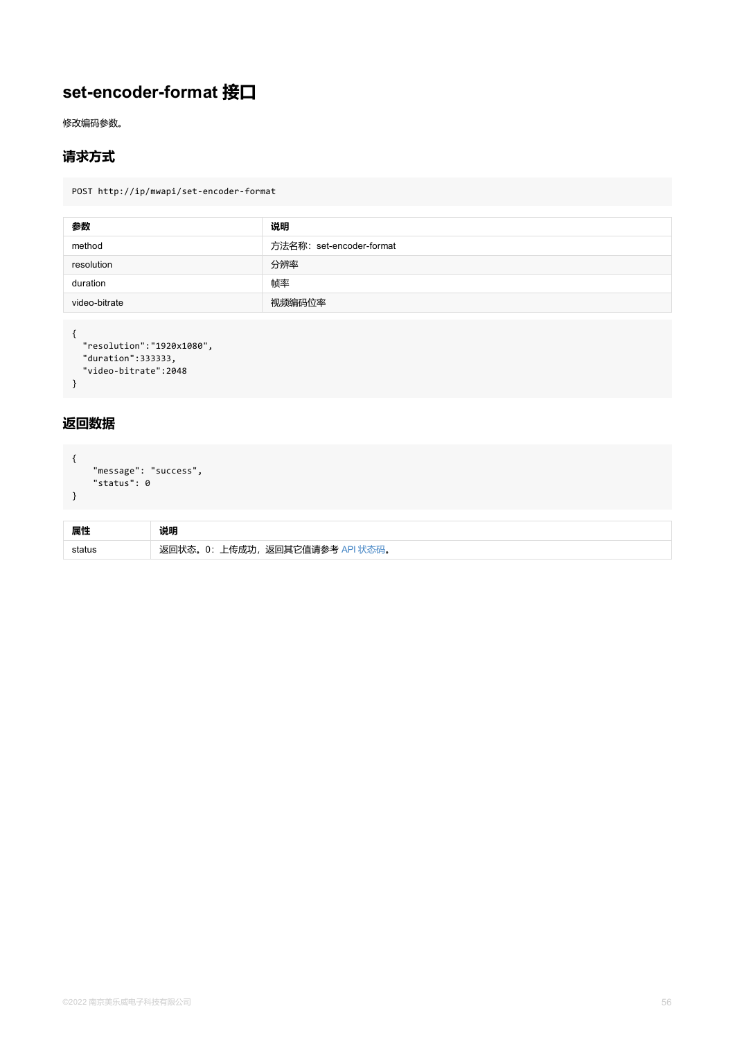# set-encoder-format 接口

修改编码参数。

## 请求方式

```
POST http://ip/mwapi/set-encoder-format
```

| 参数 | 说明 |
| --- | --- |
| method | 方法名称：set-encoder-format |
| resolution | 分辨率 |
| duration | 帧率 |
| video-bitrate | 视频编码位率 |

```
{
  "resolution":"1920x1080",
  "duration":333333,
  "video-bitrate":2048
}
```

## 返回数据

```
{
    "message": "success",
    "status": 0
}
```

| 属性 | 说明 |
| --- | --- |
| status | 返回状态。0：上传成功，返回其它值请参考 API 状态码。 |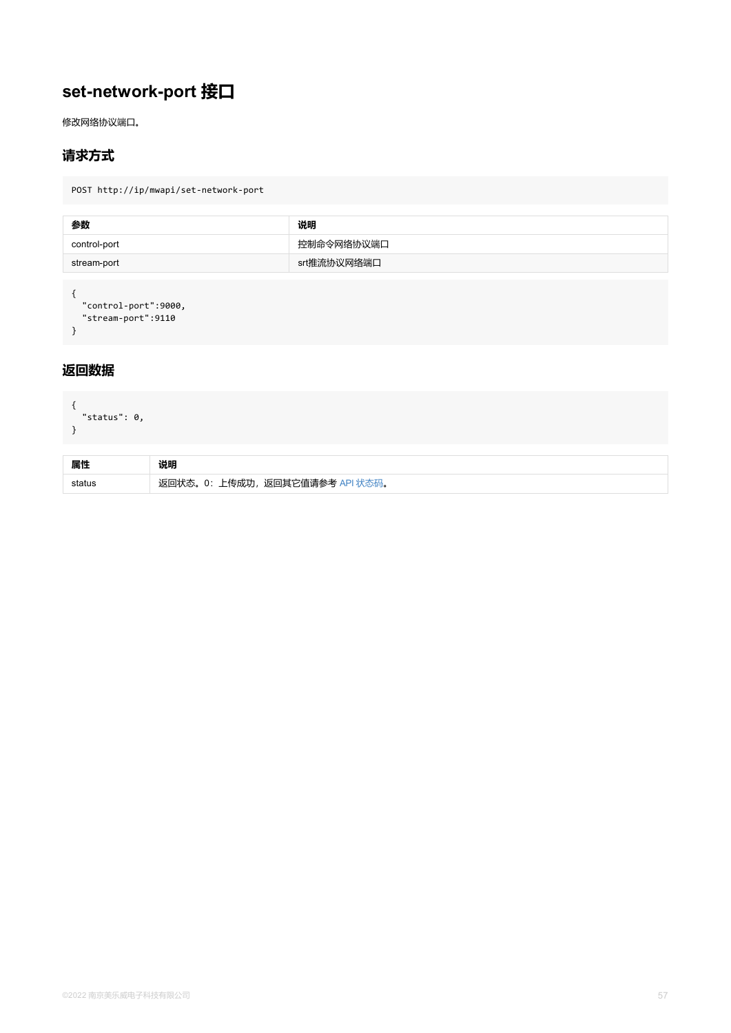# set-network-port 接口

修改网络协议端口。

## 请求方式

```
POST http://ip/mwapi/set-network-port
```

| 参数 | 说明 |
| --- | --- |
| control-port | 控制命令网络协议端口 |
| stream-port | srt推流协议网络端口 |

```
{
  "control-port":9000,
  "stream-port":9110
}
```

## 返回数据

```
{
  "status": 0,
}
```

| 属性 | 说明 |
| --- | --- |
| status | 返回状态。0：上传成功，返回其它值请参考 API 状态码。 |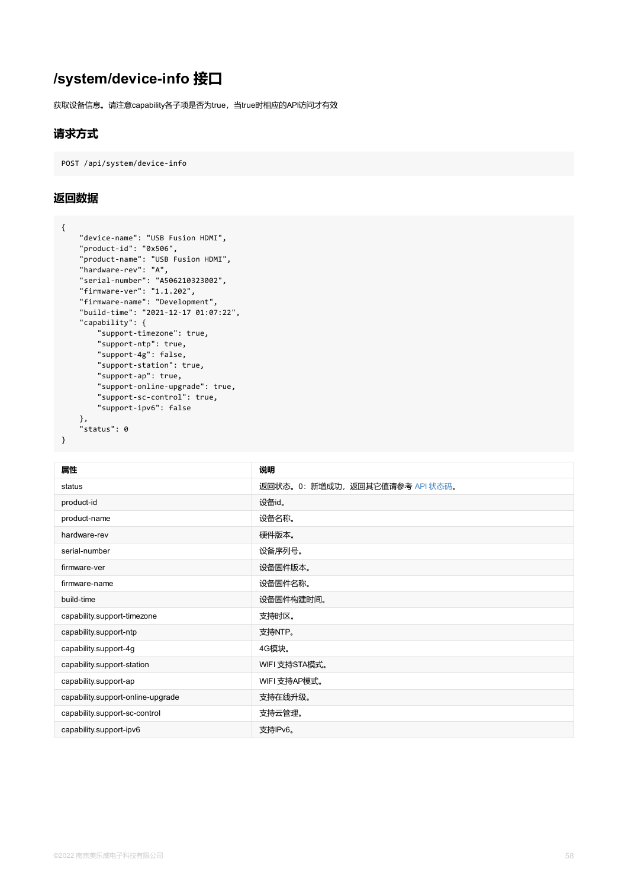# /system/device-info 接口

获取设备信息。请注意capability各子项是否为true，当true时相应的API访问才有效

## 请求方式

```
POST /api/system/device-info
```

## 返回数据

```
{
    "device-name": "USB Fusion HDMI",
    "product-id": "0x506",
    "product-name": "USB Fusion HDMI",
    "hardware-rev": "A",
    "serial-number": "A506210323002",
    "firmware-ver": "1.1.202",
    "firmware-name": "Development",
    "build-time": "2021-12-17 01:07:22",
    "capability": {
        "support-timezone": true,
        "support-ntp": true,
        "support-4g": false,
        "support-station": true,
        "support-ap": true,
        "support-online-upgrade": true,
        "support-sc-control": true,
        "support-ipv6": false
    },
    "status": 0
}
```

| 属性 | 说明 |
| --- | --- |
| status | 返回状态。0：新增成功，返回其它值请参考 API 状态码。 |
| product-id | 设备id。 |
| product-name | 设备名称。 |
| hardware-rev | 硬件版本。 |
| serial-number | 设备序列号。 |
| firmware-ver | 设备固件版本。 |
| firmware-name | 设备固件名称。 |
| build-time | 设备固件构建时间。 |
| capability.support-timezone | 支持时区。 |
| capability.support-ntp | 支持NTP。 |
| capability.support-4g | 4G模块。 |
| capability.support-station | WIFI 支持STA模式。 |
| capability.support-ap | WIFI 支持AP模式。 |
| capability.support-online-upgrade | 支持在线升级。 |
| capability.support-sc-control | 支持云管理。 |
| capability.support-ipv6 | 支持IPv6。 |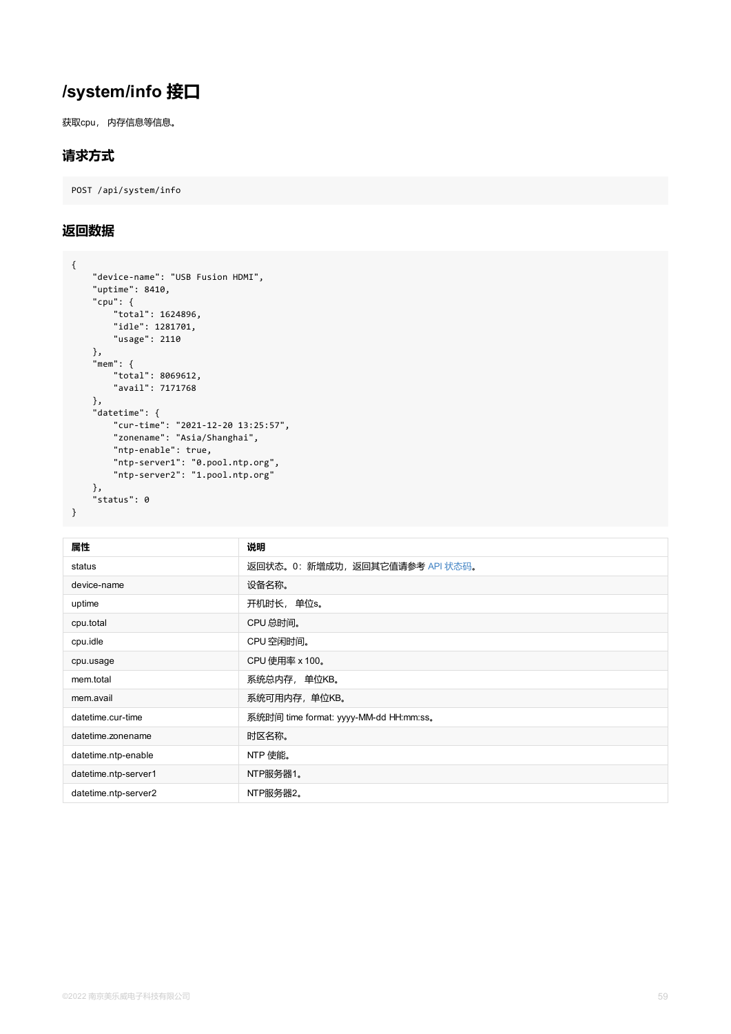# /system/info 接口

获取cpu， 内存信息等信息。

## 请求方式

```
POST /api/system/info
```

## 返回数据

```
{
    "device-name": "USB Fusion HDMI",
    "uptime": 8410,
    "cpu": {
        "total": 1624896,
        "idle": 1281701,
        "usage": 2110
    },
    "mem": {
        "total": 8069612,
        "avail": 7171768
    },
    "datetime": {
        "cur-time": "2021-12-20 13:25:57",
        "zonename": "Asia/Shanghai",
        "ntp-enable": true,
        "ntp-server1": "0.pool.ntp.org",
        "ntp-server2": "1.pool.ntp.org"
    },
    "status": 0
}
```

| 属性 | 说明 |
| --- | --- |
| status | 返回状态。0：新增成功，返回其它值请参考 API 状态码。 |
| device-name | 设备名称。 |
| uptime | 开机时长， 单位s。 |
| cpu.total | CPU 总时间。 |
| cpu.idle | CPU 空闲时间。 |
| cpu.usage | CPU 使用率 x 100。 |
| mem.total | 系统总内存， 单位KB。 |
| mem.avail | 系统可用内存，单位KB。 |
| datetime.cur-time | 系统时间 time format: yyyy-MM-dd HH:mm:ss。 |
| datetime.zonename | 时区名称。 |
| datetime.ntp-enable | NTP 使能。 |
| datetime.ntp-server1 | NTP服务器1。 |
| datetime.ntp-server2 | NTP服务器2。 |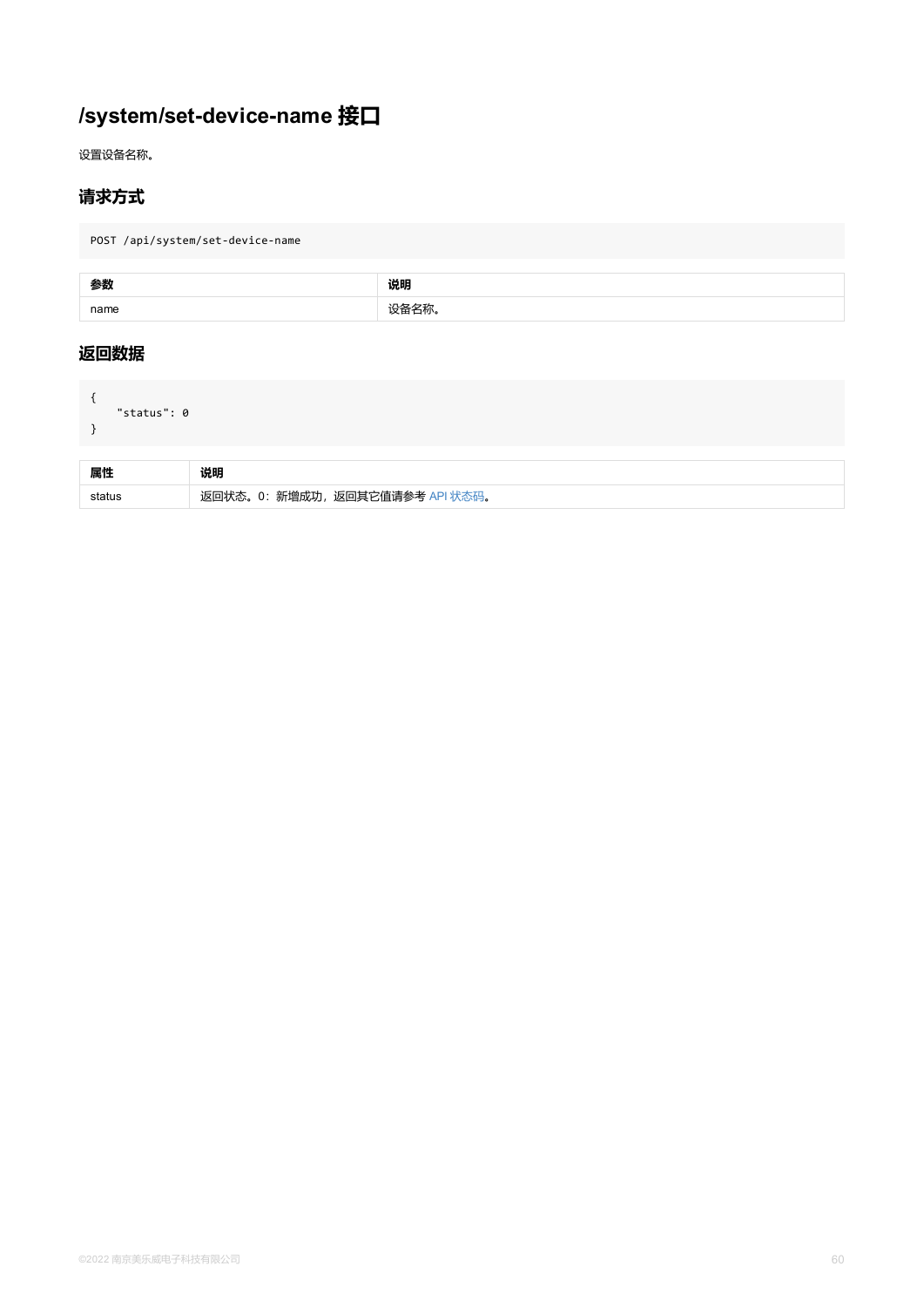# /system/set-device-name 接口

设置设备名称。

## 请求方式

```
POST /api/system/set-device-name
```

| 参数 | 说明 |
| --- | --- |
| name | 设备名称。 |

## 返回数据

```
{
    "status": 0
}
```

| 属性 | 说明 |
| --- | --- |
| status | 返回状态。0：新增成功，返回其它值请参考 API 状态码。 |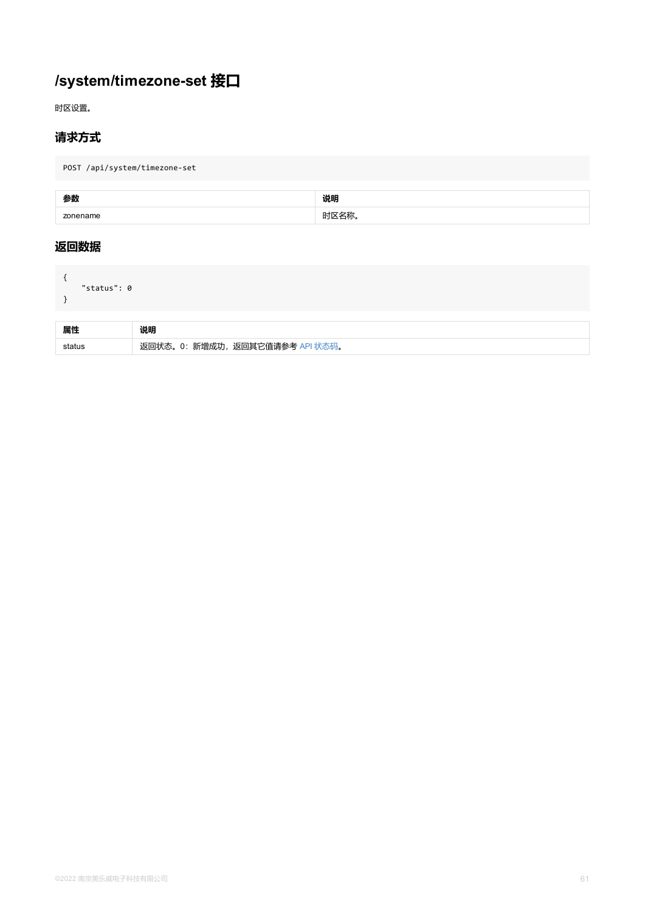# /system/timezone-set 接口

时区设置。

## 请求方式

```
POST /api/system/timezone-set
```

| 参数 | 说明 |
| --- | --- |
| zonename | 时区名称。 |

## 返回数据

```
{
    "status": 0
}
```

| 属性 | 说明 |
| --- | --- |
| status | 返回状态。0：新增成功，返回其它值请参考 API 状态码。 |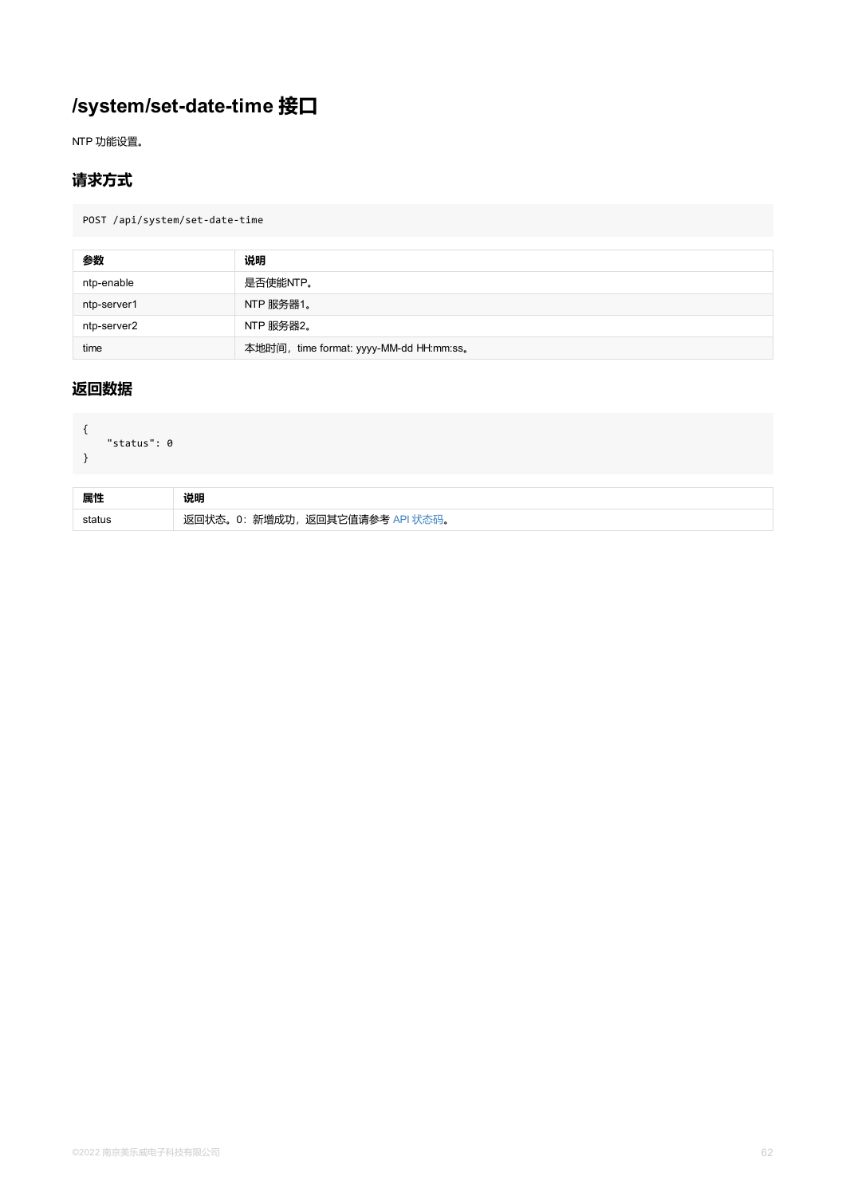# /system/set-date-time 接口

NTP 功能设置。

## 请求方式

```
POST /api/system/set-date-time
```

| 参数 | 说明 |
| --- | --- |
| ntp-enable | 是否使能NTP。 |
| ntp-server1 | NTP 服务器1。 |
| ntp-server2 | NTP 服务器2。 |
| time | 本地时间，time format: yyyy-MM-dd HH:mm:ss。 |

## 返回数据

```
{
    "status": 0
}
```

| 属性 | 说明 |
| --- | --- |
| status | 返回状态。0：新增成功，返回其它值请参考 API 状态码。 |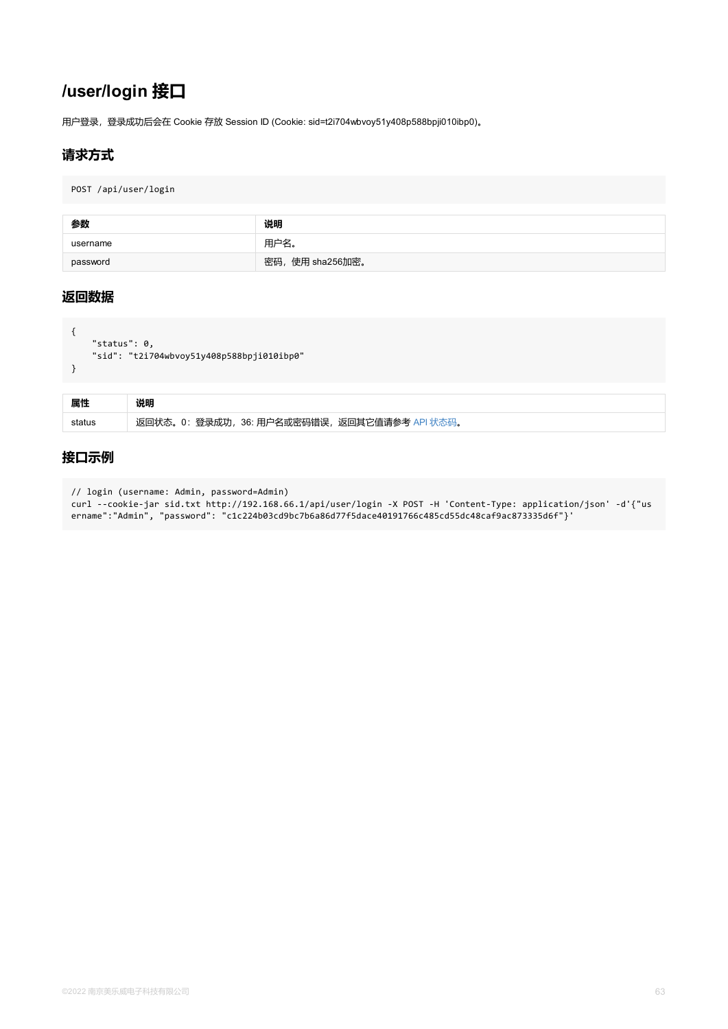# /user/login 接口

用户登录，登录成功后会在 Cookie 存放 Session ID (Cookie: sid=t2i704wbvoy51y408p588bpji010ibp0)。

## 请求方式

```
POST /api/user/login
```

| 参数 | 说明 |
| --- | --- |
| username | 用户名。 |
| password | 密码，使用 sha256加密。 |

## 返回数据

```
{
    "status": 0,
    "sid": "t2i704wbvoy51y408p588bpji010ibp0"
}
```

| 属性 | 说明 |
| --- | --- |
| status | 返回状态。0：登录成功，36: 用户名或密码错误，返回其它值请参考 API 状态码。 |

## 接口示例

```
// login (username: Admin, password=Admin)
curl --cookie-jar sid.txt http://192.168.66.1/api/user/login -X POST -H 'Content-Type: application/json' -d'{"username":"Admin", "password": "c1c224b03cd9bc7b6a86d77f5dace40191766c485cd55dc48caf9ac873335d6f"}'
```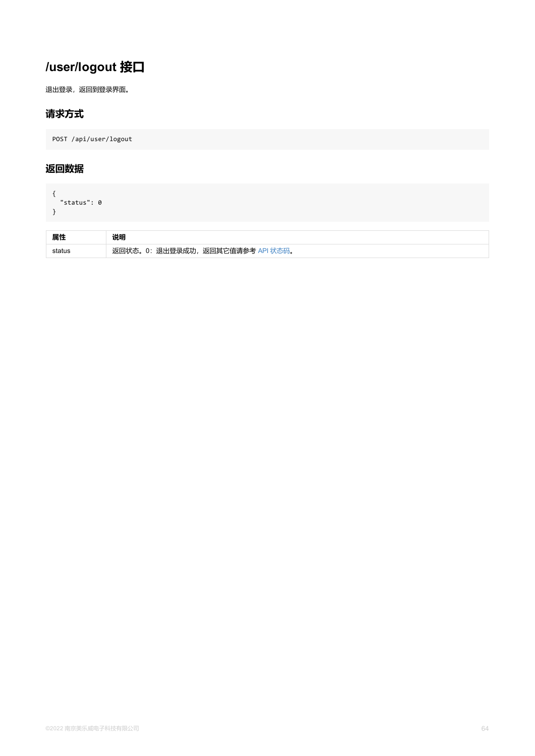# /user/logout 接口

退出登录，返回到登录界面。

## 请求方式

```
POST /api/user/logout
```

## 返回数据

```
{
  "status": 0
}
```

| 属性 | 说明 |
| --- | --- |
| status | 返回状态。0：退出登录成功，返回其它值请参考 API 状态码。 |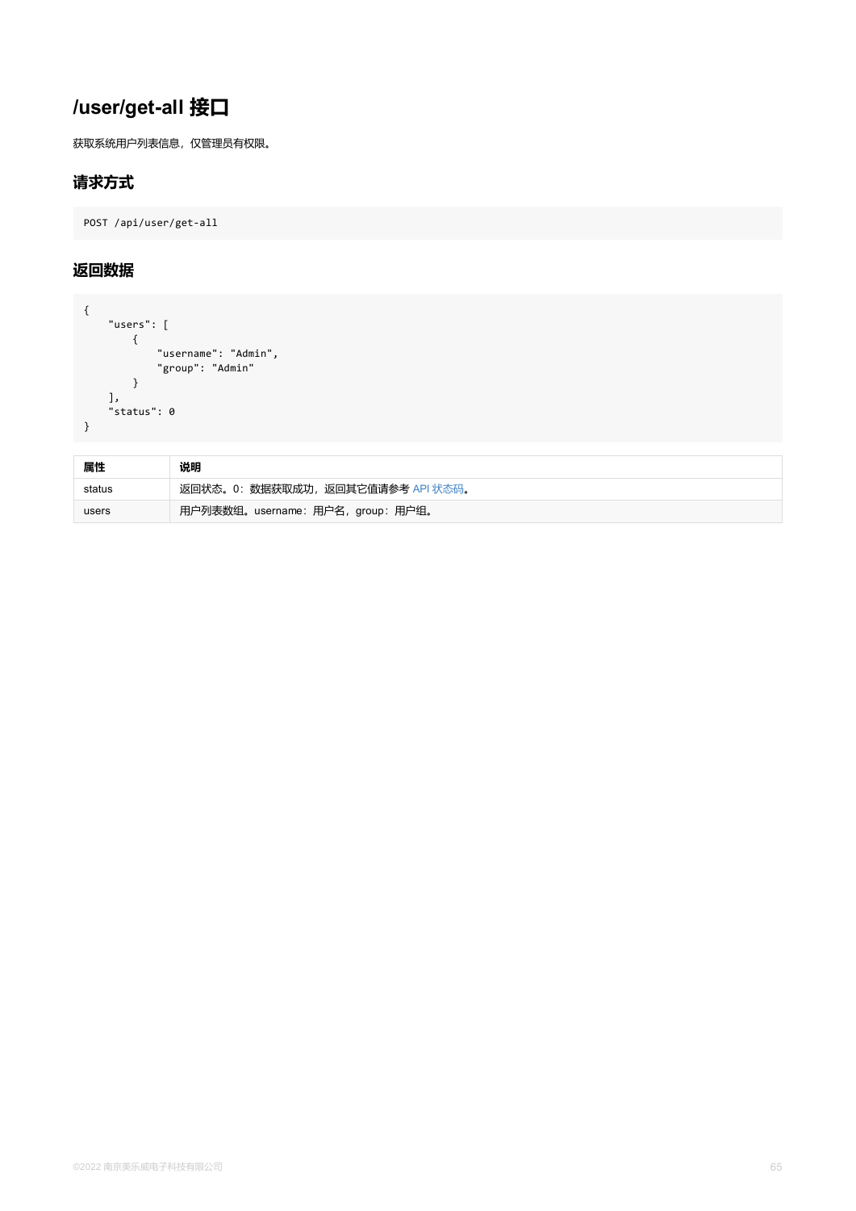# /user/get-all 接口

获取系统用户列表信息，仅管理员有权限。

## 请求方式

```
POST /api/user/get-all
```

## 返回数据

```
{
    "users": [
        {
            "username": "Admin",
            "group": "Admin"
        }
    ],
    "status": 0
}
```

| 属性 | 说明 |
| --- | --- |
| status | 返回状态。0：数据获取成功，返回其它值请参考 API 状态码。 |
| users | 用户列表数组。username：用户名，group：用户组。 |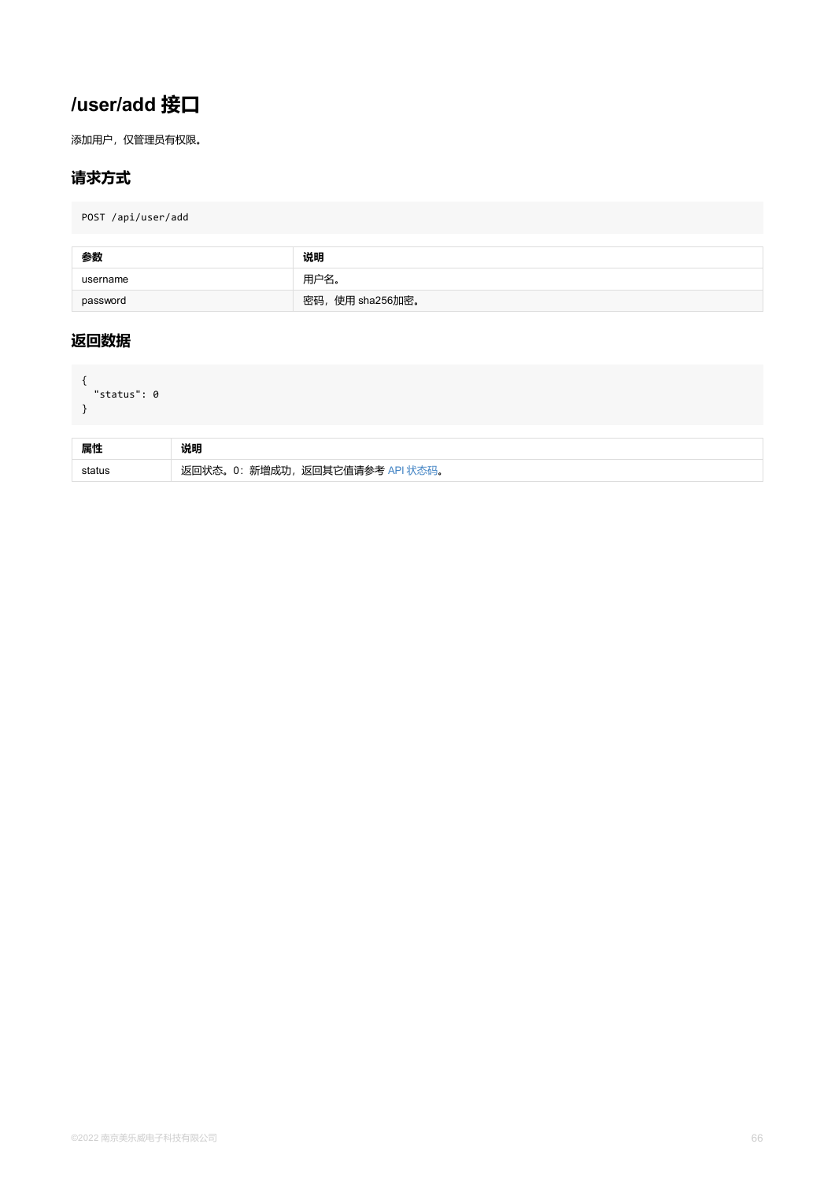# /user/add 接口

添加用户，仅管理员有权限。

## 请求方式

```
POST /api/user/add
```

| 参数 | 说明 |
| --- | --- |
| username | 用户名。 |
| password | 密码，使用 sha256加密。 |

## 返回数据

```
{
  "status": 0
}
```

| 属性 | 说明 |
| --- | --- |
| status | 返回状态。0：新增成功，返回其它值请参考 API 状态码。 |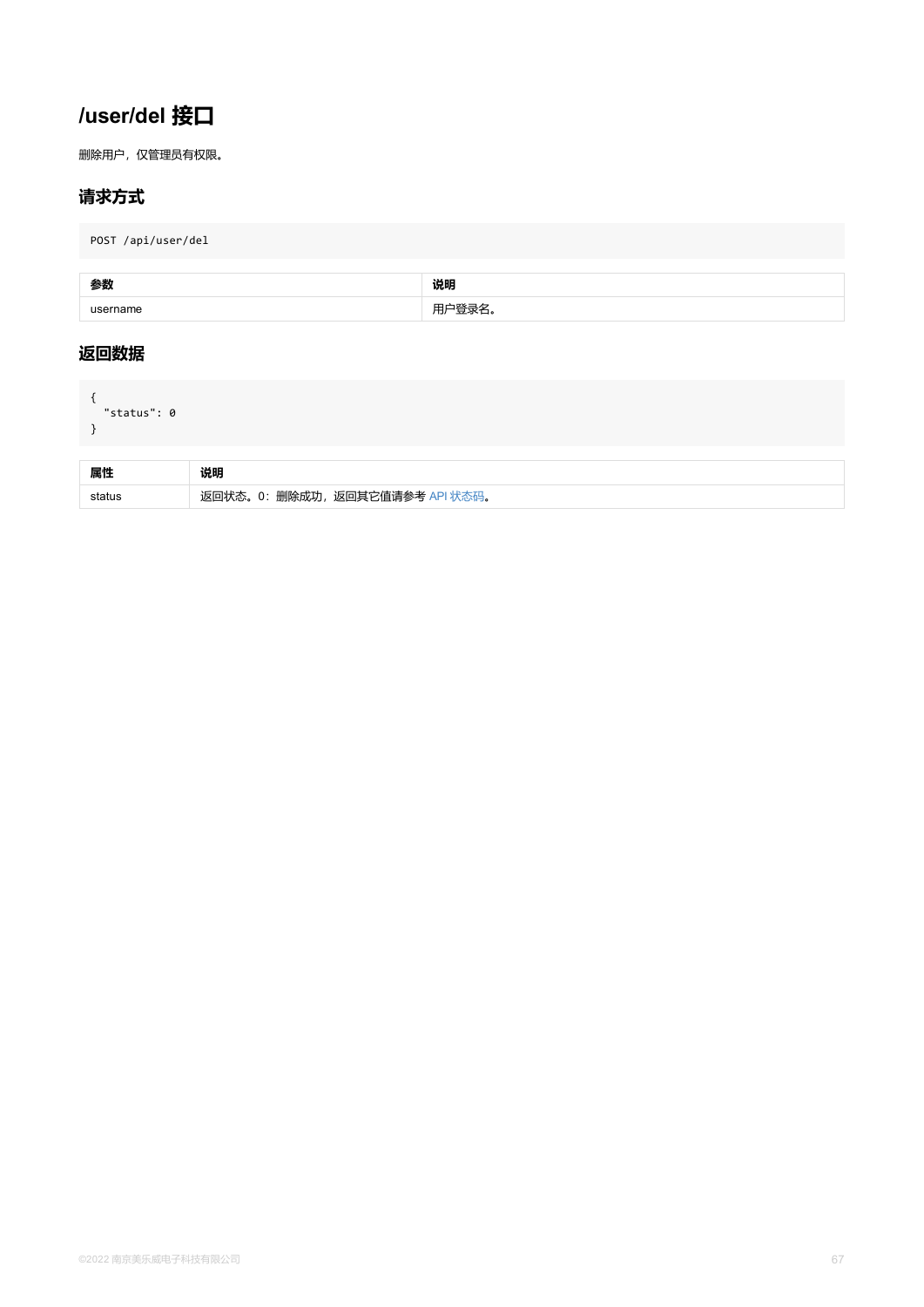# /user/del 接口

删除用户，仅管理员有权限。

## 请求方式

```
POST /api/user/del
```

| 参数 | 说明 |
| --- | --- |
| username | 用户登录名。 |

## 返回数据

```
{
  "status": 0
}
```

| 属性 | 说明 |
| --- | --- |
| status | 返回状态。0：删除成功，返回其它值请参考 API 状态码。 |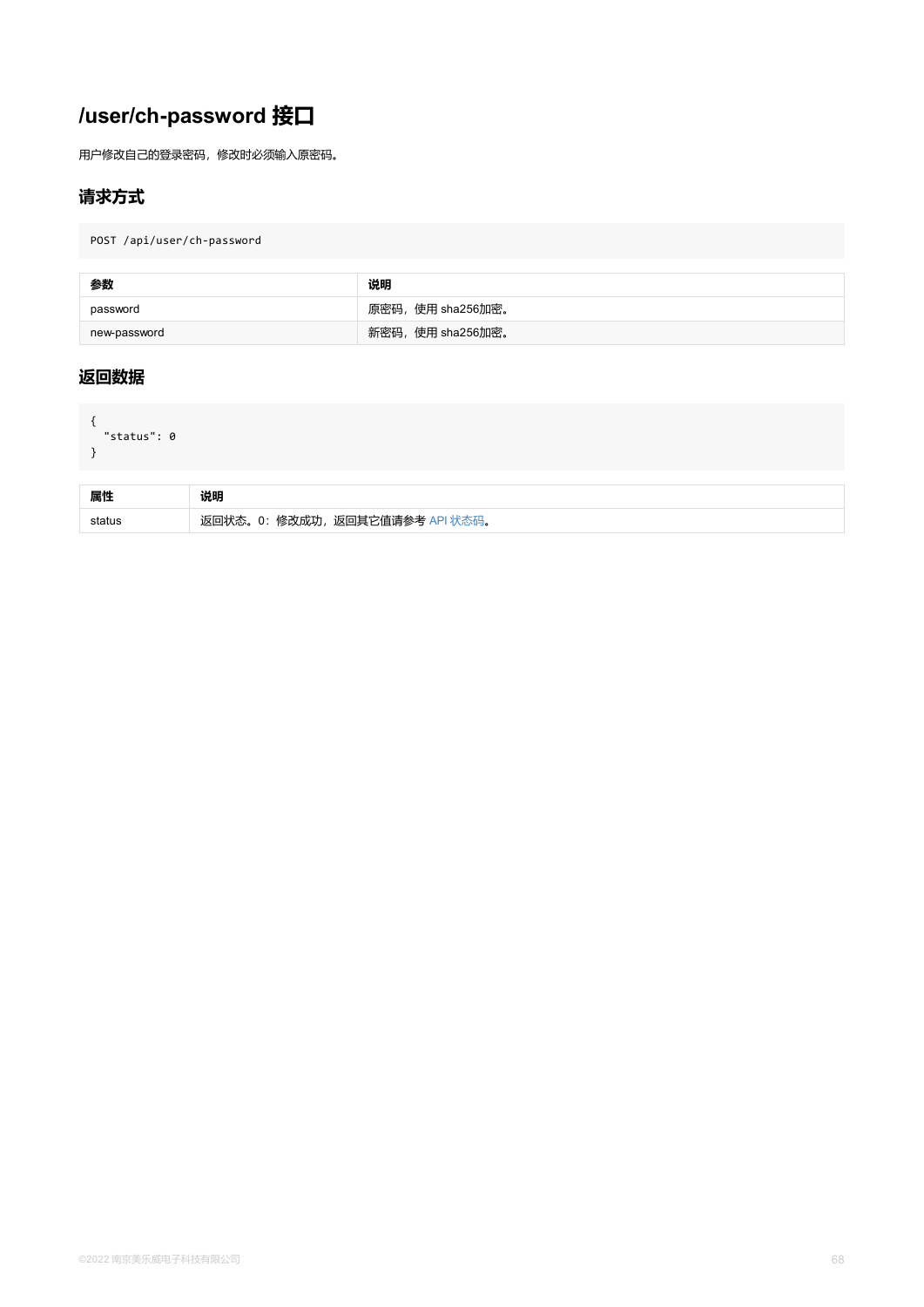# /user/ch-password 接口

用户修改自己的登录密码，修改时必须输入原密码。

## 请求方式

```
POST /api/user/ch-password
```

| 参数 | 说明 |
| --- | --- |
| password | 原密码，使用 sha256加密。 |
| new-password | 新密码，使用 sha256加密。 |

## 返回数据

```
{
  "status": 0
}
```

| 属性 | 说明 |
| --- | --- |
| status | 返回状态。0：修改成功，返回其它值请参考 API 状态码。 |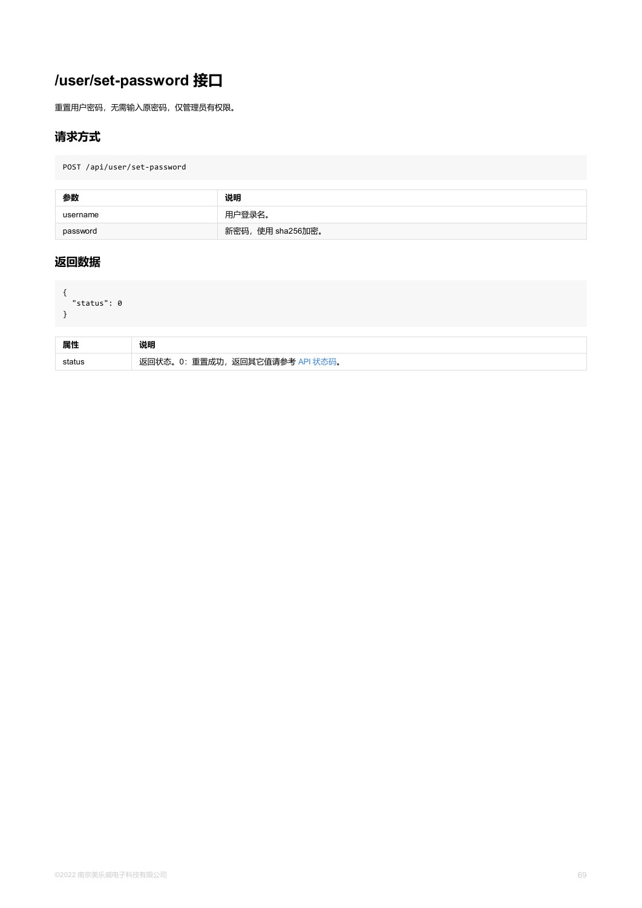# /user/set-password 接口

重置用户密码，无需输入原密码，仅管理员有权限。

## 请求方式

```
POST /api/user/set-password
```

| 参数 | 说明 |
| --- | --- |
| username | 用户登录名。 |
| password | 新密码，使用 sha256加密。 |

## 返回数据

```
{
  "status": 0
}
```

| 属性 | 说明 |
| --- | --- |
| status | 返回状态。0：重置成功，返回其它值请参考 API 状态码。 |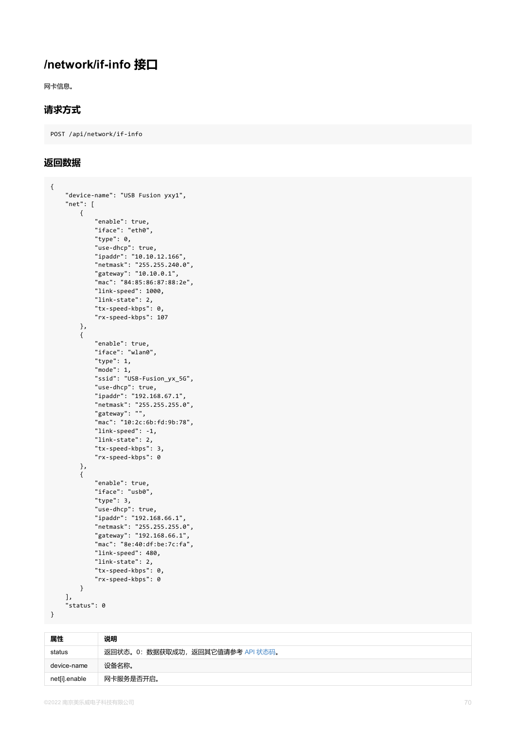# /network/if-info 接口

网卡信息。

## 请求方式

```
POST /api/network/if-info
```

## 返回数据

```
{
    "device-name": "USB Fusion yxy1",
    "net": [
        {
            "enable": true,
            "iface": "eth0",
            "type": 0,
            "use-dhcp": true,
            "ipaddr": "10.10.12.166",
            "netmask": "255.255.240.0",
            "gateway": "10.10.0.1",
            "mac": "84:85:86:87:88:2e",
            "link-speed": 1000,
            "link-state": 2,
            "tx-speed-kbps": 0,
            "rx-speed-kbps": 107
        },
        {
            "enable": true,
            "iface": "wlan0",
            "type": 1,
            "mode": 1,
            "ssid": "USB-Fusion_yx_5G",
            "use-dhcp": true,
            "ipaddr": "192.168.67.1",
            "netmask": "255.255.255.0",
            "gateway": "",
            "mac": "10:2c:6b:fd:9b:78",
            "link-speed": -1,
            "link-state": 2,
            "tx-speed-kbps": 3,
            "rx-speed-kbps": 0
        },
        {
            "enable": true,
            "iface": "usb0",
            "type": 3,
            "use-dhcp": true,
            "ipaddr": "192.168.66.1",
            "netmask": "255.255.255.0",
            "gateway": "192.168.66.1",
            "mac": "8e:40:df:be:7c:fa",
            "link-speed": 480,
            "link-state": 2,
            "tx-speed-kbps": 0,
            "rx-speed-kbps": 0
        }
    ],
    "status": 0
}
```

| 属性 | 说明 |
| --- | --- |
| status | 返回状态。0：数据获取成功，返回其它值请参考 API 状态码。 |
| device-name | 设备名称。 |
| net[i].enable | 网卡服务是否开启。 |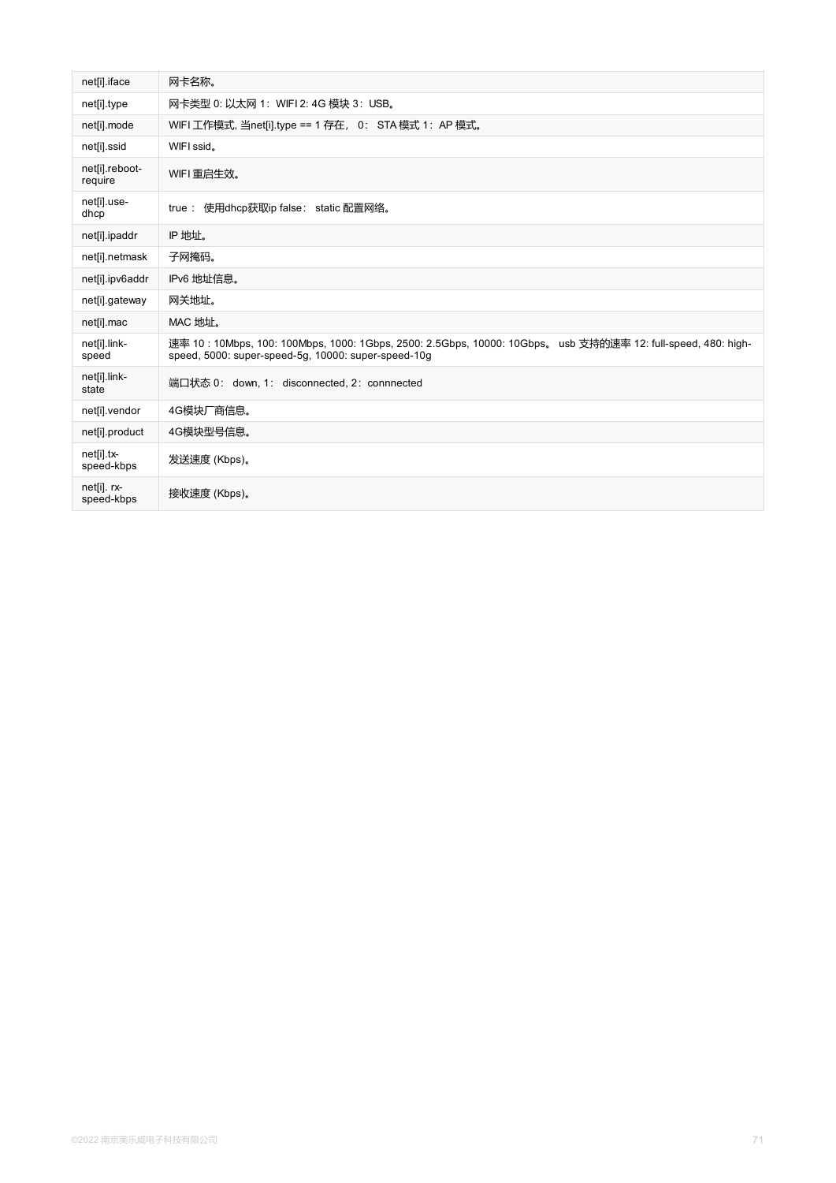| | |
|---|---|
| net[i].iface | 网卡名称。 |
| net[i].type | 网卡类型 0: 以太网 1：WIFI 2: 4G 模块 3：USB。 |
| net[i].mode | WIFI 工作模式, 当net[i].type == 1 存在， 0： STA 模式 1：AP 模式。 |
| net[i].ssid | WIFI ssid。 |
| net[i].reboot-require | WIFI 重启生效。 |
| net[i].use-dhcp | true ： 使用dhcp获取ip false： static 配置网络。 |
| net[i].ipaddr | IP 地址。 |
| net[i].netmask | 子网掩码。 |
| net[i].ipv6addr | IPv6 地址信息。 |
| net[i].gateway | 网关地址。 |
| net[i].mac | MAC 地址。 |
| net[i].link-speed | 速率 10 : 10Mbps, 100: 100Mbps, 1000: 1Gbps, 2500: 2.5Gbps, 10000: 10Gbps。 usb 支持的速率 12: full-speed, 480: high-speed, 5000: super-speed-5g, 10000: super-speed-10g |
| net[i].link-state | 端口状态 0： down, 1： disconnected, 2：connnected |
| net[i].vendor | 4G模块厂商信息。 |
| net[i].product | 4G模块型号信息。 |
| net[i].tx-speed-kbps | 发送速度 (Kbps)。 |
| net[i]. rx-speed-kbps | 接收速度 (Kbps)。 |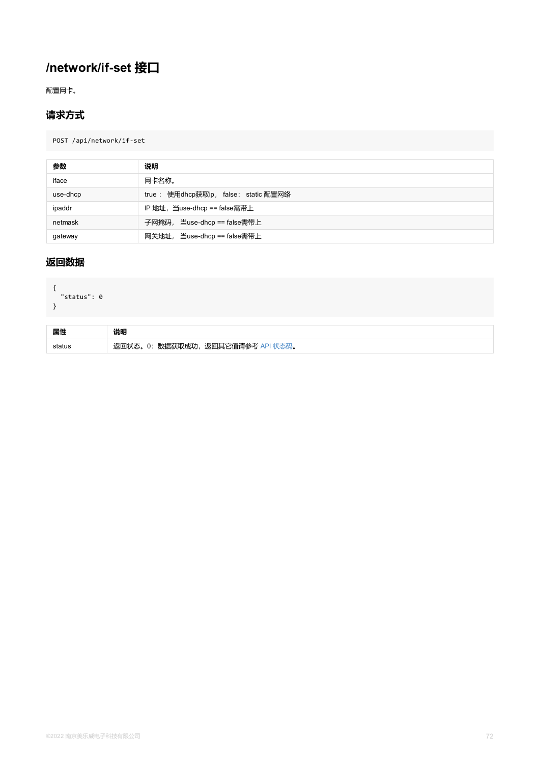# /network/if-set 接口

配置网卡。

## 请求方式

```
POST /api/network/if-set
```

| 参数 | 说明 |
| --- | --- |
| iface | 网卡名称。 |
| use-dhcp | true： 使用dhcp获取ip， false： static 配置网络 |
| ipaddr | IP 地址，当use-dhcp == false需带上 |
| netmask | 子网掩码， 当use-dhcp == false需带上 |
| gateway | 网关地址， 当use-dhcp == false需带上 |

## 返回数据

```
{
  "status": 0
}
```

| 属性 | 说明 |
| --- | --- |
| status | 返回状态。0：数据获取成功，返回其它值请参考 API 状态码。 |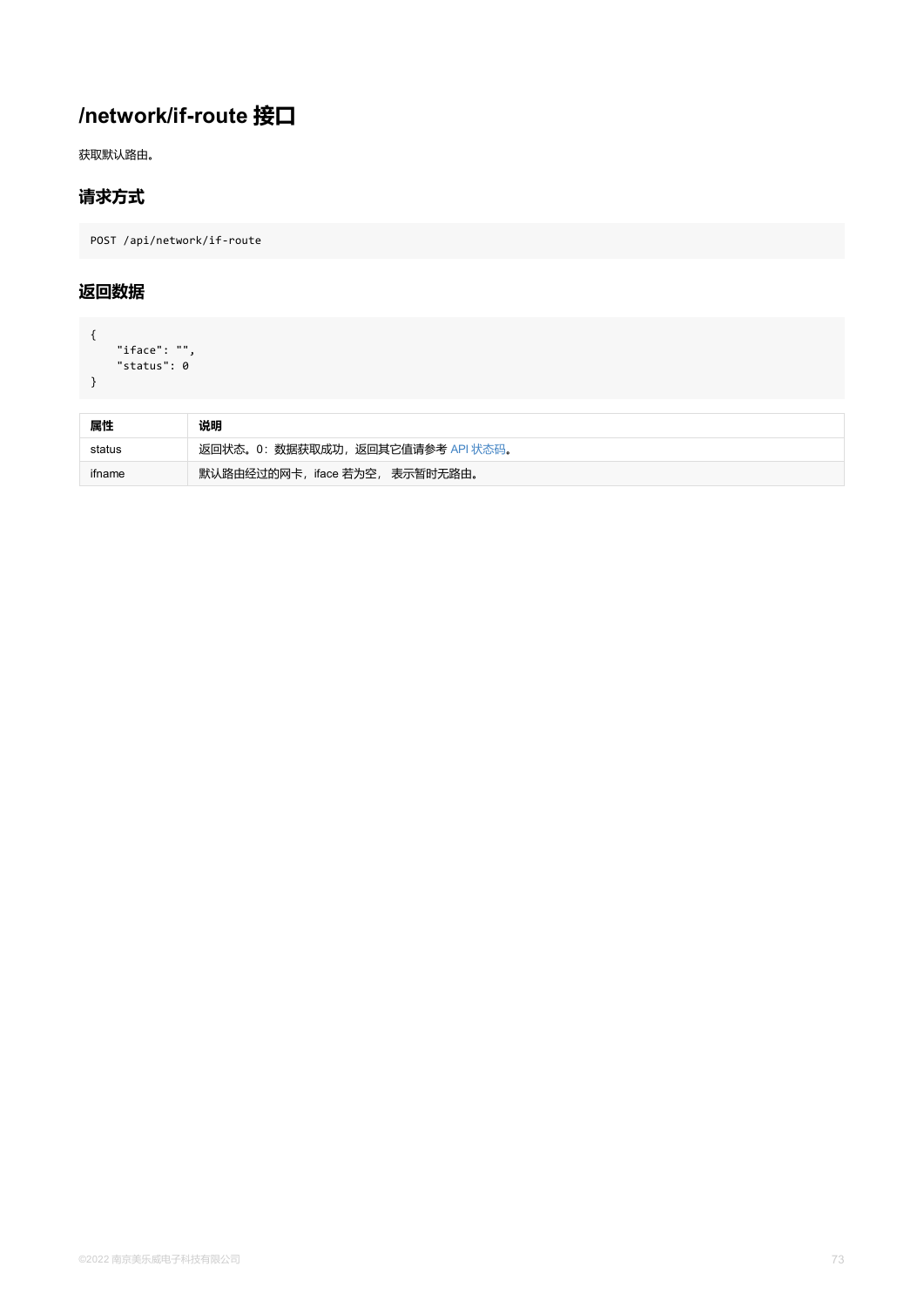# /network/if-route 接口

获取默认路由。

## 请求方式

```
POST /api/network/if-route
```

## 返回数据

```
{
    "iface": "",
    "status": 0
}
```

| 属性 | 说明 |
| --- | --- |
| status | 返回状态。0：数据获取成功，返回其它值请参考 API 状态码。 |
| ifname | 默认路由经过的网卡，iface 若为空， 表示暂时无路由。 |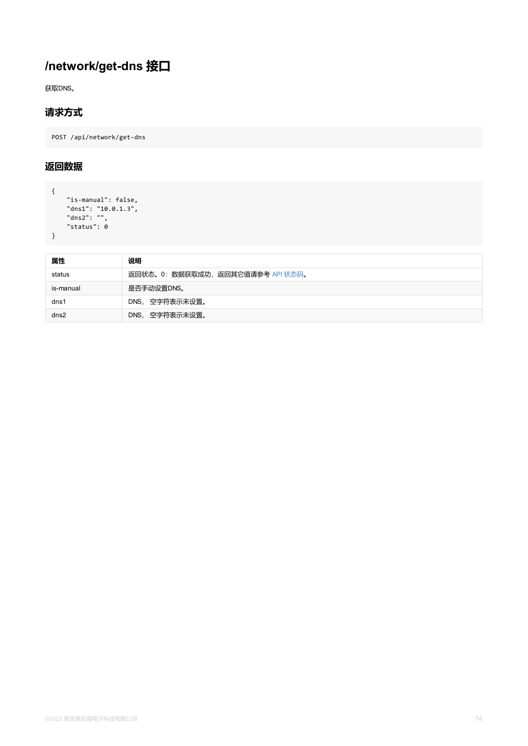# /network/get-dns 接口

获取DNS。

## 请求方式

```
POST /api/network/get-dns
```

## 返回数据

```
{
    "is-manual": false,
    "dns1": "10.0.1.3",
    "dns2": "",
    "status": 0
}
```

| 属性 | 说明 |
| --- | --- |
| status | 返回状态。0：数据获取成功，返回其它值请参考 API 状态码。 |
| is-manual | 是否手动设置DNS。 |
| dns1 | DNS， 空字符表示未设置。 |
| dns2 | DNS， 空字符表示未设置。 |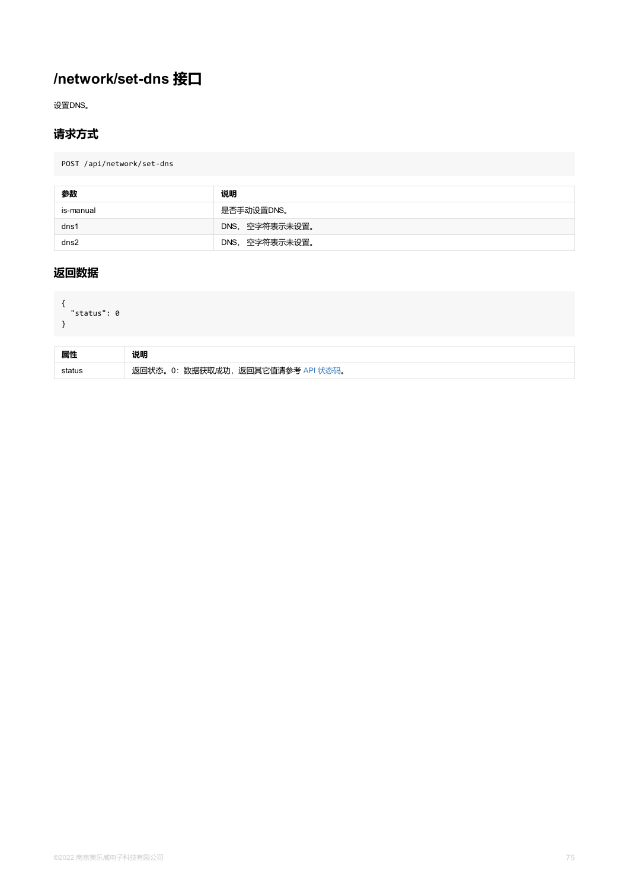# /network/set-dns 接口

设置DNS。

## 请求方式

```
POST /api/network/set-dns
```

| 参数 | 说明 |
| --- | --- |
| is-manual | 是否手动设置DNS。 |
| dns1 | DNS， 空字符表示未设置。 |
| dns2 | DNS， 空字符表示未设置。 |

## 返回数据

```
{
  "status": 0
}
```

| 属性 | 说明 |
| --- | --- |
| status | 返回状态。0：数据获取成功，返回其它值请参考 API 状态码。 |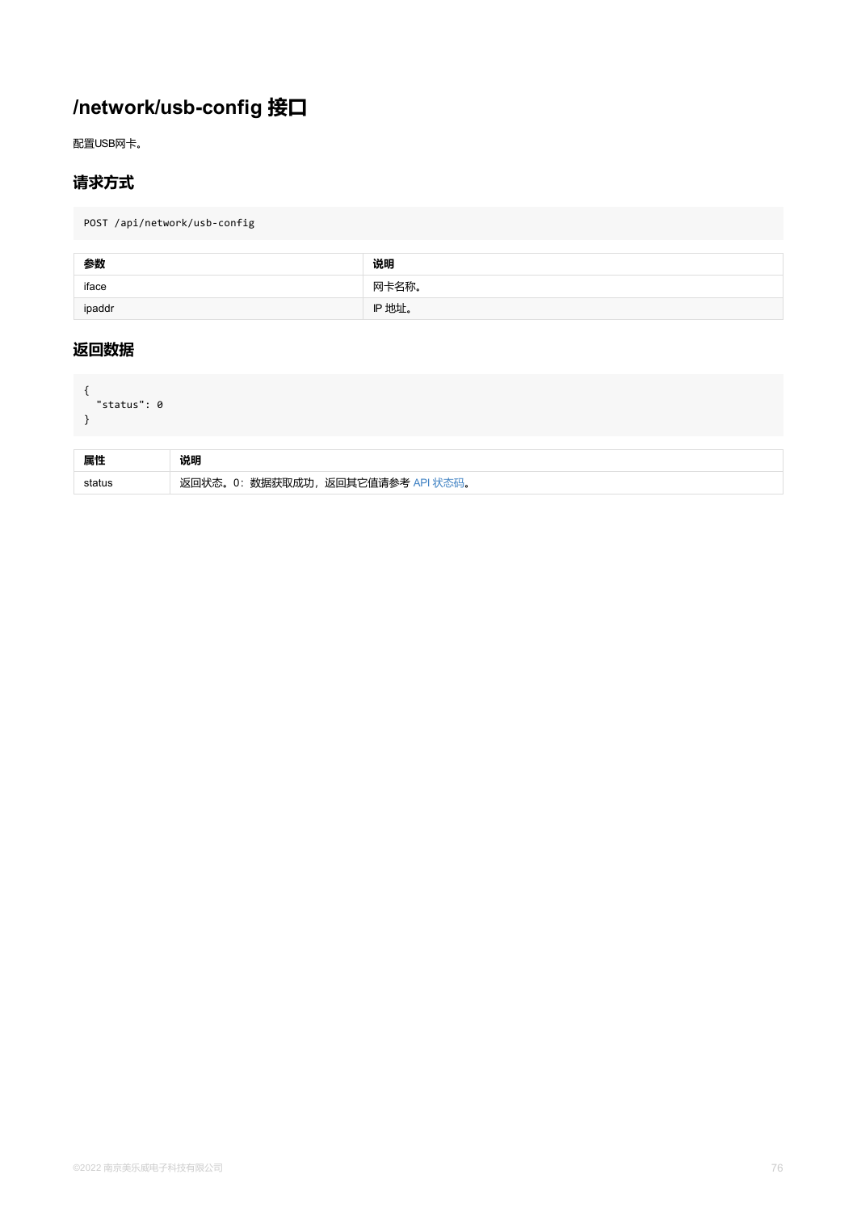# /network/usb-config 接口

配置USB网卡。

## 请求方式

```
POST /api/network/usb-config
```

| 参数 | 说明 |
| --- | --- |
| iface | 网卡名称。 |
| ipaddr | IP 地址。 |

## 返回数据

```
{
  "status": 0
}
```

| 属性 | 说明 |
| --- | --- |
| status | 返回状态。0：数据获取成功，返回其它值请参考 API 状态码。 |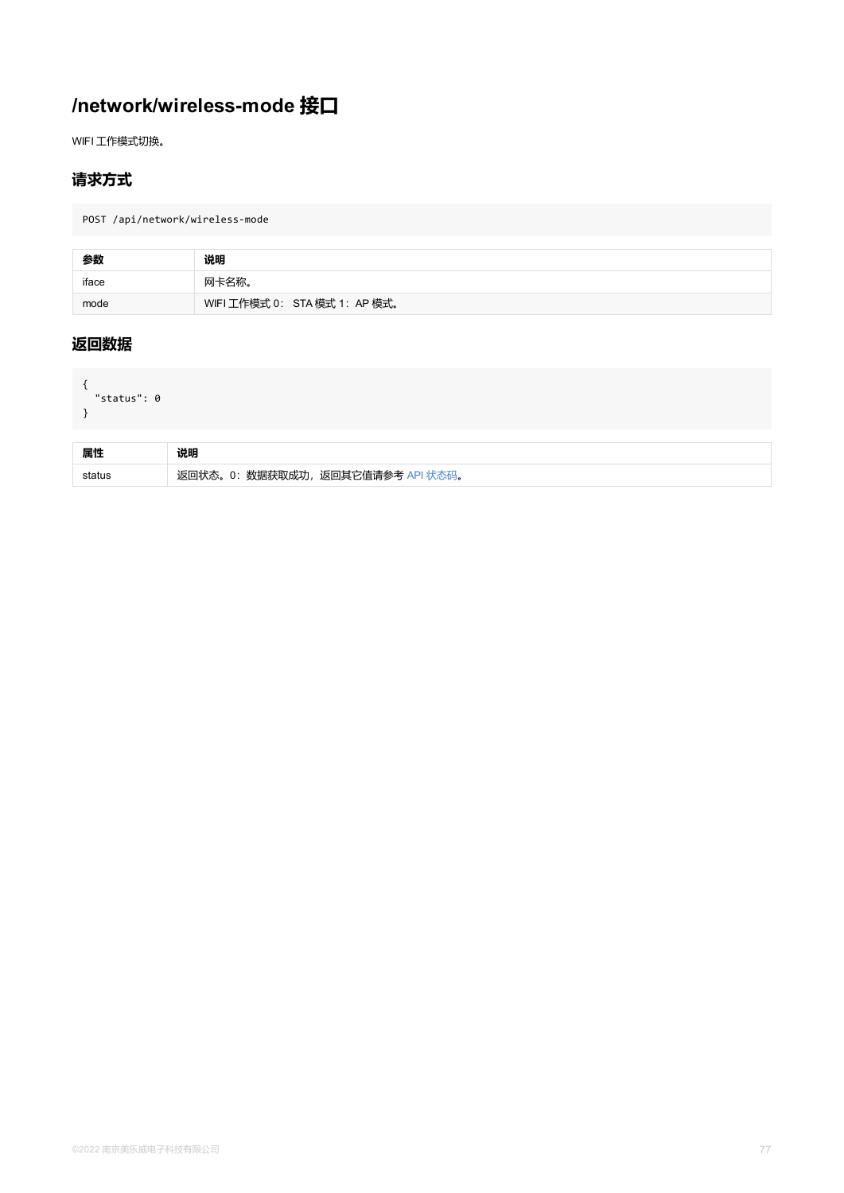# /network/wireless-mode 接口

WIFI 工作模式切换。

## 请求方式

```
POST /api/network/wireless-mode
```

| 参数 | 说明 |
| --- | --- |
| iface | 网卡名称。 |
| mode | WIFI 工作模式 0： STA 模式 1：AP 模式。 |

## 返回数据

```
{
  "status": 0
}
```

| 属性 | 说明 |
| --- | --- |
| status | 返回状态。0：数据获取成功，返回其它值请参考 API 状态码。 |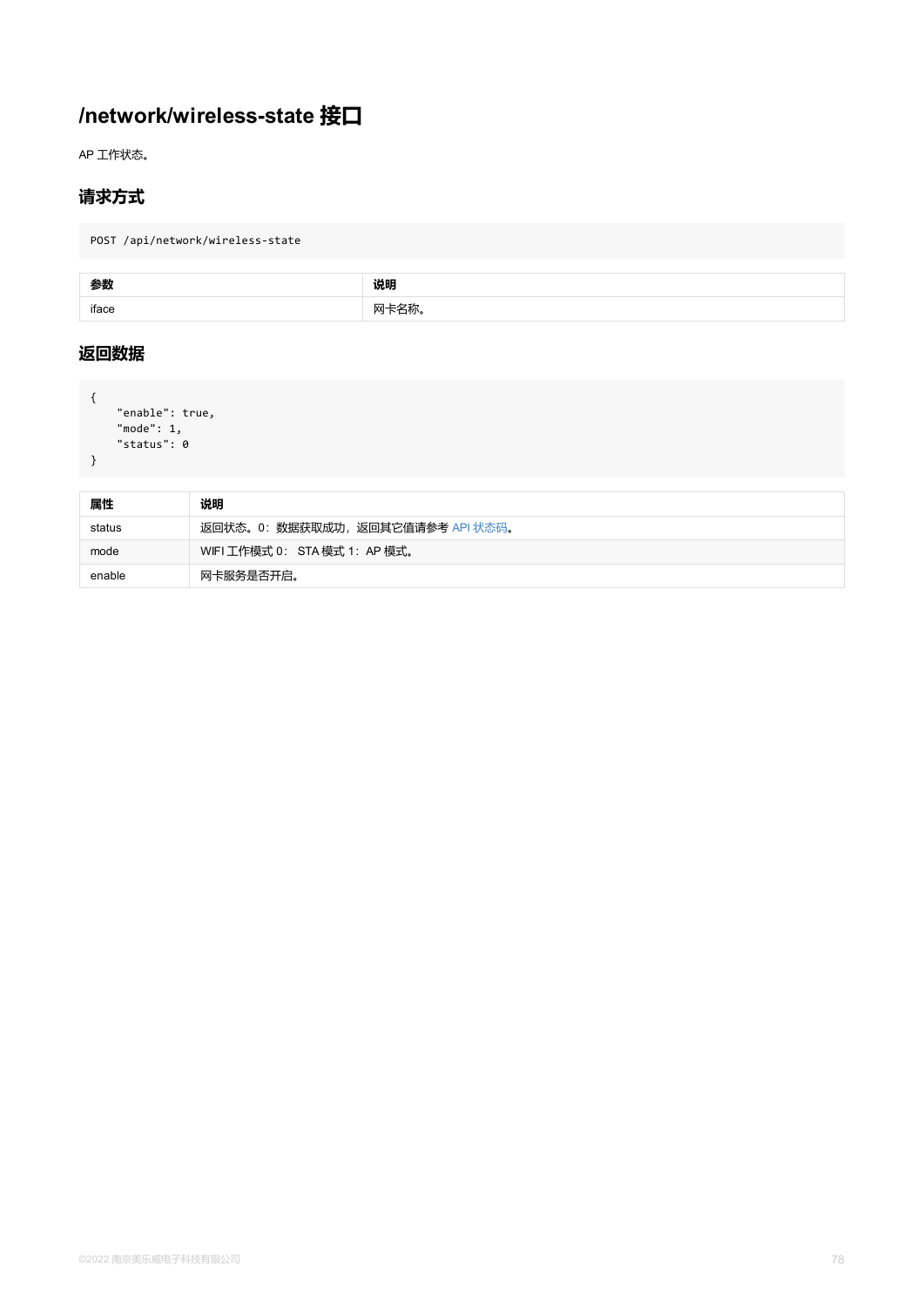# /network/wireless-state 接口

AP 工作状态。

## 请求方式

```
POST /api/network/wireless-state
```

| 参数 | 说明 |
| --- | --- |
| iface | 网卡名称。 |

## 返回数据

```
{
    "enable": true,
    "mode": 1,
    "status": 0
}
```

| 属性 | 说明 |
| --- | --- |
| status | 返回状态。0：数据获取成功，返回其它值请参考 API 状态码。 |
| mode | WIFI 工作模式 0： STA 模式 1：AP 模式。 |
| enable | 网卡服务是否开启。 |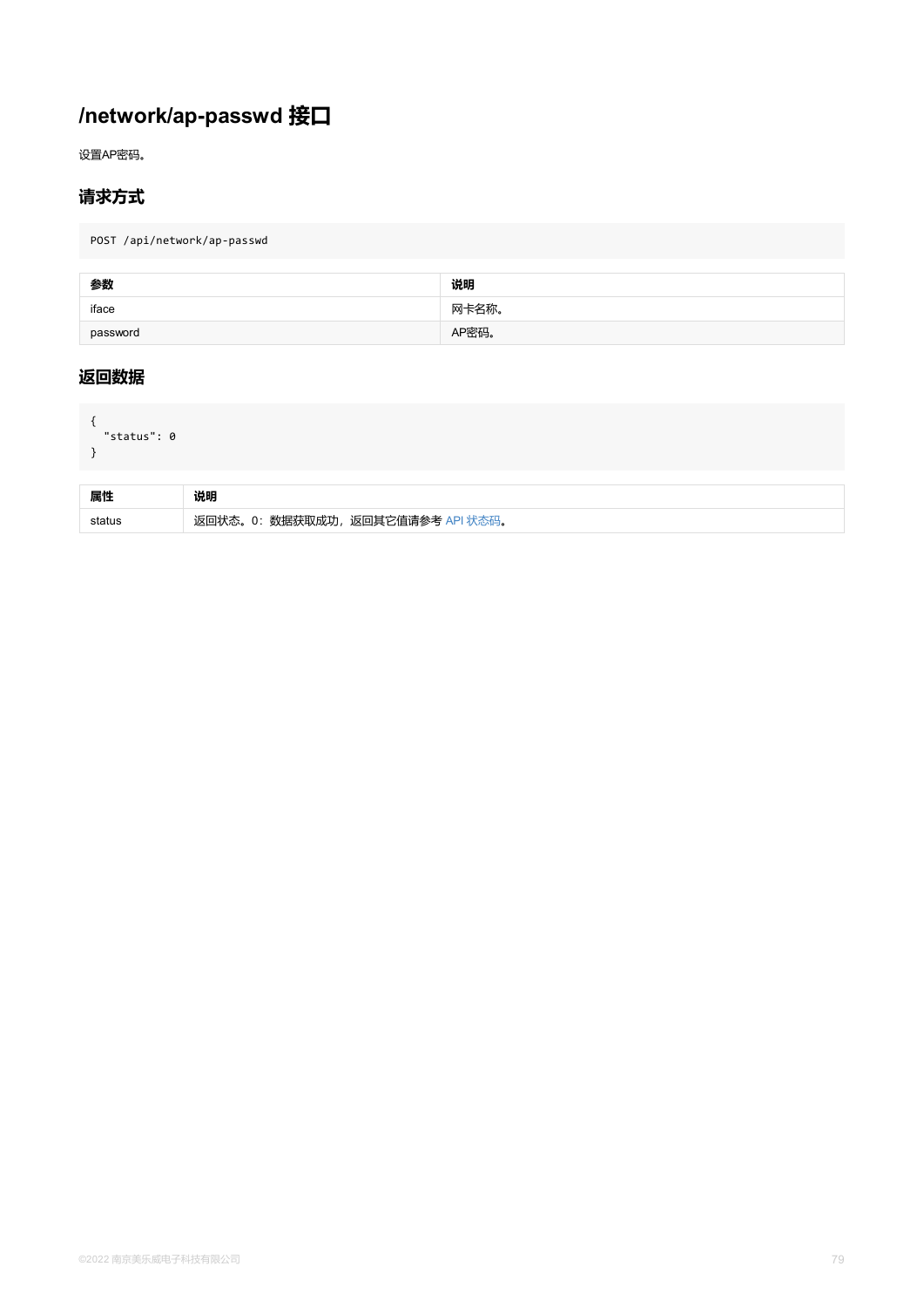# /network/ap-passwd 接口

设置AP密码。

## 请求方式

```
POST /api/network/ap-passwd
```

| 参数 | 说明 |
| --- | --- |
| iface | 网卡名称。 |
| password | AP密码。 |

## 返回数据

```
{
  "status": 0
}
```

| 属性 | 说明 |
| --- | --- |
| status | 返回状态。0：数据获取成功，返回其它值请参考 API 状态码。 |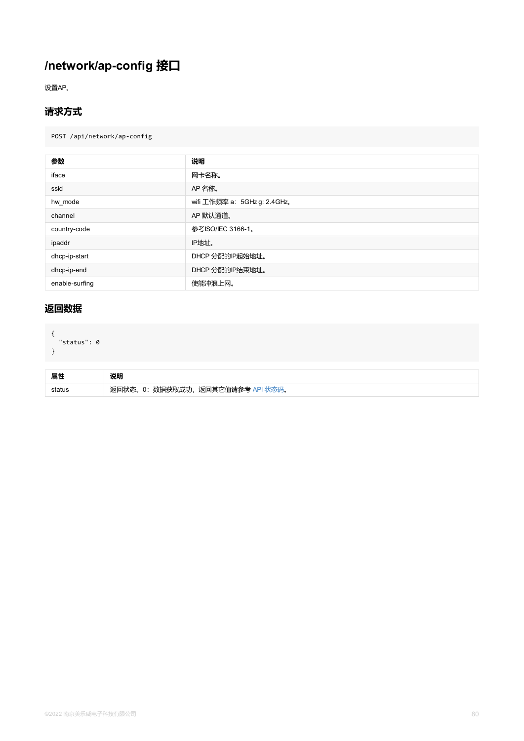# /network/ap-config 接口

设置AP。

## 请求方式

```
POST /api/network/ap-config
```

| 参数 | 说明 |
| --- | --- |
| iface | 网卡名称。 |
| ssid | AP 名称。 |
| hw_mode | wifi 工作频率 a：5GHz g: 2.4GHz。 |
| channel | AP 默认通道。 |
| country-code | 参考ISO/IEC 3166-1。 |
| ipaddr | IP地址。 |
| dhcp-ip-start | DHCP 分配的IP起始地址。 |
| dhcp-ip-end | DHCP 分配的IP结束地址。 |
| enable-surfing | 使能冲浪上网。 |

## 返回数据

```
{
  "status": 0
}
```

| 属性 | 说明 |
| --- | --- |
| status | 返回状态。0：数据获取成功，返回其它值请参考 API 状态码。 |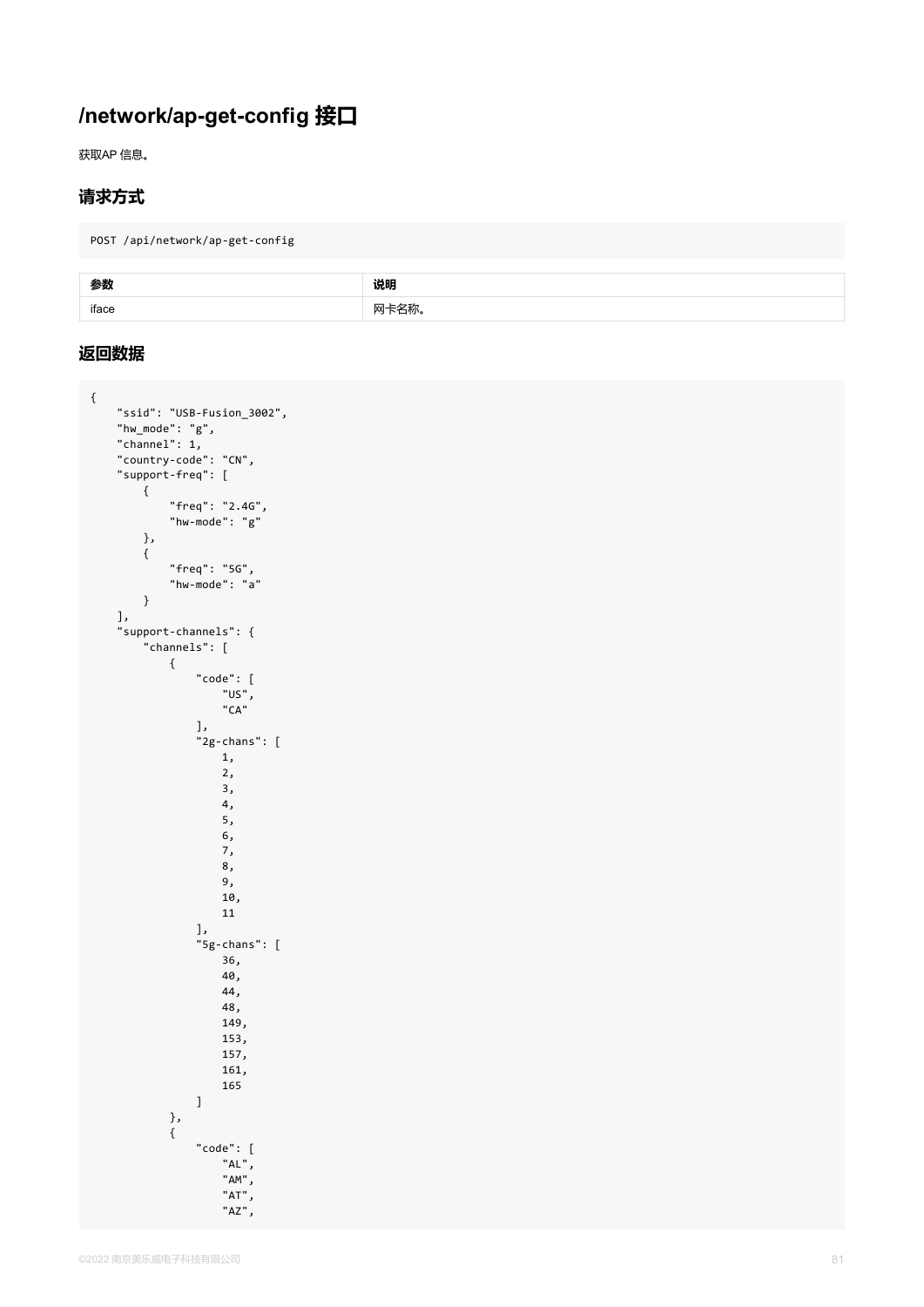# /network/ap-get-config 接口

获取AP 信息。

## 请求方式

```
POST /api/network/ap-get-config
```

| 参数 | 说明 |
| --- | --- |
| iface | 网卡名称。 |

## 返回数据

```
{
    "ssid": "USB-Fusion_3002",
    "hw_mode": "g",
    "channel": 1,
    "country-code": "CN",
    "support-freq": [
        {
            "freq": "2.4G",
            "hw-mode": "g"
        },
        {
            "freq": "5G",
            "hw-mode": "a"
        }
    ],
    "support-channels": {
        "channels": [
            {
                "code": [
                    "US",
                    "CA"
                ],
                "2g-chans": [
                    1,
                    2,
                    3,
                    4,
                    5,
                    6,
                    7,
                    8,
                    9,
                    10,
                    11
                ],
                "5g-chans": [
                    36,
                    40,
                    44,
                    48,
                    149,
                    153,
                    157,
                    161,
                    165
                ]
            },
            {
                "code": [
                    "AL",
                    "AM",
                    "AT",
                    "AZ",
```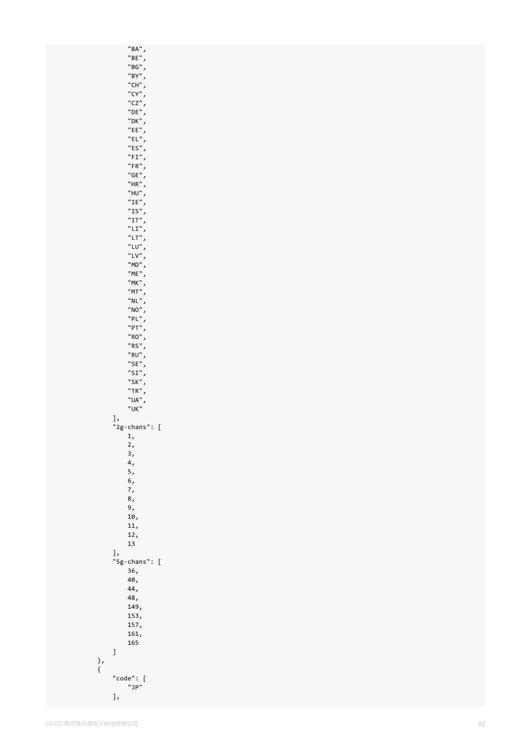```
                "BA",
                "BE",
                "BG",
                "BY",
                "CH",
                "CY",
                "CZ",
                "DE",
                "DK",
                "EE",
                "EL",
                "ES",
                "FI",
                "FR",
                "GE",
                "HR",
                "HU",
                "IE",
                "IS",
                "IT",
                "LI",
                "LT",
                "LU",
                "LV",
                "MD",
                "ME",
                "MK",
                "MT",
                "NL",
                "NO",
                "PL",
                "PT",
                "RO",
                "RS",
                "RU",
                "SE",
                "SI",
                "SK",
                "TR",
                "UA",
                "UK"
            ],
            "2g-chans": [
                1,
                2,
                3,
                4,
                5,
                6,
                7,
                8,
                9,
                10,
                11,
                12,
                13
            ],
            "5g-chans": [
                36,
                40,
                44,
                48,
                149,
                153,
                157,
                161,
                165
            ]
        },
        {
            "code": [
                "JP"
            ],
```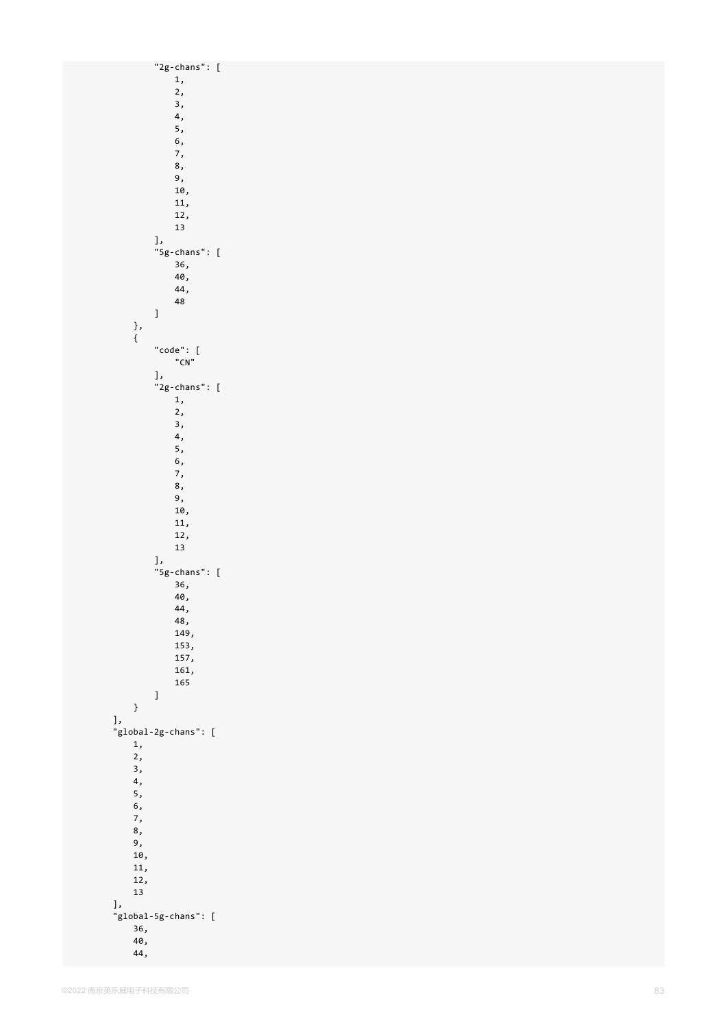```
                "2g-chans": [
                    1,
                    2,
                    3,
                    4,
                    5,
                    6,
                    7,
                    8,
                    9,
                    10,
                    11,
                    12,
                    13
                ],
                "5g-chans": [
                    36,
                    40,
                    44,
                    48
                ]
            },
            {
                "code": [
                    "CN"
                ],
                "2g-chans": [
                    1,
                    2,
                    3,
                    4,
                    5,
                    6,
                    7,
                    8,
                    9,
                    10,
                    11,
                    12,
                    13
                ],
                "5g-chans": [
                    36,
                    40,
                    44,
                    48,
                    149,
                    153,
                    157,
                    161,
                    165
                ]
            }
        ],
        "global-2g-chans": [
            1,
            2,
            3,
            4,
            5,
            6,
            7,
            8,
            9,
            10,
            11,
            12,
            13
        ],
        "global-5g-chans": [
            36,
            40,
            44,
```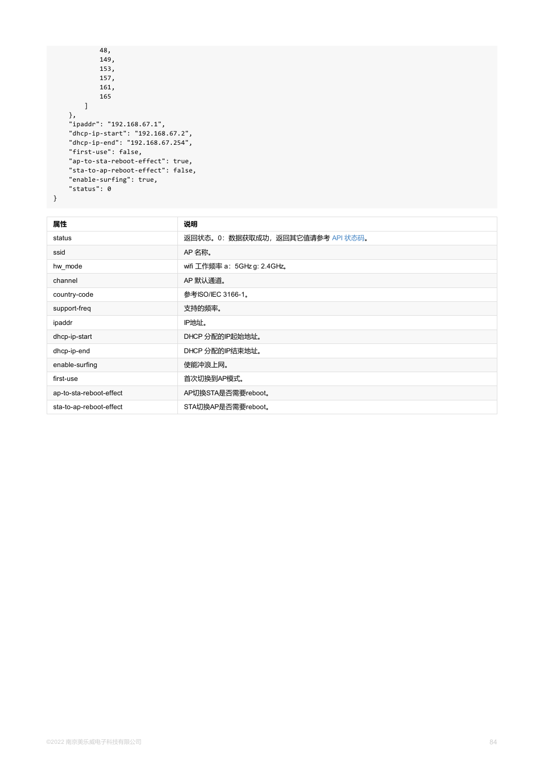```
            48,
            149,
            153,
            157,
            161,
            165
        ]
    },
    "ipaddr": "192.168.67.1",
    "dhcp-ip-start": "192.168.67.2",
    "dhcp-ip-end": "192.168.67.254",
    "first-use": false,
    "ap-to-sta-reboot-effect": true,
    "sta-to-ap-reboot-effect": false,
    "enable-surfing": true,
    "status": 0
}
```

| 属性 | 说明 |
| --- | --- |
| status | 返回状态。0：数据获取成功，返回其它值请参考 API 状态码。 |
| ssid | AP 名称。 |
| hw_mode | wifi 工作频率 a：5GHz g: 2.4GHz。 |
| channel | AP 默认通道。 |
| country-code | 参考ISO/IEC 3166-1。 |
| support-freq | 支持的频率。 |
| ipaddr | IP地址。 |
| dhcp-ip-start | DHCP 分配的IP起始地址。 |
| dhcp-ip-end | DHCP 分配的IP结束地址。 |
| enable-surfing | 使能冲浪上网。 |
| first-use | 首次切换到AP模式。 |
| ap-to-sta-reboot-effect | AP切换STA是否需要reboot。 |
| sta-to-ap-reboot-effect | STA切换AP是否需要reboot。 |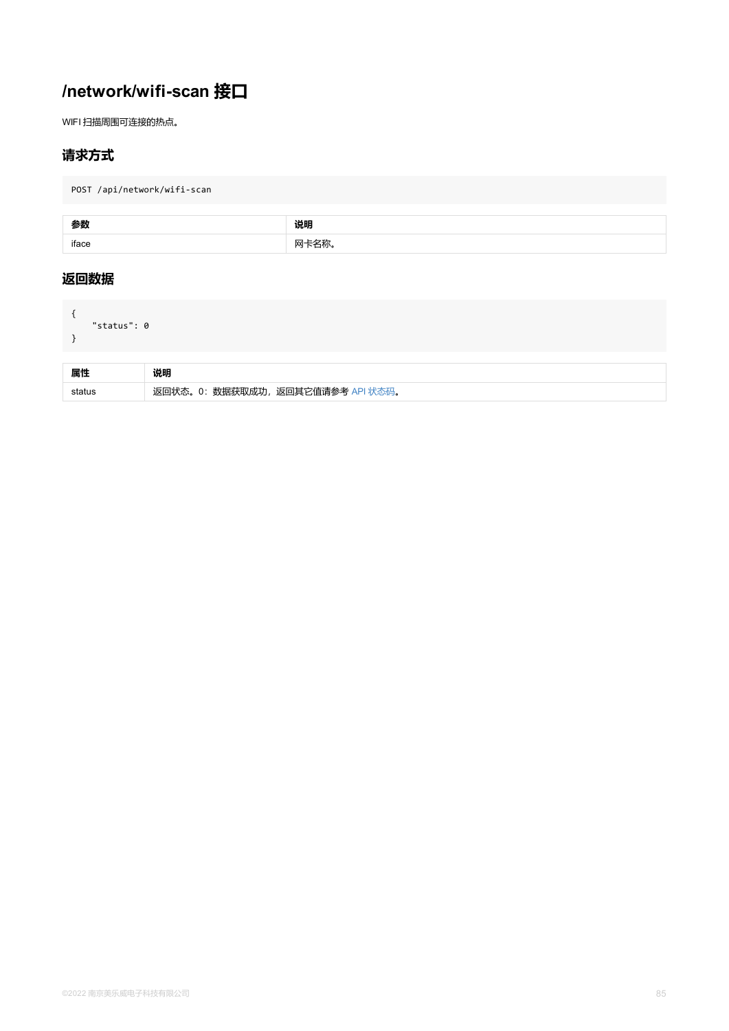# /network/wifi-scan 接口

WIFI 扫描周围可连接的热点。

## 请求方式

```
POST /api/network/wifi-scan
```

| 参数 | 说明 |
| --- | --- |
| iface | 网卡名称。 |

## 返回数据

```
{
    "status": 0
}
```

| 属性 | 说明 |
| --- | --- |
| status | 返回状态。0：数据获取成功，返回其它值请参考 API 状态码。 |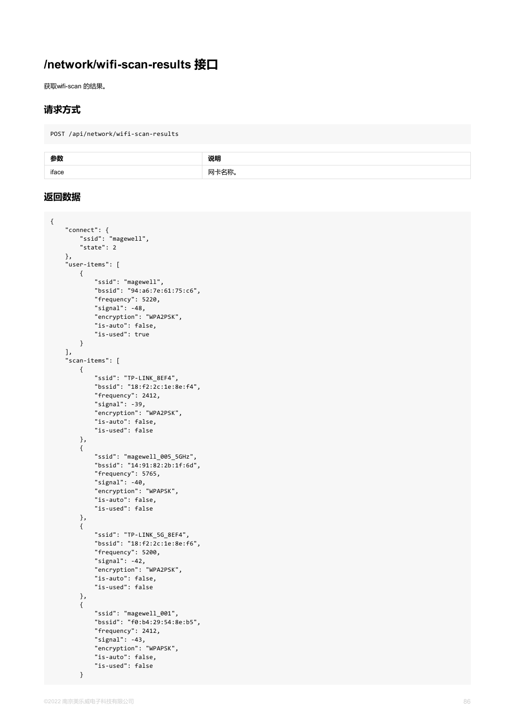# /network/wifi-scan-results 接口

获取wifi-scan 的结果。

## 请求方式

```
POST /api/network/wifi-scan-results
```

| 参数 | 说明 |
| --- | --- |
| iface | 网卡名称。 |

## 返回数据

```
{
    "connect": {
        "ssid": "magewell",
        "state": 2
    },
    "user-items": [
        {
            "ssid": "magewell",
            "bssid": "94:a6:7e:61:75:c6",
            "frequency": 5220,
            "signal": -48,
            "encryption": "WPA2PSK",
            "is-auto": false,
            "is-used": true
        }
    ],
    "scan-items": [
        {
            "ssid": "TP-LINK_8EF4",
            "bssid": "18:f2:2c:1e:8e:f4",
            "frequency": 2412,
            "signal": -39,
            "encryption": "WPA2PSK",
            "is-auto": false,
            "is-used": false
        },
        {
            "ssid": "magewell_005_5GHz",
            "bssid": "14:91:82:2b:1f:6d",
            "frequency": 5765,
            "signal": -40,
            "encryption": "WPAPSK",
            "is-auto": false,
            "is-used": false
        },
        {
            "ssid": "TP-LINK_5G_8EF4",
            "bssid": "18:f2:2c:1e:8e:f6",
            "frequency": 5200,
            "signal": -42,
            "encryption": "WPA2PSK",
            "is-auto": false,
            "is-used": false
        },
        {
            "ssid": "magewell_001",
            "bssid": "f0:b4:29:54:8e:b5",
            "frequency": 2412,
            "signal": -43,
            "encryption": "WPAPSK",
            "is-auto": false,
            "is-used": false
        }
```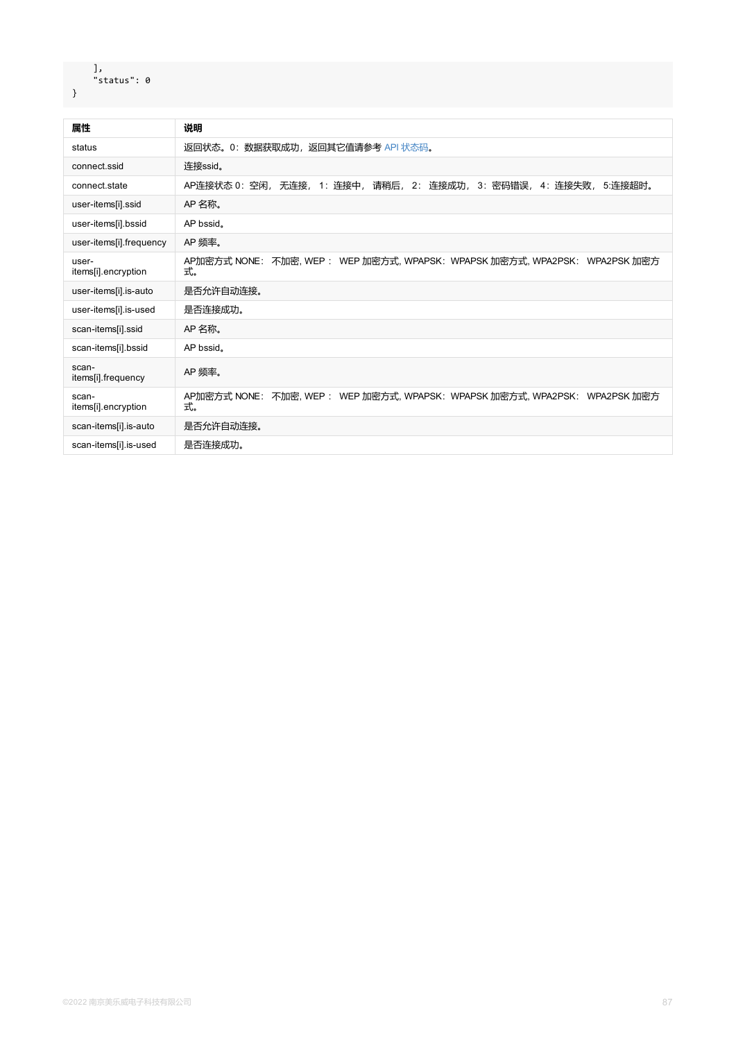```
    ],
    "status": 0
}
```

| 属性 | 说明 |
| --- | --- |
| status | 返回状态。0：数据获取成功，返回其它值请参考 API 状态码。 |
| connect.ssid | 连接ssid。 |
| connect.state | AP连接状态 0：空闲， 无连接， 1：连接中， 请稍后， 2： 连接成功， 3：密码错误， 4：连接失败， 5:连接超时。 |
| user-items[i].ssid | AP 名称。 |
| user-items[i].bssid | AP bssid。 |
| user-items[i].frequency | AP 频率。 |
| user-items[i].encryption | AP加密方式 NONE： 不加密, WEP： WEP 加密方式, WPAPSK：WPAPSK 加密方式, WPA2PSK： WPA2PSK 加密方式。 |
| user-items[i].is-auto | 是否允许自动连接。 |
| user-items[i].is-used | 是否连接成功。 |
| scan-items[i].ssid | AP 名称。 |
| scan-items[i].bssid | AP bssid。 |
| scan-items[i].frequency | AP 频率。 |
| scan-items[i].encryption | AP加密方式 NONE： 不加密, WEP： WEP 加密方式, WPAPSK：WPAPSK 加密方式, WPA2PSK： WPA2PSK 加密方式。 |
| scan-items[i].is-auto | 是否允许自动连接。 |
| scan-items[i].is-used | 是否连接成功。 |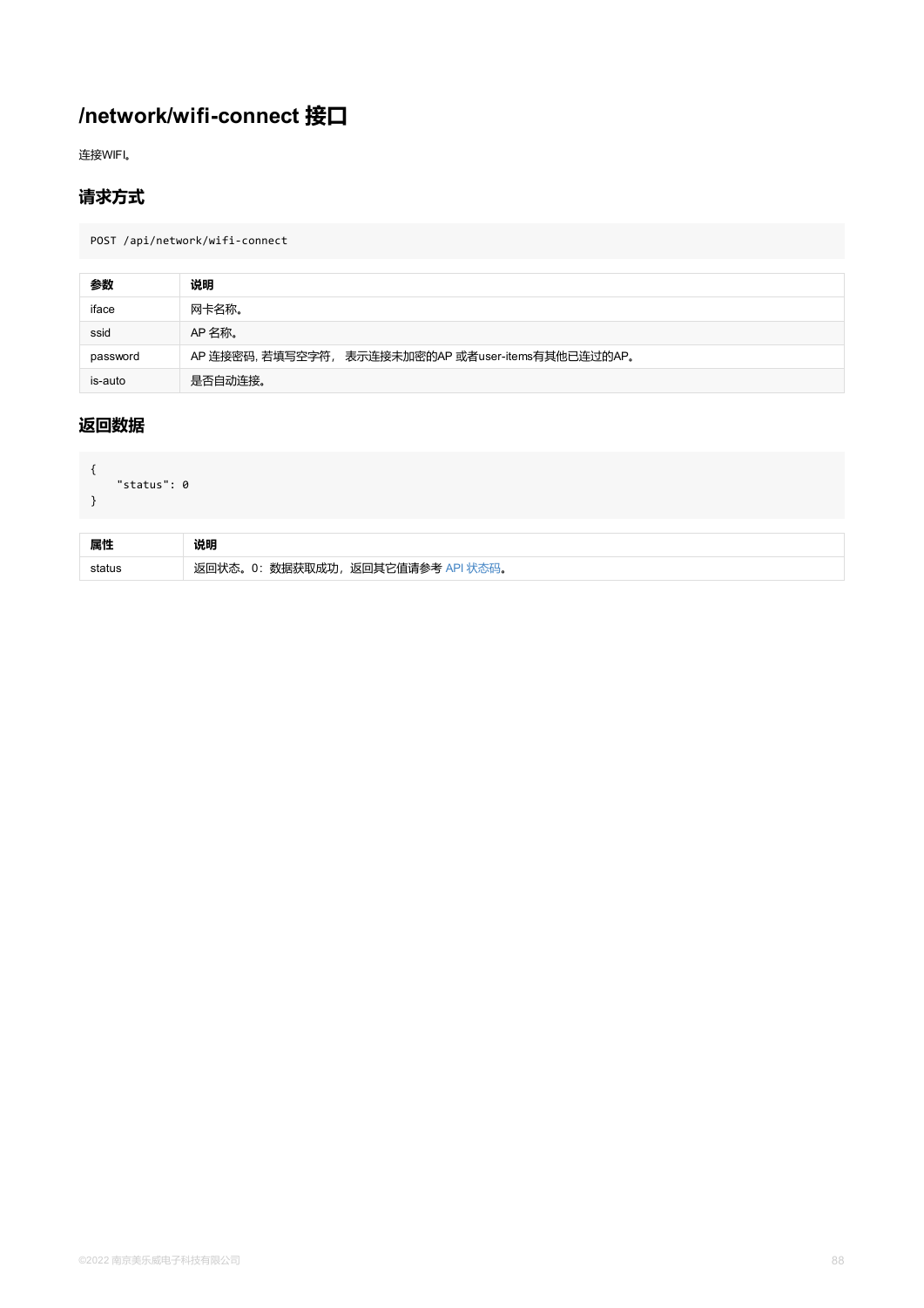# /network/wifi-connect 接口

连接WIFI。

## 请求方式

```
POST /api/network/wifi-connect
```

| 参数 | 说明 |
| --- | --- |
| iface | 网卡名称。 |
| ssid | AP 名称。 |
| password | AP 连接密码, 若填写空字符， 表示连接未加密的AP 或者user-items有其他已连过的AP。 |
| is-auto | 是否自动连接。 |

## 返回数据

```
{
    "status": 0
}
```

| 属性 | 说明 |
| --- | --- |
| status | 返回状态。0：数据获取成功，返回其它值请参考 API 状态码。 |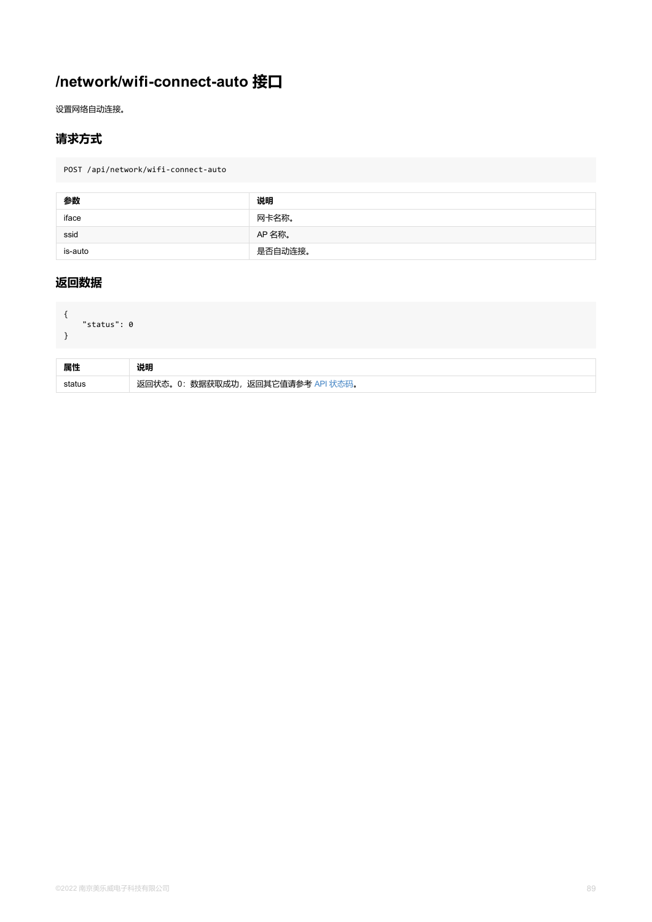# /network/wifi-connect-auto 接口

设置网络自动连接。

## 请求方式

```
POST /api/network/wifi-connect-auto
```

| 参数 | 说明 |
| --- | --- |
| iface | 网卡名称。 |
| ssid | AP 名称。 |
| is-auto | 是否自动连接。 |

## 返回数据

```
{
    "status": 0
}
```

| 属性 | 说明 |
| --- | --- |
| status | 返回状态。0：数据获取成功，返回其它值请参考 API 状态码。 |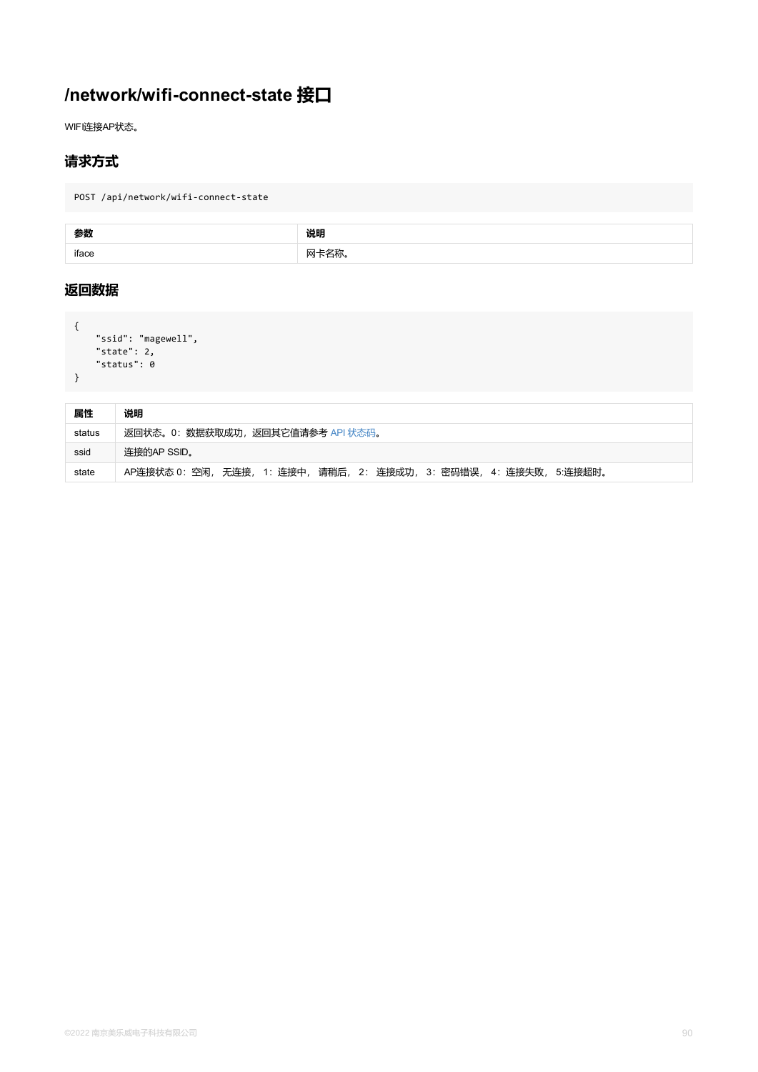# /network/wifi-connect-state 接口

WIFI连接AP状态。

## 请求方式

```
POST /api/network/wifi-connect-state
```

| 参数 | 说明 |
| --- | --- |
| iface | 网卡名称。 |

## 返回数据

```
{
    "ssid": "magewell",
    "state": 2,
    "status": 0
}
```

| 属性 | 说明 |
| --- | --- |
| status | 返回状态。0：数据获取成功，返回其它值请参考 API 状态码。 |
| ssid | 连接的AP SSID。 |
| state | AP连接状态 0：空闲，无连接，1：连接中，请稍后，2：连接成功，3：密码错误，4：连接失败，5:连接超时。 |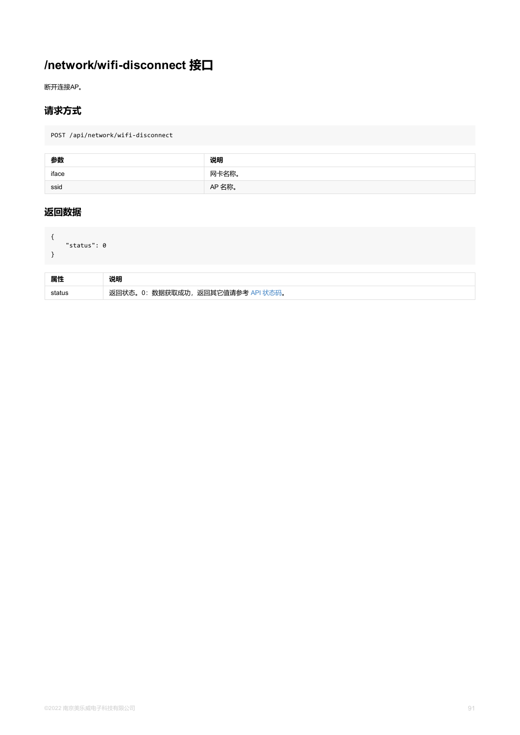# /network/wifi-disconnect 接口

断开连接AP。

## 请求方式

```
POST /api/network/wifi-disconnect
```

| 参数 | 说明 |
| --- | --- |
| iface | 网卡名称。 |
| ssid | AP 名称。 |

## 返回数据

```
{
    "status": 0
}
```

| 属性 | 说明 |
| --- | --- |
| status | 返回状态。0：数据获取成功，返回其它值请参考 API 状态码。 |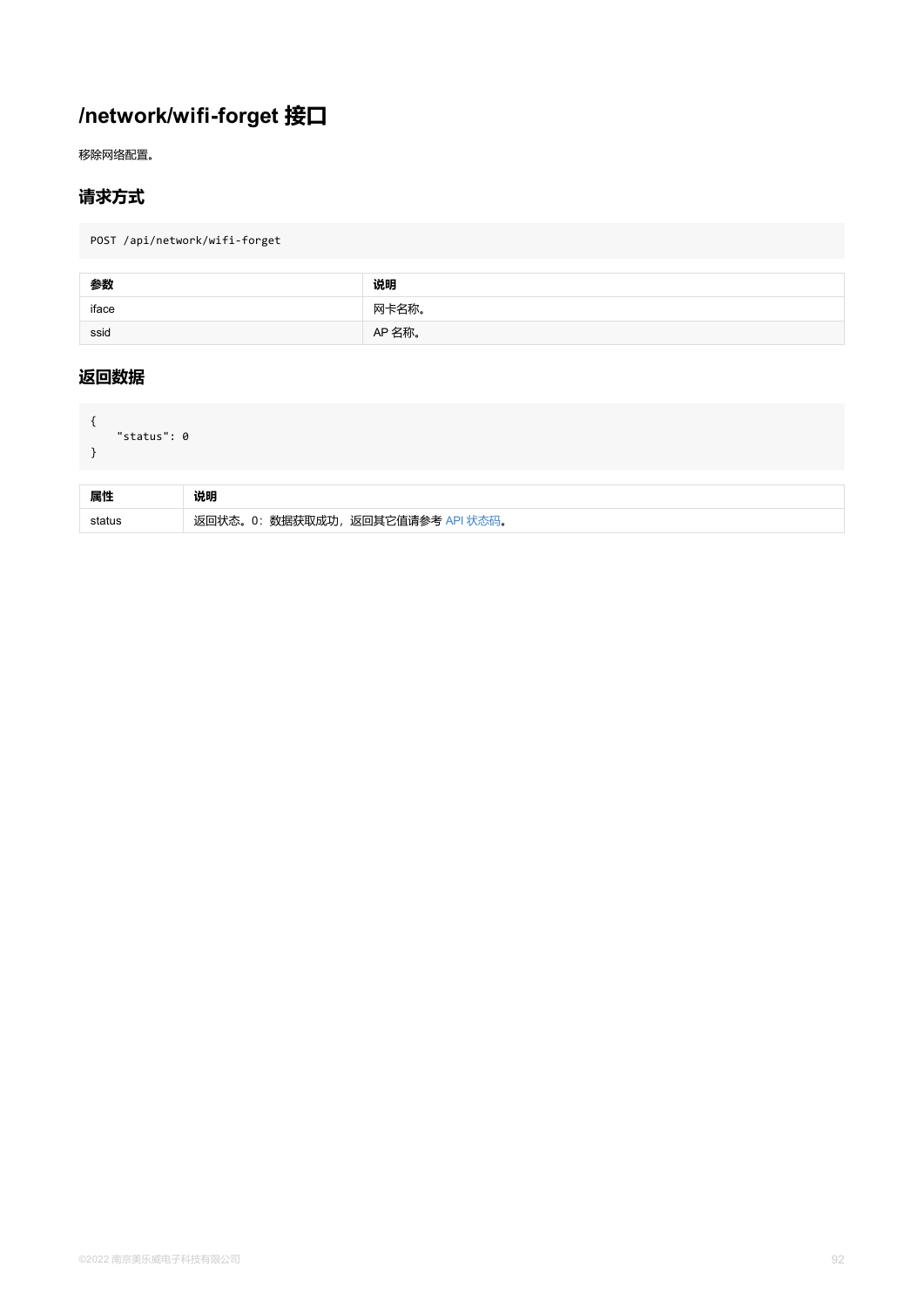# /network/wifi-forget 接口

移除网络配置。

## 请求方式

```
POST /api/network/wifi-forget
```

| 参数 | 说明 |
| --- | --- |
| iface | 网卡名称。 |
| ssid | AP 名称。 |

## 返回数据

```
{
    "status": 0
}
```

| 属性 | 说明 |
| --- | --- |
| status | 返回状态。0：数据获取成功，返回其它值请参考 API 状态码。 |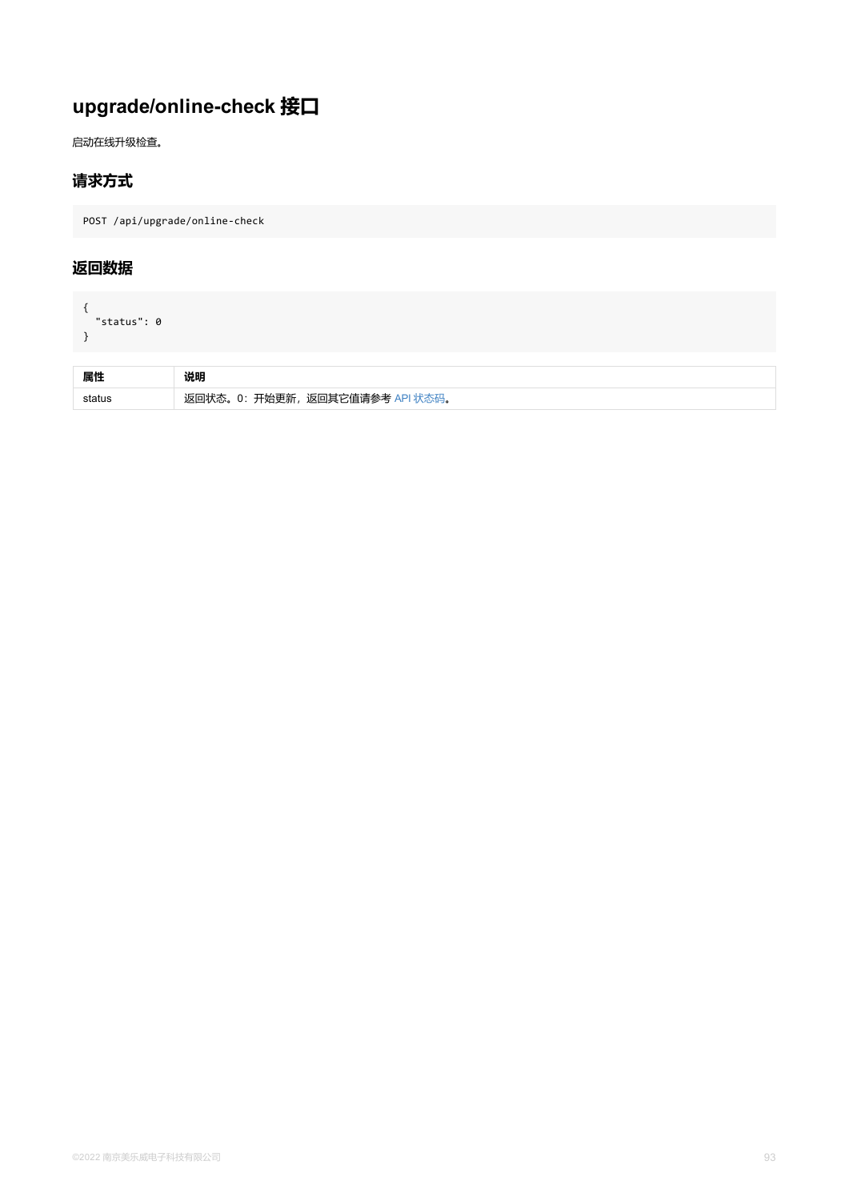## upgrade/online-check 接口

启动在线升级检查。

### 请求方式

```
POST /api/upgrade/online-check
```

### 返回数据

```
{
  "status": 0
}
```

| 属性 | 说明 |
| --- | --- |
| status | 返回状态。0：开始更新，返回其它值请参考 API 状态码。 |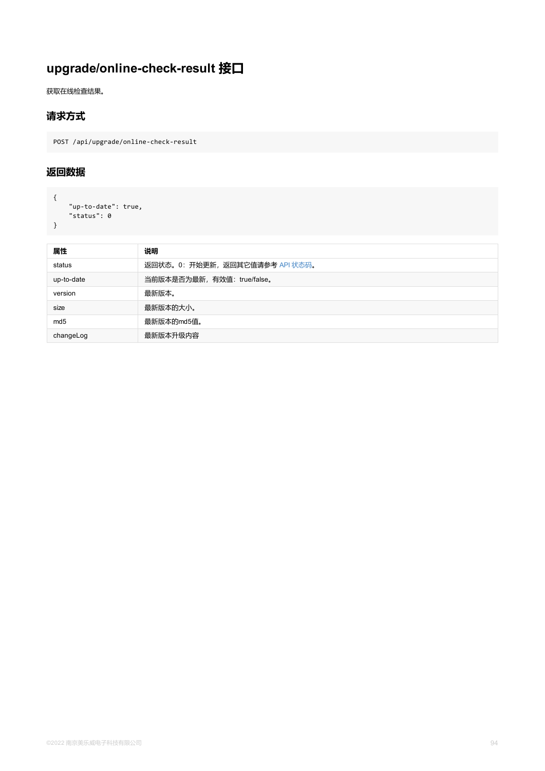# upgrade/online-check-result 接口

获取在线检查结果。

## 请求方式

```
POST /api/upgrade/online-check-result
```

## 返回数据

```
{
    "up-to-date": true,
    "status": 0
}
```

| 属性 | 说明 |
| --- | --- |
| status | 返回状态。0：开始更新，返回其它值请参考 API 状态码。 |
| up-to-date | 当前版本是否为最新，有效值：true/false。 |
| version | 最新版本。 |
| size | 最新版本的大小。 |
| md5 | 最新版本的md5值。 |
| changeLog | 最新版本升级内容 |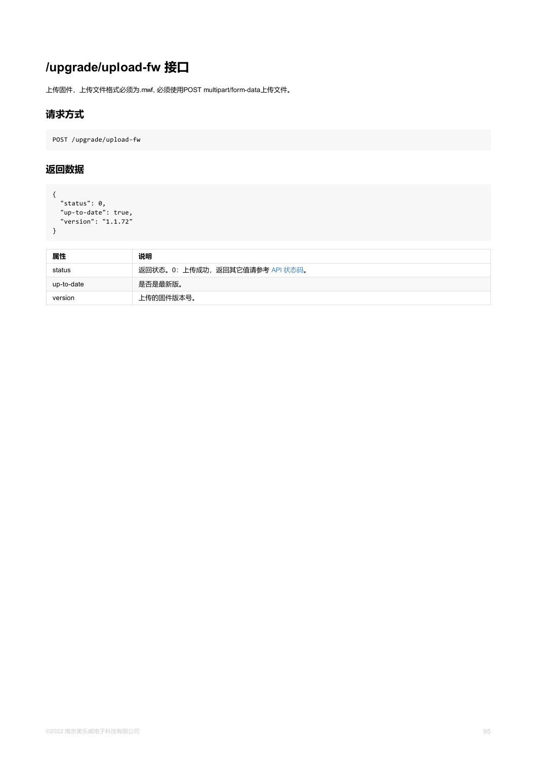# /upgrade/upload-fw 接口

上传固件，上传文件格式必须为.mwf, 必须使用POST multipart/form-data上传文件。

## 请求方式

```
POST /upgrade/upload-fw
```

## 返回数据

```
{
  "status": 0,
  "up-to-date": true,
  "version": "1.1.72"
}
```

| 属性 | 说明 |
| --- | --- |
| status | 返回状态。0：上传成功，返回其它值请参考 API 状态码。 |
| up-to-date | 是否是最新版。 |
| version | 上传的固件版本号。 |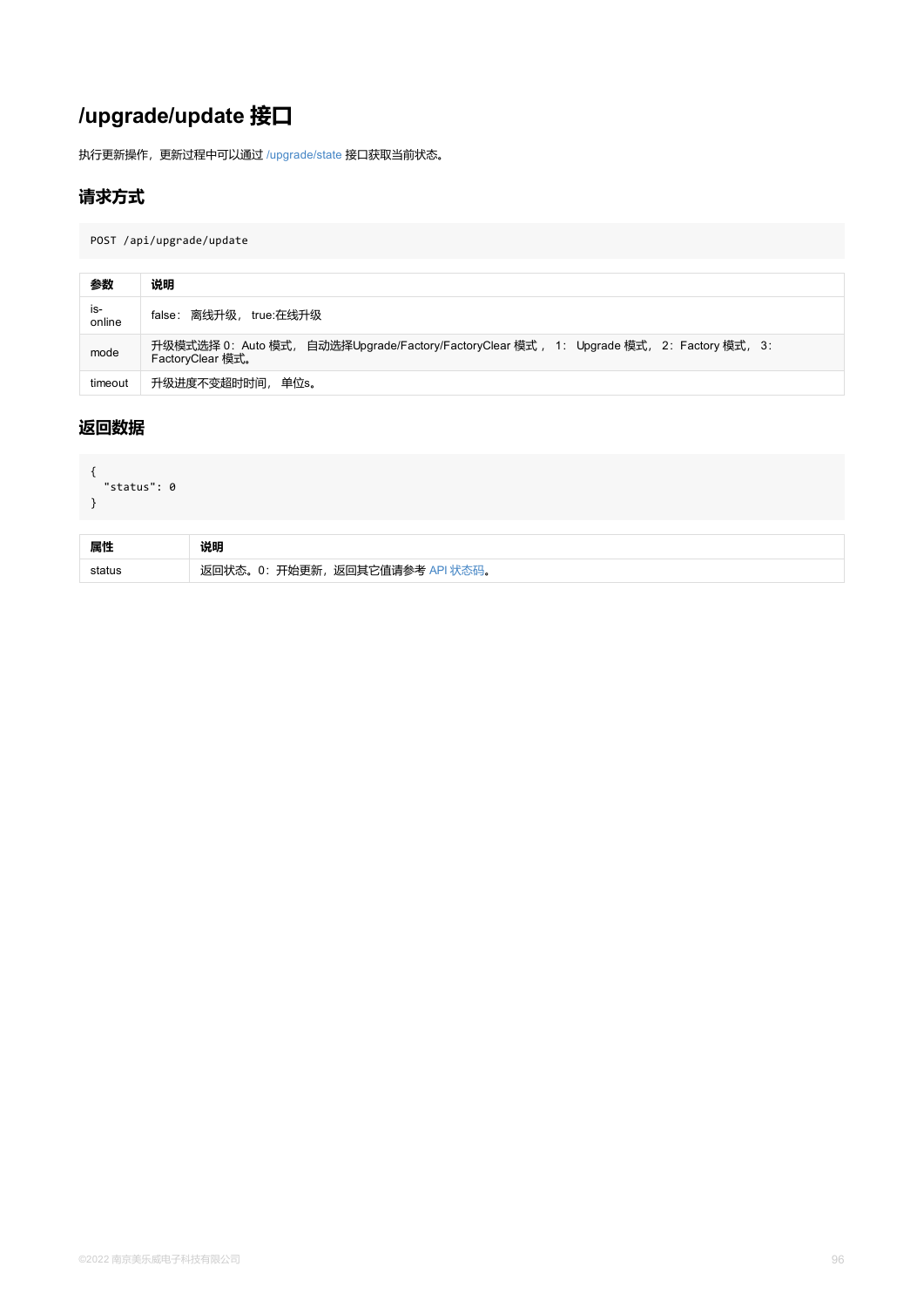# /upgrade/update 接口

执行更新操作，更新过程中可以通过 /upgrade/state 接口获取当前状态。

## 请求方式

```
POST /api/upgrade/update
```

| 参数 | 说明 |
| --- | --- |
| is-online | false： 离线升级， true:在线升级 |
| mode | 升级模式选择 0：Auto 模式， 自动选择Upgrade/Factory/FactoryClear 模式， 1： Upgrade 模式， 2：Factory 模式， 3：FactoryClear 模式。 |
| timeout | 升级进度不变超时时间， 单位s。 |

## 返回数据

```
{
  "status": 0
}
```

| 属性 | 说明 |
| --- | --- |
| status | 返回状态。0：开始更新，返回其它值请参考 API 状态码。 |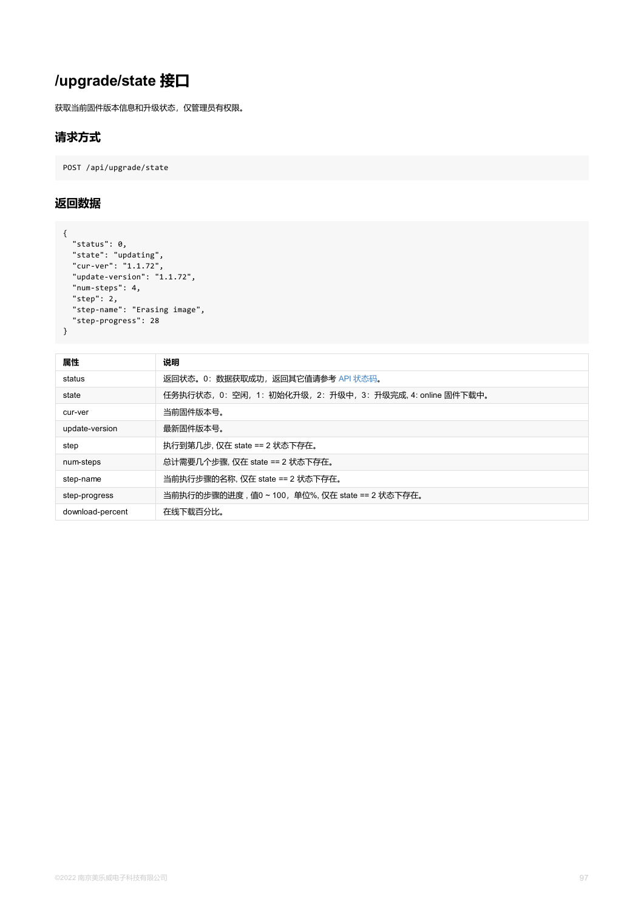# /upgrade/state 接口

获取当前固件版本信息和升级状态，仅管理员有权限。

## 请求方式

```
POST /api/upgrade/state
```

## 返回数据

```
{
  "status": 0,
  "state": "updating",
  "cur-ver": "1.1.72",
  "update-version": "1.1.72",
  "num-steps": 4,
  "step": 2,
  "step-name": "Erasing image",
  "step-progress": 28
}
```

| 属性 | 说明 |
| --- | --- |
| status | 返回状态。0：数据获取成功，返回其它值请参考 API 状态码。 |
| state | 任务执行状态，0：空闲，1：初始化升级，2：升级中，3：升级完成, 4: online 固件下载中。 |
| cur-ver | 当前固件版本号。 |
| update-version | 最新固件版本号。 |
| step | 执行到第几步, 仅在 state == 2 状态下存在。 |
| num-steps | 总计需要几个步骤, 仅在 state == 2 状态下存在。 |
| step-name | 当前执行步骤的名称, 仅在 state == 2 状态下存在。 |
| step-progress | 当前执行的步骤的进度，值0 ~ 100，单位%, 仅在 state == 2 状态下存在。 |
| download-percent | 在线下载百分比。 |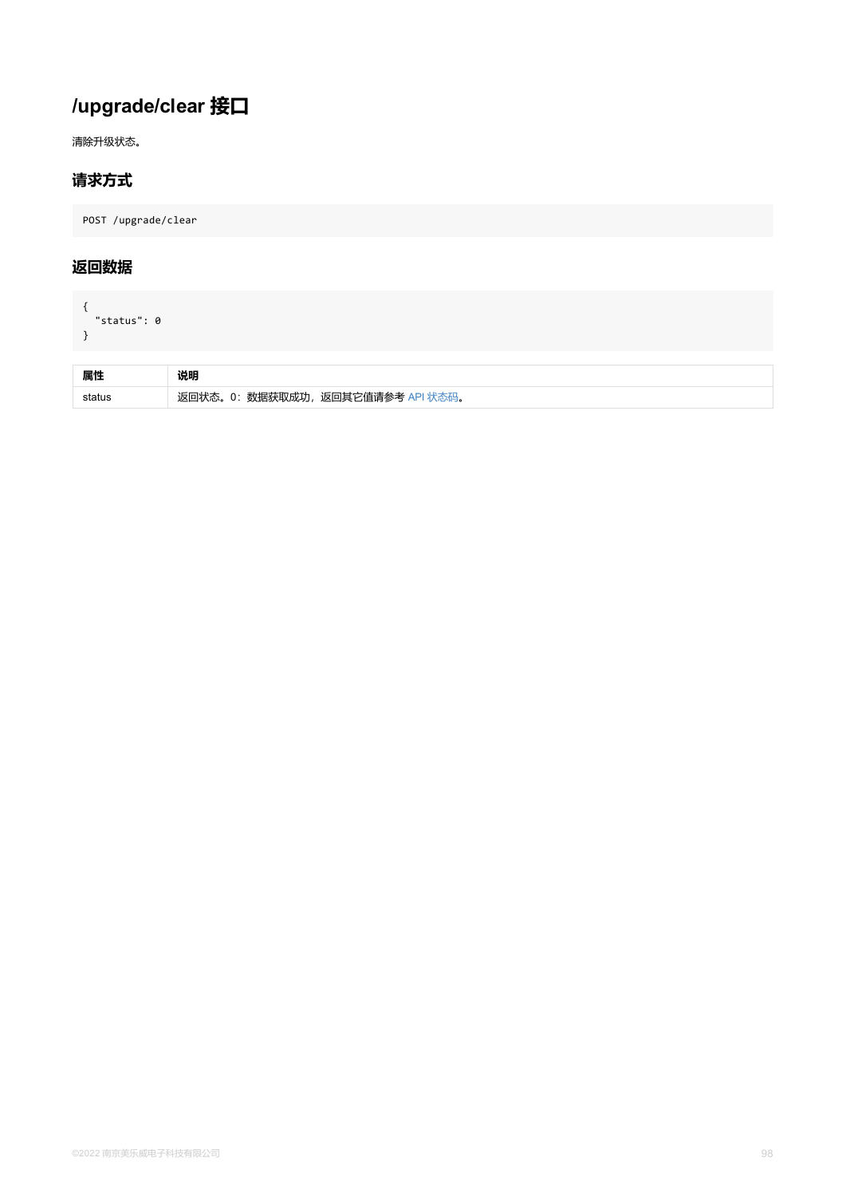# /upgrade/clear 接口

清除升级状态。

## 请求方式

```
POST /upgrade/clear
```

## 返回数据

```
{
  "status": 0
}
```

| 属性 | 说明 |
| --- | --- |
| status | 返回状态。0：数据获取成功，返回其它值请参考 API 状态码。 |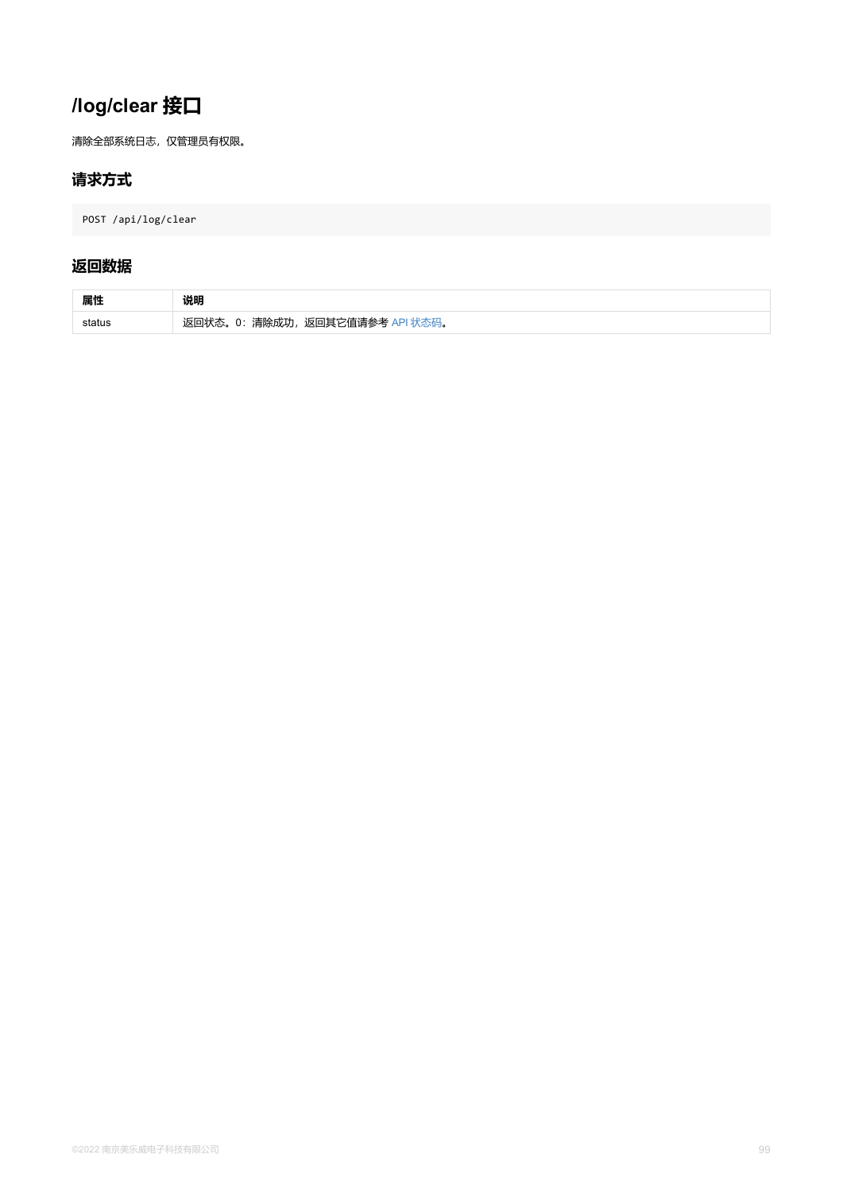# /log/clear 接口

清除全部系统日志，仅管理员有权限。

## 请求方式

```
POST /api/log/clear
```

## 返回数据

| 属性 | 说明 |
| --- | --- |
| status | 返回状态。0：清除成功，返回其它值请参考 API 状态码。 |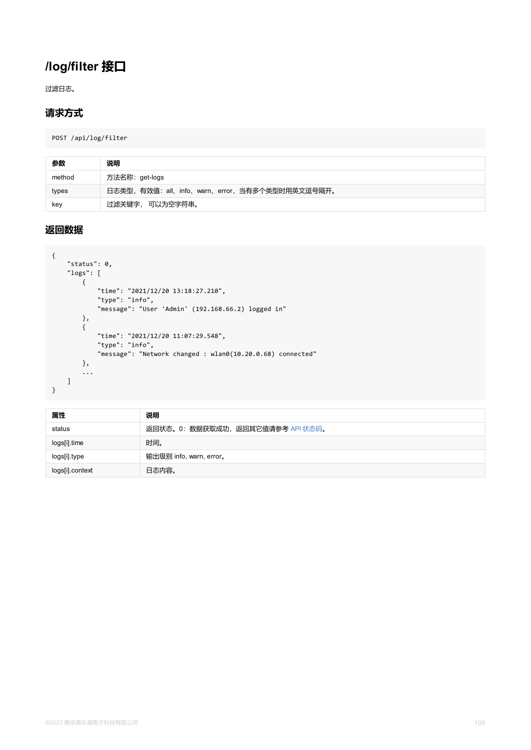# /log/filter 接口

过滤日志。

## 请求方式

```
POST /api/log/filter
```

| 参数 | 说明 |
| --- | --- |
| method | 方法名称：get-logs |
| types | 日志类型，有效值：all、info、warn、error，当有多个类型时用英文逗号隔开。 |
| key | 过滤关键字， 可以为空字符串。 |

## 返回数据

```
{
    "status": 0,
    "logs": [
        {
            "time": "2021/12/20 13:18:27.210",
            "type": "info",
            "message": "User 'Admin' (192.168.66.2) logged in"
        },
        {
            "time": "2021/12/20 11:07:29.548",
            "type": "info",
            "message": "Network changed : wlan0(10.20.0.68) connected"
        },
        ...
    ]
}
```

| 属性 | 说明 |
| --- | --- |
| status | 返回状态。0：数据获取成功，返回其它值请参考 API 状态码。 |
| logs[i].time | 时间。 |
| logs[i].type | 输出级别 info, warn, error。 |
| logs[i].context | 日志内容。 |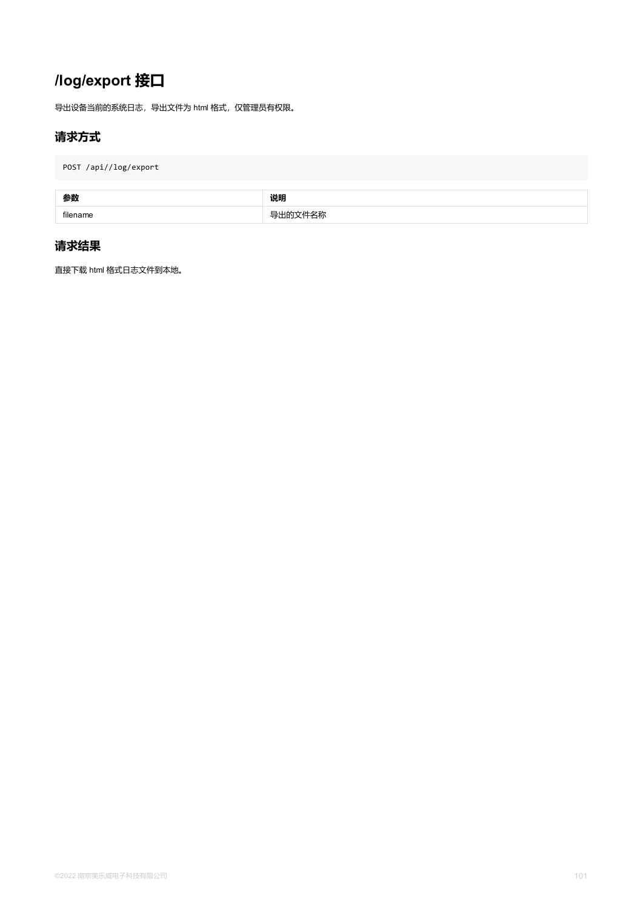# /log/export 接口

导出设备当前的系统日志，导出文件为 html 格式，仅管理员有权限。

## 请求方式

```
POST /api//log/export
```

| 参数 | 说明 |
| --- | --- |
| filename | 导出的文件名称 |

## 请求结果

直接下载 html 格式日志文件到本地。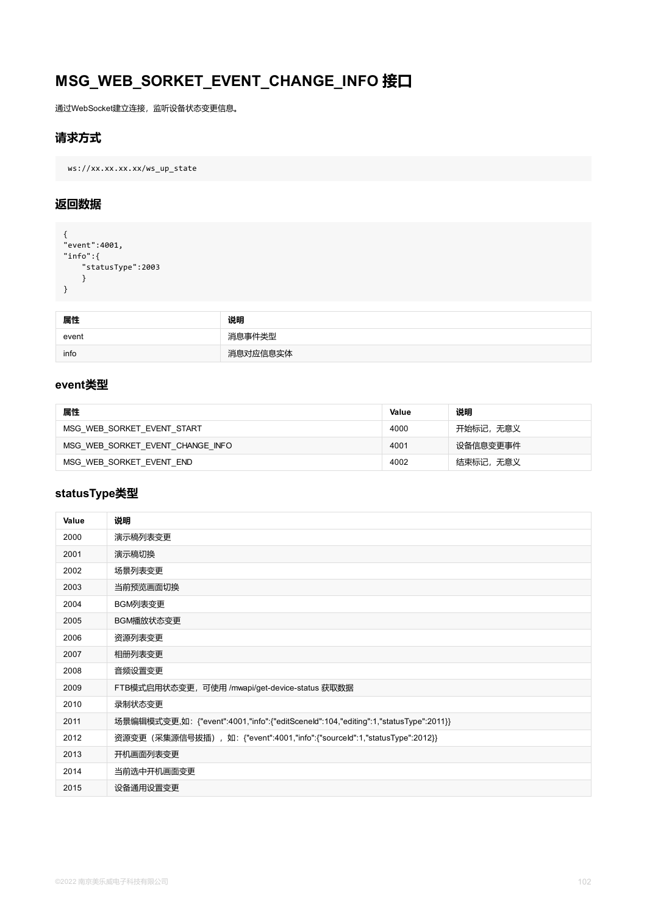# MSG_WEB_SORKET_EVENT_CHANGE_INFO 接口

通过WebSocket建立连接，监听设备状态变更信息。

## 请求方式

```
ws://xx.xx.xx.xx/ws_up_state
```

## 返回数据

```
{
"event":4001,
"info":{
    "statusType":2003
    }
}
```

| 属性 | 说明 |
| --- | --- |
| event | 消息事件类型 |
| info | 消息对应信息实体 |

### event类型

| 属性 | Value | 说明 |
| --- | --- | --- |
| MSG_WEB_SORKET_EVENT_START | 4000 | 开始标记，无意义 |
| MSG_WEB_SORKET_EVENT_CHANGE_INFO | 4001 | 设备信息变更事件 |
| MSG_WEB_SORKET_EVENT_END | 4002 | 结束标记，无意义 |

### statusType类型

| Value | 说明 |
| --- | --- |
| 2000 | 演示稿列表变更 |
| 2001 | 演示稿切换 |
| 2002 | 场景列表变更 |
| 2003 | 当前预览画面切换 |
| 2004 | BGM列表变更 |
| 2005 | BGM播放状态变更 |
| 2006 | 资源列表变更 |
| 2007 | 相册列表变更 |
| 2008 | 音频设置变更 |
| 2009 | FTB模式启用状态变更，可使用 /mwapi/get-device-status 获取数据 |
| 2010 | 录制状态变更 |
| 2011 | 场景编辑模式变更,如：{"event":4001,"info":{"editSceneId":104,"editing":1,"statusType":2011}} |
| 2012 | 资源变更（采集源信号拔插），如：{"event":4001,"info":{"sourceId":1,"statusType":2012}} |
| 2013 | 开机画面列表变更 |
| 2014 | 当前选中开机画面变更 |
| 2015 | 设备通用设置变更 |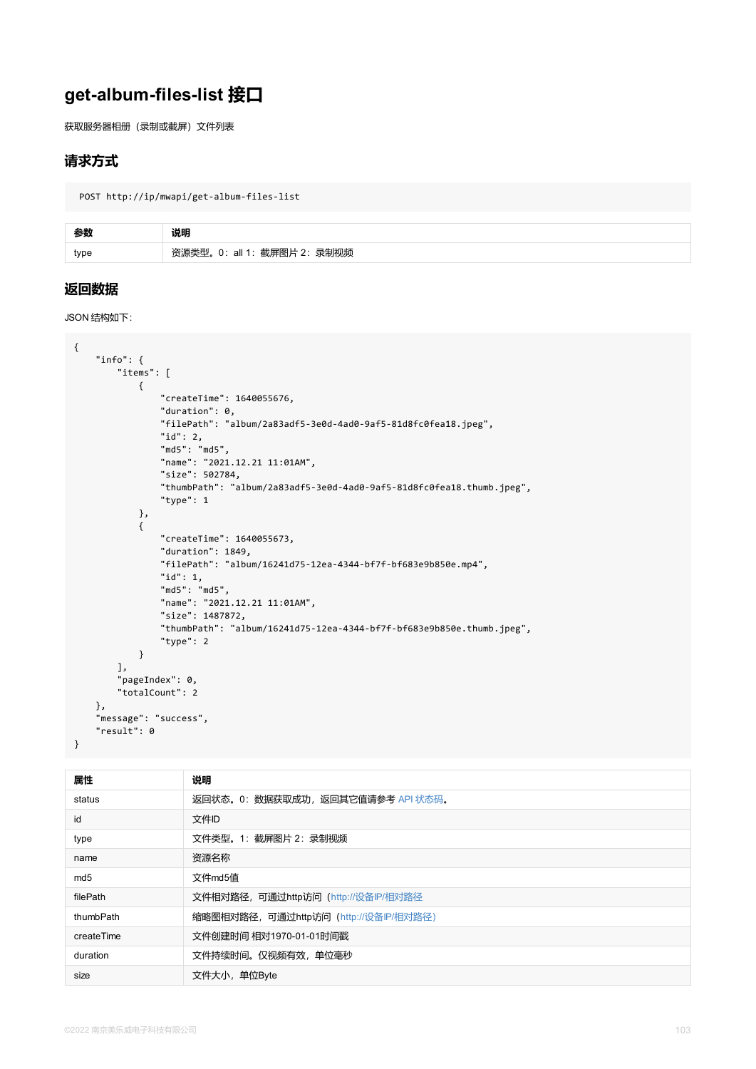# get-album-files-list 接口

获取服务器相册（录制或截屏）文件列表

## 请求方式

```
POST http://ip/mwapi/get-album-files-list
```

| 参数 | 说明 |
| --- | --- |
| type | 资源类型。0：all 1：截屏图片 2：录制视频 |

## 返回数据

JSON 结构如下：

```
{
    "info": {
        "items": [
            {
                "createTime": 1640055676,
                "duration": 0,
                "filePath": "album/2a83adf5-3e0d-4ad0-9af5-81d8fc0fea18.jpeg",
                "id": 2,
                "md5": "md5",
                "name": "2021.12.21 11:01AM",
                "size": 502784,
                "thumbPath": "album/2a83adf5-3e0d-4ad0-9af5-81d8fc0fea18.thumb.jpeg",
                "type": 1
            },
            {
                "createTime": 1640055673,
                "duration": 1849,
                "filePath": "album/16241d75-12ea-4344-bf7f-bf683e9b850e.mp4",
                "id": 1,
                "md5": "md5",
                "name": "2021.12.21 11:01AM",
                "size": 1487872,
                "thumbPath": "album/16241d75-12ea-4344-bf7f-bf683e9b850e.thumb.jpeg",
                "type": 2
            }
        ],
        "pageIndex": 0,
        "totalCount": 2
    },
    "message": "success",
    "result": 0
}
```

| 属性 | 说明 |
| --- | --- |
| status | 返回状态。0：数据获取成功，返回其它值请参考 API 状态码。 |
| id | 文件ID |
| type | 文件类型。1：截屏图片 2：录制视频 |
| name | 资源名称 |
| md5 | 文件md5值 |
| filePath | 文件相对路径，可通过http访问（http://设备IP/相对路径 |
| thumbPath | 缩略图相对路径，可通过http访问（http://设备IP/相对路径） |
| createTime | 文件创建时间 相对1970-01-01时间戳 |
| duration | 文件持续时间。仅视频有效，单位毫秒 |
| size | 文件大小，单位Byte |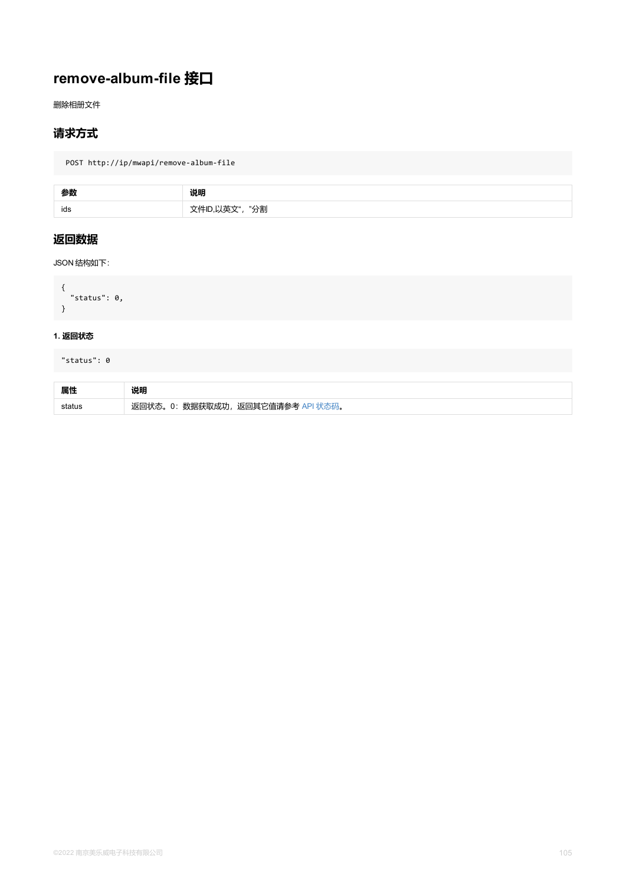# remove-album-file 接口

删除相册文件

## 请求方式

```
POST http://ip/mwapi/remove-album-file
```

| 参数 | 说明 |
| --- | --- |
| ids | 文件ID,以英文","分割 |

## 返回数据

JSON 结构如下:

```
{
  "status": 0,
}
```

#### 1. 返回状态

```
"status": 0
```

| 属性 | 说明 |
| --- | --- |
| status | 返回状态。0：数据获取成功，返回其它值请参考 API 状态码。 |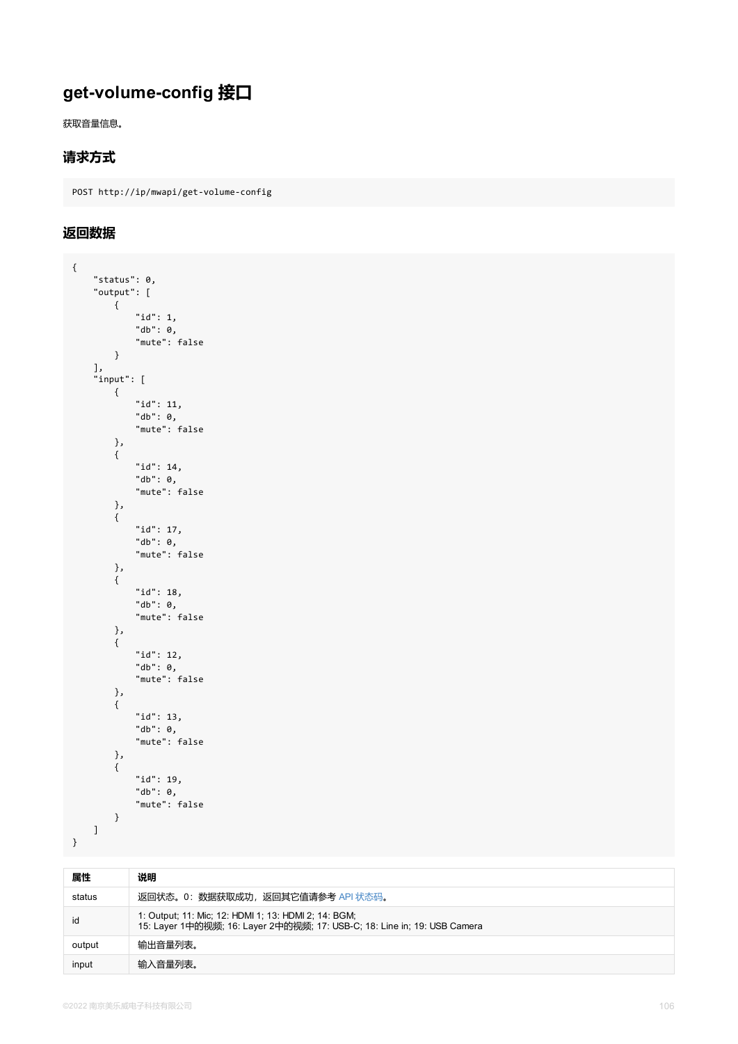# get-volume-config 接口

获取音量信息。

## 请求方式

```
POST http://ip/mwapi/get-volume-config
```

## 返回数据

```
{
    "status": 0,
    "output": [
        {
            "id": 1,
            "db": 0,
            "mute": false
        }
    ],
    "input": [
        {
            "id": 11,
            "db": 0,
            "mute": false
        },
        {
            "id": 14,
            "db": 0,
            "mute": false
        },
        {
            "id": 17,
            "db": 0,
            "mute": false
        },
        {
            "id": 18,
            "db": 0,
            "mute": false
        },
        {
            "id": 12,
            "db": 0,
            "mute": false
        },
        {
            "id": 13,
            "db": 0,
            "mute": false
        },
        {
            "id": 19,
            "db": 0,
            "mute": false
        }
    ]
}
```

| 属性 | 说明 |
| --- | --- |
| status | 返回状态。0：数据获取成功，返回其它值请参考 API 状态码。 |
| id | 1: Output; 11: Mic; 12: HDMI 1; 13: HDMI 2; 14: BGM;<br>15: Layer 1中的视频; 16: Layer 2中的视频; 17: USB-C; 18: Line in; 19: USB Camera |
| output | 输出音量列表。 |
| input | 输入音量列表。 |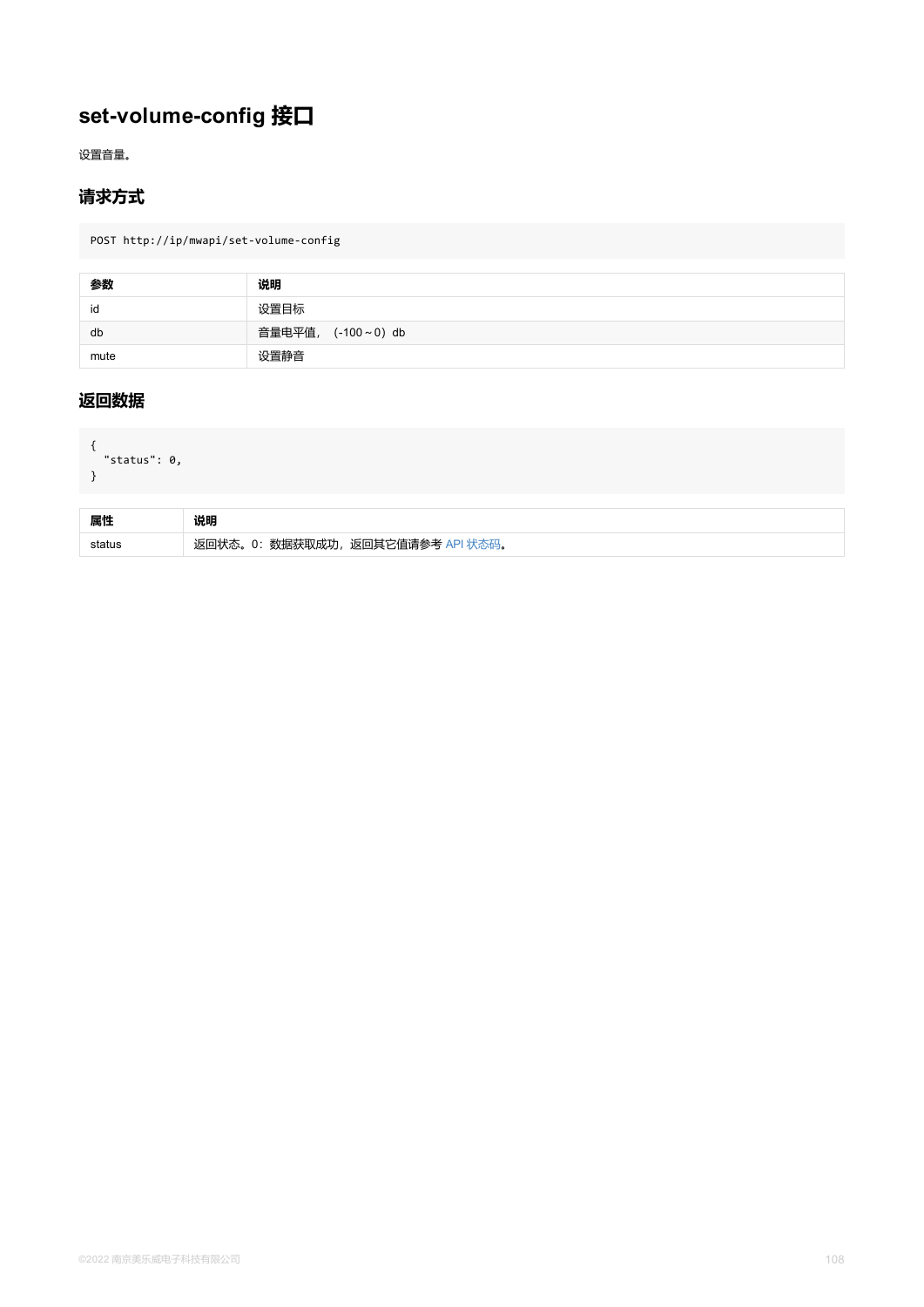## set-volume-config 接口

设置音量。

### 请求方式

```
POST http://ip/mwapi/set-volume-config
```

| 参数 | 说明 |
| --- | --- |
| id | 设置目标 |
| db | 音量电平值，（-100～0）db |
| mute | 设置静音 |

### 返回数据

```
{
  "status": 0,
}
```

| 属性 | 说明 |
| --- | --- |
| status | 返回状态。0：数据获取成功，返回其它值请参考 API 状态码。 |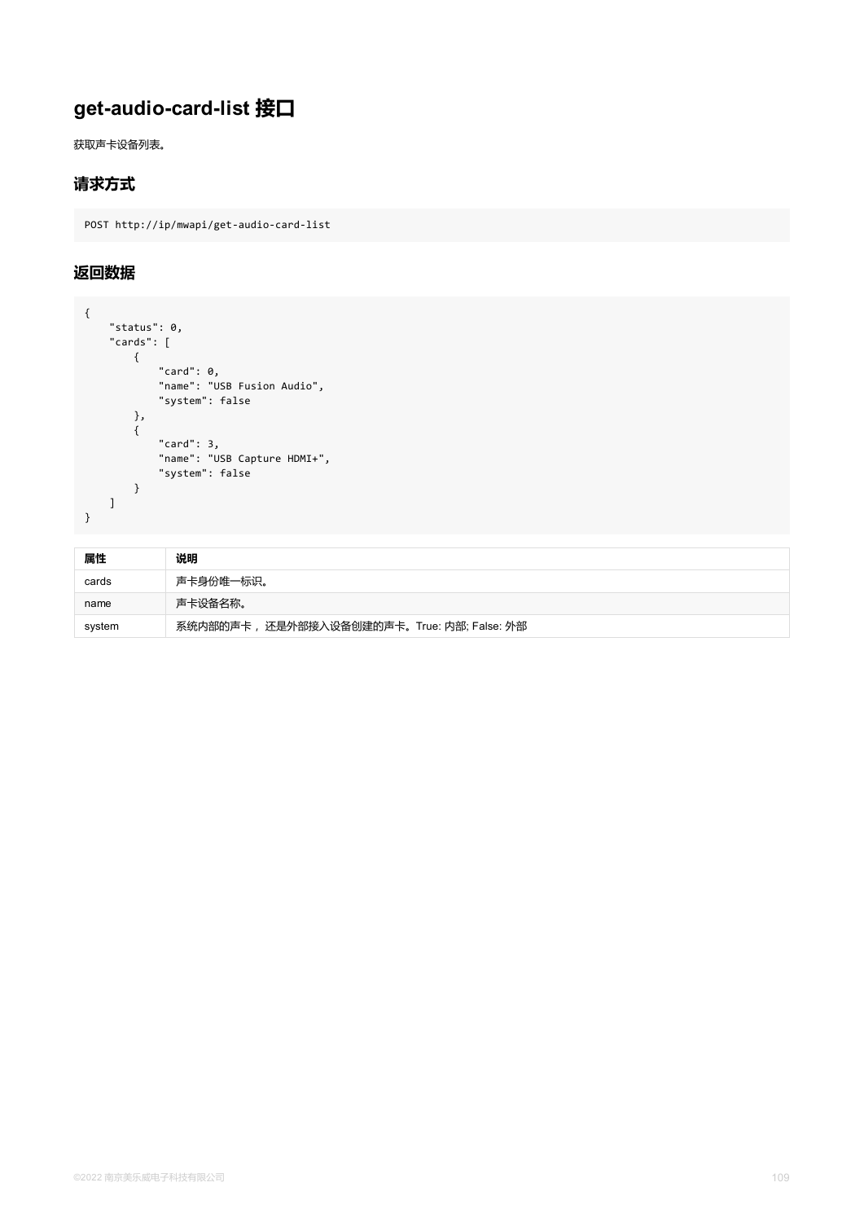# get-audio-card-list 接口

获取声卡设备列表。

## 请求方式

```
POST http://ip/mwapi/get-audio-card-list
```

## 返回数据

```
{
    "status": 0,
    "cards": [
        {
            "card": 0,
            "name": "USB Fusion Audio",
            "system": false
        },
        {
            "card": 3,
            "name": "USB Capture HDMI+",
            "system": false
        }
    ]
}
```

| 属性 | 说明 |
| --- | --- |
| cards | 声卡身份唯一标识。 |
| name | 声卡设备名称。 |
| system | 系统内部的声卡， 还是外部接入设备创建的声卡。True: 内部; False: 外部 |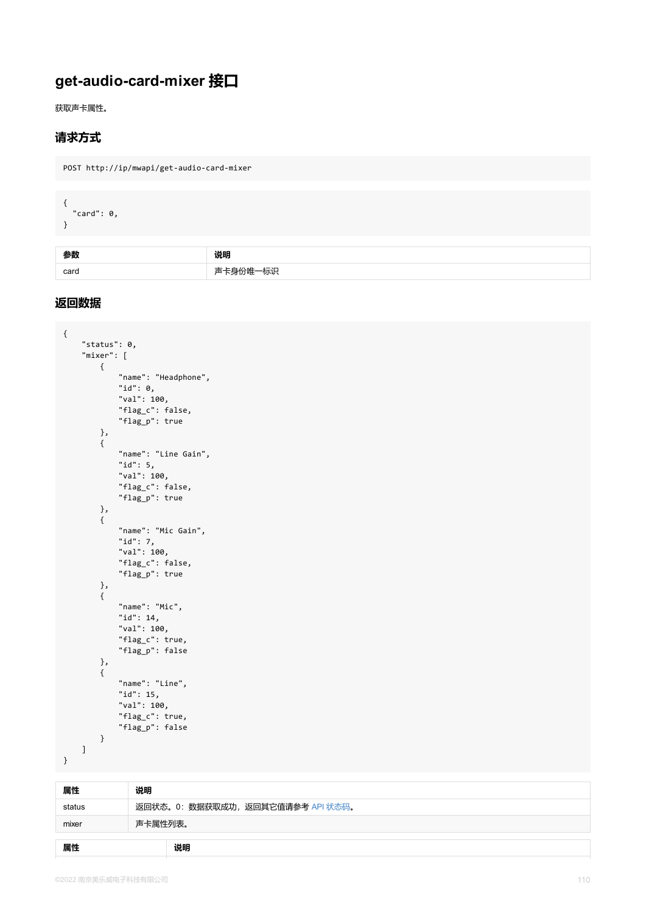# get-audio-card-mixer 接口

获取声卡属性。

## 请求方式

```
POST http://ip/mwapi/get-audio-card-mixer
```

```
{
  "card": 0,
}
```

| 参数 | 说明 |
| --- | --- |
| card | 声卡身份唯一标识 |

## 返回数据

```
{
    "status": 0,
    "mixer": [
        {
            "name": "Headphone",
            "id": 0,
            "val": 100,
            "flag_c": false,
            "flag_p": true
        },
        {
            "name": "Line Gain",
            "id": 5,
            "val": 100,
            "flag_c": false,
            "flag_p": true
        },
        {
            "name": "Mic Gain",
            "id": 7,
            "val": 100,
            "flag_c": false,
            "flag_p": true
        },
        {
            "name": "Mic",
            "id": 14,
            "val": 100,
            "flag_c": true,
            "flag_p": false
        },
        {
            "name": "Line",
            "id": 15,
            "val": 100,
            "flag_c": true,
            "flag_p": false
        }
    ]
}
```

| 属性 | 说明 |
| --- | --- |
| status | 返回状态。0：数据获取成功，返回其它值请参考 API 状态码。 |
| mixer | 声卡属性列表。 |

| 属性 | 说明 |
| --- | --- |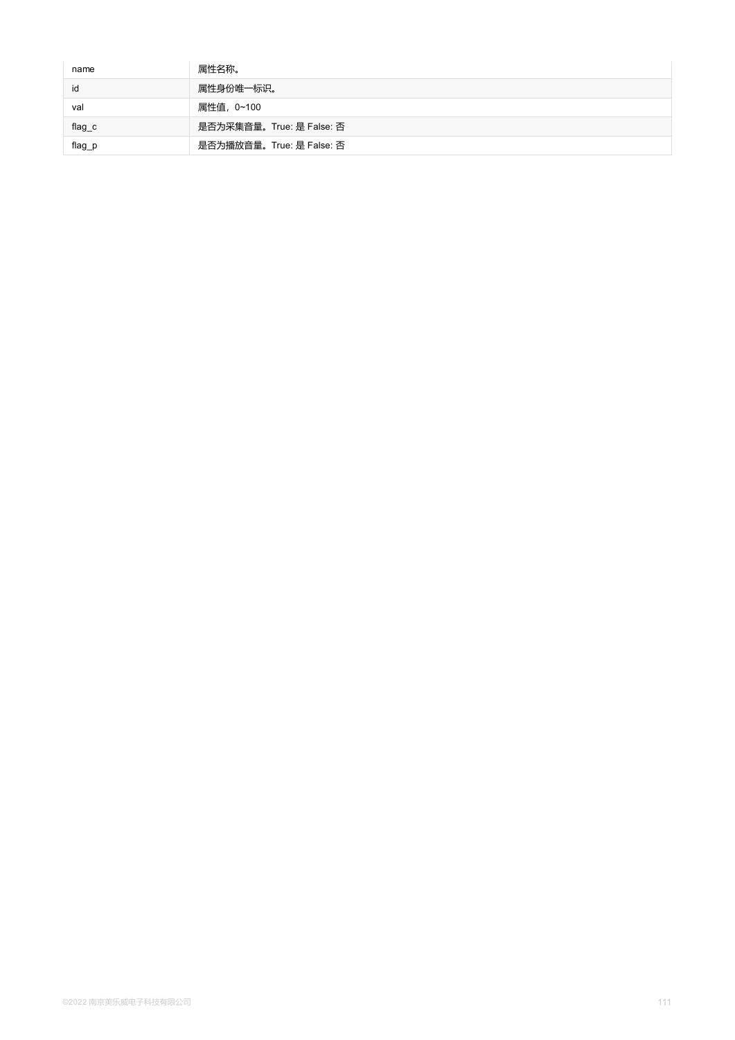| | |
|---|---|
| name | 属性名称。 |
| id | 属性身份唯一标识。 |
| val | 属性值，0~100 |
| flag_c | 是否为采集音量。True: 是 False: 否 |
| flag_p | 是否为播放音量。True: 是 False: 否 |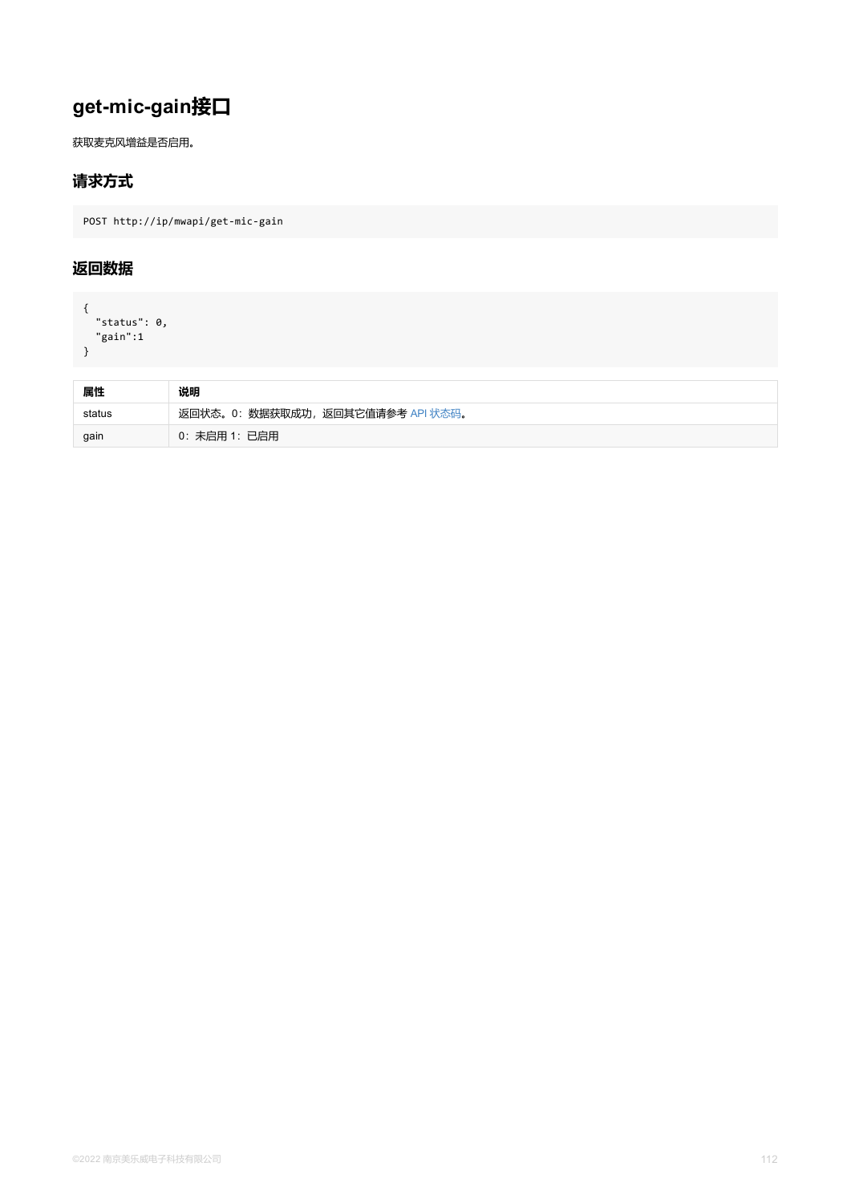# get-mic-gain接口

获取麦克风增益是否启用。

## 请求方式

```
POST http://ip/mwapi/get-mic-gain
```

## 返回数据

```
{
  "status": 0,
  "gain":1
}
```

| 属性 | 说明 |
| --- | --- |
| status | 返回状态。0：数据获取成功，返回其它值请参考 API 状态码。 |
| gain | 0：未启用 1：已启用 |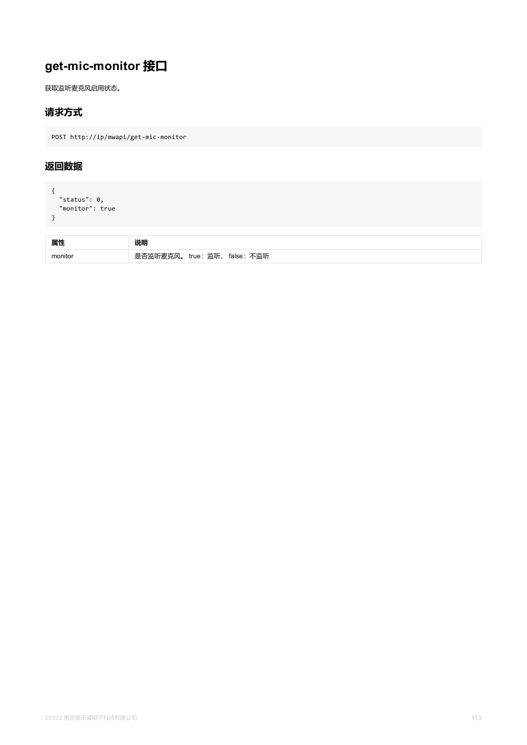# get-mic-monitor 接口

获取监听麦克风启用状态。

## 请求方式

```
POST http://ip/mwapi/get-mic-monitor
```

## 返回数据

```
{
  "status": 0,
  "monitor": true
}
```

| 属性 | 说明 |
| --- | --- |
| monitor | 是否监听麦克风。 true：监听， false：不监听 |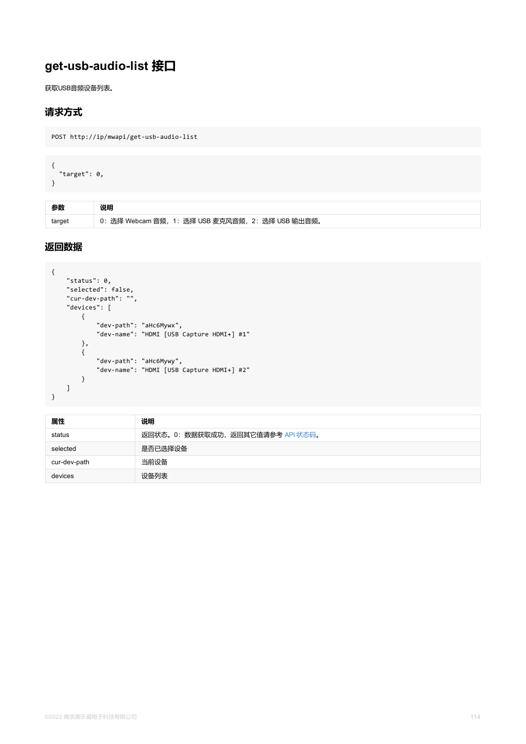# get-usb-audio-list 接口

获取USB音频设备列表。

## 请求方式

```
POST http://ip/mwapi/get-usb-audio-list
```

```
{
  "target": 0,
}
```

| 参数 | 说明 |
| --- | --- |
| target | 0：选择 Webcam 音频，1：选择 USB 麦克风音频，2：选择 USB 输出音频。 |

## 返回数据

```
{
    "status": 0,
    "selected": false,
    "cur-dev-path": "",
    "devices": [
        {
            "dev-path": "aHc6Mywx",
            "dev-name": "HDMI [USB Capture HDMI+] #1"
        },
        {
            "dev-path": "aHc6Mywy",
            "dev-name": "HDMI [USB Capture HDMI+] #2"
        }
    ]
}
```

| 属性 | 说明 |
| --- | --- |
| status | 返回状态。0：数据获取成功，返回其它值请参考 API 状态码。 |
| selected | 是否已选择设备 |
| cur-dev-path | 当前设备 |
| devices | 设备列表 |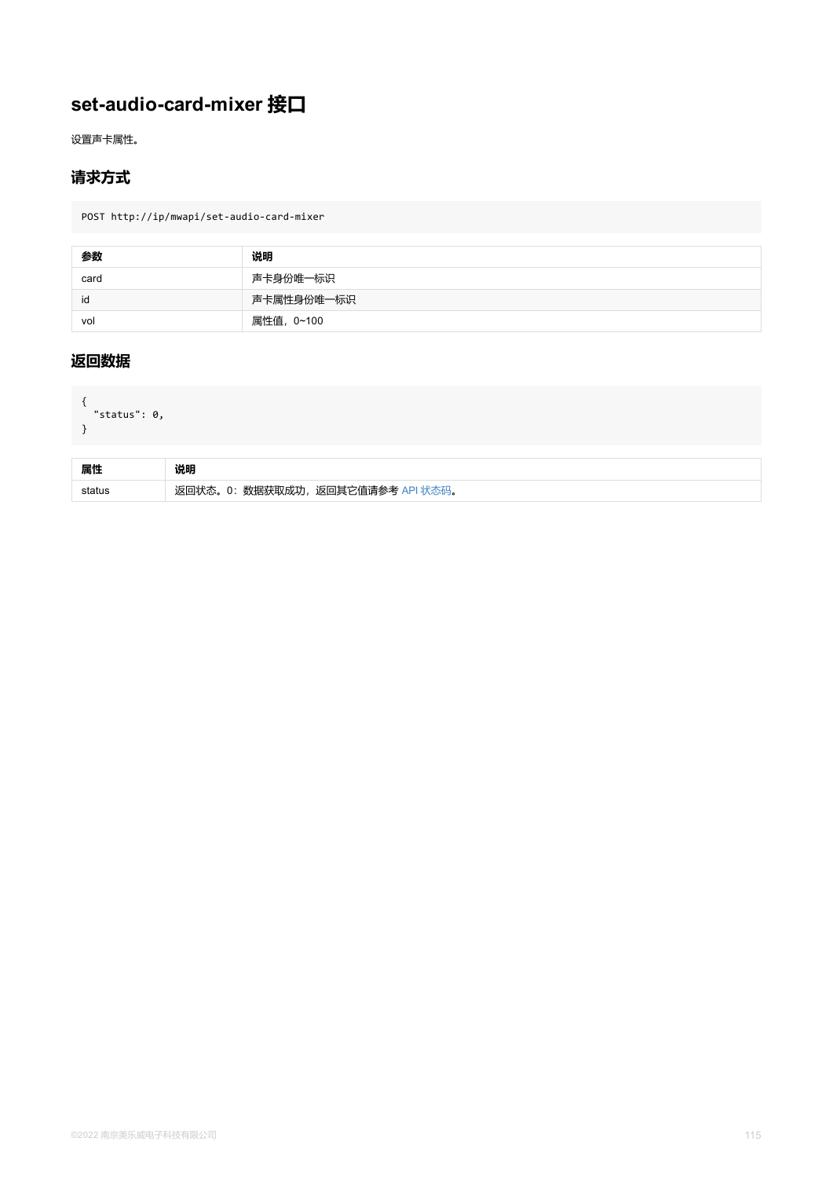## set-audio-card-mixer 接口

设置声卡属性。

### 请求方式

```
POST http://ip/mwapi/set-audio-card-mixer
```

| 参数 | 说明 |
| --- | --- |
| card | 声卡身份唯一标识 |
| id | 声卡属性身份唯一标识 |
| vol | 属性值，0~100 |

### 返回数据

```
{
  "status": 0,
}
```

| 属性 | 说明 |
| --- | --- |
| status | 返回状态。0：数据获取成功，返回其它值请参考 API 状态码。 |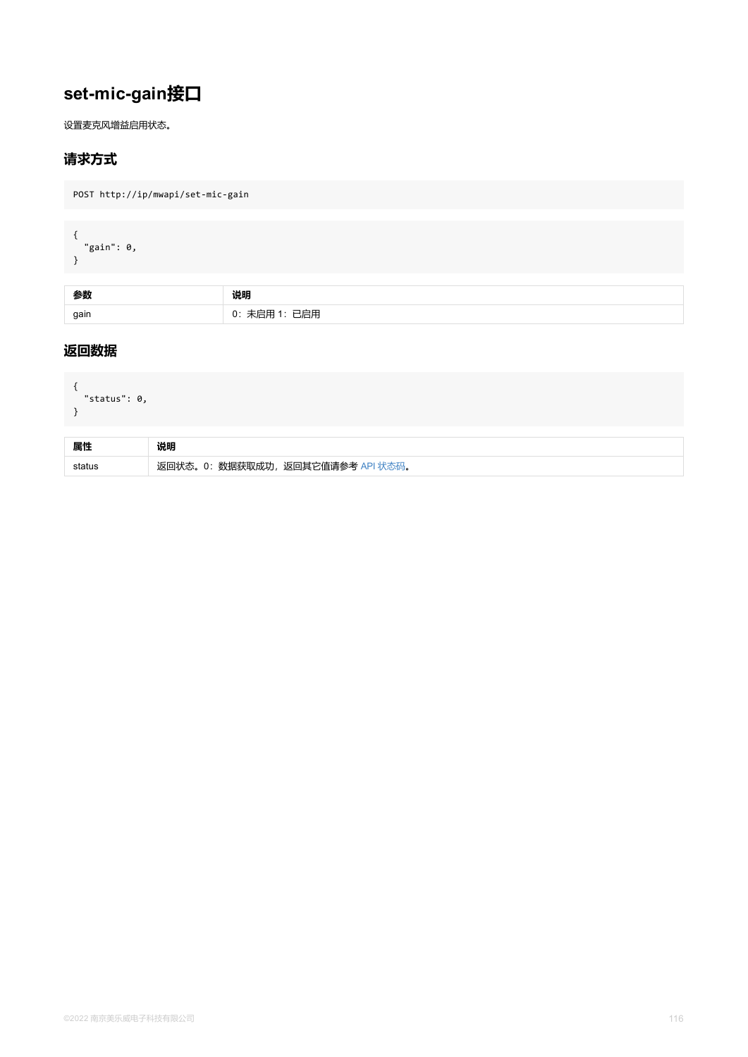# set-mic-gain接口

设置麦克风增益启用状态。

## 请求方式

```
POST http://ip/mwapi/set-mic-gain
```

```
{
  "gain": 0,
}
```

| 参数 | 说明 |
| --- | --- |
| gain | 0：未启用 1：已启用 |

## 返回数据

```
{
  "status": 0,
}
```

| 属性 | 说明 |
| --- | --- |
| status | 返回状态。0：数据获取成功，返回其它值请参考 API 状态码。 |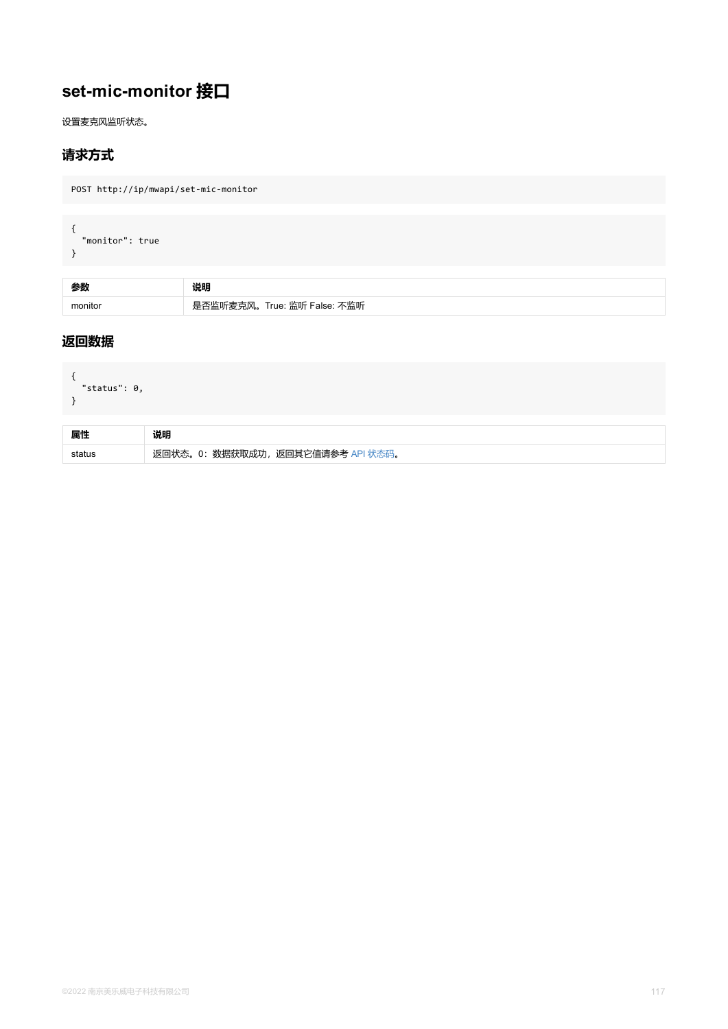# set-mic-monitor 接口

设置麦克风监听状态。

## 请求方式

```
POST http://ip/mwapi/set-mic-monitor
```

```
{
  "monitor": true
}
```

| 参数 | 说明 |
| --- | --- |
| monitor | 是否监听麦克风。True: 监听 False: 不监听 |

## 返回数据

```
{
  "status": 0,
}
```

| 属性 | 说明 |
| --- | --- |
| status | 返回状态。0：数据获取成功，返回其它值请参考 API 状态码。 |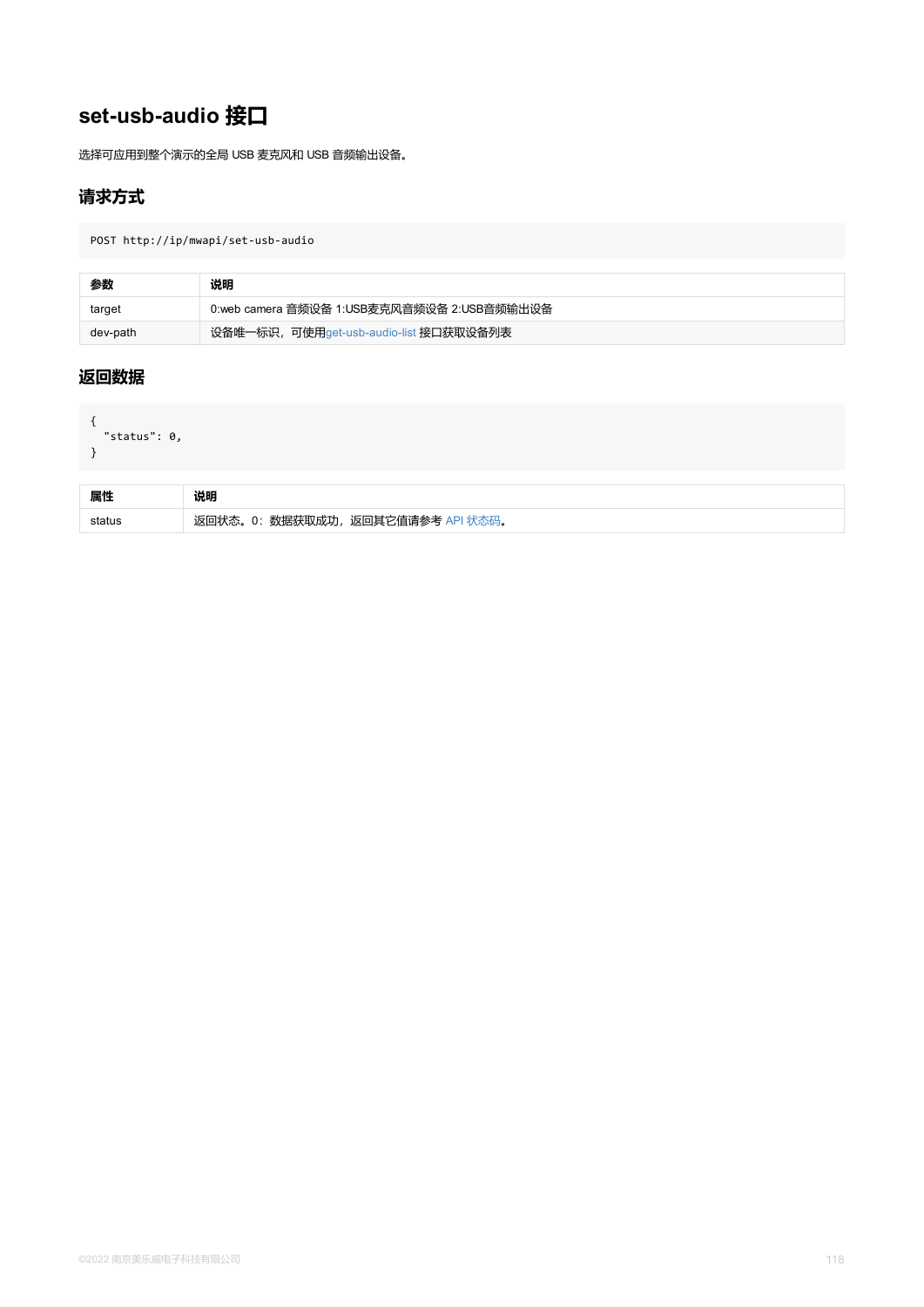## set-usb-audio 接口

选择可应用到整个演示的全局 USB 麦克风和 USB 音频输出设备。

### 请求方式

```
POST http://ip/mwapi/set-usb-audio
```

| 参数 | 说明 |
| --- | --- |
| target | 0:web camera 音频设备 1:USB麦克风音频设备 2:USB音频输出设备 |
| dev-path | 设备唯一标识，可使用get-usb-audio-list 接口获取设备列表 |

### 返回数据

```
{
  "status": 0,
}
```

| 属性 | 说明 |
| --- | --- |
| status | 返回状态。0：数据获取成功，返回其它值请参考 API 状态码。 |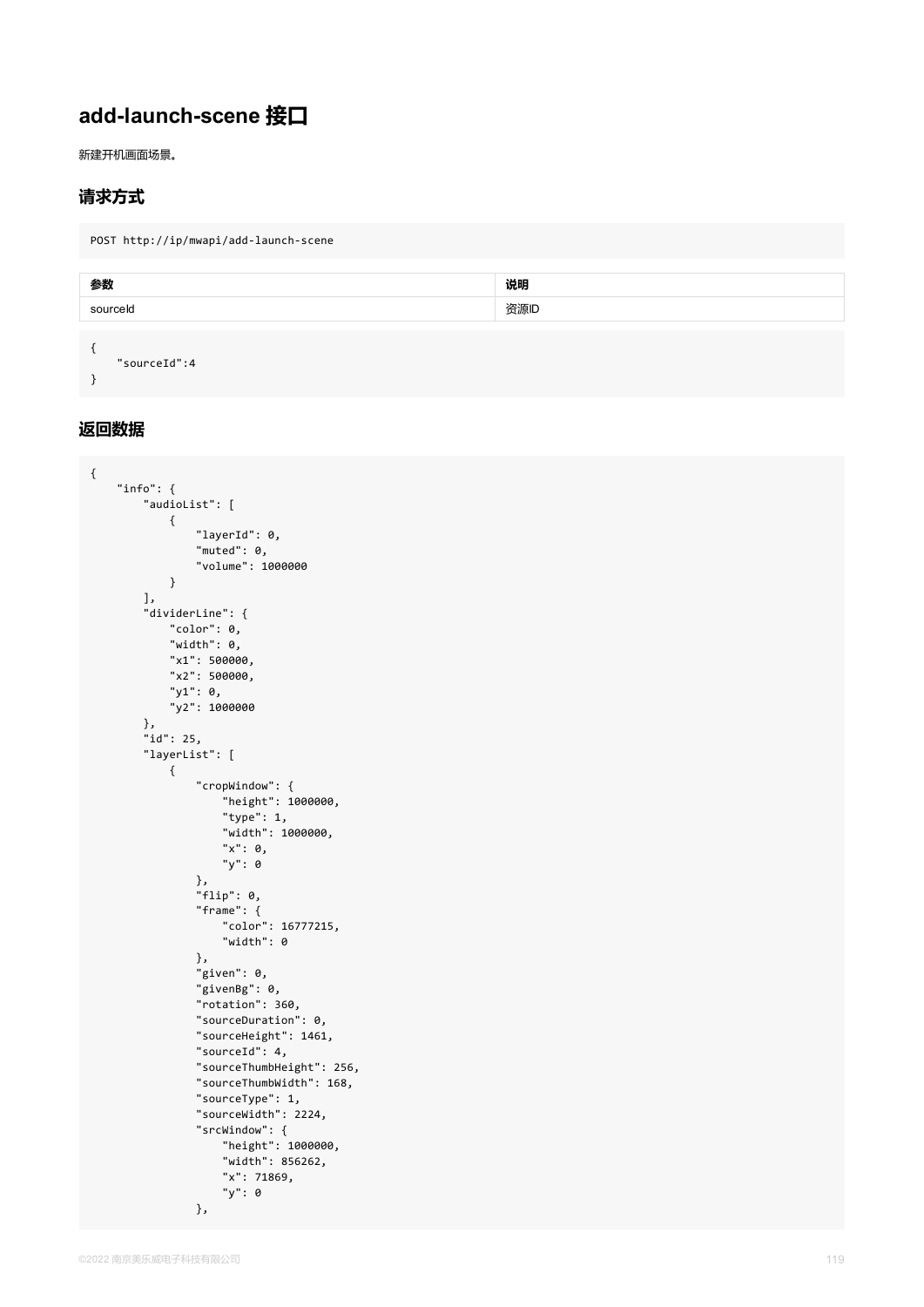# add-launch-scene 接口

新建开机画面场景。

## 请求方式

```
POST http://ip/mwapi/add-launch-scene
```

| 参数 | 说明 |
| --- | --- |
| sourceId | 资源ID |

```
{
    "sourceId":4
}
```

## 返回数据

```
{
    "info": {
        "audioList": [
            {
                "layerId": 0,
                "muted": 0,
                "volume": 1000000
            }
        ],
        "dividerLine": {
            "color": 0,
            "width": 0,
            "x1": 500000,
            "x2": 500000,
            "y1": 0,
            "y2": 1000000
        },
        "id": 25,
        "layerList": [
            {
                "cropWindow": {
                    "height": 1000000,
                    "type": 1,
                    "width": 1000000,
                    "x": 0,
                    "y": 0
                },
                "flip": 0,
                "frame": {
                    "color": 16777215,
                    "width": 0
                },
                "given": 0,
                "givenBg": 0,
                "rotation": 360,
                "sourceDuration": 0,
                "sourceHeight": 1461,
                "sourceId": 4,
                "sourceThumbHeight": 256,
                "sourceThumbWidth": 168,
                "sourceType": 1,
                "sourceWidth": 2224,
                "srcWindow": {
                    "height": 1000000,
                    "width": 856262,
                    "x": 71869,
                    "y": 0
                },
```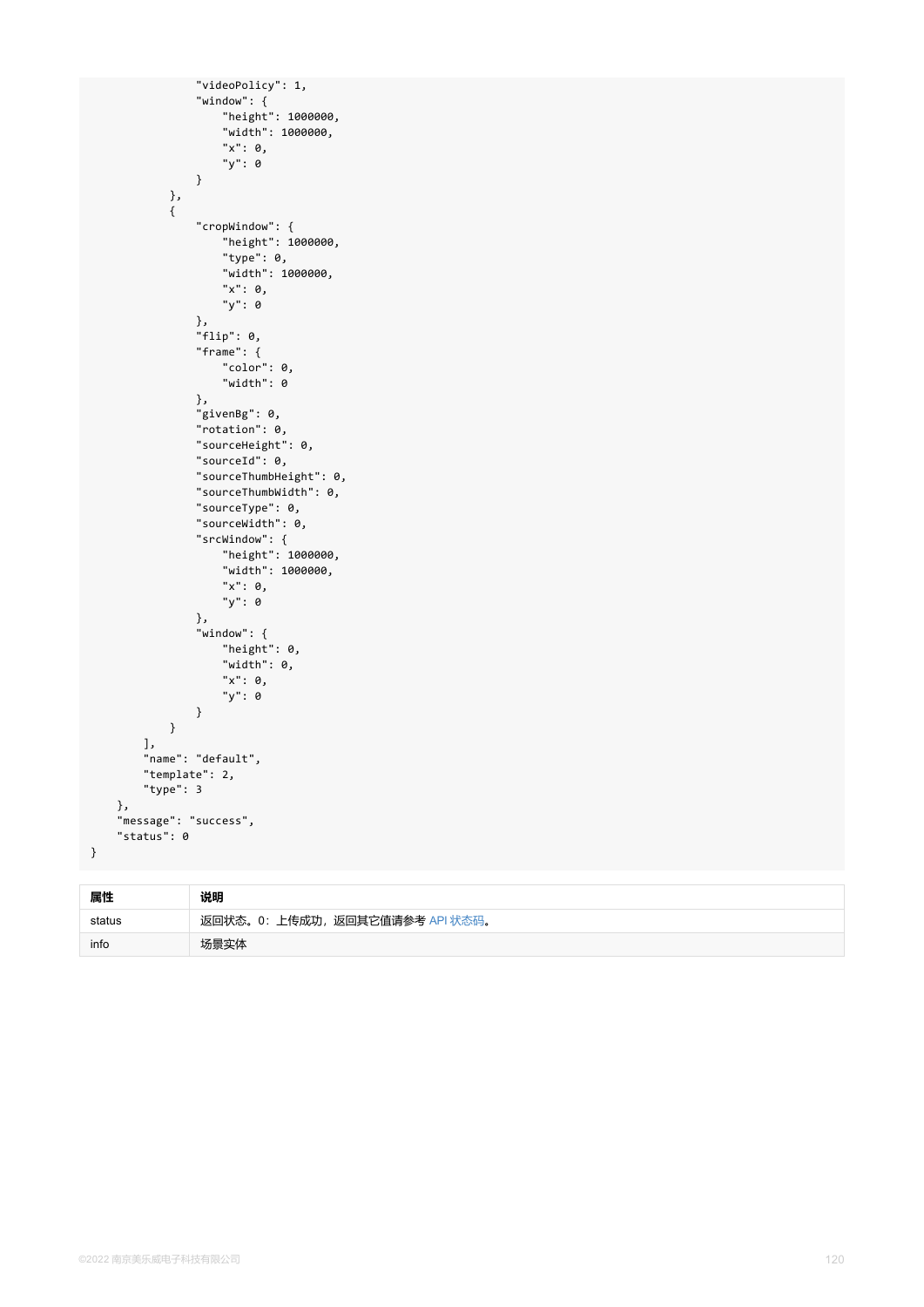```
                "videoPolicy": 1,
                "window": {
                    "height": 1000000,
                    "width": 1000000,
                    "x": 0,
                    "y": 0
                }
            },
            {
                "cropWindow": {
                    "height": 1000000,
                    "type": 0,
                    "width": 1000000,
                    "x": 0,
                    "y": 0
                },
                "flip": 0,
                "frame": {
                    "color": 0,
                    "width": 0
                },
                "givenBg": 0,
                "rotation": 0,
                "sourceHeight": 0,
                "sourceId": 0,
                "sourceThumbHeight": 0,
                "sourceThumbWidth": 0,
                "sourceType": 0,
                "sourceWidth": 0,
                "srcWindow": {
                    "height": 1000000,
                    "width": 1000000,
                    "x": 0,
                    "y": 0
                },
                "window": {
                    "height": 0,
                    "width": 0,
                    "x": 0,
                    "y": 0
                }
            }
        ],
        "name": "default",
        "template": 2,
        "type": 3
    },
    "message": "success",
    "status": 0
}
```

| 属性 | 说明 |
| --- | --- |
| status | 返回状态。0：上传成功，返回其它值请参考 API 状态码。 |
| info | 场景实体 |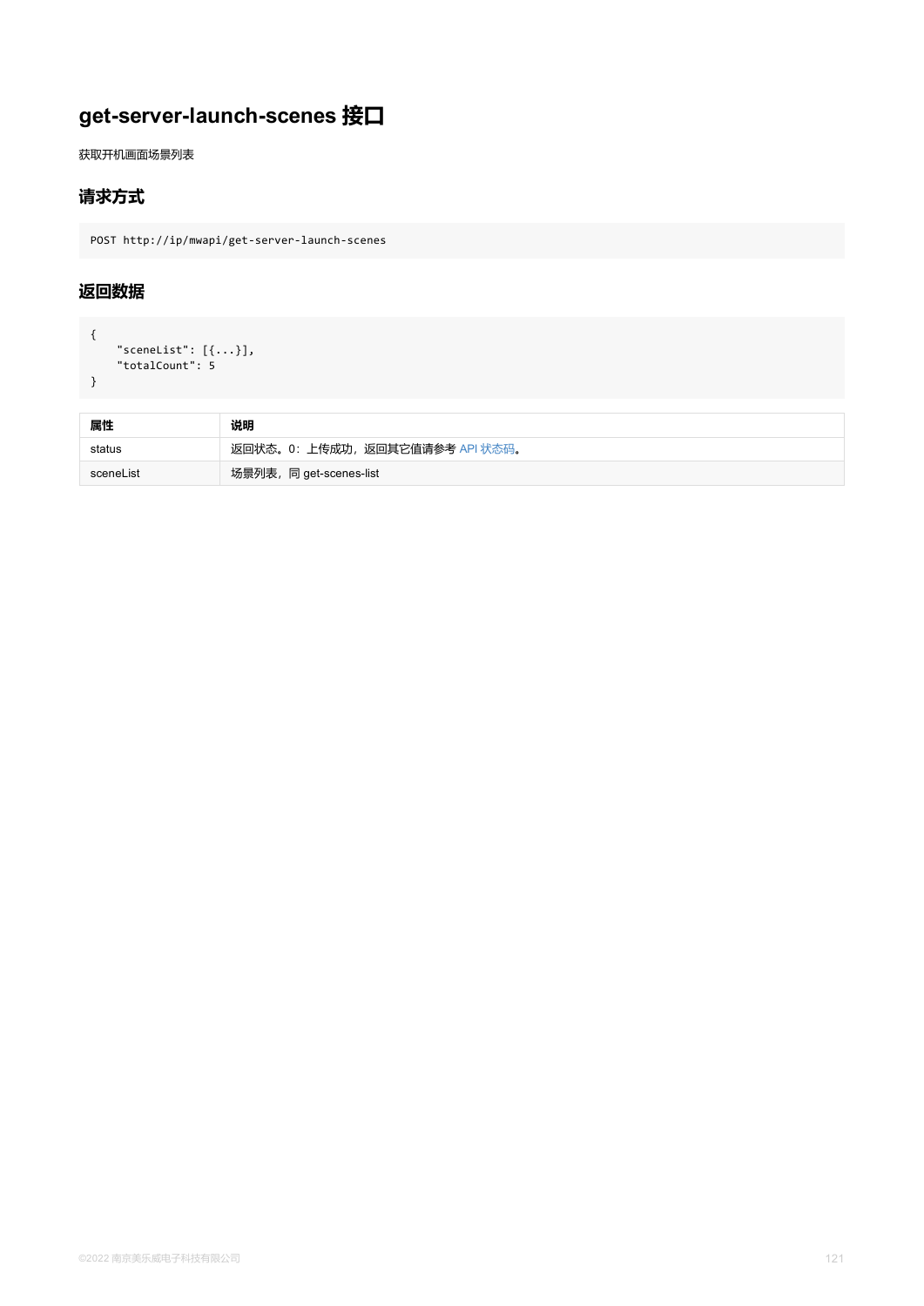# get-server-launch-scenes 接口

获取开机画面场景列表

## 请求方式

```
POST http://ip/mwapi/get-server-launch-scenes
```

## 返回数据

```
{
    "sceneList": [{...}],
    "totalCount": 5
}
```

| 属性 | 说明 |
| --- | --- |
| status | 返回状态。0：上传成功，返回其它值请参考 API 状态码。 |
| sceneList | 场景列表，同 get-scenes-list |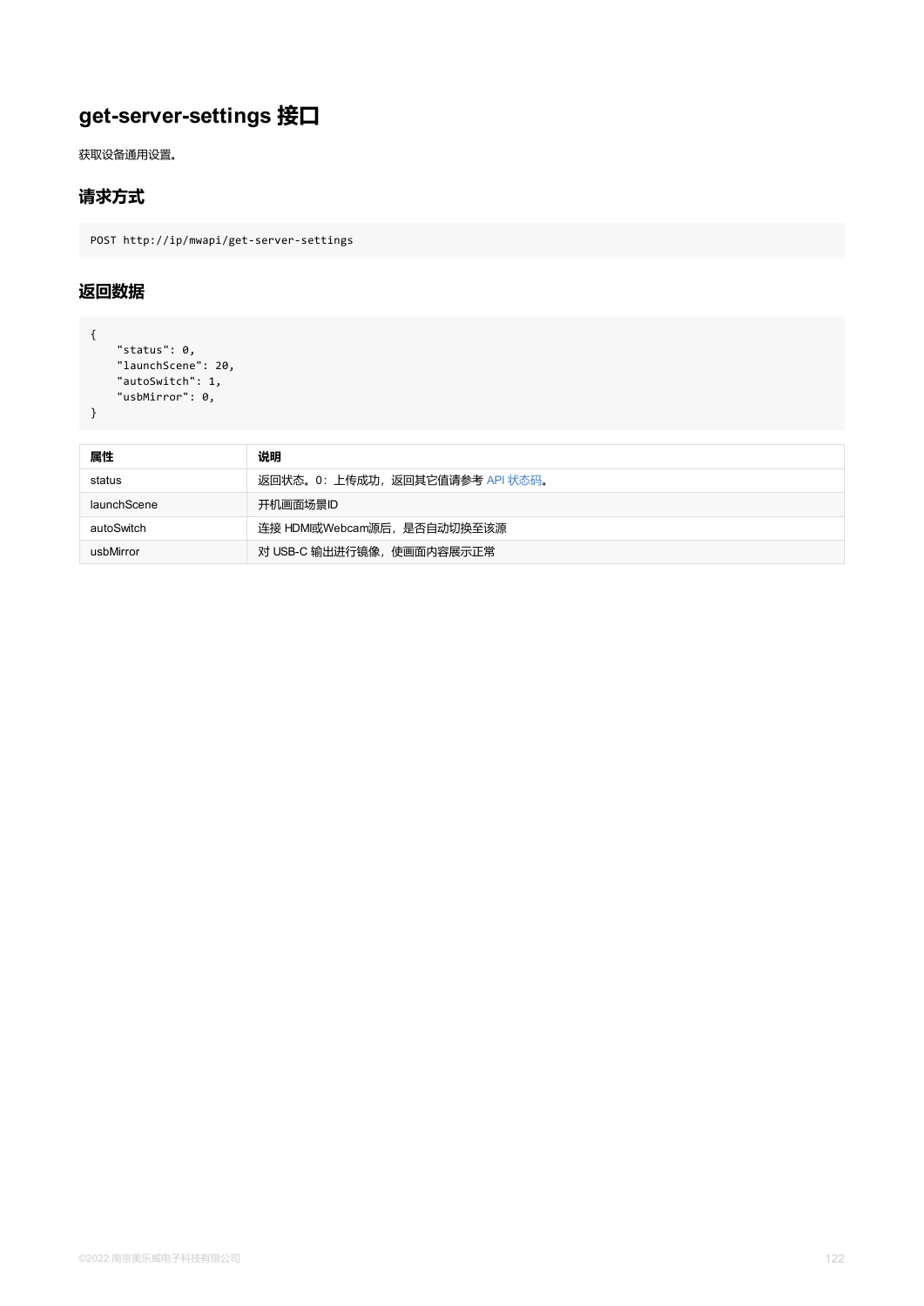# get-server-settings 接口

获取设备通用设置。

## 请求方式

```
POST http://ip/mwapi/get-server-settings
```

## 返回数据

```
{
    "status": 0,
    "launchScene": 20,
    "autoSwitch": 1,
    "usbMirror": 0,
}
```

| 属性 | 说明 |
| --- | --- |
| status | 返回状态。0：上传成功，返回其它值请参考 API 状态码。 |
| launchScene | 开机画面场景ID |
| autoSwitch | 连接 HDMI或Webcam源后，是否自动切换至该源 |
| usbMirror | 对 USB-C 输出进行镜像，使画面内容展示正常 |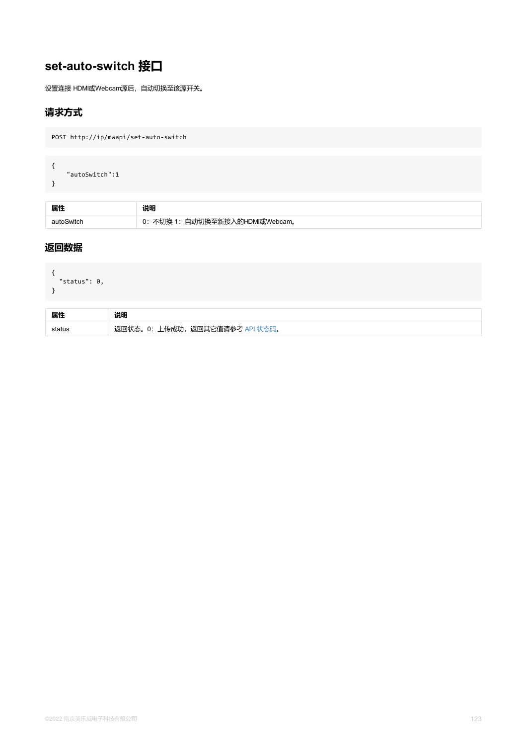# set-auto-switch 接口

设置连接 HDMI或Webcam源后，自动切换至该源开关。

## 请求方式

```
POST http://ip/mwapi/set-auto-switch
```

```
{
    "autoSwitch":1
}
```

| 属性 | 说明 |
| --- | --- |
| autoSwitch | 0：不切换 1：自动切换至新接入的HDMI或Webcam。 |

## 返回数据

```
{
  "status": 0,
}
```

| 属性 | 说明 |
| --- | --- |
| status | 返回状态。0：上传成功，返回其它值请参考 API 状态码。 |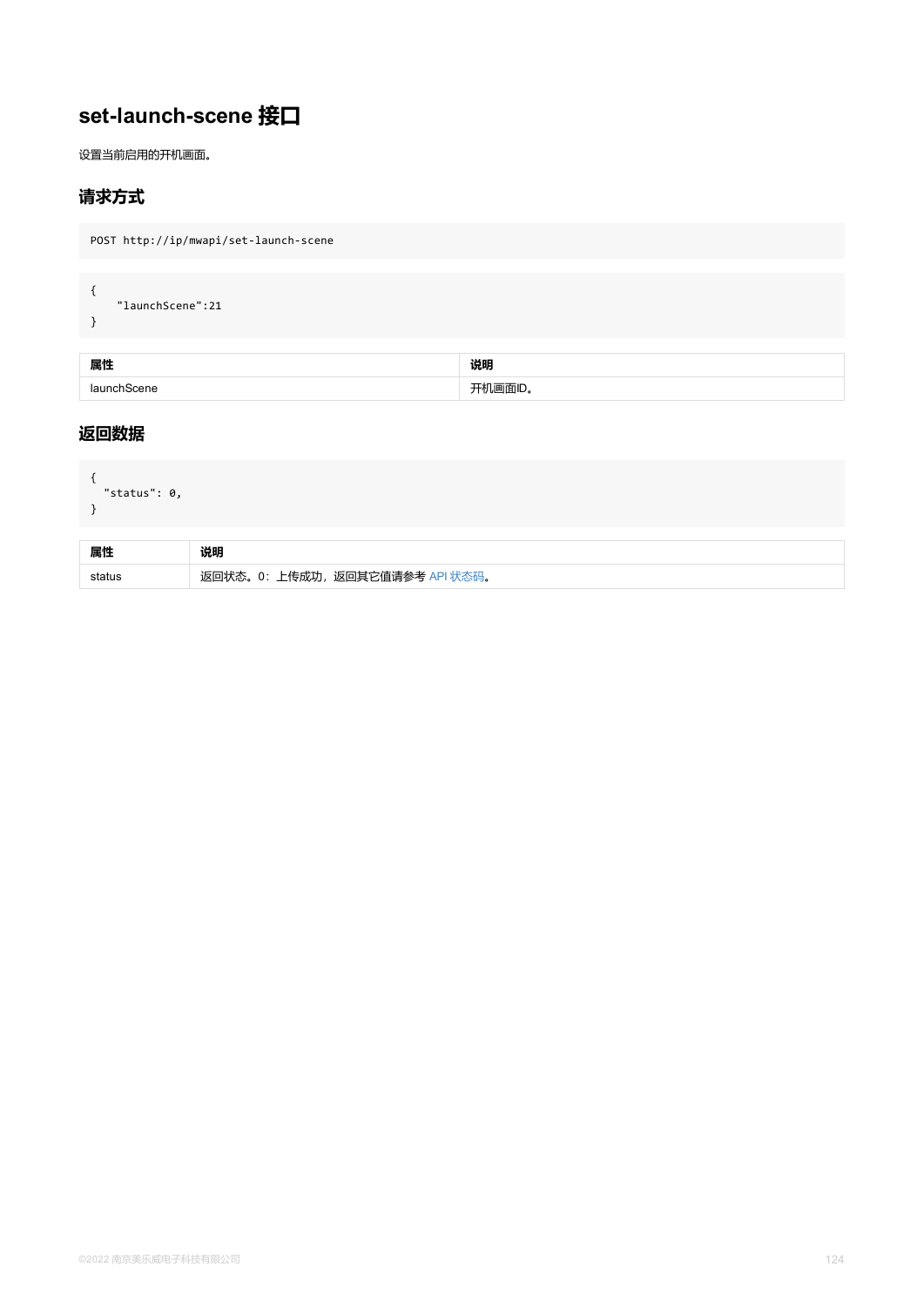## set-launch-scene 接口

设置当前启用的开机画面。

### 请求方式

```
POST http://ip/mwapi/set-launch-scene
```

```
{
    "launchScene":21
}
```

| 属性 | 说明 |
| --- | --- |
| launchScene | 开机画面ID。 |

### 返回数据

```
{
  "status": 0,
}
```

| 属性 | 说明 |
| --- | --- |
| status | 返回状态。0：上传成功，返回其它值请参考 API 状态码。 |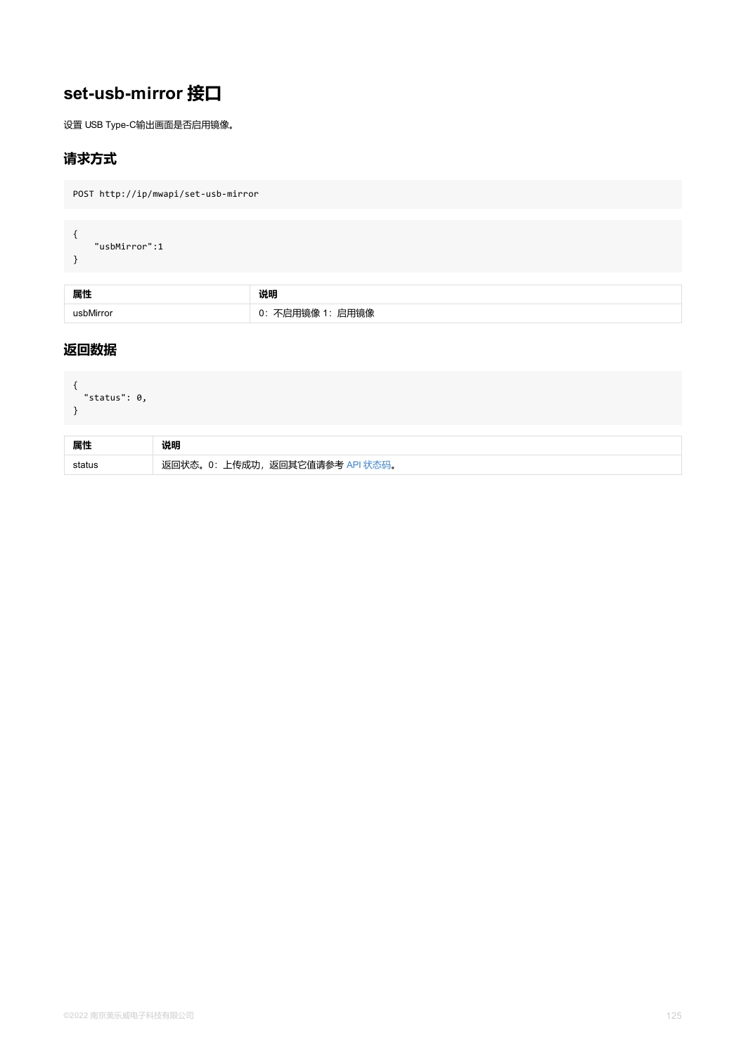# set-usb-mirror 接口

设置 USB Type-C输出画面是否启用镜像。

## 请求方式

```
POST http://ip/mwapi/set-usb-mirror
```

```
{
    "usbMirror":1
}
```

| 属性 | 说明 |
| --- | --- |
| usbMirror | 0：不启用镜像 1：启用镜像 |

## 返回数据

```
{
  "status": 0,
}
```

| 属性 | 说明 |
| --- | --- |
| status | 返回状态。0：上传成功，返回其它值请参考 API 状态码。 |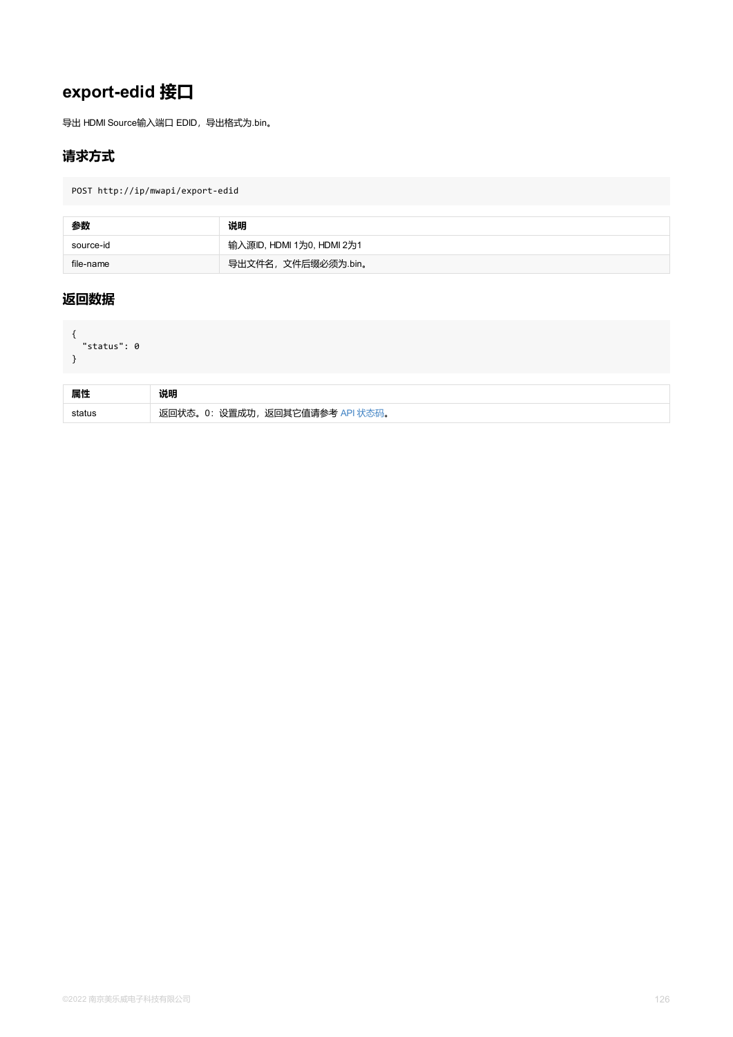# export-edid 接口

导出 HDMI Source输入端口 EDID，导出格式为.bin。

## 请求方式

```
POST http://ip/mwapi/export-edid
```

| 参数 | 说明 |
| --- | --- |
| source-id | 输入源ID, HDMI 1为0, HDMI 2为1 |
| file-name | 导出文件名，文件后缀必须为.bin。 |

## 返回数据

```
{
  "status": 0
}
```

| 属性 | 说明 |
| --- | --- |
| status | 返回状态。0：设置成功，返回其它值请参考 API 状态码。 |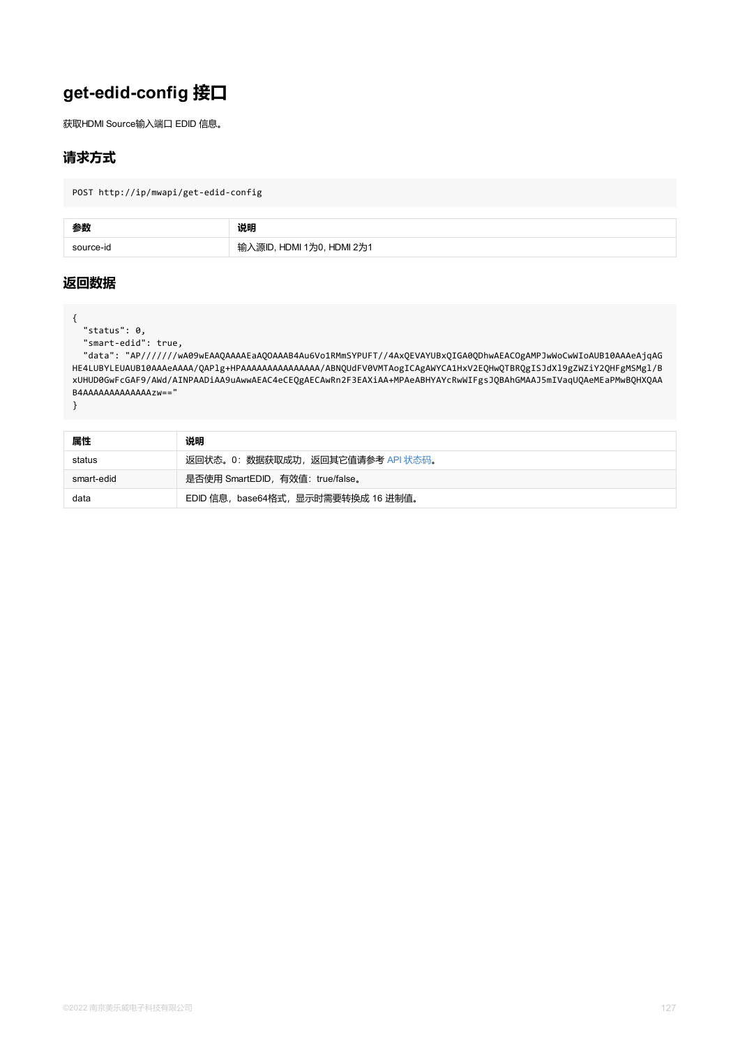# get-edid-config 接口

获取HDMI Source输入端口 EDID 信息。

## 请求方式

```
POST http://ip/mwapi/get-edid-config
```

| 参数 | 说明 |
| --- | --- |
| source-id | 输入源ID, HDMI 1为0, HDMI 2为1 |

## 返回数据

```
{
  "status": 0,
  "smart-edid": true,
  "data": "AP//////wA09wEAAQAAAAEaAQOAAAB4Au6Vo1RMmSYPUFT//4AxQEVAYUBxQIGA0QDhwAEACOgAMPJwWoCwWIoAUB10AAAeAjqAGHE4LUBYLEUAUB10AAAeAAAA/QAPlg+HPAAAAAAAAAAAAAAA/ABNQUdFV0VMTAogICAgAWYCA1HxV2EQHwQTBRQgISJdXl9gZWZiY2QHFgMSMgl/BxUHUD0GwFcGAF9/AWd/AINPAADiAA9uAwwAEAC4eCEQgAECAwRn2F3EAXiAA+MPAeABHYAYcRwWIFgsJQBAhGMAAJ5mIVaqUQAeMEaPMwBQHXQAAB4AAAAAAAAAAAAAAzw=="
}
```

| 属性 | 说明 |
| --- | --- |
| status | 返回状态。0：数据获取成功，返回其它值请参考 API 状态码。 |
| smart-edid | 是否使用 SmartEDID，有效值：true/false。 |
| data | EDID 信息，base64格式，显示时需要转换成 16 进制值。 |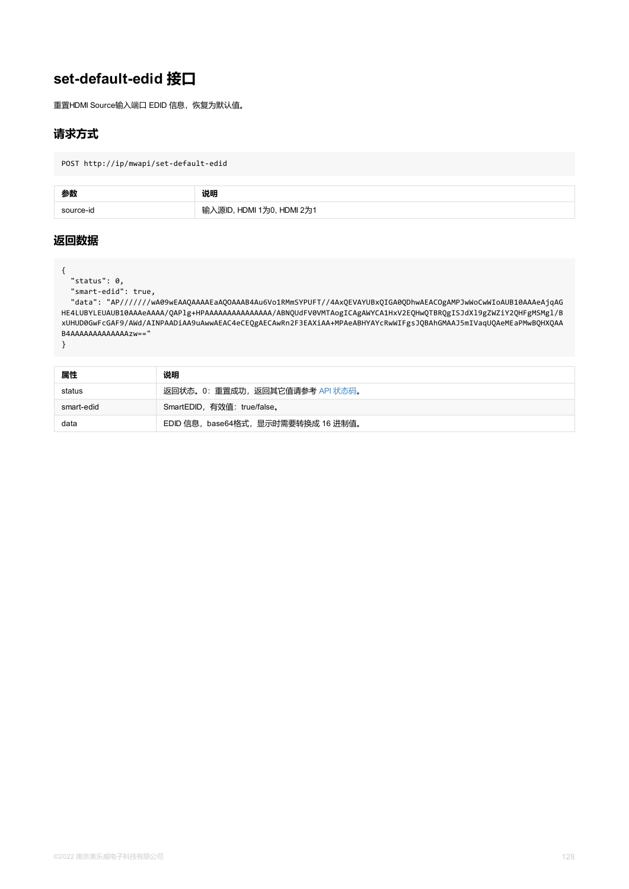# set-default-edid 接口

重置HDMI Source输入端口 EDID 信息，恢复为默认值。

## 请求方式

```
POST http://ip/mwapi/set-default-edid
```

| 参数 | 说明 |
| --- | --- |
| source-id | 输入源ID, HDMI 1为0, HDMI 2为1 |

## 返回数据

```
{
  "status": 0,
  "smart-edid": true,
  "data": "AP//////wA09wEAAQAAAAEaAQOAAAB4Au6Vo1RMmSYPUFT//4AxQEVAYUBxQIGA0QDhwAEACOgAMPJwWoCwWIoAUB10AAAeAjqAGHE4LUBYLEUAUB10AAAeAAAA/QAPlg+HPAAAAAAAAAAAAAAA/ABNQUdFV0VMTAogICAgAWYCA1HxV2EQHwQTBRQgISJdX19gZWZiY2QHFgMSMgl/BxUHUD0GwFcGAF9/AWd/AINPAADiAA9uAwwAEAC4eCEQgAECAwRn2F3EAXiAA+MPAeABHYAYcRwWIFgsJQBAhGMAAJ5mIVaqUQAeMEaPMwBQHXQAAB4AAAAAAAAAAAAAAAzw=="
}
```

| 属性 | 说明 |
| --- | --- |
| status | 返回状态。0：重置成功，返回其它值请参考 API 状态码。 |
| smart-edid | SmartEDID，有效值：true/false。 |
| data | EDID 信息，base64格式，显示时需要转换成 16 进制值。 |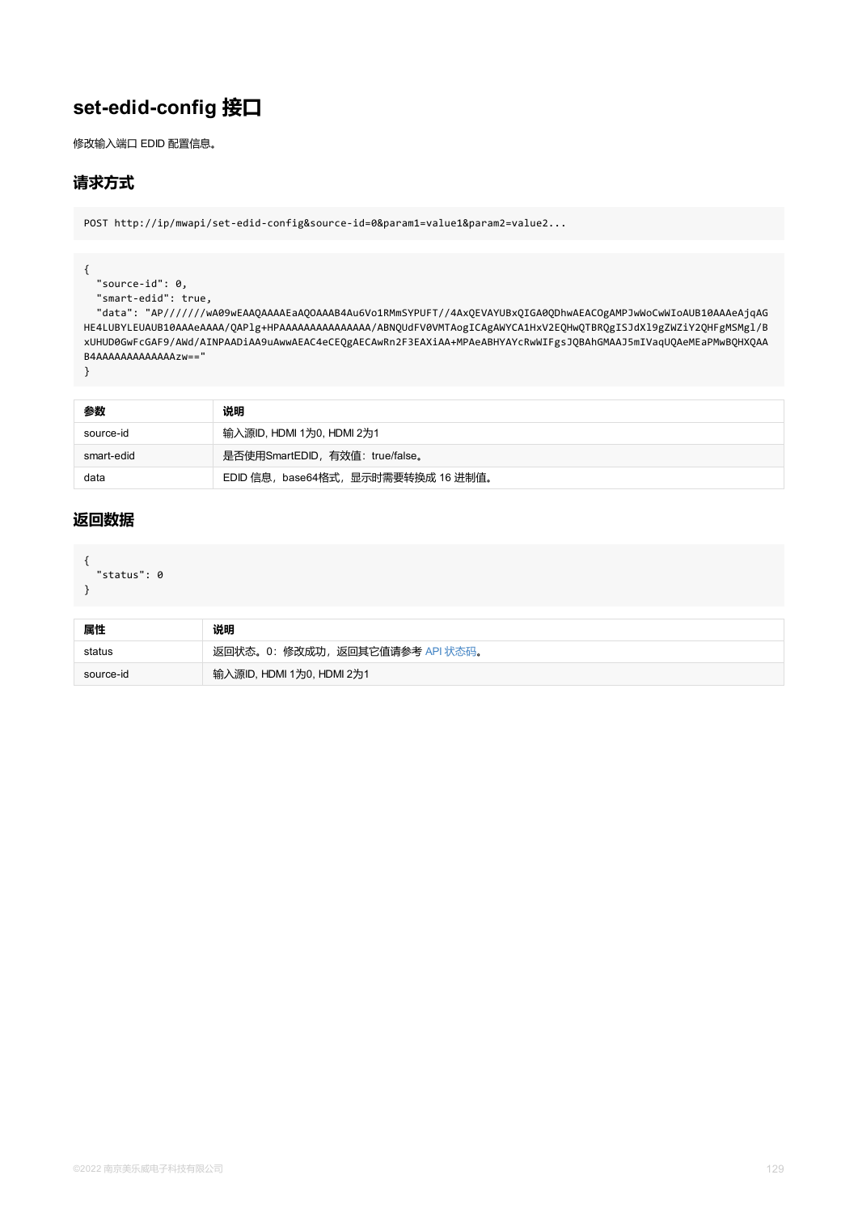# set-edid-config 接口

修改输入端口 EDID 配置信息。

## 请求方式

```
POST http://ip/mwapi/set-edid-config&source-id=0&param1=value1&param2=value2...
```

```
{
  "source-id": 0,
  "smart-edid": true,
  "data": "AP//////wA09wEAAQAAAAEaAQOAAB4Au6Vo1RMmSYPUFT//4AxQEVAYUBxQIGA0QDhwAEACOgAMPJwWoCwWIoAUB10AAAeAjqAG
HE4LUBYLEUAUB10AAAeAAAA/QAPlg+HPAAAAAAAAAAAAAAAA/ABNQUdFV0VMTAogICAgAWYCA1HxV2EQHwQTBRQgISJdXl9gZWZiY2QHFgMSMgl/B
xUHUD0GwFcGAF9/AWd/AINPAADiAA9uAwwAEAC4eCEQgAECAwRn2F3EAXiAA+MPAeABHYAYcRwWIFgsJQBAhGMAAJ5mIVaqUQAeMEaPMwBQHXQAA
B4AAAAAAAAAAAAAAzw=="
}
```

| 参数 | 说明 |
| --- | --- |
| source-id | 输入源ID, HDMI 1为0, HDMI 2为1 |
| smart-edid | 是否使用SmartEDID，有效值：true/false。 |
| data | EDID 信息，base64格式，显示时需要转换成 16 进制值。 |

## 返回数据

```
{
  "status": 0
}
```

| 属性 | 说明 |
| --- | --- |
| status | 返回状态。0：修改成功，返回其它值请参考 API 状态码。 |
| source-id | 输入源ID, HDMI 1为0, HDMI 2为1 |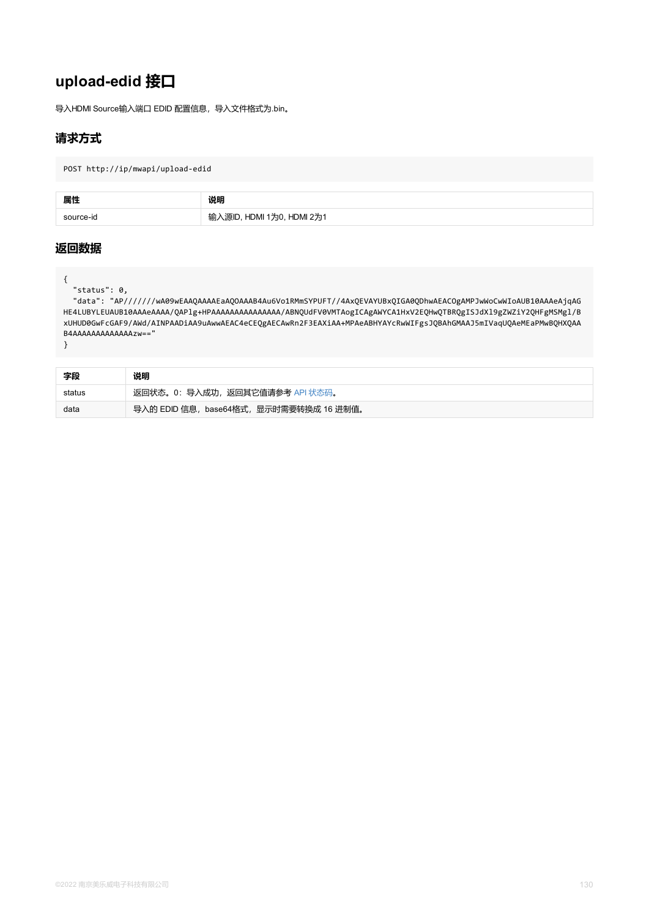# upload-edid 接口

导入HDMI Source输入端口 EDID 配置信息，导入文件格式为.bin。

## 请求方式

```
POST http://ip/mwapi/upload-edid
```

| 属性 | 说明 |
| --- | --- |
| source-id | 输入源ID, HDMI 1为0, HDMI 2为1 |

## 返回数据

```
{
  "status": 0,
  "data": "AP//////wA09wEAAQAAAAEaAQOAAAB4Au6Vo1RMmSYPUFT//4AxQEVAYUBxQIGA0QDhwAEACOgAMPJwWoCwWIoAUB10AAAeAjqAGHE4LUBYLEUAUB10AAAeAAAA/QAPlg+HPAAAAAAAAAAAAAAA/ABNQUdFV0VMTAogICAgAWYCA1HxV2EQHwQTBRQgISJdXl9gZWZiY2QHFgMSMgl/BxUHUD0GwFcGAF9/AWd/AINPAADiAA9uAwwAEAC4eCEQgAECAwRn2F3EAXiAA+MPAeABHYAYcRwWIFgsJQBAhGMAAJ5mIVaqUQAeMEaPMwBQHXQAAB4AAAAAAAAAAAAAAzw=="
}
```

| 字段 | 说明 |
| --- | --- |
| status | 返回状态。0：导入成功，返回其它值请参考 API 状态码。 |
| data | 导入的 EDID 信息，base64格式，显示时需要转换成 16 进制值。 |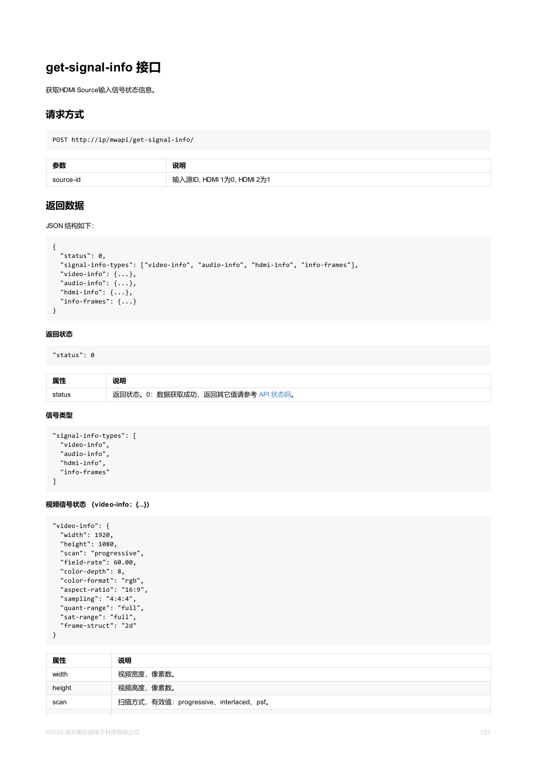# get-signal-info 接口

获取HDMI Source输入信号状态信息。

## 请求方式

```
POST http://ip/mwapi/get-signal-info/
```

| 参数 | 说明 |
| --- | --- |
| source-id | 输入源ID, HDMI 1为0, HDMI 2为1 |

## 返回数据

JSON 结构如下:

```
{
  "status": 0,
  "signal-info-types": ["video-info", "audio-info", "hdmi-info", "info-frames"],
  "video-info": {...},
  "audio-info": {...},
  "hdmi-info": {...},
  "info-frames": {...}
}
```

### 返回状态

```
"status": 0
```

| 属性 | 说明 |
| --- | --- |
| status | 返回状态。0：数据获取成功，返回其它值请参考 API 状态码。 |

### 信号类型

```
"signal-info-types": [
  "video-info",
  "audio-info",
  "hdmi-info",
  "info-frames"
]
```

### 视频信号状态 （video-info：{...}）

```
"video-info": {
  "width": 1920,
  "height": 1080,
  "scan": "progressive",
  "field-rate": 60.00,
  "color-depth": 8,
  "color-format": "rgb",
  "aspect-ratio": "16:9",
  "sampling": "4:4:4",
  "quant-range": "full",
  "sat-range": "full",
  "frame-struct": "2d"
}
```

| 属性 | 说明 |
| --- | --- |
| width | 视频宽度，像素数。 |
| height | 视频高度，像素数。 |
| scan | 扫描方式，有效值：progressive、interlaced、psf。 |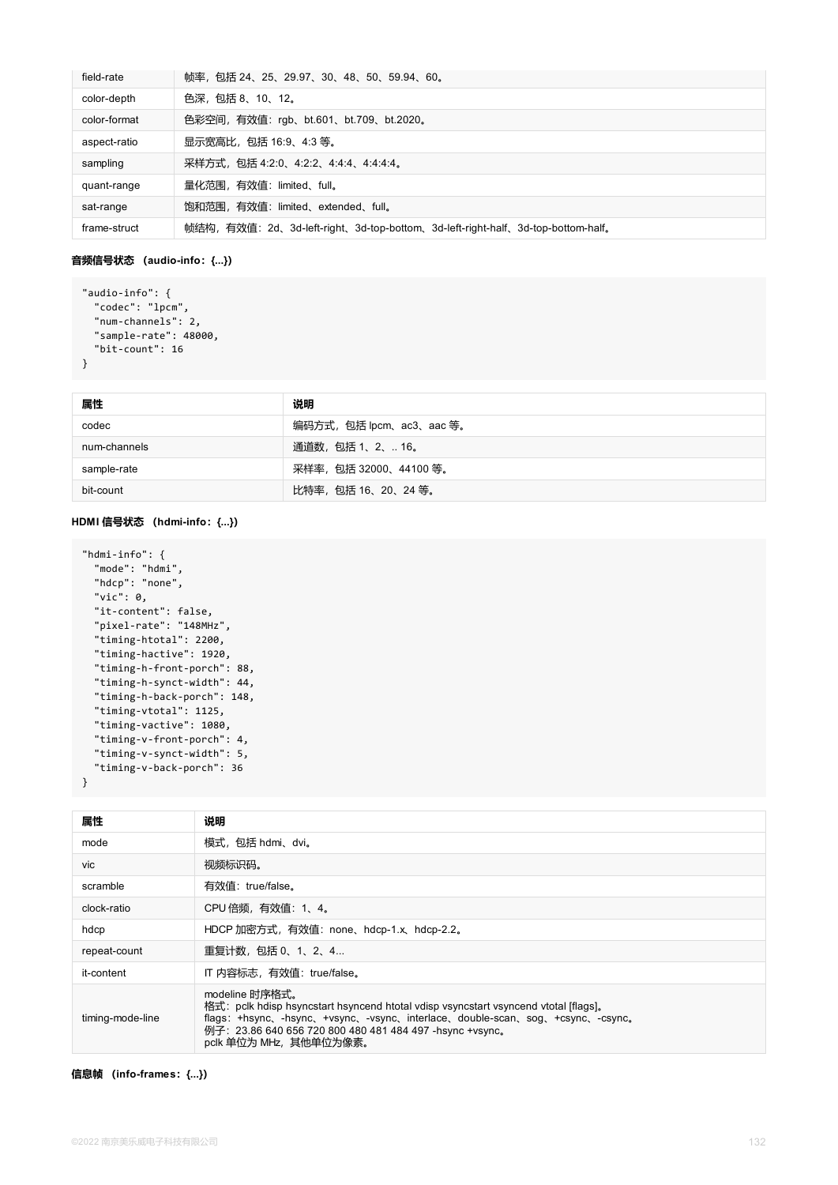| field-rate | 帧率，包括 24、25、29.97、30、48、50、59.94、60。 |
|---|---|
| color-depth | 色深，包括 8、10、12。 |
| color-format | 色彩空间，有效值：rgb、bt.601、bt.709、bt.2020。 |
| aspect-ratio | 显示宽高比，包括 16:9、4:3 等。 |
| sampling | 采样方式，包括 4:2:0、4:2:2、4:4:4、4:4:4:4。 |
| quant-range | 量化范围，有效值：limited、full。 |
| sat-range | 饱和范围，有效值：limited、extended、full。 |
| frame-struct | 帧结构，有效值：2d、3d-left-right、3d-top-bottom、3d-left-right-half、3d-top-bottom-half。 |

**音频信号状态 （audio-info：{...}）**

```
"audio-info": {
  "codec": "lpcm",
  "num-channels": 2,
  "sample-rate": 48000,
  "bit-count": 16
}
```

| 属性 | 说明 |
|---|---|
| codec | 编码方式，包括 lpcm、ac3、aac 等。 |
| num-channels | 通道数，包括 1、2、.. 16。 |
| sample-rate | 采样率，包括 32000、44100 等。 |
| bit-count | 比特率，包括 16、20、24 等。 |

**HDMI 信号状态 （hdmi-info：{...}）**

```
"hdmi-info": {
  "mode": "hdmi",
  "hdcp": "none",
  "vic": 0,
  "it-content": false,
  "pixel-rate": "148MHz",
  "timing-htotal": 2200,
  "timing-hactive": 1920,
  "timing-h-front-porch": 88,
  "timing-h-synct-width": 44,
  "timing-h-back-porch": 148,
  "timing-vtotal": 1125,
  "timing-vactive": 1080,
  "timing-v-front-porch": 4,
  "timing-v-synct-width": 5,
  "timing-v-back-porch": 36
}
```

| 属性 | 说明 |
|---|---|
| mode | 模式，包括 hdmi、dvi。 |
| vic | 视频标识码。 |
| scramble | 有效值：true/false。 |
| clock-ratio | CPU 倍频，有效值：1、4。 |
| hdcp | HDCP 加密方式，有效值：none、hdcp-1.x、hdcp-2.2。 |
| repeat-count | 重复计数，包括 0、1、2、4... |
| it-content | IT 内容标志，有效值：true/false。 |
| timing-mode-line | modeline 时序格式。<br>格式：pclk hdisp hsyncstart hsyncend htotal vdisp vsyncstart vsyncend vtotal [flags]。<br>flags：+hsync、-hsync、+vsync、-vsync、interlace、double-scan、sog、+csync、-csync。<br>例子：23.86 640 656 720 800 480 481 484 497 -hsync +vsync。<br>pclk 单位为 MHz，其他单位为像素。 |

**信息帧 （info-frames：{...}）**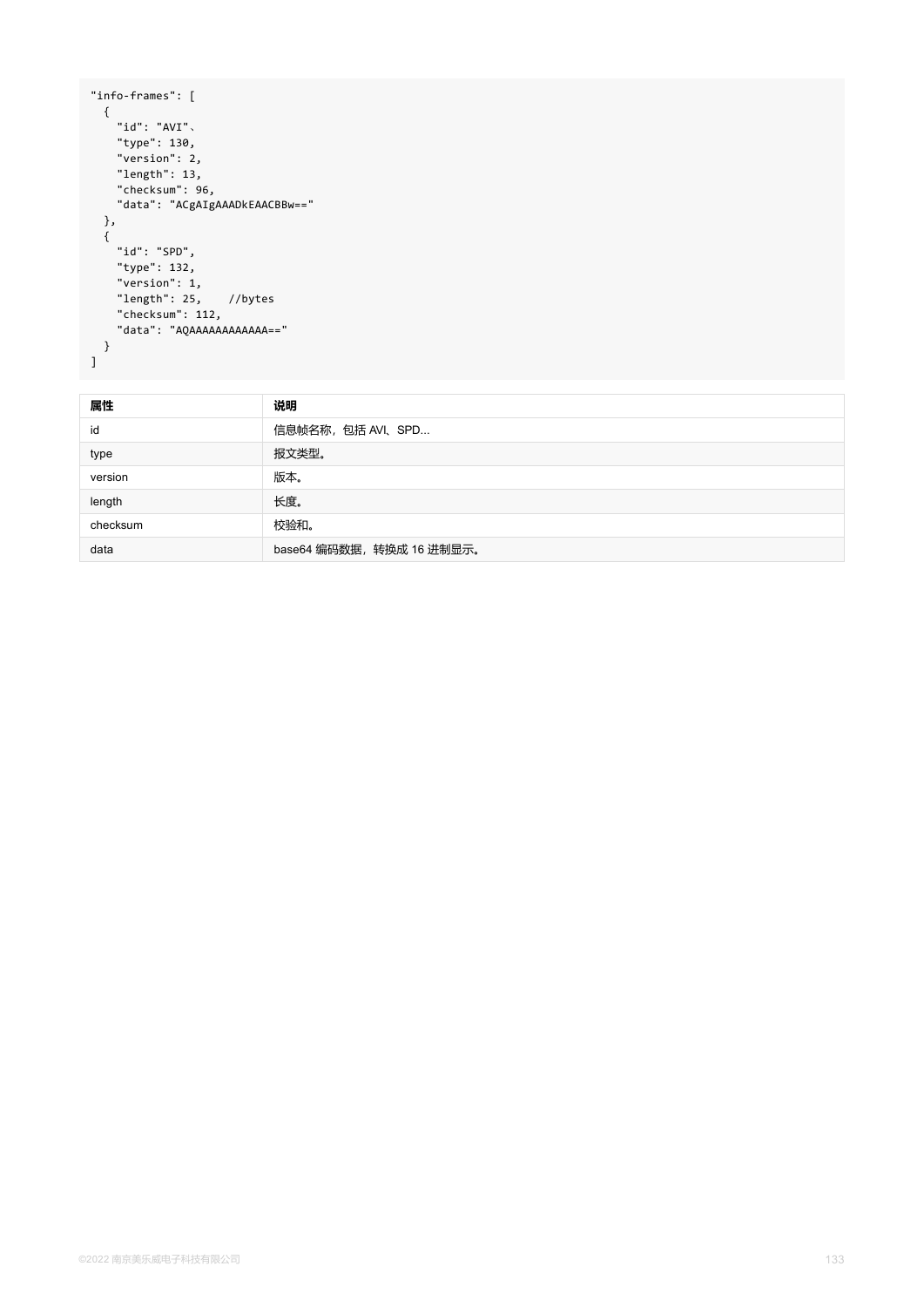```
"info-frames": [
  {
    "id": "AVI"、
    "type": 130,
    "version": 2,
    "length": 13,
    "checksum": 96,
    "data": "ACgAIgAAADkEAACBBw=="
  },
  {
    "id": "SPD",
    "type": 132,
    "version": 1,
    "length": 25,    //bytes
    "checksum": 112,
    "data": "AQAAAAAAAAAAAA=="
  }
]
```

| 属性 | 说明 |
| --- | --- |
| id | 信息帧名称，包括 AVI、SPD... |
| type | 报文类型。 |
| version | 版本。 |
| length | 长度。 |
| checksum | 校验和。 |
| data | base64 编码数据，转换成 16 进制显示。 |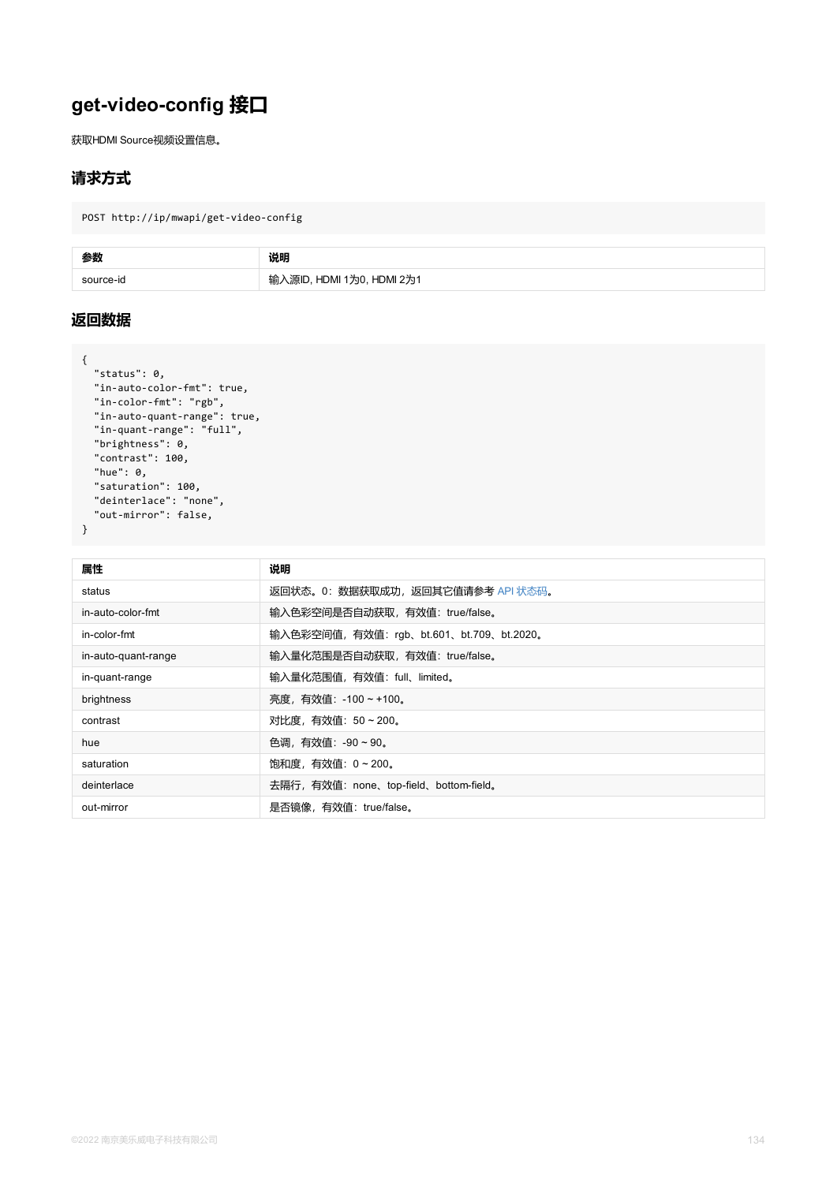# get-video-config 接口

获取HDMI Source视频设置信息。

## 请求方式

```
POST http://ip/mwapi/get-video-config
```

| 参数 | 说明 |
| --- | --- |
| source-id | 输入源ID, HDMI 1为0, HDMI 2为1 |

## 返回数据

```
{
  "status": 0,
  "in-auto-color-fmt": true,
  "in-color-fmt": "rgb",
  "in-auto-quant-range": true,
  "in-quant-range": "full",
  "brightness": 0,
  "contrast": 100,
  "hue": 0,
  "saturation": 100,
  "deinterlace": "none",
  "out-mirror": false,
}
```

| 属性 | 说明 |
| --- | --- |
| status | 返回状态。0：数据获取成功，返回其它值请参考 API 状态码。 |
| in-auto-color-fmt | 输入色彩空间是否自动获取，有效值：true/false。 |
| in-color-fmt | 输入色彩空间值，有效值：rgb、bt.601、bt.709、bt.2020。 |
| in-auto-quant-range | 输入量化范围是否自动获取，有效值：true/false。 |
| in-quant-range | 输入量化范围值，有效值：full、limited。 |
| brightness | 亮度，有效值：-100 ~ +100。 |
| contrast | 对比度，有效值：50 ~ 200。 |
| hue | 色调，有效值：-90 ~ 90。 |
| saturation | 饱和度，有效值：0 ~ 200。 |
| deinterlace | 去隔行，有效值：none、top-field、bottom-field。 |
| out-mirror | 是否镜像，有效值：true/false。 |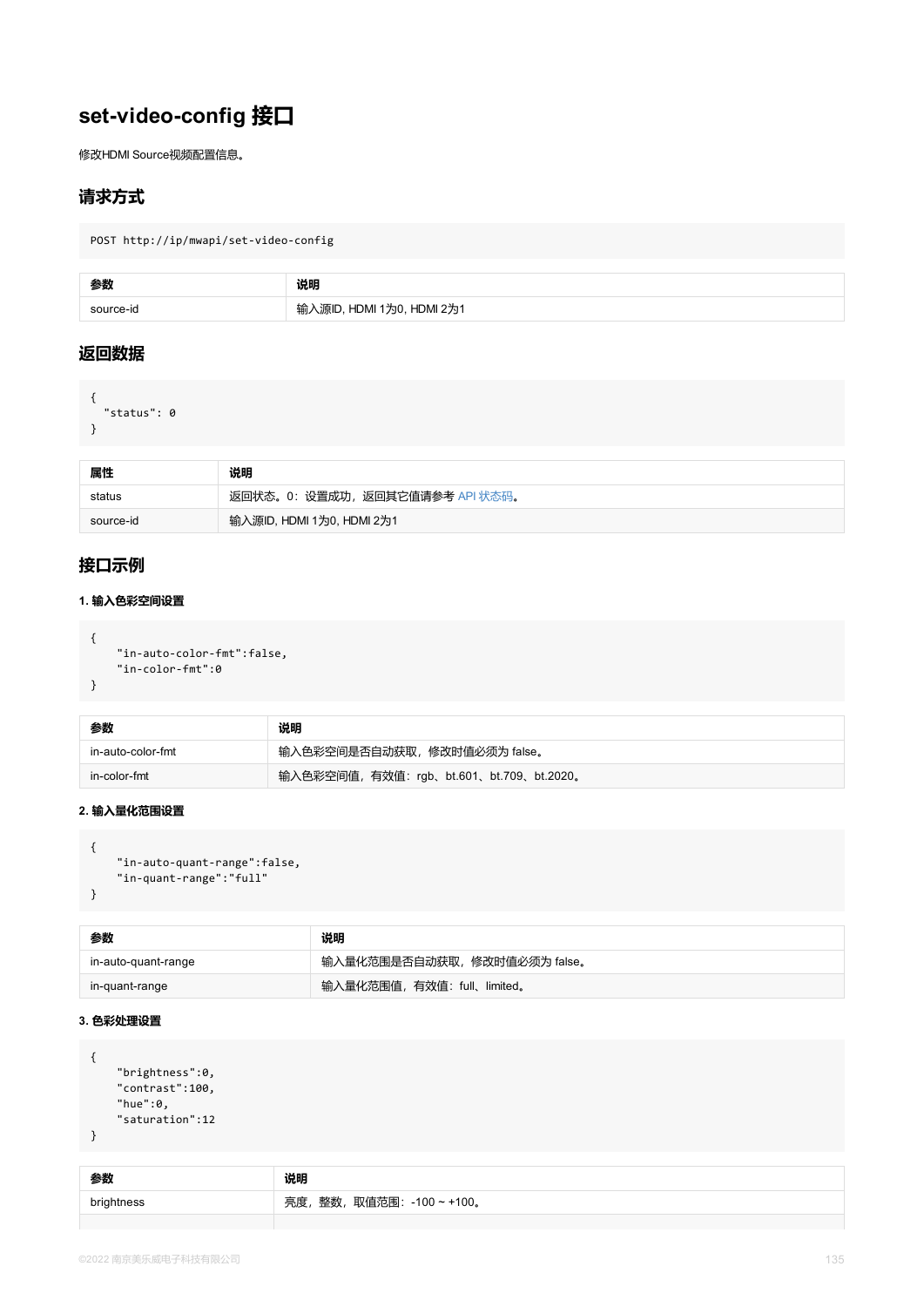# set-video-config 接口

修改HDMI Source视频配置信息。

## 请求方式

```
POST http://ip/mwapi/set-video-config
```

| 参数 | 说明 |
| --- | --- |
| source-id | 输入源ID, HDMI 1为0, HDMI 2为1 |

## 返回数据

```
{
  "status": 0
}
```

| 属性 | 说明 |
| --- | --- |
| status | 返回状态。0：设置成功，返回其它值请参考 API 状态码。 |
| source-id | 输入源ID, HDMI 1为0, HDMI 2为1 |

## 接口示例

**1. 输入色彩空间设置**

```
{
    "in-auto-color-fmt":false,
    "in-color-fmt":0
}
```

| 参数 | 说明 |
| --- | --- |
| in-auto-color-fmt | 输入色彩空间是否自动获取，修改时值必须为 false。 |
| in-color-fmt | 输入色彩空间值，有效值：rgb、bt.601、bt.709、bt.2020。 |

**2. 输入量化范围设置**

```
{
    "in-auto-quant-range":false,
    "in-quant-range":"full"
}
```

| 参数 | 说明 |
| --- | --- |
| in-auto-quant-range | 输入量化范围是否自动获取，修改时值必须为 false。 |
| in-quant-range | 输入量化范围值，有效值：full、limited。 |

**3. 色彩处理设置**

```
{
    "brightness":0,
    "contrast":100,
    "hue":0,
    "saturation":12
}
```

| 参数 | 说明 |
| --- | --- |
| brightness | 亮度，整数，取值范围：-100 ~ +100。 |
| | |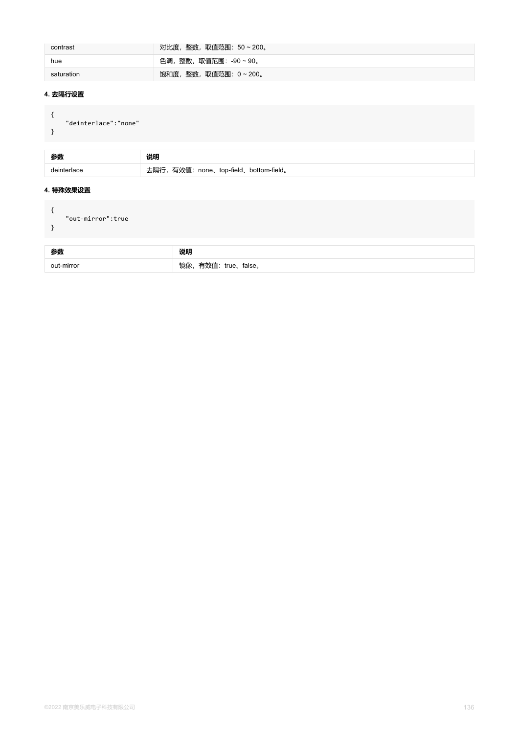| contrast | 对比度，整数，取值范围：50 ~ 200。 |
| --- | --- |
| hue | 色调，整数，取值范围：-90 ~ 90。 |
| saturation | 饱和度，整数，取值范围：0 ~ 200。 |

#### 4. 去隔行设置

```
{
    "deinterlace":"none"
}
```

| 参数 | 说明 |
| --- | --- |
| deinterlace | 去隔行，有效值：none、top-field、bottom-field。 |

#### 4. 特殊效果设置

```
{
    "out-mirror":true
}
```

| 参数 | 说明 |
| --- | --- |
| out-mirror | 镜像，有效值：true、false。 |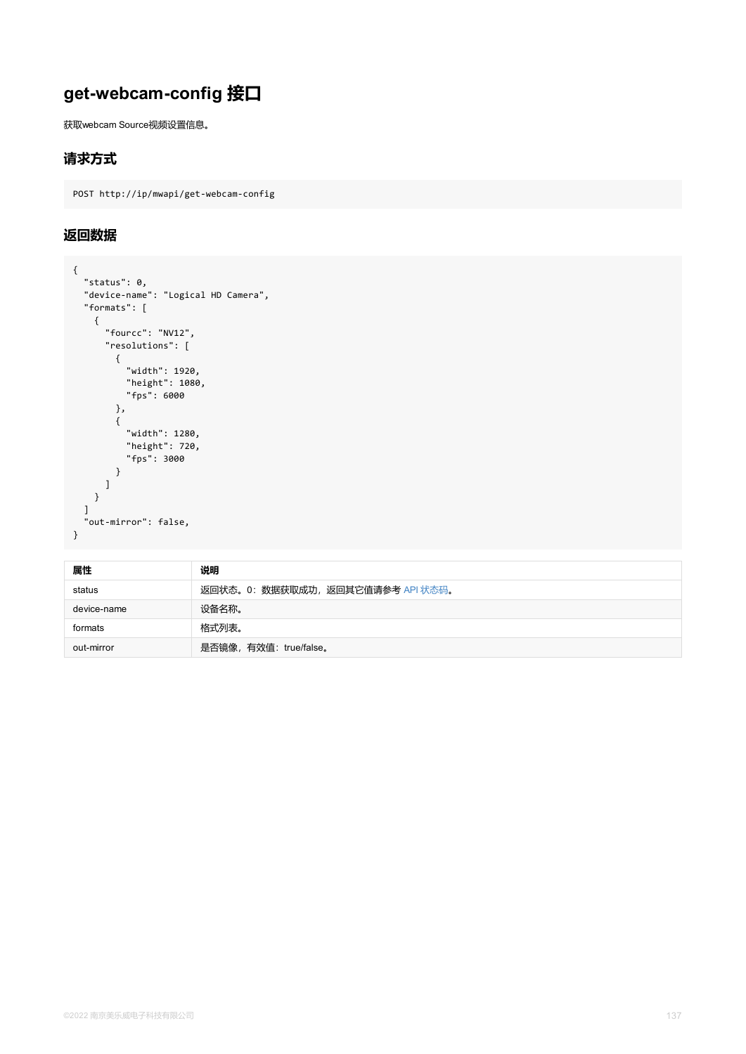# get-webcam-config 接口

获取webcam Source视频设置信息。

## 请求方式

```
POST http://ip/mwapi/get-webcam-config
```

## 返回数据

```
{
  "status": 0,
  "device-name": "Logical HD Camera",
  "formats": [
    {
      "fourcc": "NV12",
      "resolutions": [
        {
          "width": 1920,
          "height": 1080,
          "fps": 6000
        },
        {
          "width": 1280,
          "height": 720,
          "fps": 3000
        }
      ]
    }
  ]
  "out-mirror": false,
}
```

| 属性 | 说明 |
| --- | --- |
| status | 返回状态。0：数据获取成功，返回其它值请参考 API 状态码。 |
| device-name | 设备名称。 |
| formats | 格式列表。 |
| out-mirror | 是否镜像，有效值：true/false。 |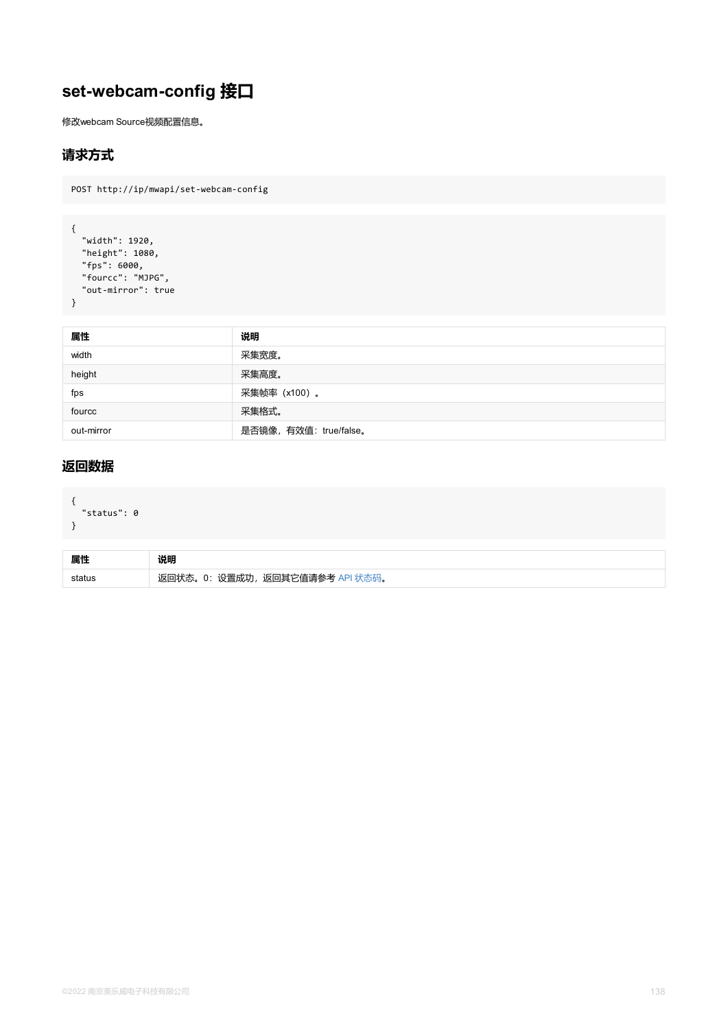# set-webcam-config 接口

修改webcam Source视频配置信息。

## 请求方式

```
POST http://ip/mwapi/set-webcam-config
```

```
{
  "width": 1920,
  "height": 1080,
  "fps": 6000,
  "fourcc": "MJPG",
  "out-mirror": true
}
```

| 属性 | 说明 |
| --- | --- |
| width | 采集宽度。 |
| height | 采集高度。 |
| fps | 采集帧率（x100）。 |
| fourcc | 采集格式。 |
| out-mirror | 是否镜像，有效值：true/false。 |

## 返回数据

```
{
  "status": 0
}
```

| 属性 | 说明 |
| --- | --- |
| status | 返回状态。0：设置成功，返回其它值请参考 API 状态码。 |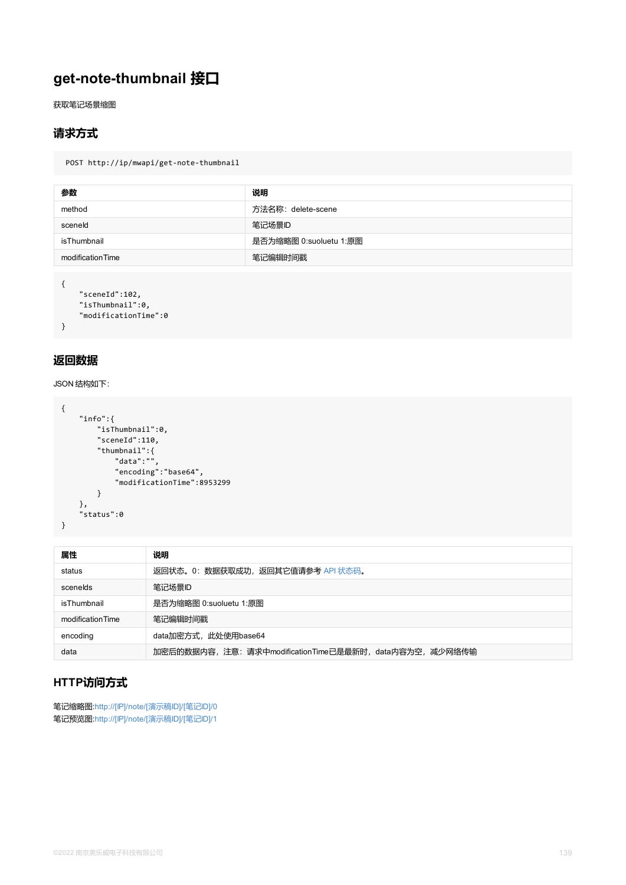# get-note-thumbnail 接口

获取笔记场景缩图

## 请求方式

```
POST http://ip/mwapi/get-note-thumbnail
```

| 参数 | 说明 |
| --- | --- |
| method | 方法名称：delete-scene |
| sceneId | 笔记场景ID |
| isThumbnail | 是否为缩略图 0:suoluetu 1:原图 |
| modificationTime | 笔记编辑时间戳 |

```
{
    "sceneId":102,
    "isThumbnail":0,
    "modificationTime":0
}
```

## 返回数据

JSON 结构如下:

```
{
    "info":{
        "isThumbnail":0,
        "sceneId":110,
        "thumbnail":{
            "data":"",
            "encoding":"base64",
            "modificationTime":8953299
        }
    },
    "status":0
}
```

| 属性 | 说明 |
| --- | --- |
| status | 返回状态。0：数据获取成功，返回其它值请参考 API 状态码。 |
| sceneIds | 笔记场景ID |
| isThumbnail | 是否为缩略图 0:suoluetu 1:原图 |
| modificationTime | 笔记编辑时间戳 |
| encoding | data加密方式，此处使用base64 |
| data | 加密后的数据内容，注意：请求中modificationTime已是最新时，data内容为空，减少网络传输 |

## HTTP访问方式

笔记缩略图:http://[IP]/note/[演示稿ID]/[笔记ID]/0
笔记预览图:http://[IP]/note/[演示稿ID]/[笔记ID]/1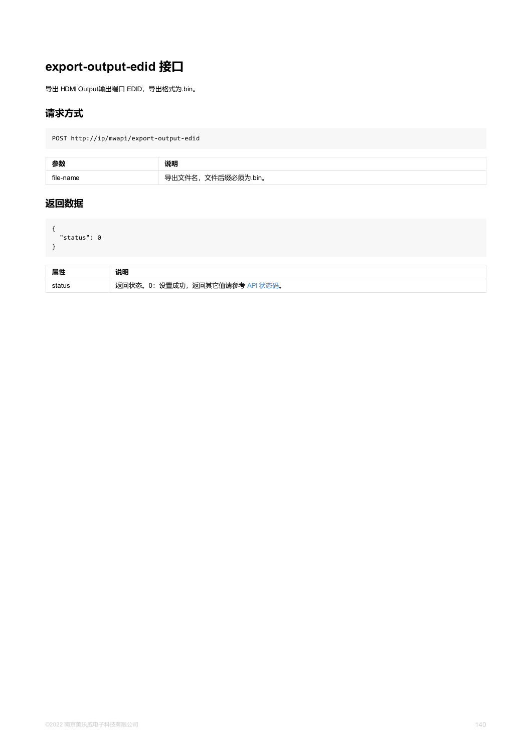# export-output-edid 接口

导出 HDMI Output输出端口 EDID，导出格式为.bin。

## 请求方式

```
POST http://ip/mwapi/export-output-edid
```

| 参数 | 说明 |
| --- | --- |
| file-name | 导出文件名，文件后缀必须为.bin。 |

## 返回数据

```
{
  "status": 0
}
```

| 属性 | 说明 |
| --- | --- |
| status | 返回状态。0：设置成功，返回其它值请参考 API 状态码。 |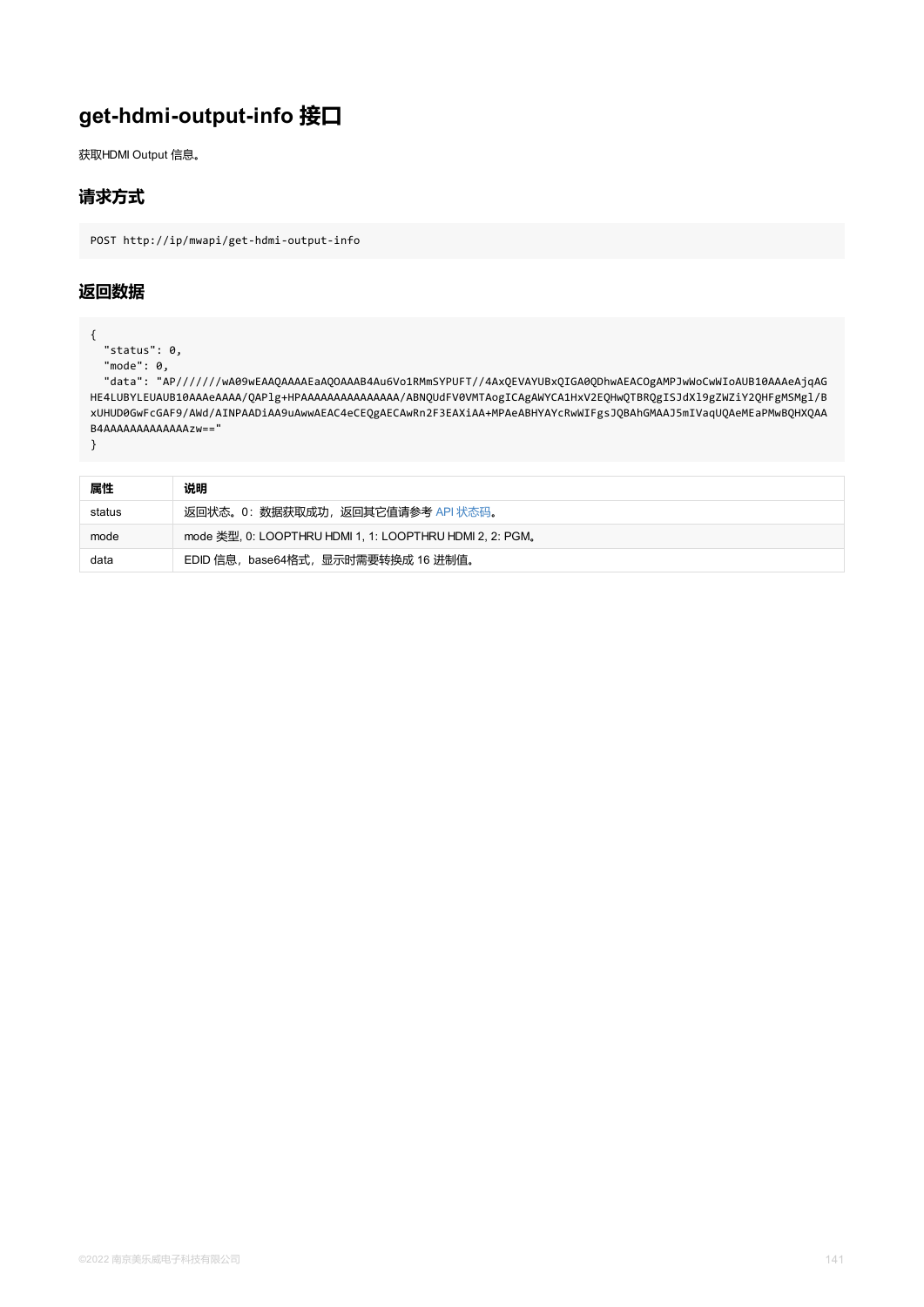# get-hdmi-output-info 接口

获取HDMI Output 信息。

## 请求方式

```
POST http://ip/mwapi/get-hdmi-output-info
```

## 返回数据

```
{
  "status": 0,
  "mode": 0,
  "data": "AP//////wA09wEAAQAAAAEaAQOAAAB4Au6Vo1RMmSYPUFT//4AxQEVAYUBxQIGA0QDhwAEACOgAMPJwWoCwWIoAUB10AAAeAjqAGHE4LUBYLEUAUB10AAAeAAAA/QAPlg+HPAAAAAAAAAAAAAAA/ABNQUdFV0VMTAogICAgAWYCA1HxV2EQHwQTBRQgISJdXl9gZWZiY2QHFgMSMgl/BxUHUD0GwFcGAF9/AWd/AINPAADiAA9uAwwAEAC4eCEQgAECAwRn2F3EAXiAA+MPAeABHYAYcRwWIFgsJQBAhGMAAJ5mIVaqUQAeMEaPMwBQHXQAAB4AAAAAAAAAAAAAAzw=="
}
```

| 属性 | 说明 |
| --- | --- |
| status | 返回状态。0：数据获取成功，返回其它值请参考 API 状态码。 |
| mode | mode 类型, 0: LOOPTHRU HDMI 1, 1: LOOPTHRU HDMI 2, 2: PGM。 |
| data | EDID 信息，base64格式，显示时需要转换成 16 进制值。 |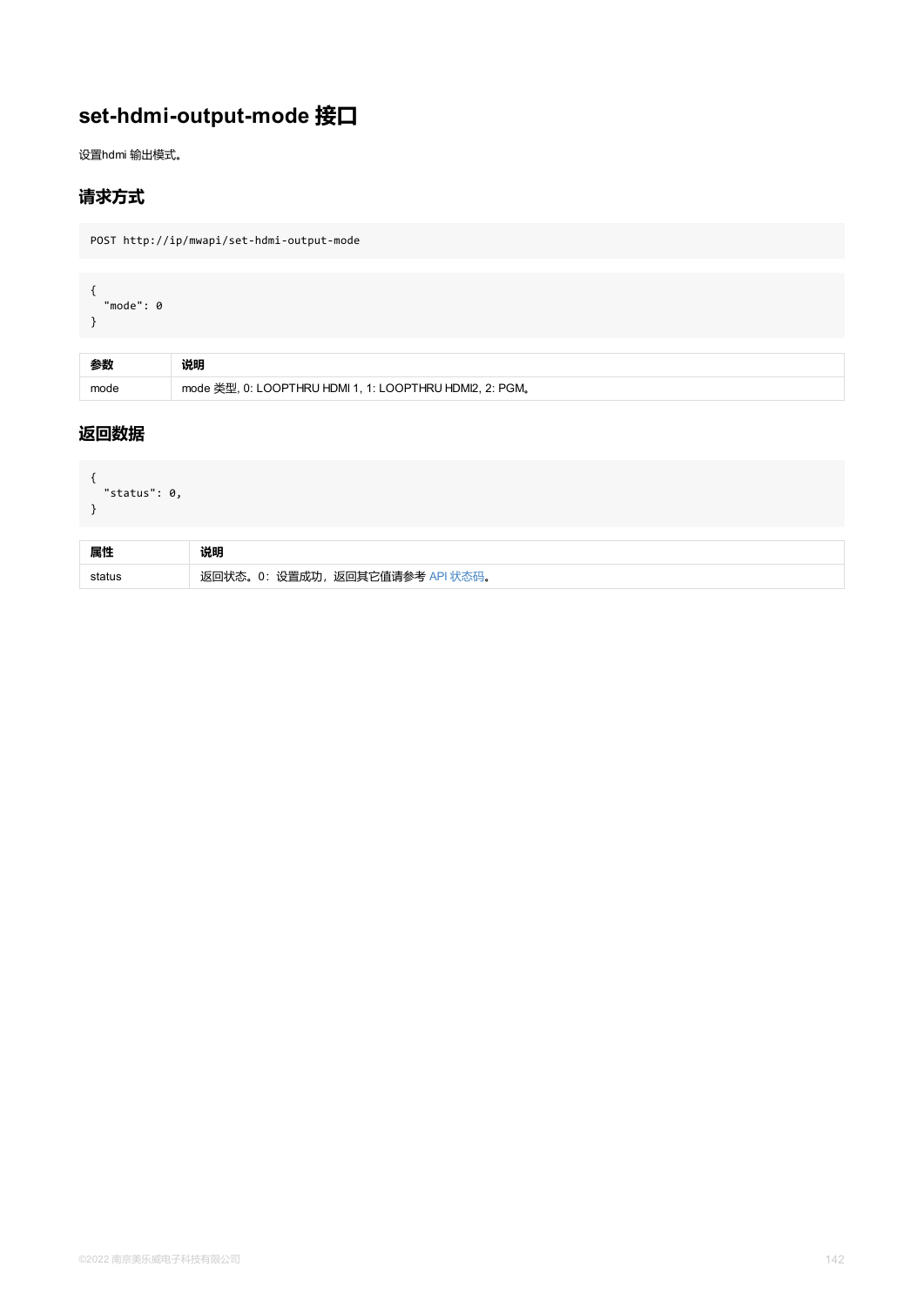# set-hdmi-output-mode 接口

设置hdmi 输出模式。

## 请求方式

```
POST http://ip/mwapi/set-hdmi-output-mode
```

```
{
  "mode": 0
}
```

| 参数 | 说明 |
| --- | --- |
| mode | mode 类型, 0: LOOPTHRU HDMI 1, 1: LOOPTHRU HDMI2, 2: PGM。 |

## 返回数据

```
{
  "status": 0,
}
```

| 属性 | 说明 |
| --- | --- |
| status | 返回状态。0：设置成功，返回其它值请参考 API 状态码。 |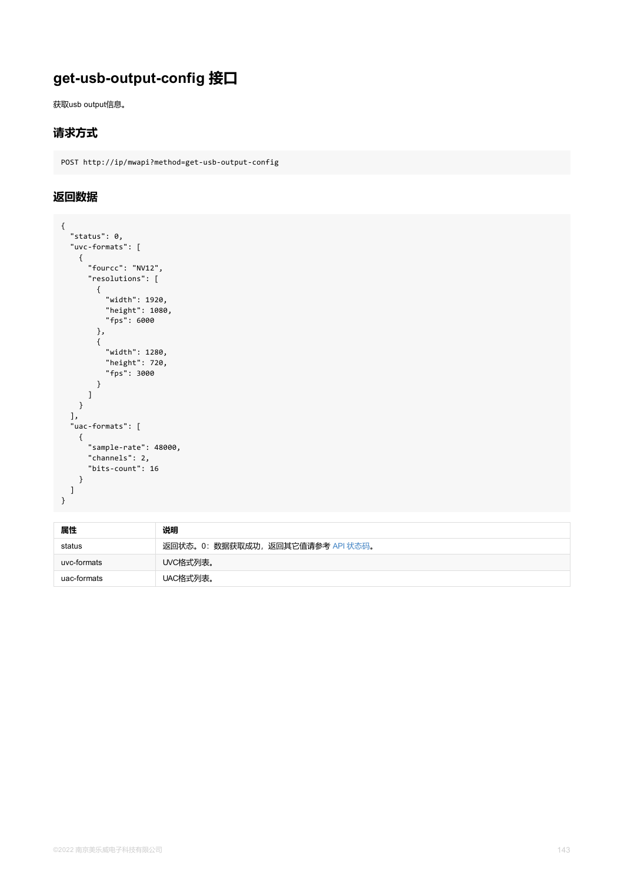# get-usb-output-config 接口

获取usb output信息。

## 请求方式

```
POST http://ip/mwapi?method=get-usb-output-config
```

## 返回数据

```
{
  "status": 0,
  "uvc-formats": [
    {
      "fourcc": "NV12",
      "resolutions": [
        {
          "width": 1920,
          "height": 1080,
          "fps": 6000
        },
        {
          "width": 1280,
          "height": 720,
          "fps": 3000
        }
      ]
    }
  ],
  "uac-formats": [
    {
      "sample-rate": 48000,
      "channels": 2,
      "bits-count": 16
    }
  ]
}
```

| 属性 | 说明 |
| --- | --- |
| status | 返回状态。0：数据获取成功，返回其它值请参考 API 状态码。 |
| uvc-formats | UVC格式列表。 |
| uac-formats | UAC格式列表。 |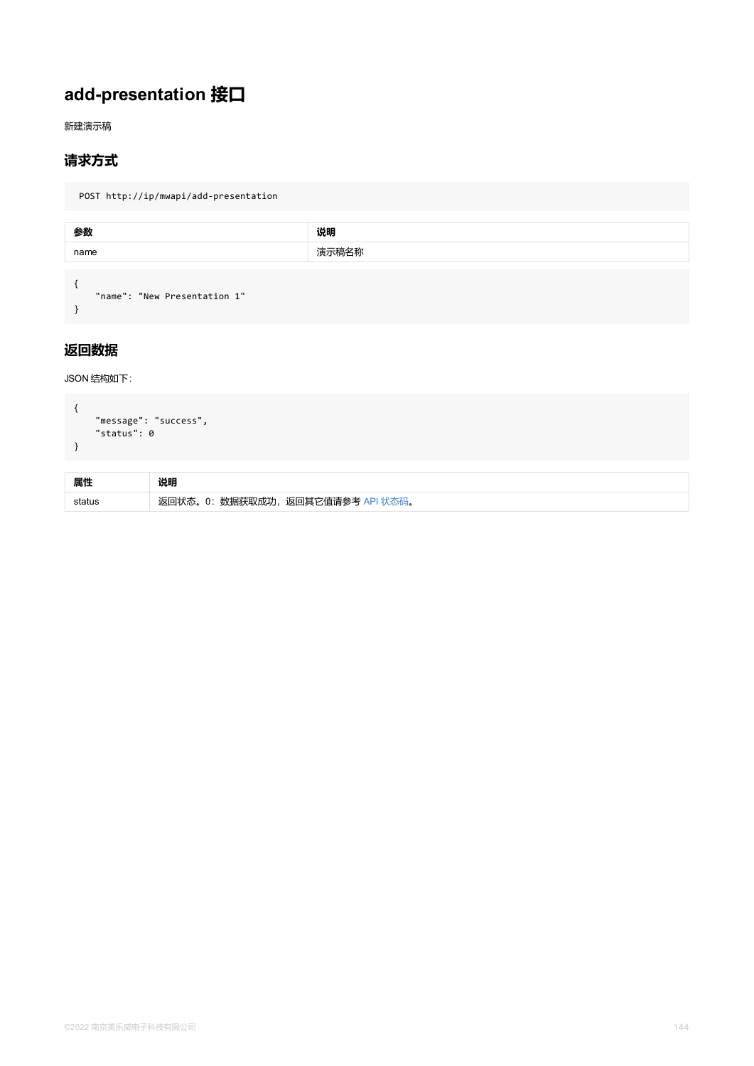# add-presentation 接口

新建演示稿

## 请求方式

```
POST http://ip/mwapi/add-presentation
```

| 参数 | 说明 |
| --- | --- |
| name | 演示稿名称 |

```
{
    "name": "New Presentation 1"
}
```

## 返回数据

JSON 结构如下：

```
{
    "message": "success",
    "status": 0
}
```

| 属性 | 说明 |
| --- | --- |
| status | 返回状态。0：数据获取成功，返回其它值请参考 API 状态码。 |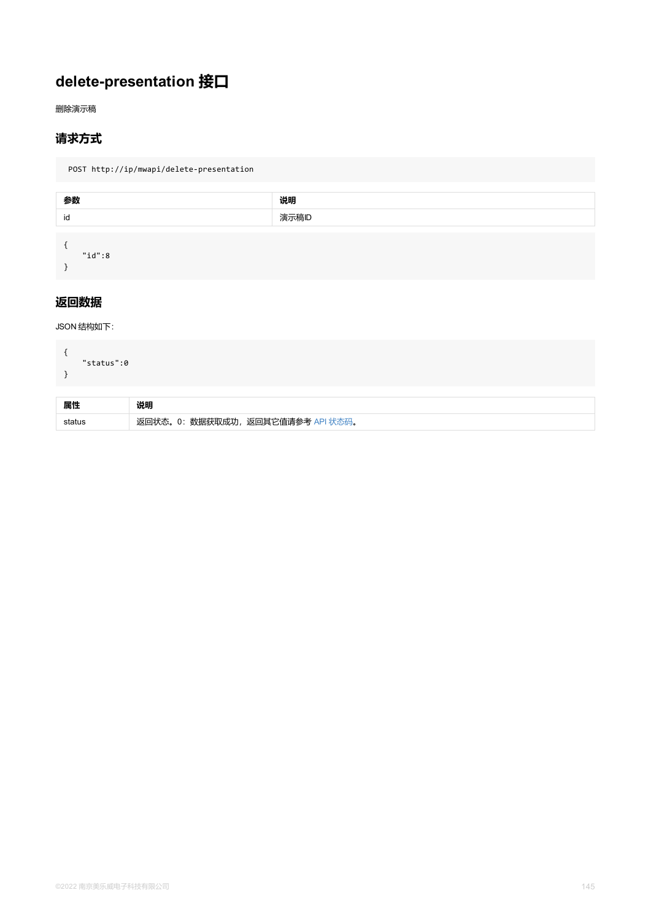# delete-presentation 接口

删除演示稿

## 请求方式

```
POST http://ip/mwapi/delete-presentation
```

| 参数 | 说明 |
| --- | --- |
| id | 演示稿ID |

```
{
    "id":8
}
```

## 返回数据

JSON 结构如下:

```
{
    "status":0
}
```

| 属性 | 说明 |
| --- | --- |
| status | 返回状态。0：数据获取成功，返回其它值请参考 API 状态码。 |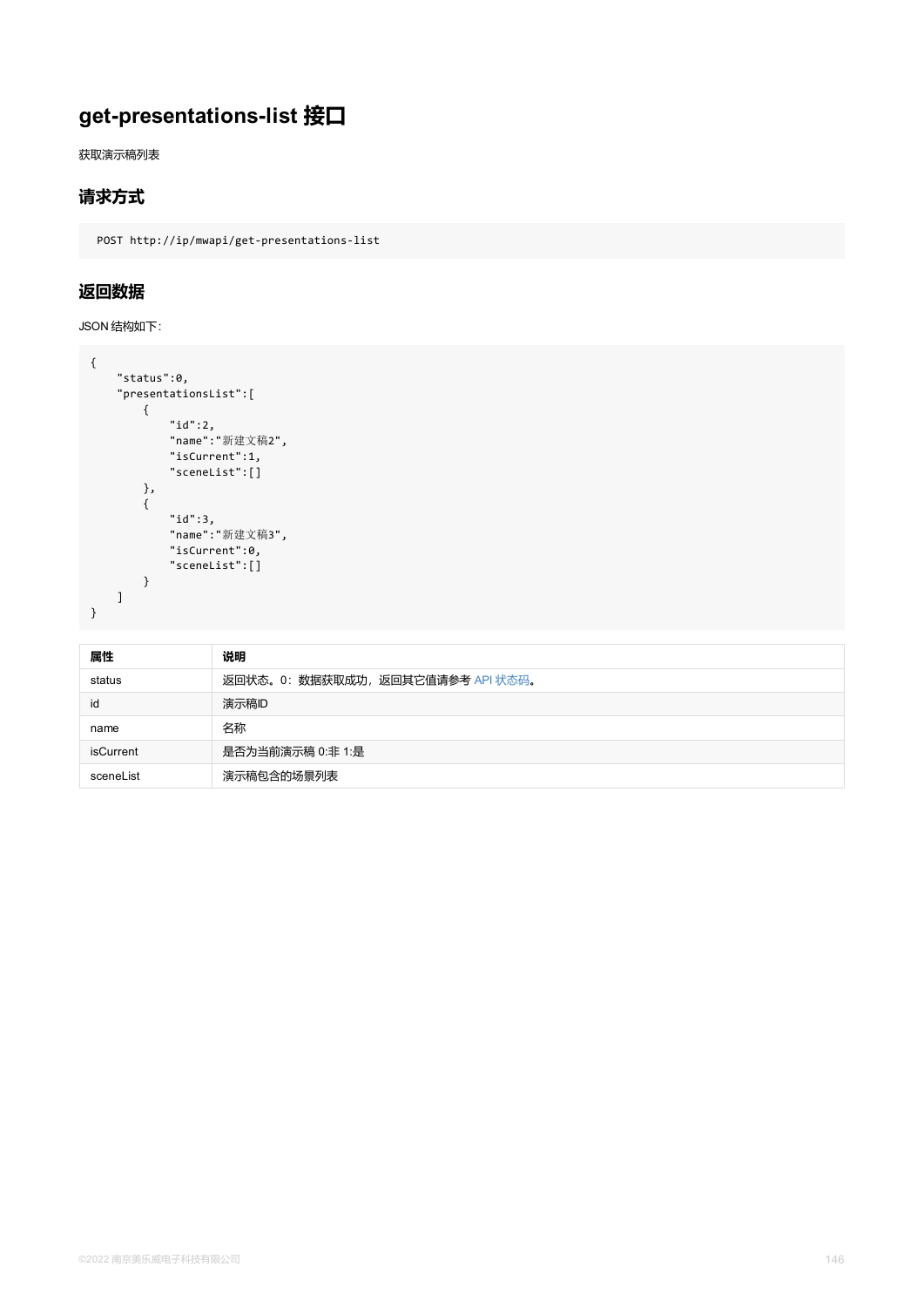# get-presentations-list 接口

获取演示稿列表

## 请求方式

```
POST http://ip/mwapi/get-presentations-list
```

## 返回数据

JSON 结构如下：

```
{
    "status":0,
    "presentationsList":[
        {
            "id":2,
            "name":"新建文稿2",
            "isCurrent":1,
            "sceneList":[]
        },
        {
            "id":3,
            "name":"新建文稿3",
            "isCurrent":0,
            "sceneList":[]
        }
    ]
}
```

| 属性 | 说明 |
| --- | --- |
| status | 返回状态。0：数据获取成功，返回其它值请参考 API 状态码。 |
| id | 演示稿ID |
| name | 名称 |
| isCurrent | 是否为当前演示稿 0:非 1:是 |
| sceneList | 演示稿包含的场景列表 |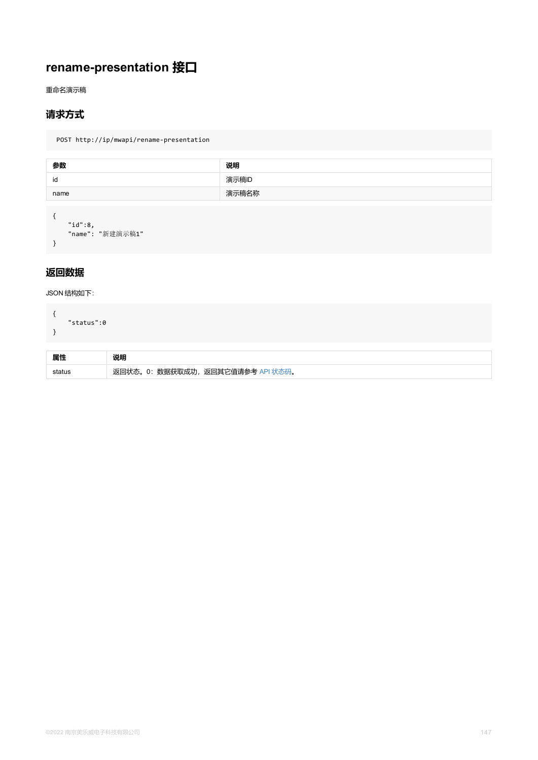# rename-presentation 接口

重命名演示稿

## 请求方式

```
POST http://ip/mwapi/rename-presentation
```

| 参数 | 说明 |
| --- | --- |
| id | 演示稿ID |
| name | 演示稿名称 |

```
{
    "id":8,
    "name": "新建演示稿1"
}
```

## 返回数据

JSON 结构如下:

```
{
    "status":0
}
```

| 属性 | 说明 |
| --- | --- |
| status | 返回状态。0：数据获取成功，返回其它值请参考 API 状态码。 |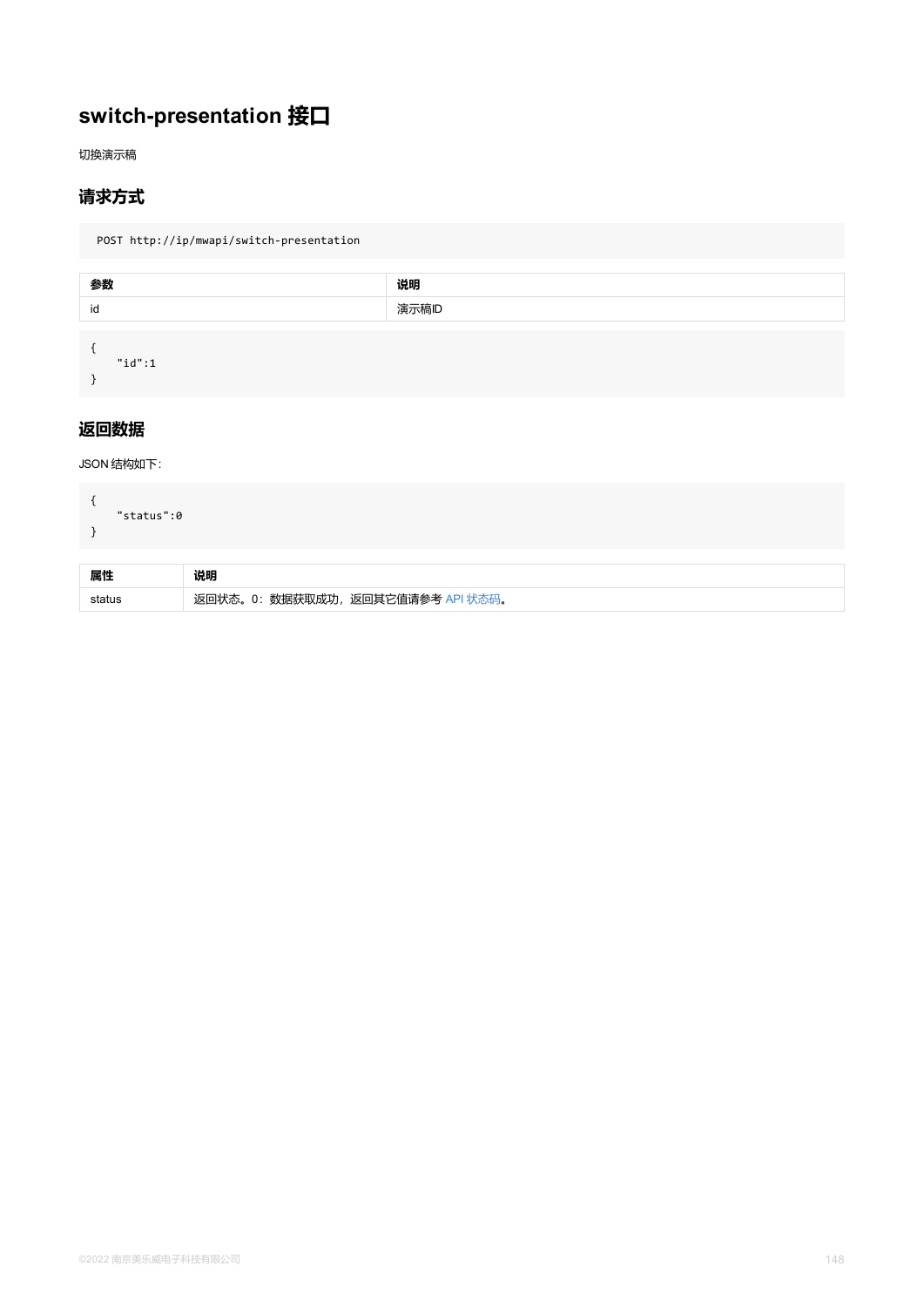# switch-presentation 接口

切换演示稿

## 请求方式

```
POST http://ip/mwapi/switch-presentation
```

| 参数 | 说明 |
| --- | --- |
| id | 演示稿ID |

```
{
    "id":1
}
```

## 返回数据

JSON 结构如下:

```
{
    "status":0
}
```

| 属性 | 说明 |
| --- | --- |
| status | 返回状态。0：数据获取成功，返回其它值请参考 API 状态码。 |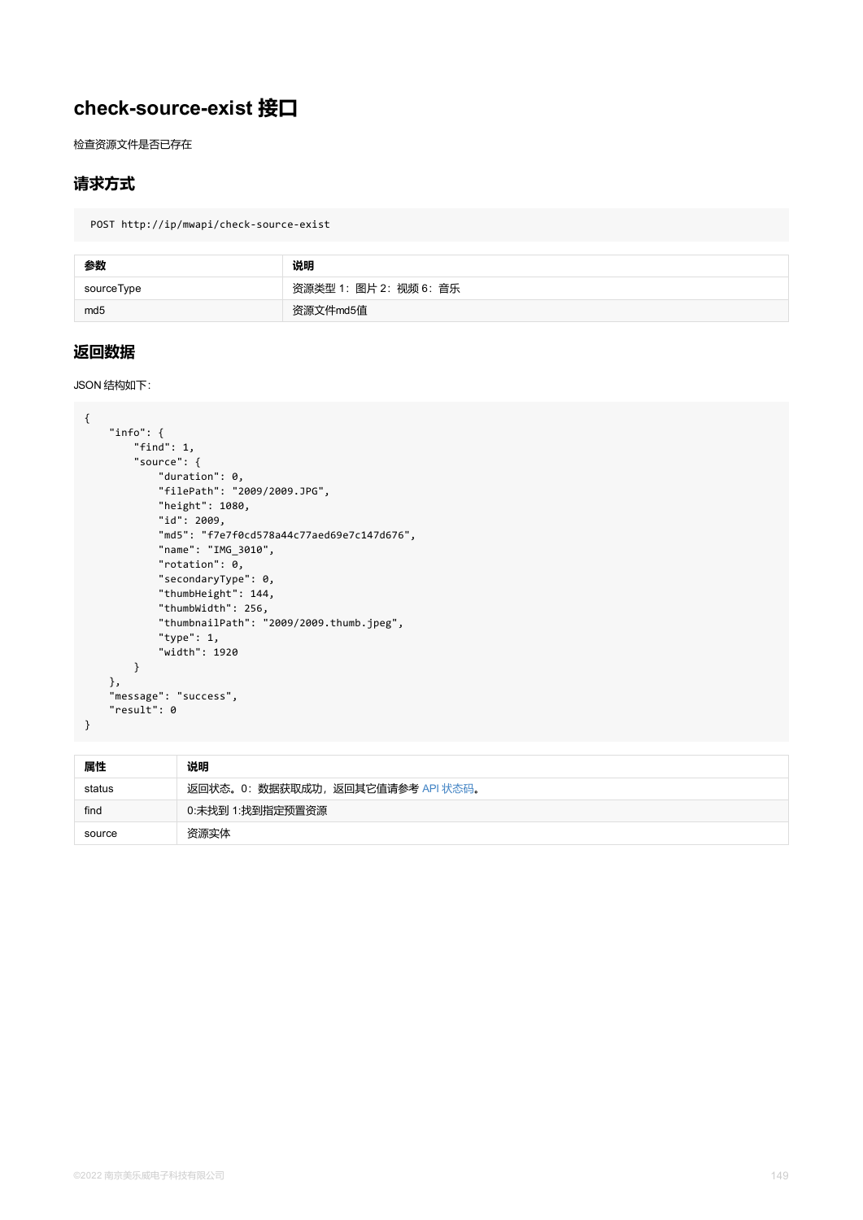# check-source-exist 接口

检查资源文件是否已存在

## 请求方式

```
POST http://ip/mwapi/check-source-exist
```

| 参数 | 说明 |
| --- | --- |
| sourceType | 资源类型 1：图片 2：视频 6：音乐 |
| md5 | 资源文件md5值 |

## 返回数据

JSON 结构如下：

```
{
    "info": {
        "find": 1,
        "source": {
            "duration": 0,
            "filePath": "2009/2009.JPG",
            "height": 1080,
            "id": 2009,
            "md5": "f7e7f0cd578a44c77aed69e7c147d676",
            "name": "IMG_3010",
            "rotation": 0,
            "secondaryType": 0,
            "thumbHeight": 144,
            "thumbWidth": 256,
            "thumbnailPath": "2009/2009.thumb.jpeg",
            "type": 1,
            "width": 1920
        }
    },
    "message": "success",
    "result": 0
}
```

| 属性 | 说明 |
| --- | --- |
| status | 返回状态。0：数据获取成功，返回其它值请参考 API 状态码。 |
| find | 0:未找到 1:找到指定预置资源 |
| source | 资源实体 |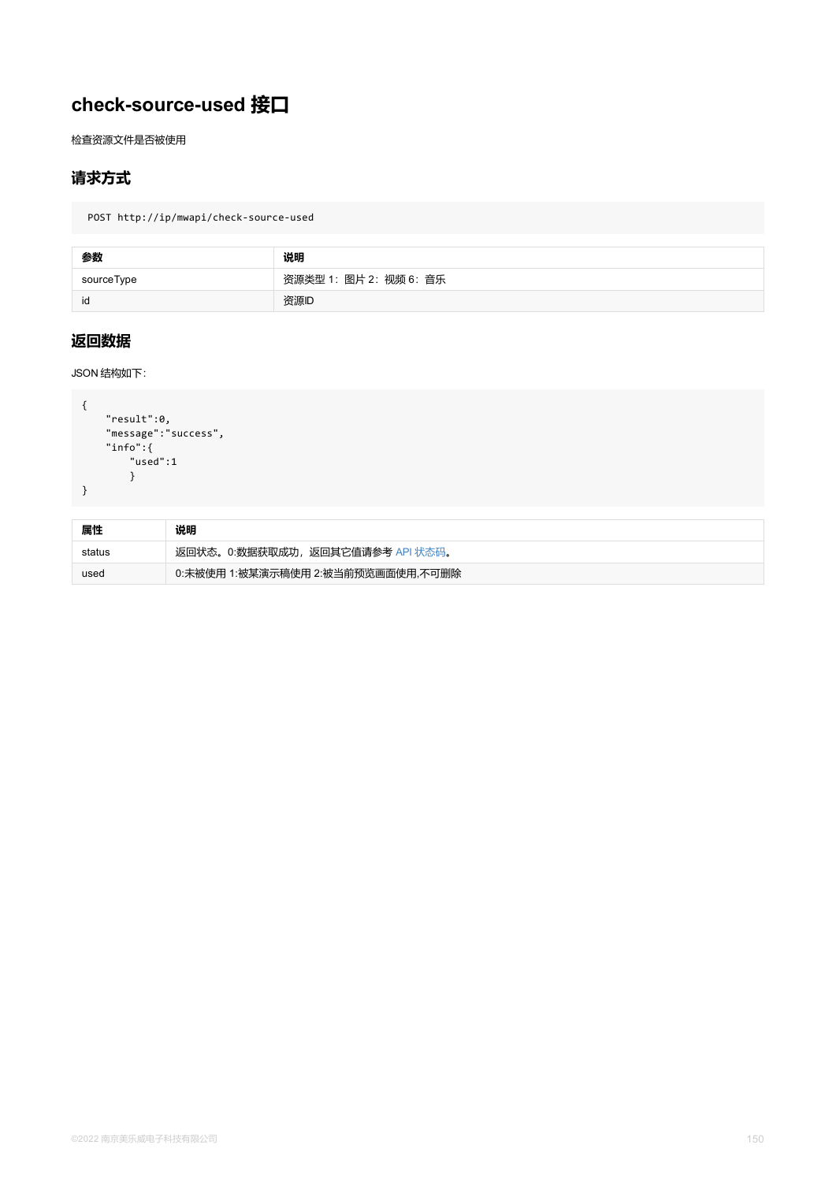# check-source-used 接口

检查资源文件是否被使用

## 请求方式

```
POST http://ip/mwapi/check-source-used
```

| 参数 | 说明 |
| --- | --- |
| sourceType | 资源类型 1：图片 2：视频 6：音乐 |
| id | 资源ID |

## 返回数据

JSON 结构如下：

```
{
    "result":0,
    "message":"success",
    "info":{
        "used":1
        }
}
```

| 属性 | 说明 |
| --- | --- |
| status | 返回状态。0:数据获取成功，返回其它值请参考 API 状态码。 |
| used | 0:未被使用 1:被某演示稿使用 2:被当前预览画面使用,不可删除 |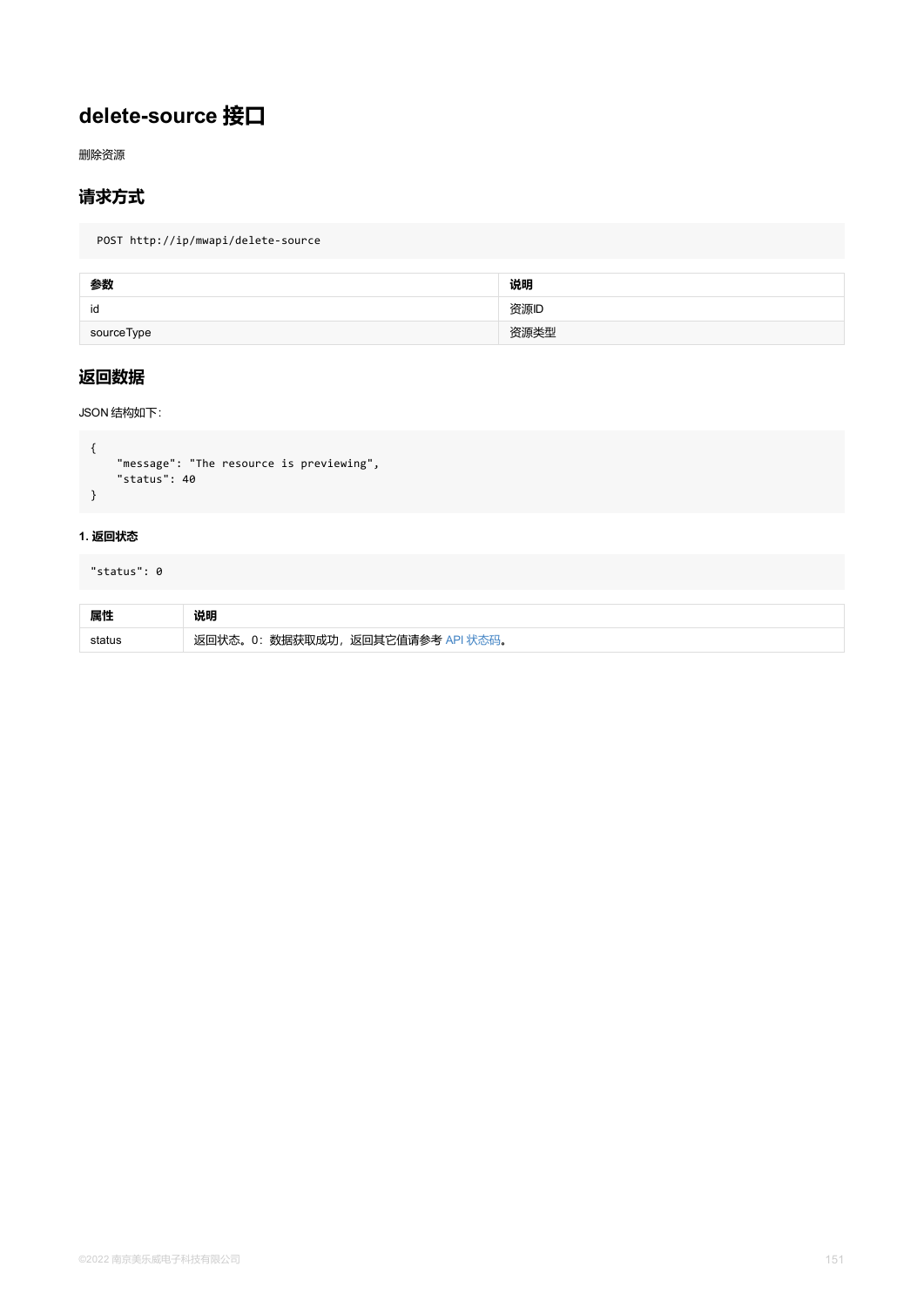# delete-source 接口

删除资源

## 请求方式

```
POST http://ip/mwapi/delete-source
```

| 参数 | 说明 |
| --- | --- |
| id | 资源ID |
| sourceType | 资源类型 |

## 返回数据

JSON 结构如下:

```
{
    "message": "The resource is previewing",
    "status": 40
}
```

#### 1. 返回状态

```
"status": 0
```

| 属性 | 说明 |
| --- | --- |
| status | 返回状态。0：数据获取成功，返回其它值请参考 API 状态码。 |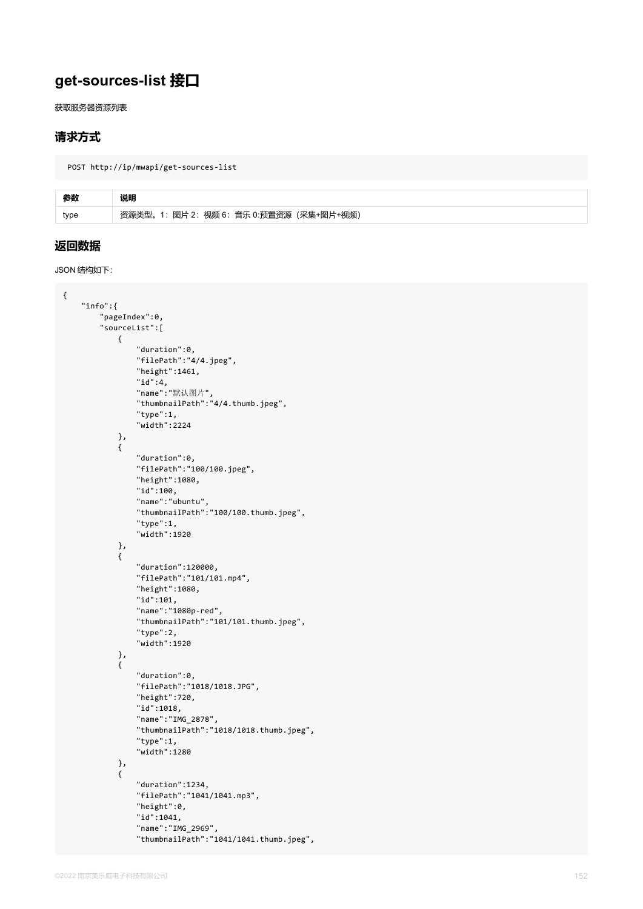# get-sources-list 接口

获取服务器资源列表

## 请求方式

```
POST http://ip/mwapi/get-sources-list
```

| 参数 | 说明 |
| --- | --- |
| type | 资源类型。1：图片 2：视频 6：音乐 0:预置资源（采集+图片+视频） |

## 返回数据

JSON 结构如下：

```
{
    "info":{
        "pageIndex":0,
        "sourceList":[
            {
                "duration":0,
                "filePath":"4/4.jpeg",
                "height":1461,
                "id":4,
                "name":"默认图片",
                "thumbnailPath":"4/4.thumb.jpeg",
                "type":1,
                "width":2224
            },
            {
                "duration":0,
                "filePath":"100/100.jpeg",
                "height":1080,
                "id":100,
                "name":"ubuntu",
                "thumbnailPath":"100/100.thumb.jpeg",
                "type":1,
                "width":1920
            },
            {
                "duration":120000,
                "filePath":"101/101.mp4",
                "height":1080,
                "id":101,
                "name":"1080p-red",
                "thumbnailPath":"101/101.thumb.jpeg",
                "type":2,
                "width":1920
            },
            {
                "duration":0,
                "filePath":"1018/1018.JPG",
                "height":720,
                "id":1018,
                "name":"IMG_2878",
                "thumbnailPath":"1018/1018.thumb.jpeg",
                "type":1,
                "width":1280
            },
            {
                "duration":1234,
                "filePath":"1041/1041.mp3",
                "height":0,
                "id":1041,
                "name":"IMG_2969",
                "thumbnailPath":"1041/1041.thumb.jpeg",
```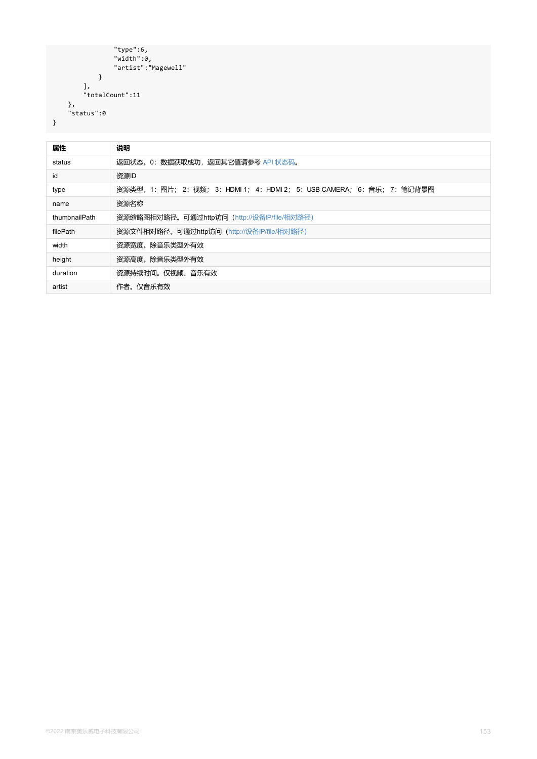```
                "type":6,
                "width":0,
                "artist":"Magewell"
            }
        ],
        "totalCount":11
    },
    "status":0
}
```

| 属性 | 说明 |
| --- | --- |
| status | 返回状态。0：数据获取成功，返回其它值请参考 API 状态码。 |
| id | 资源ID |
| type | 资源类型。1：图片； 2：视频； 3：HDMI 1； 4：HDMI 2； 5：USB CAMERA； 6：音乐； 7：笔记背景图 |
| name | 资源名称 |
| thumbnailPath | 资源缩略图相对路径。可通过http访问（http://设备IP/file/相对路径） |
| filePath | 资源文件相对路径。可通过http访问（http://设备IP/file/相对路径） |
| width | 资源宽度。除音乐类型外有效 |
| height | 资源高度。除音乐类型外有效 |
| duration | 资源持续时间。仅视频、音乐有效 |
| artist | 作者。仅音乐有效 |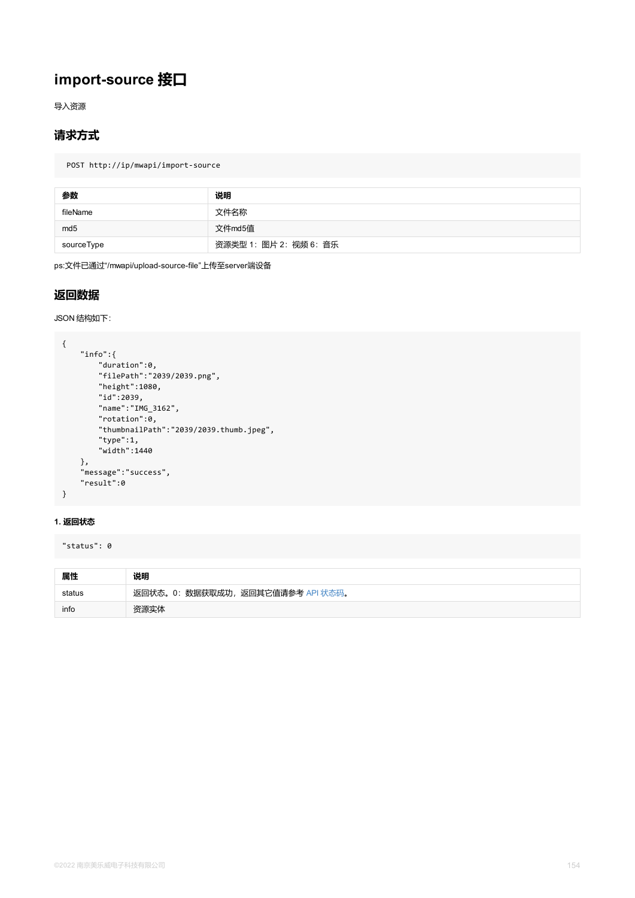# import-source 接口

导入资源

## 请求方式

```
POST http://ip/mwapi/import-source
```

| 参数 | 说明 |
| --- | --- |
| fileName | 文件名称 |
| md5 | 文件md5值 |
| sourceType | 资源类型 1：图片 2：视频 6：音乐 |

ps:文件已通过"/mwapi/upload-source-file"上传至server端设备

## 返回数据

JSON 结构如下:

```
{
    "info":{
        "duration":0,
        "filePath":"2039/2039.png",
        "height":1080,
        "id":2039,
        "name":"IMG_3162",
        "rotation":0,
        "thumbnailPath":"2039/2039.thumb.jpeg",
        "type":1,
        "width":1440
    },
    "message":"success",
    "result":0
}
```

#### 1. 返回状态

```
"status": 0
```

| 属性 | 说明 |
| --- | --- |
| status | 返回状态。0：数据获取成功，返回其它值请参考 API 状态码。 |
| info | 资源实体 |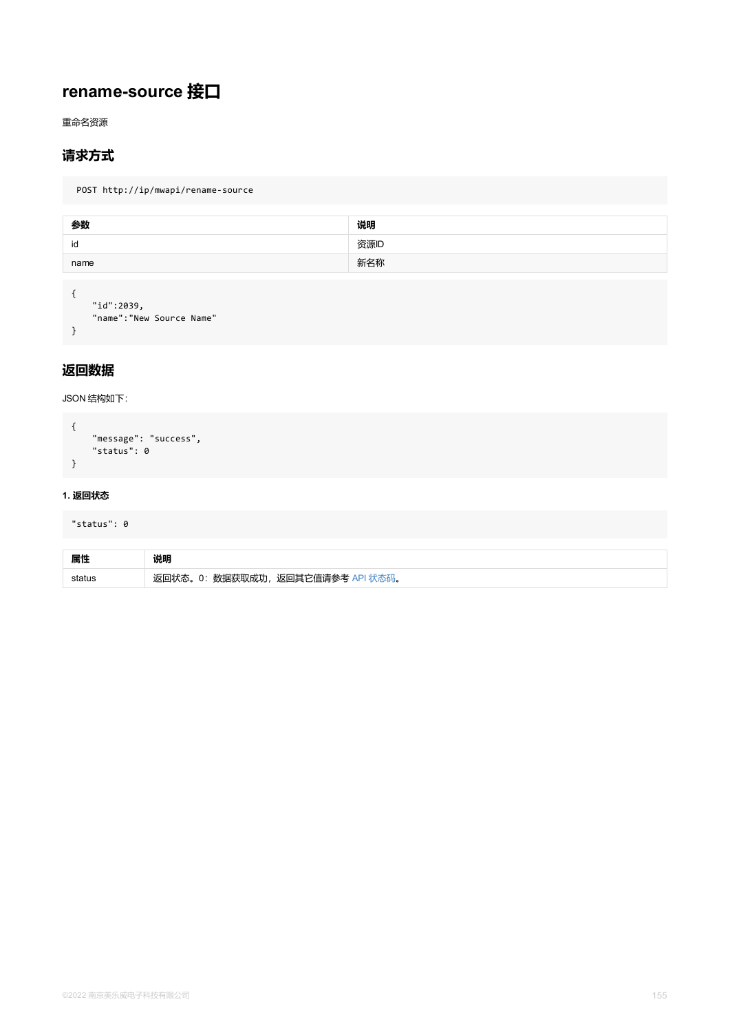# rename-source 接口

重命名资源

## 请求方式

```
POST http://ip/mwapi/rename-source
```

| 参数 | 说明 |
| --- | --- |
| id | 资源ID |
| name | 新名称 |

```
{
    "id":2039,
    "name":"New Source Name"
}
```

## 返回数据

JSON 结构如下:

```
{
    "message": "success",
    "status": 0
}
```

#### 1. 返回状态

```
"status": 0
```

| 属性 | 说明 |
| --- | --- |
| status | 返回状态。0：数据获取成功，返回其它值请参考 API 状态码。 |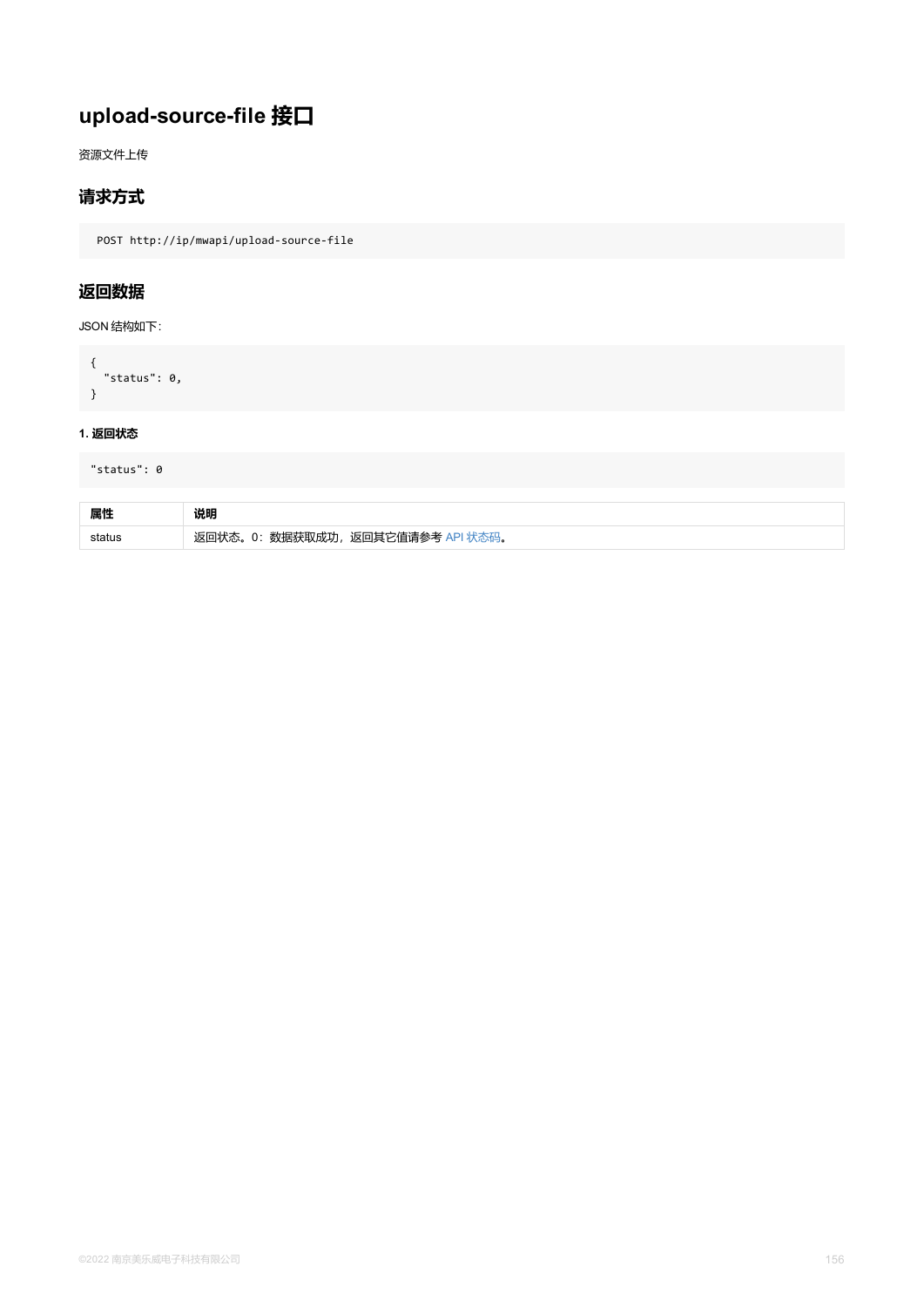# upload-source-file 接口

资源文件上传

## 请求方式

```
POST http://ip/mwapi/upload-source-file
```

## 返回数据

JSON 结构如下:

```
{
  "status": 0,
}
```

#### 1. 返回状态

```
"status": 0
```

| 属性 | 说明 |
| --- | --- |
| status | 返回状态。0：数据获取成功，返回其它值请参考 API 状态码。 |